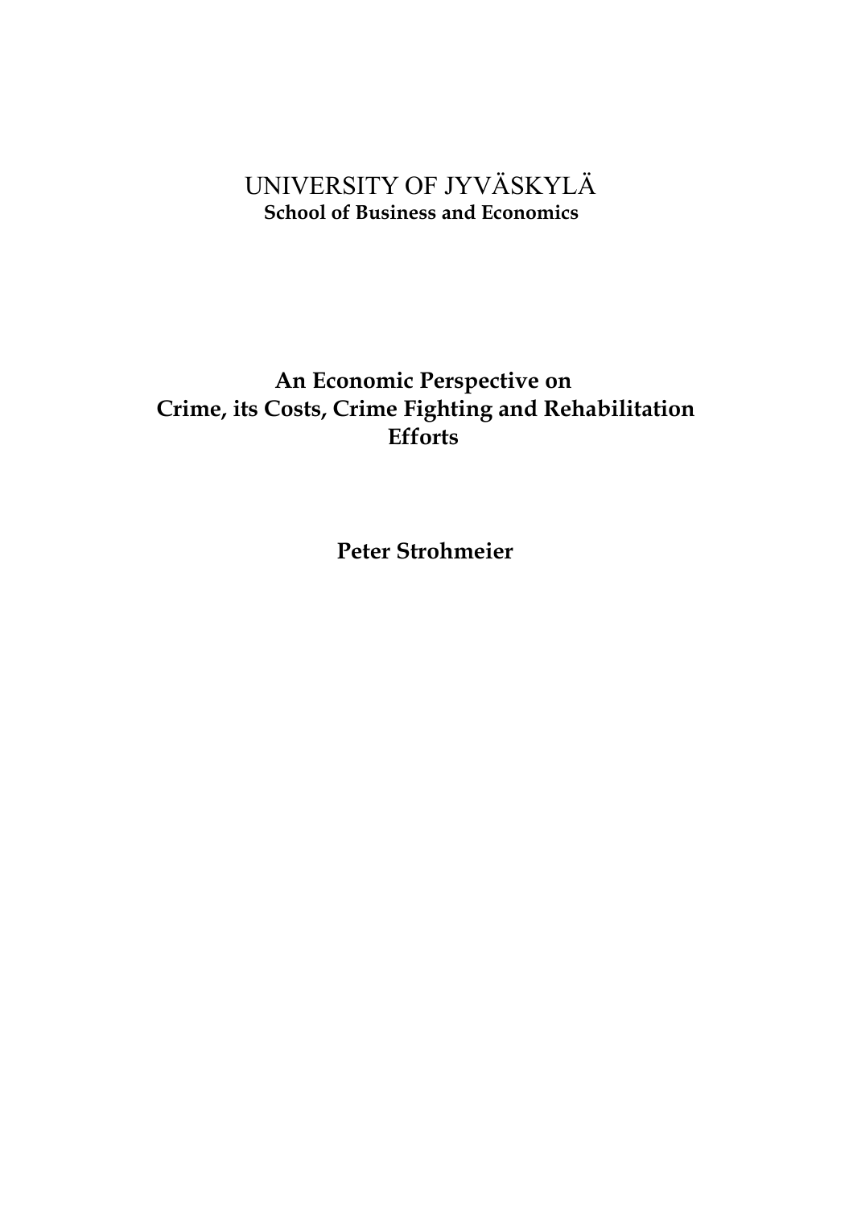UNIVERSITY OF JYVÄSKYLÄ

**School of Business and Economics**

# An Economic Perspective on Crime, its Costs, Crime Fighting and Rehabilitation Efforts

**Peter Strohmeier**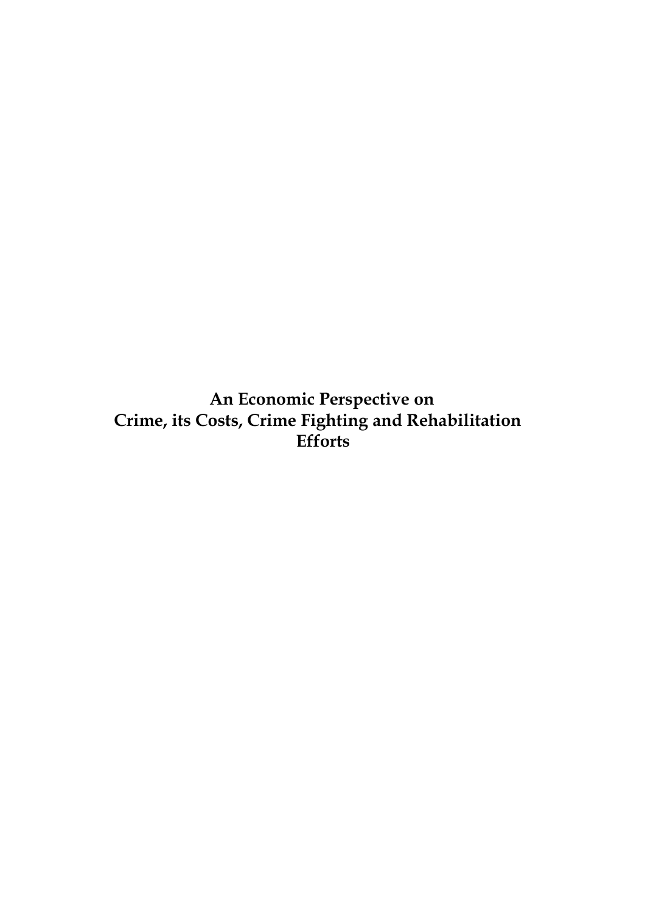# An Economic Perspective on
# Crime, its Costs, Crime Fighting and Rehabilitation Efforts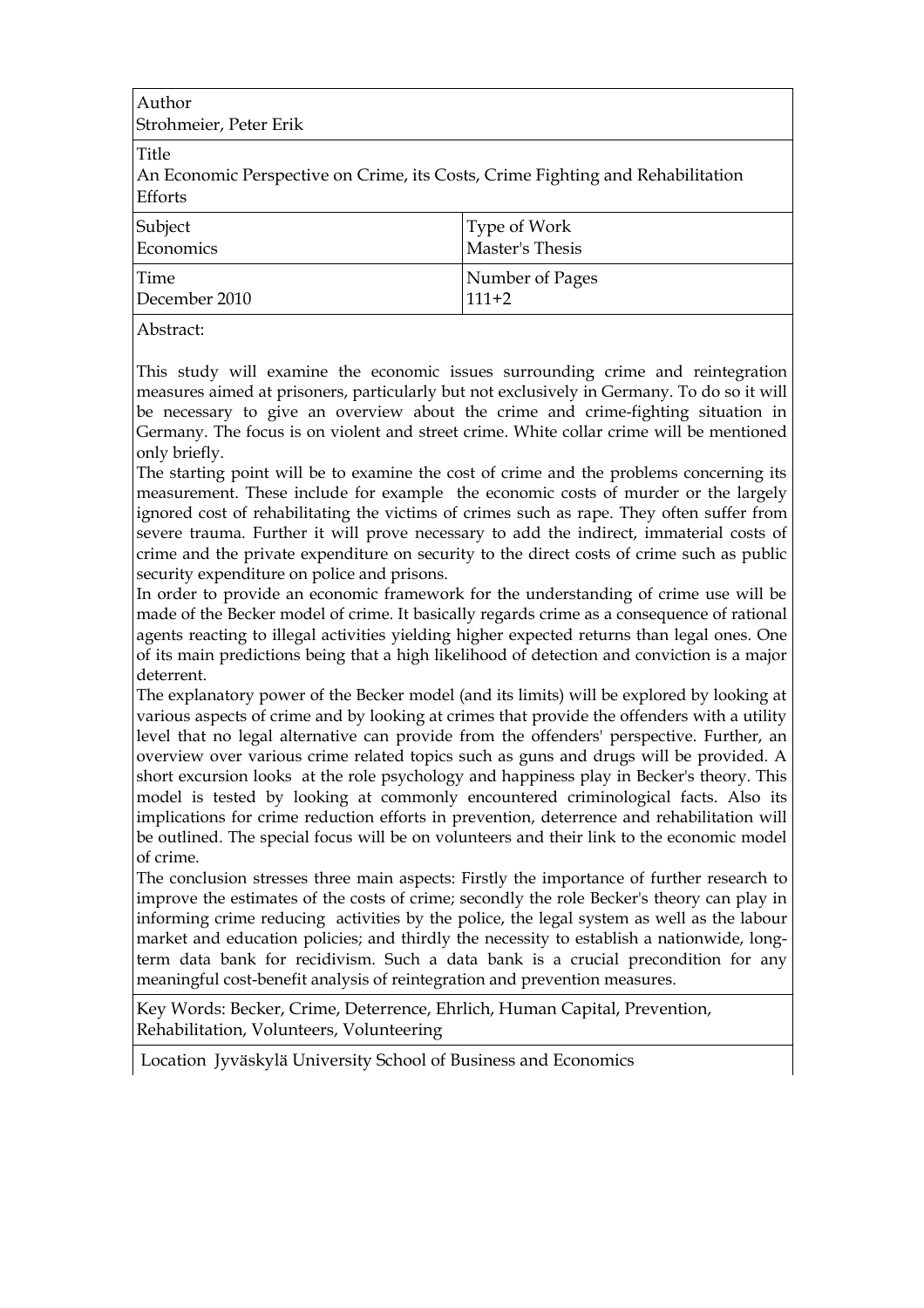| Author | |
|---|---|
| Strohmeier, Peter Erik | |
| **Title** | |
| An Economic Perspective on Crime, its Costs, Crime Fighting and Rehabilitation Efforts | |
| Subject<br>Economics | Type of Work<br>Master's Thesis |
| Time<br>December 2010 | Number of Pages<br>111+2 |

Abstract:

This study will examine the economic issues surrounding crime and reintegration measures aimed at prisoners, particularly but not exclusively in Germany. To do so it will be necessary to give an overview about the crime and crime-fighting situation in Germany. The focus is on violent and street crime. White collar crime will be mentioned only briefly.

The starting point will be to examine the cost of crime and the problems concerning its measurement. These include for example the economic costs of murder or the largely ignored cost of rehabilitating the victims of crimes such as rape. They often suffer from severe trauma. Further it will prove necessary to add the indirect, immaterial costs of crime and the private expenditure on security to the direct costs of crime such as public security expenditure on police and prisons.

In order to provide an economic framework for the understanding of crime use will be made of the Becker model of crime. It basically regards crime as a consequence of rational agents reacting to illegal activities yielding higher expected returns than legal ones. One of its main predictions being that a high likelihood of detection and conviction is a major deterrent.

The explanatory power of the Becker model (and its limits) will be explored by looking at various aspects of crime and by looking at crimes that provide the offenders with a utility level that no legal alternative can provide from the offenders' perspective. Further, an overview over various crime related topics such as guns and drugs will be provided. A short excursion looks at the role psychology and happiness play in Becker's theory. This model is tested by looking at commonly encountered criminological facts. Also its implications for crime reduction efforts in prevention, deterrence and rehabilitation will be outlined. The special focus will be on volunteers and their link to the economic model of crime.

The conclusion stresses three main aspects: Firstly the importance of further research to improve the estimates of the costs of crime; secondly the role Becker's theory can play in informing crime reducing activities by the police, the legal system as well as the labour market and education policies; and thirdly the necessity to establish a nationwide, long-term data bank for recidivism. Such a data bank is a crucial precondition for any meaningful cost-benefit analysis of reintegration and prevention measures.

Key Words: Becker, Crime, Deterrence, Ehrlich, Human Capital, Prevention, Rehabilitation, Volunteers, Volunteering

Location Jyväskylä University School of Business and Economics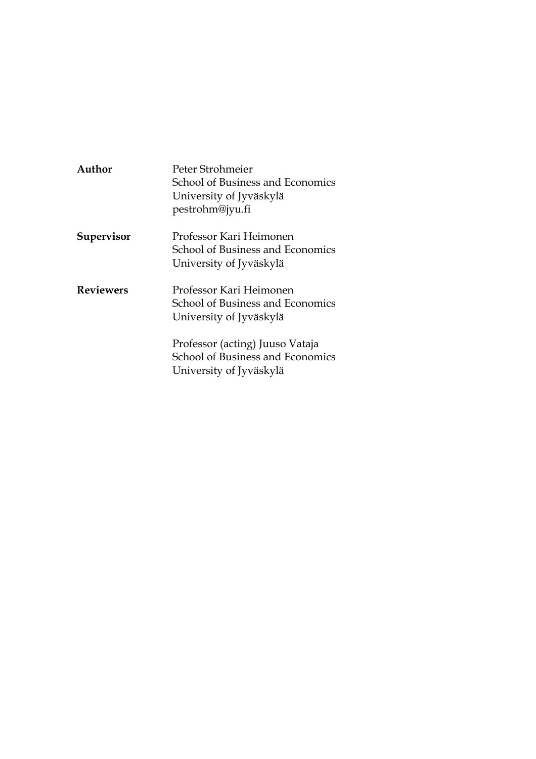**Author** Peter Strohmeier
School of Business and Economics
University of Jyväskylä
pestrohm@jyu.fi

**Supervisor** Professor Kari Heimonen
School of Business and Economics
University of Jyväskylä

**Reviewers** Professor Kari Heimonen
School of Business and Economics
University of Jyväskylä

Professor (acting) Juuso Vataja
School of Business and Economics
University of Jyväskylä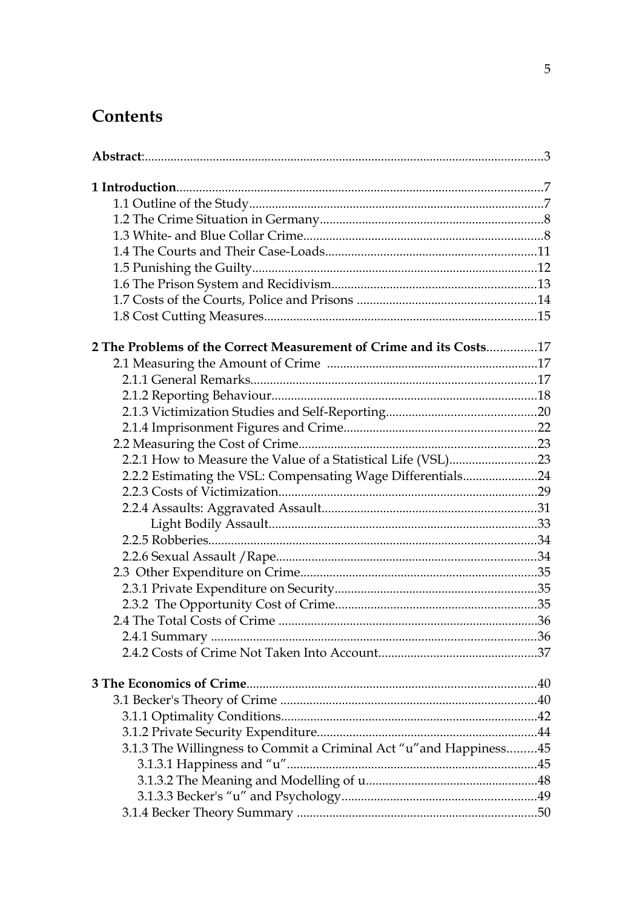## Contents

**Abstract**: 3

**1 Introduction** 7
- 1.1 Outline of the Study 7
- 1.2 The Crime Situation in Germany 8
- 1.3 White- and Blue Collar Crime 8
- 1.4 The Courts and Their Case-Loads 11
- 1.5 Punishing the Guilty 12
- 1.6 The Prison System and Recidivism 13
- 1.7 Costs of the Courts, Police and Prisons 14
- 1.8 Cost Cutting Measures 15

**2 The Problems of the Correct Measurement of Crime and its Costs** 17
- 2.1 Measuring the Amount of Crime 17
  - 2.1.1 General Remarks 17
  - 2.1.2 Reporting Behaviour 18
  - 2.1.3 Victimization Studies and Self-Reporting 20
  - 2.1.4 Imprisonment Figures and Crime 22
- 2.2 Measuring the Cost of Crime 23
  - 2.2.1 How to Measure the Value of a Statistical Life (VSL) 23
  - 2.2.2 Estimating the VSL: Compensating Wage Differentials 24
  - 2.2.3 Costs of Victimization 29
  - 2.2.4 Assaults: Aggravated Assault 31
    - Light Bodily Assault 33
  - 2.2.5 Robberies 34
  - 2.2.6 Sexual Assault /Rape 34
- 2.3 Other Expenditure on Crime 35
  - 2.3.1 Private Expenditure on Security 35
  - 2.3.2 The Opportunity Cost of Crime 35
- 2.4 The Total Costs of Crime 36
  - 2.4.1 Summary 36
  - 2.4.2 Costs of Crime Not Taken Into Account 37

**3 The Economics of Crime** 40
- 3.1 Becker's Theory of Crime 40
  - 3.1.1 Optimality Conditions 42
  - 3.1.2 Private Security Expenditure 44
  - 3.1.3 The Willingness to Commit a Criminal Act "u" and Happiness 45
    - 3.1.3.1 Happiness and "u" 45
    - 3.1.3.2 The Meaning and Modelling of u 48
    - 3.1.3.3 Becker's "u" and Psychology 49
  - 3.1.4 Becker Theory Summary 50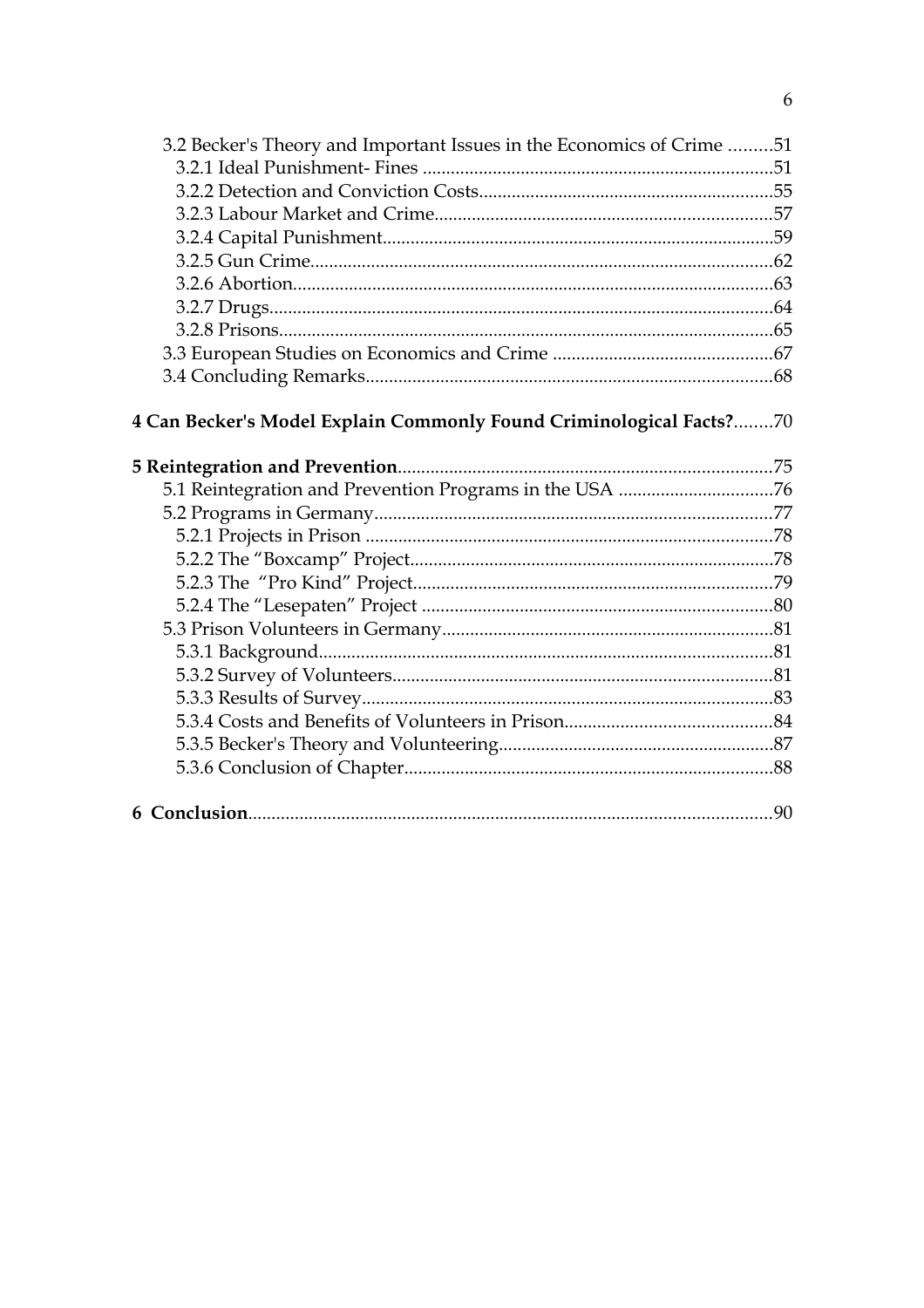3.2 Becker's Theory and Important Issues in the Economics of Crime .........51
  3.2.1 Ideal Punishment- Fines .........51
  3.2.2 Detection and Conviction Costs.........55
  3.2.3 Labour Market and Crime.........57
  3.2.4 Capital Punishment.........59
  3.2.5 Gun Crime.........62
  3.2.6 Abortion.........63
  3.2.7 Drugs.........64
  3.2.8 Prisons.........65
3.3 European Studies on Economics and Crime .........67
3.4 Concluding Remarks.........68

**4 Can Becker's Model Explain Commonly Found Criminological Facts?**.........70

**5 Reintegration and Prevention**.........75
5.1 Reintegration and Prevention Programs in the USA .........76
5.2 Programs in Germany.........77
  5.2.1 Projects in Prison .........78
  5.2.2 The “Boxcamp” Project.........78
  5.2.3 The “Pro Kind” Project.........79
  5.2.4 The “Lesepaten” Project .........80
5.3 Prison Volunteers in Germany.........81
  5.3.1 Background.........81
  5.3.2 Survey of Volunteers.........81
  5.3.3 Results of Survey.........83
  5.3.4 Costs and Benefits of Volunteers in Prison.........84
  5.3.5 Becker's Theory and Volunteering.........87
  5.3.6 Conclusion of Chapter.........88

**6 Conclusion**.........90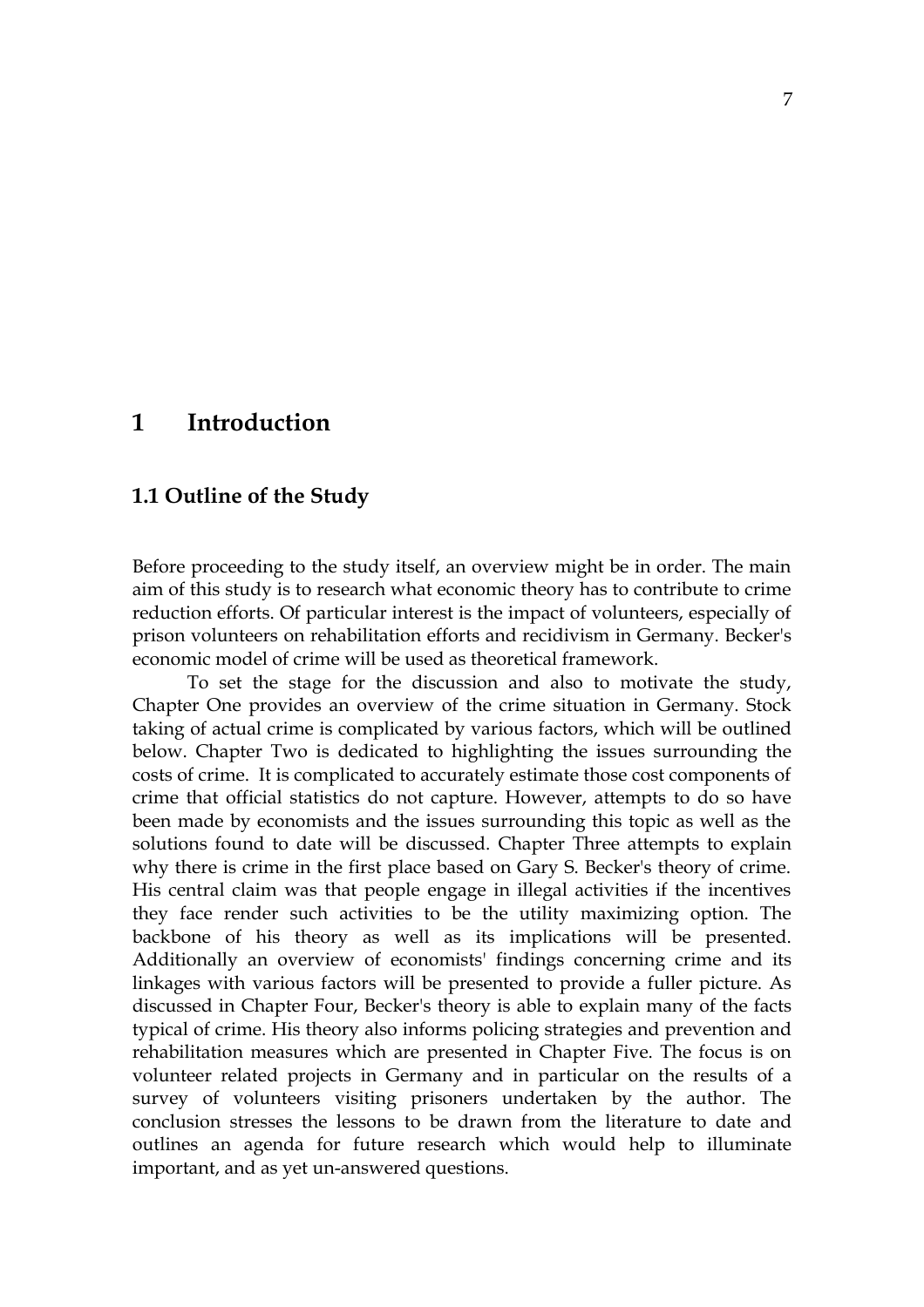# 1 Introduction

## 1.1 Outline of the Study

Before proceeding to the study itself, an overview might be in order. The main aim of this study is to research what economic theory has to contribute to crime reduction efforts. Of particular interest is the impact of volunteers, especially of prison volunteers on rehabilitation efforts and recidivism in Germany. Becker's economic model of crime will be used as theoretical framework.

To set the stage for the discussion and also to motivate the study, Chapter One provides an overview of the crime situation in Germany. Stock taking of actual crime is complicated by various factors, which will be outlined below. Chapter Two is dedicated to highlighting the issues surrounding the costs of crime. It is complicated to accurately estimate those cost components of crime that official statistics do not capture. However, attempts to do so have been made by economists and the issues surrounding this topic as well as the solutions found to date will be discussed. Chapter Three attempts to explain why there is crime in the first place based on Gary S. Becker's theory of crime. His central claim was that people engage in illegal activities if the incentives they face render such activities to be the utility maximizing option. The backbone of his theory as well as its implications will be presented. Additionally an overview of economists' findings concerning crime and its linkages with various factors will be presented to provide a fuller picture. As discussed in Chapter Four, Becker's theory is able to explain many of the facts typical of crime. His theory also informs policing strategies and prevention and rehabilitation measures which are presented in Chapter Five. The focus is on volunteer related projects in Germany and in particular on the results of a survey of volunteers visiting prisoners undertaken by the author. The conclusion stresses the lessons to be drawn from the literature to date and outlines an agenda for future research which would help to illuminate important, and as yet un-answered questions.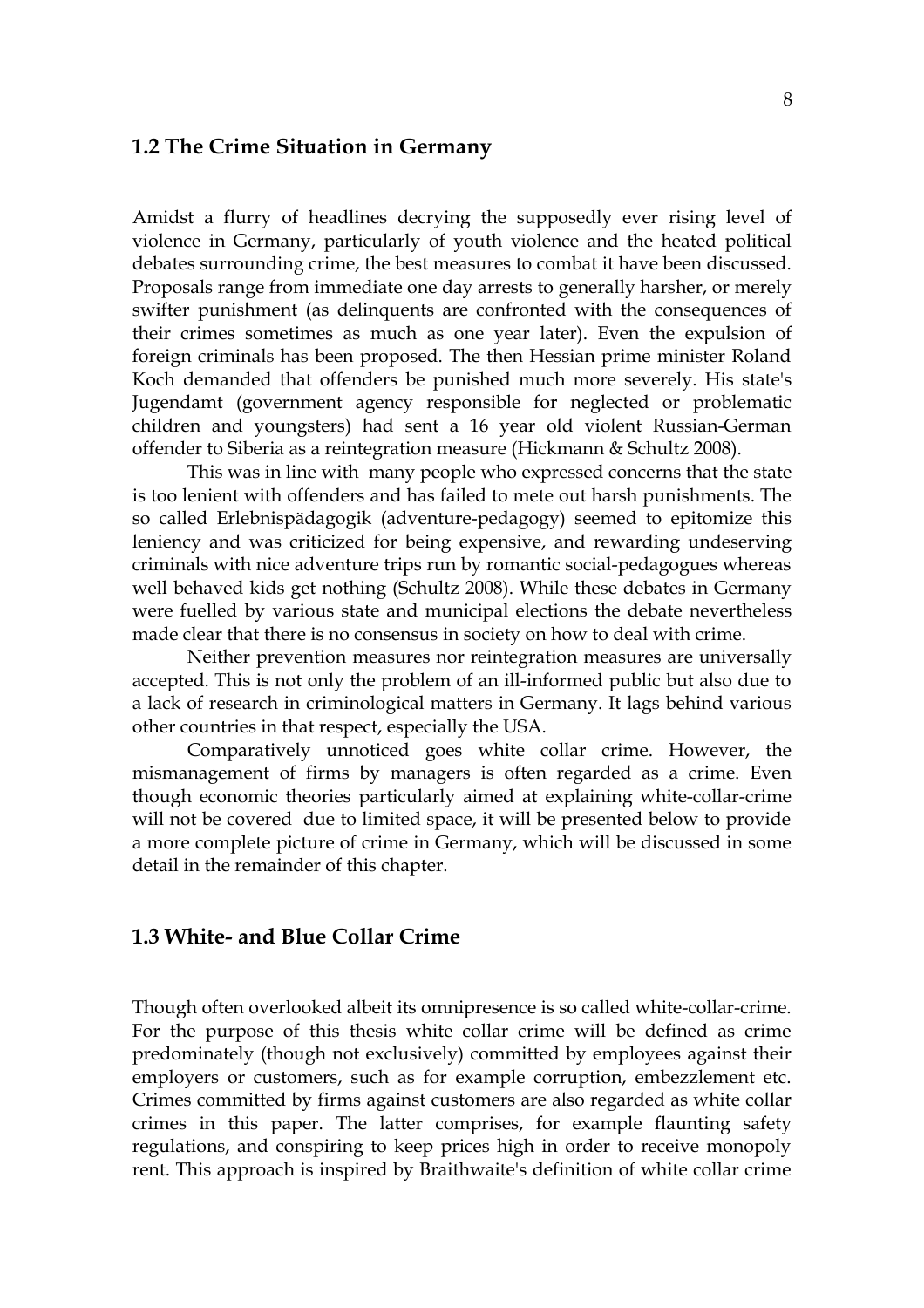## 1.2 The Crime Situation in Germany

Amidst a flurry of headlines decrying the supposedly ever rising level of violence in Germany, particularly of youth violence and the heated political debates surrounding crime, the best measures to combat it have been discussed. Proposals range from immediate one day arrests to generally harsher, or merely swifter punishment (as delinquents are confronted with the consequences of their crimes sometimes as much as one year later). Even the expulsion of foreign criminals has been proposed. The then Hessian prime minister Roland Koch demanded that offenders be punished much more severely. His state's Jugendamt (government agency responsible for neglected or problematic children and youngsters) had sent a 16 year old violent Russian-German offender to Siberia as a reintegration measure (Hickmann & Schultz 2008).

This was in line with many people who expressed concerns that the state is too lenient with offenders and has failed to mete out harsh punishments. The so called Erlebnispädagogik (adventure-pedagogy) seemed to epitomize this leniency and was criticized for being expensive, and rewarding undeserving criminals with nice adventure trips run by romantic social-pedagogues whereas well behaved kids get nothing (Schultz 2008). While these debates in Germany were fuelled by various state and municipal elections the debate nevertheless made clear that there is no consensus in society on how to deal with crime.

Neither prevention measures nor reintegration measures are universally accepted. This is not only the problem of an ill-informed public but also due to a lack of research in criminological matters in Germany. It lags behind various other countries in that respect, especially the USA.

Comparatively unnoticed goes white collar crime. However, the mismanagement of firms by managers is often regarded as a crime. Even though economic theories particularly aimed at explaining white-collar-crime will not be covered due to limited space, it will be presented below to provide a more complete picture of crime in Germany, which will be discussed in some detail in the remainder of this chapter.

## 1.3 White- and Blue Collar Crime

Though often overlooked albeit its omnipresence is so called white-collar-crime. For the purpose of this thesis white collar crime will be defined as crime predominately (though not exclusively) committed by employees against their employers or customers, such as for example corruption, embezzlement etc. Crimes committed by firms against customers are also regarded as white collar crimes in this paper. The latter comprises, for example flaunting safety regulations, and conspiring to keep prices high in order to receive monopoly rent. This approach is inspired by Braithwaite's definition of white collar crime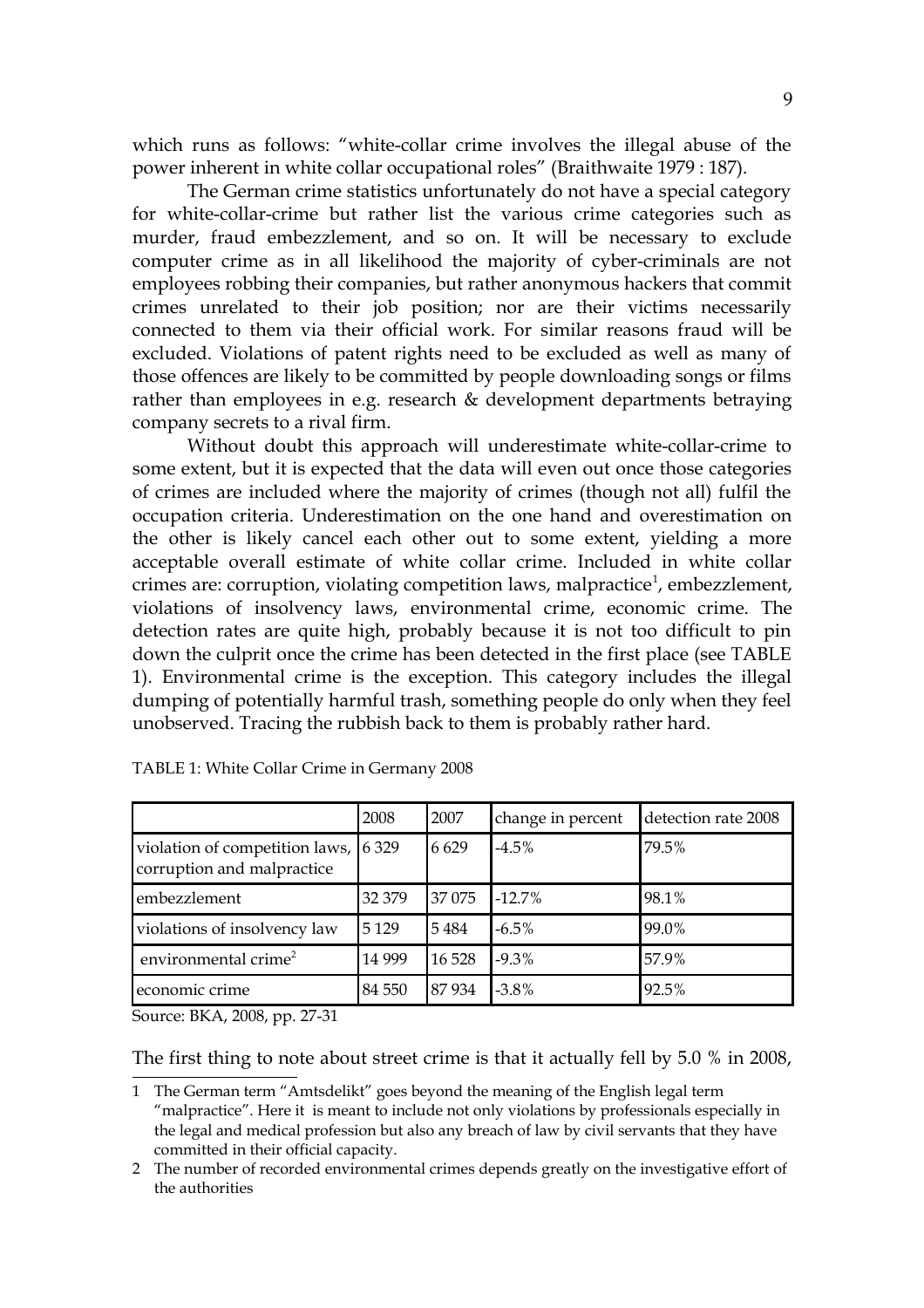which runs as follows: "white-collar crime involves the illegal abuse of the power inherent in white collar occupational roles" (Braithwaite 1979 : 187).

The German crime statistics unfortunately do not have a special category for white-collar-crime but rather list the various crime categories such as murder, fraud embezzlement, and so on. It will be necessary to exclude computer crime as in all likelihood the majority of cyber-criminals are not employees robbing their companies, but rather anonymous hackers that commit crimes unrelated to their job position; nor are their victims necessarily connected to them via their official work. For similar reasons fraud will be excluded. Violations of patent rights need to be excluded as well as many of those offences are likely to be committed by people downloading songs or films rather than employees in e.g. research & development departments betraying company secrets to a rival firm.

Without doubt this approach will underestimate white-collar-crime to some extent, but it is expected that the data will even out once those categories of crimes are included where the majority of crimes (though not all) fulfil the occupation criteria. Underestimation on the one hand and overestimation on the other is likely cancel each other out to some extent, yielding a more acceptable overall estimate of white collar crime. Included in white collar crimes are: corruption, violating competition laws, malpractice[1], embezzlement, violations of insolvency laws, environmental crime, economic crime. The detection rates are quite high, probably because it is not too difficult to pin down the culprit once the crime has been detected in the first place (see TABLE 1). Environmental crime is the exception. This category includes the illegal dumping of potentially harmful trash, something people do only when they feel unobserved. Tracing the rubbish back to them is probably rather hard.

TABLE 1: White Collar Crime in Germany 2008

| | 2008 | 2007 | change in percent | detection rate 2008 |
|---|---|---|---|---|
| violation of competition laws, corruption and malpractice | 6 329 | 6 629 | -4.5% | 79.5% |
| embezzlement | 32 379 | 37 075 | -12.7% | 98.1% |
| violations of insolvency law | 5 129 | 5 484 | -6.5% | 99.0% |
| environmental crime[2] | 14 999 | 16 528 | -9.3% | 57.9% |
| economic crime | 84 550 | 87 934 | -3.8% | 92.5% |

Source: BKA, 2008, pp. 27-31

The first thing to note about street crime is that it actually fell by 5.0 % in 2008,

1 The German term "Amtsdelikt" goes beyond the meaning of the English legal term "malpractice". Here it is meant to include not only violations by professionals especially in the legal and medical profession but also any breach of law by civil servants that they have committed in their official capacity.

2 The number of recorded environmental crimes depends greatly on the investigative effort of the authorities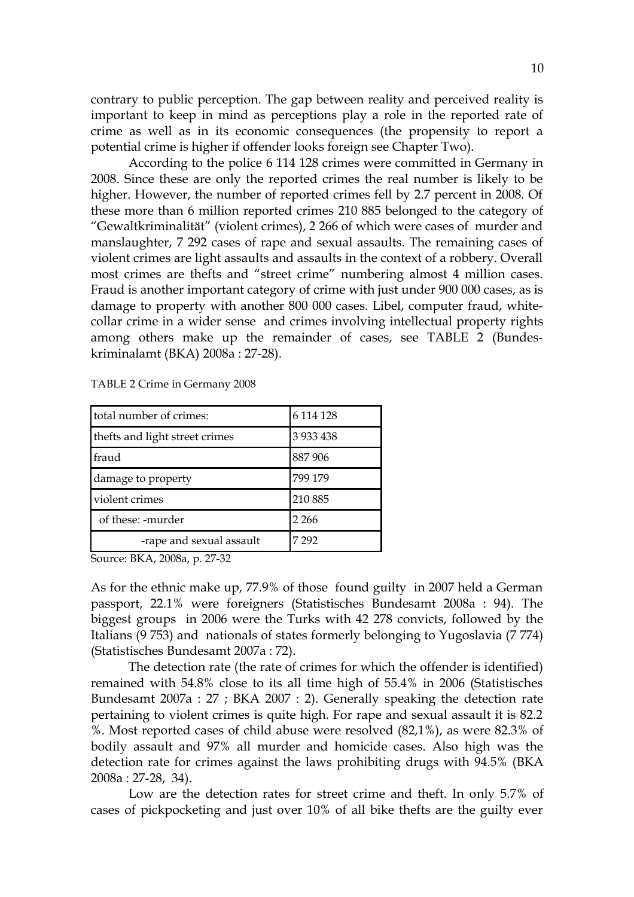contrary to public perception. The gap between reality and perceived reality is important to keep in mind as perceptions play a role in the reported rate of crime as well as in its economic consequences (the propensity to report a potential crime is higher if offender looks foreign see Chapter Two).

According to the police 6 114 128 crimes were committed in Germany in 2008. Since these are only the reported crimes the real number is likely to be higher. However, the number of reported crimes fell by 2.7 percent in 2008. Of these more than 6 million reported crimes 210 885 belonged to the category of "Gewaltkriminalität" (violent crimes), 2 266 of which were cases of murder and manslaughter, 7 292 cases of rape and sexual assaults. The remaining cases of violent crimes are light assaults and assaults in the context of a robbery. Overall most crimes are thefts and "street crime" numbering almost 4 million cases. Fraud is another important category of crime with just under 900 000 cases, as is damage to property with another 800 000 cases. Libel, computer fraud, white-collar crime in a wider sense and crimes involving intellectual property rights among others make up the remainder of cases, see TABLE 2 (Bundeskriminalamt (BKA) 2008a : 27-28).

TABLE 2 Crime in Germany 2008

| total number of crimes: | 6 114 128 |
|---|---|
| thefts and light street crimes | 3 933 438 |
| fraud | 887 906 |
| damage to property | 799 179 |
| violent crimes | 210 885 |
| of these: -murder | 2 266 |
| -rape and sexual assault | 7 292 |

Source: BKA, 2008a, p. 27-32

As for the ethnic make up, 77.9% of those found guilty in 2007 held a German passport, 22.1% were foreigners (Statistisches Bundesamt 2008a : 94). The biggest groups in 2006 were the Turks with 42 278 convicts, followed by the Italians (9 753) and nationals of states formerly belonging to Yugoslavia (7 774) (Statistisches Bundesamt 2007a : 72).

The detection rate (the rate of crimes for which the offender is identified) remained with 54.8% close to its all time high of 55.4% in 2006 (Statistisches Bundesamt 2007a : 27 ; BKA 2007 : 2). Generally speaking the detection rate pertaining to violent crimes is quite high. For rape and sexual assault it is 82.2 %. Most reported cases of child abuse were resolved (82,1%), as were 82.3% of bodily assault and 97% all murder and homicide cases. Also high was the detection rate for crimes against the laws prohibiting drugs with 94.5% (BKA 2008a : 27-28, 34).

Low are the detection rates for street crime and theft. In only 5.7% of cases of pickpocketing and just over 10% of all bike thefts are the guilty ever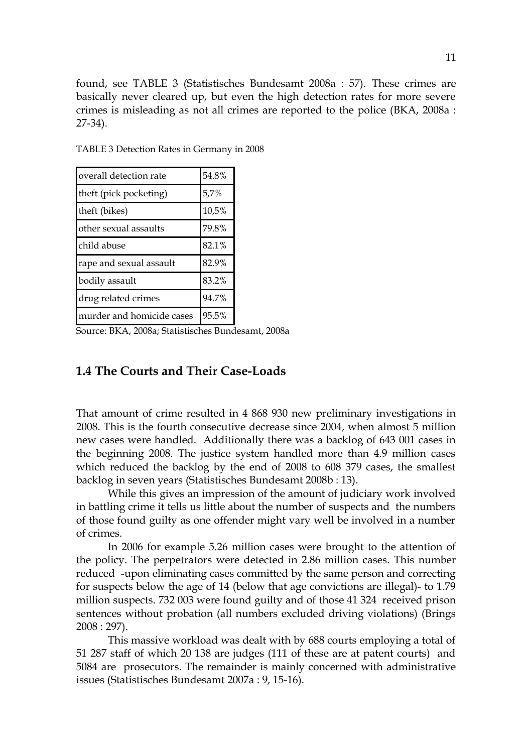found, see TABLE 3 (Statistisches Bundesamt 2008a : 57). These crimes are basically never cleared up, but even the high detection rates for more severe crimes is misleading as not all crimes are reported to the police (BKA, 2008a : 27-34).

TABLE 3 Detection Rates in Germany in 2008

| | |
|---|---|
| overall detection rate | 54.8% |
| theft (pick pocketing) | 5,7% |
| theft (bikes) | 10,5% |
| other sexual assaults | 79.8% |
| child abuse | 82.1% |
| rape and sexual assault | 82.9% |
| bodily assault | 83.2% |
| drug related crimes | 94.7% |
| murder and homicide cases | 95.5% |

Source: BKA, 2008a; Statistisches Bundesamt, 2008a

## 1.4 The Courts and Their Case-Loads

That amount of crime resulted in 4 868 930 new preliminary investigations in 2008. This is the fourth consecutive decrease since 2004, when almost 5 million new cases were handled. Additionally there was a backlog of 643 001 cases in the beginning 2008. The justice system handled more than 4.9 million cases which reduced the backlog by the end of 2008 to 608 379 cases, the smallest backlog in seven years (Statistisches Bundesamt 2008b : 13).

While this gives an impression of the amount of judiciary work involved in battling crime it tells us little about the number of suspects and the numbers of those found guilty as one offender might vary well be involved in a number of crimes.

In 2006 for example 5.26 million cases were brought to the attention of the policy. The perpetrators were detected in 2.86 million cases. This number reduced -upon eliminating cases committed by the same person and correcting for suspects below the age of 14 (below that age convictions are illegal)- to 1.79 million suspects. 732 003 were found guilty and of those 41 324 received prison sentences without probation (all numbers excluded driving violations) (Brings 2008 : 297).

This massive workload was dealt with by 688 courts employing a total of 51 287 staff of which 20 138 are judges (111 of these are at patent courts) and 5084 are prosecutors. The remainder is mainly concerned with administrative issues (Statistisches Bundesamt 2007a : 9, 15-16).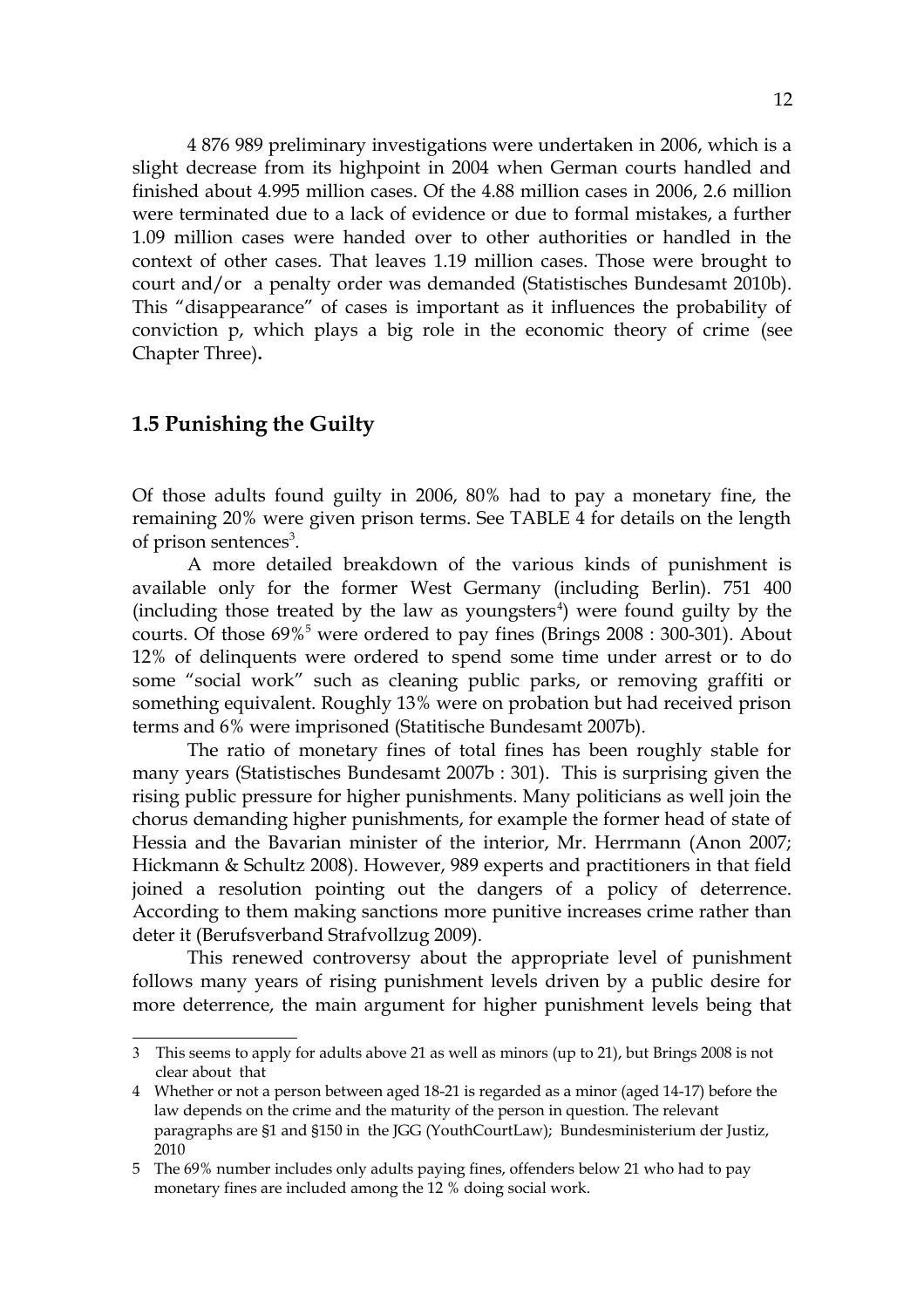4 876 989 preliminary investigations were undertaken in 2006, which is a slight decrease from its highpoint in 2004 when German courts handled and finished about 4.995 million cases. Of the 4.88 million cases in 2006, 2.6 million were terminated due to a lack of evidence or due to formal mistakes, a further 1.09 million cases were handed over to other authorities or handled in the context of other cases. That leaves 1.19 million cases. Those were brought to court and/or a penalty order was demanded (Statistisches Bundesamt 2010b). This "disappearance" of cases is important as it influences the probability of conviction p, which plays a big role in the economic theory of crime (see Chapter Three)**.**

## 1.5 Punishing the Guilty

Of those adults found guilty in 2006, 80% had to pay a monetary fine, the remaining 20% were given prison terms. See TABLE 4 for details on the length of prison sentences[3].

A more detailed breakdown of the various kinds of punishment is available only for the former West Germany (including Berlin). 751 400 (including those treated by the law as youngsters[4]) were found guilty by the courts. Of those 69%[5] were ordered to pay fines (Brings 2008 : 300-301). About 12% of delinquents were ordered to spend some time under arrest or to do some "social work" such as cleaning public parks, or removing graffiti or something equivalent. Roughly 13% were on probation but had received prison terms and 6% were imprisoned (Statitische Bundesamt 2007b).

The ratio of monetary fines of total fines has been roughly stable for many years (Statistisches Bundesamt 2007b : 301). This is surprising given the rising public pressure for higher punishments. Many politicians as well join the chorus demanding higher punishments, for example the former head of state of Hessia and the Bavarian minister of the interior, Mr. Herrmann (Anon 2007; Hickmann & Schultz 2008). However, 989 experts and practitioners in that field joined a resolution pointing out the dangers of a policy of deterrence. According to them making sanctions more punitive increases crime rather than deter it (Berufsverband Strafvollzug 2009).

This renewed controversy about the appropriate level of punishment follows many years of rising punishment levels driven by a public desire for more deterrence, the main argument for higher punishment levels being that

---

3 This seems to apply for adults above 21 as well as minors (up to 21), but Brings 2008 is not clear about that

4 Whether or not a person between aged 18-21 is regarded as a minor (aged 14-17) before the law depends on the crime and the maturity of the person in question. The relevant paragraphs are §1 and §150 in the JGG (YouthCourtLaw); Bundesministerium der Justiz, 2010

5 The 69% number includes only adults paying fines, offenders below 21 who had to pay monetary fines are included among the 12 % doing social work.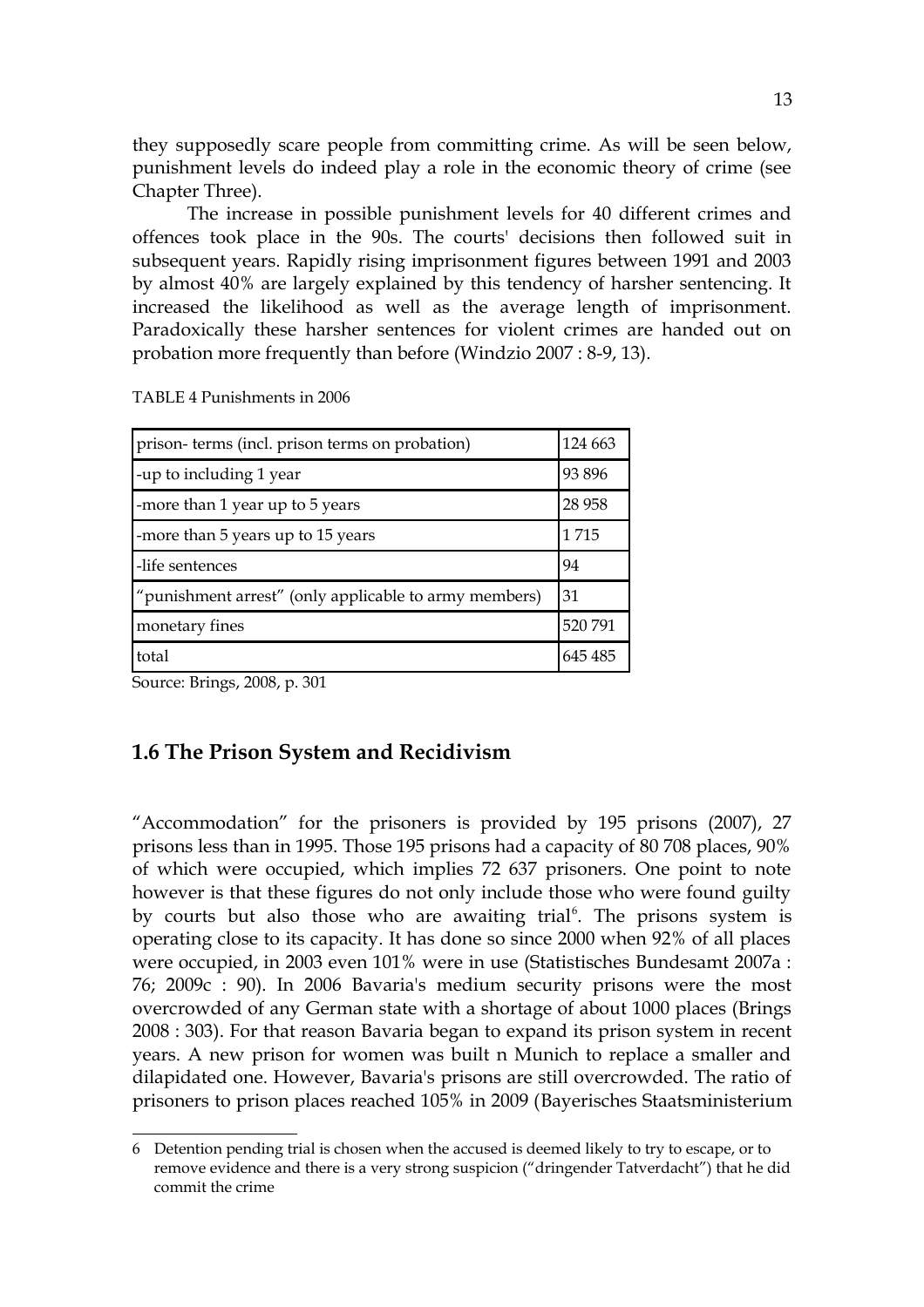they supposedly scare people from committing crime. As will be seen below, punishment levels do indeed play a role in the economic theory of crime (see Chapter Three).

The increase in possible punishment levels for 40 different crimes and offences took place in the 90s. The courts' decisions then followed suit in subsequent years. Rapidly rising imprisonment figures between 1991 and 2003 by almost 40% are largely explained by this tendency of harsher sentencing. It increased the likelihood as well as the average length of imprisonment. Paradoxically these harsher sentences for violent crimes are handed out on probation more frequently than before (Windzio 2007 : 8-9, 13).

TABLE 4 Punishments in 2006

| prison- terms (incl. prison terms on probation) | 124 663 |
|---|---|
| -up to including 1 year | 93 896 |
| -more than 1 year up to 5 years | 28 958 |
| -more than 5 years up to 15 years | 1 715 |
| -life sentences | 94 |
| "punishment arrest" (only applicable to army members) | 31 |
| monetary fines | 520 791 |
| total | 645 485 |

Source: Brings, 2008, p. 301

## 1.6 The Prison System and Recidivism

"Accommodation" for the prisoners is provided by 195 prisons (2007), 27 prisons less than in 1995. Those 195 prisons had a capacity of 80 708 places, 90% of which were occupied, which implies 72 637 prisoners. One point to note however is that these figures do not only include those who were found guilty by courts but also those who are awaiting trial[6]. The prisons system is operating close to its capacity. It has done so since 2000 when 92% of all places were occupied, in 2003 even 101% were in use (Statistisches Bundesamt 2007a : 76; 2009c : 90). In 2006 Bavaria's medium security prisons were the most overcrowded of any German state with a shortage of about 1000 places (Brings 2008 : 303). For that reason Bavaria began to expand its prison system in recent years. A new prison for women was built n Munich to replace a smaller and dilapidated one. However, Bavaria's prisons are still overcrowded. The ratio of prisoners to prison places reached 105% in 2009 (Bayerisches Staatsministerium

6 Detention pending trial is chosen when the accused is deemed likely to try to escape, or to remove evidence and there is a very strong suspicion ("dringender Tatverdacht") that he did commit the crime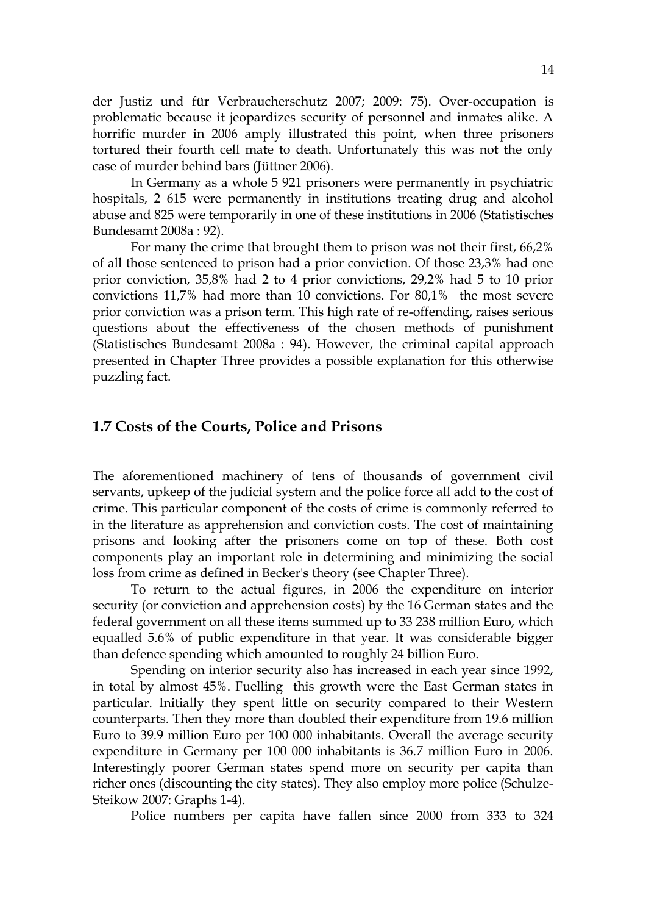der Justiz und für Verbraucherschutz 2007; 2009: 75). Over-occupation is problematic because it jeopardizes security of personnel and inmates alike. A horrific murder in 2006 amply illustrated this point, when three prisoners tortured their fourth cell mate to death. Unfortunately this was not the only case of murder behind bars (Jüttner 2006).

In Germany as a whole 5 921 prisoners were permanently in psychiatric hospitals, 2 615 were permanently in institutions treating drug and alcohol abuse and 825 were temporarily in one of these institutions in 2006 (Statistisches Bundesamt 2008a : 92).

For many the crime that brought them to prison was not their first, 66,2% of all those sentenced to prison had a prior conviction. Of those 23,3% had one prior conviction, 35,8% had 2 to 4 prior convictions, 29,2% had 5 to 10 prior convictions 11,7% had more than 10 convictions. For 80,1% the most severe prior conviction was a prison term. This high rate of re-offending, raises serious questions about the effectiveness of the chosen methods of punishment (Statistisches Bundesamt 2008a : 94). However, the criminal capital approach presented in Chapter Three provides a possible explanation for this otherwise puzzling fact.

## 1.7 Costs of the Courts, Police and Prisons

The aforementioned machinery of tens of thousands of government civil servants, upkeep of the judicial system and the police force all add to the cost of crime. This particular component of the costs of crime is commonly referred to in the literature as apprehension and conviction costs. The cost of maintaining prisons and looking after the prisoners come on top of these. Both cost components play an important role in determining and minimizing the social loss from crime as defined in Becker's theory (see Chapter Three).

To return to the actual figures, in 2006 the expenditure on interior security (or conviction and apprehension costs) by the 16 German states and the federal government on all these items summed up to 33 238 million Euro, which equalled 5.6% of public expenditure in that year. It was considerable bigger than defence spending which amounted to roughly 24 billion Euro.

Spending on interior security also has increased in each year since 1992, in total by almost 45%. Fuelling this growth were the East German states in particular. Initially they spent little on security compared to their Western counterparts. Then they more than doubled their expenditure from 19.6 million Euro to 39.9 million Euro per 100 000 inhabitants. Overall the average security expenditure in Germany per 100 000 inhabitants is 36.7 million Euro in 2006. Interestingly poorer German states spend more on security per capita than richer ones (discounting the city states). They also employ more police (Schulze-Steikow 2007: Graphs 1-4).

Police numbers per capita have fallen since 2000 from 333 to 324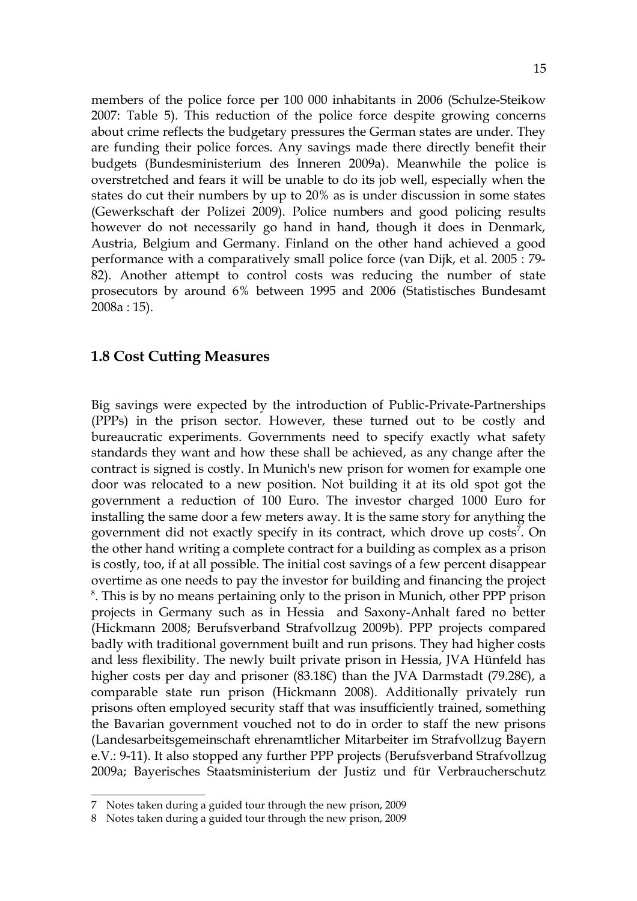members of the police force per 100 000 inhabitants in 2006 (Schulze-Steikow 2007: Table 5). This reduction of the police force despite growing concerns about crime reflects the budgetary pressures the German states are under. They are funding their police forces. Any savings made there directly benefit their budgets (Bundesministerium des Inneren 2009a). Meanwhile the police is overstretched and fears it will be unable to do its job well, especially when the states do cut their numbers by up to 20% as is under discussion in some states (Gewerkschaft der Polizei 2009). Police numbers and good policing results however do not necessarily go hand in hand, though it does in Denmark, Austria, Belgium and Germany. Finland on the other hand achieved a good performance with a comparatively small police force (van Dijk, et al. 2005 : 79-82). Another attempt to control costs was reducing the number of state prosecutors by around 6% between 1995 and 2006 (Statistisches Bundesamt 2008a : 15).

## 1.8 Cost Cutting Measures

Big savings were expected by the introduction of Public-Private-Partnerships (PPPs) in the prison sector. However, these turned out to be costly and bureaucratic experiments. Governments need to specify exactly what safety standards they want and how these shall be achieved, as any change after the contract is signed is costly. In Munich's new prison for women for example one door was relocated to a new position. Not building it at its old spot got the government a reduction of 100 Euro. The investor charged 1000 Euro for installing the same door a few meters away. It is the same story for anything the government did not exactly specify in its contract, which drove up costs[7]. On the other hand writing a complete contract for a building as complex as a prison is costly, too, if at all possible. The initial cost savings of a few percent disappear overtime as one needs to pay the investor for building and financing the project [8]. This is by no means pertaining only to the prison in Munich, other PPP prison projects in Germany such as in Hessia and Saxony-Anhalt fared no better (Hickmann 2008; Berufsverband Strafvollzug 2009b). PPP projects compared badly with traditional government built and run prisons. They had higher costs and less flexibility. The newly built private prison in Hessia, JVA Hünfeld has higher costs per day and prisoner (83.18€) than the JVA Darmstadt (79.28€), a comparable state run prison (Hickmann 2008). Additionally privately run prisons often employed security staff that was insufficiently trained, something the Bavarian government vouched not to do in order to staff the new prisons (Landesarbeitsgemeinschaft ehrenamtlicher Mitarbeiter im Strafvollzug Bayern e.V.: 9-11). It also stopped any further PPP projects (Berufsverband Strafvollzug 2009a; Bayerisches Staatsministerium der Justiz und für Verbraucherschutz

7 Notes taken during a guided tour through the new prison, 2009

8 Notes taken during a guided tour through the new prison, 2009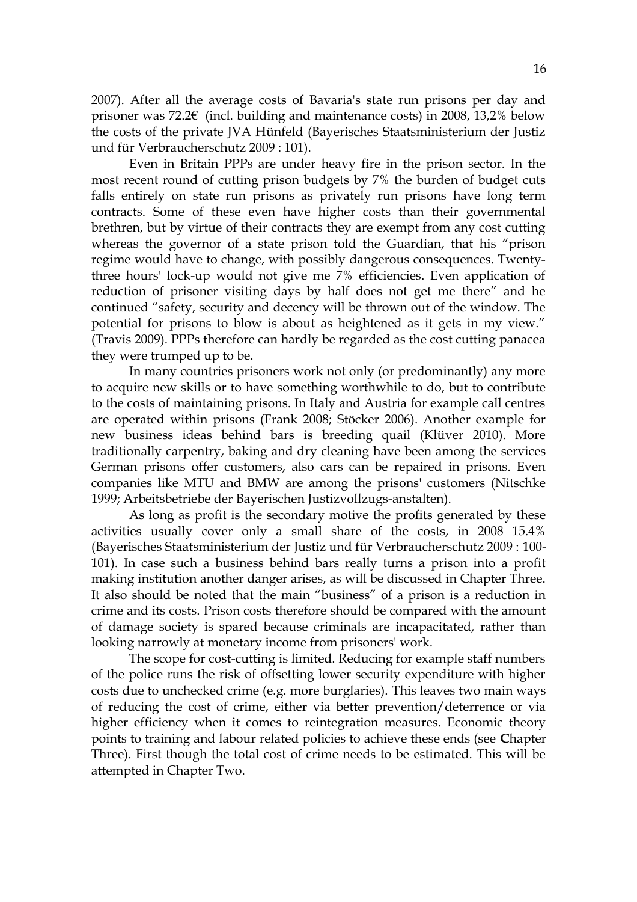2007). After all the average costs of Bavaria's state run prisons per day and prisoner was 72.2€ (incl. building and maintenance costs) in 2008, 13,2% below the costs of the private JVA Hünfeld (Bayerisches Staatsministerium der Justiz und für Verbraucherschutz 2009 : 101).

Even in Britain PPPs are under heavy fire in the prison sector. In the most recent round of cutting prison budgets by 7% the burden of budget cuts falls entirely on state run prisons as privately run prisons have long term contracts. Some of these even have higher costs than their governmental brethren, but by virtue of their contracts they are exempt from any cost cutting whereas the governor of a state prison told the Guardian, that his "prison regime would have to change, with possibly dangerous consequences. Twenty-three hours' lock-up would not give me 7% efficiencies. Even application of reduction of prisoner visiting days by half does not get me there" and he continued "safety, security and decency will be thrown out of the window. The potential for prisons to blow is about as heightened as it gets in my view." (Travis 2009). PPPs therefore can hardly be regarded as the cost cutting panacea they were trumped up to be.

In many countries prisoners work not only (or predominantly) any more to acquire new skills or to have something worthwhile to do, but to contribute to the costs of maintaining prisons. In Italy and Austria for example call centres are operated within prisons (Frank 2008; Stöcker 2006). Another example for new business ideas behind bars is breeding quail (Klüver 2010). More traditionally carpentry, baking and dry cleaning have been among the services German prisons offer customers, also cars can be repaired in prisons. Even companies like MTU and BMW are among the prisons' customers (Nitschke 1999; Arbeitsbetriebe der Bayerischen Justizvollzugs-anstalten).

As long as profit is the secondary motive the profits generated by these activities usually cover only a small share of the costs, in 2008 15.4% (Bayerisches Staatsministerium der Justiz und für Verbraucherschutz 2009 : 100-101). In case such a business behind bars really turns a prison into a profit making institution another danger arises, as will be discussed in Chapter Three. It also should be noted that the main "business" of a prison is a reduction in crime and its costs. Prison costs therefore should be compared with the amount of damage society is spared because criminals are incapacitated, rather than looking narrowly at monetary income from prisoners' work.

The scope for cost-cutting is limited. Reducing for example staff numbers of the police runs the risk of offsetting lower security expenditure with higher costs due to unchecked crime (e.g. more burglaries). This leaves two main ways of reducing the cost of crime, either via better prevention/deterrence or via higher efficiency when it comes to reintegration measures. Economic theory points to training and labour related policies to achieve these ends (see **C**hapter Three). First though the total cost of crime needs to be estimated. This will be attempted in Chapter Two.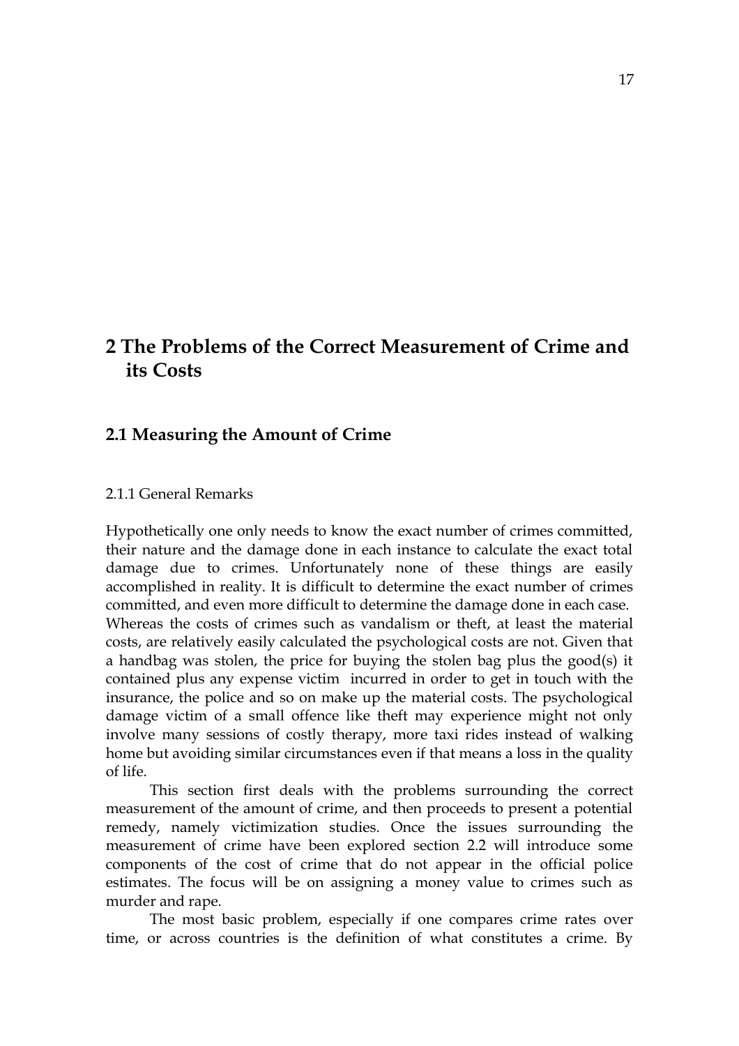# 2 The Problems of the Correct Measurement of Crime and its Costs

## 2.1 Measuring the Amount of Crime

### 2.1.1 General Remarks

Hypothetically one only needs to know the exact number of crimes committed, their nature and the damage done in each instance to calculate the exact total damage due to crimes. Unfortunately none of these things are easily accomplished in reality. It is difficult to determine the exact number of crimes committed, and even more difficult to determine the damage done in each case. Whereas the costs of crimes such as vandalism or theft, at least the material costs, are relatively easily calculated the psychological costs are not. Given that a handbag was stolen, the price for buying the stolen bag plus the good(s) it contained plus any expense victim incurred in order to get in touch with the insurance, the police and so on make up the material costs. The psychological damage victim of a small offence like theft may experience might not only involve many sessions of costly therapy, more taxi rides instead of walking home but avoiding similar circumstances even if that means a loss in the quality of life.

This section first deals with the problems surrounding the correct measurement of the amount of crime, and then proceeds to present a potential remedy, namely victimization studies. Once the issues surrounding the measurement of crime have been explored section 2.2 will introduce some components of the cost of crime that do not appear in the official police estimates. The focus will be on assigning a money value to crimes such as murder and rape.

The most basic problem, especially if one compares crime rates over time, or across countries is the definition of what constitutes a crime. By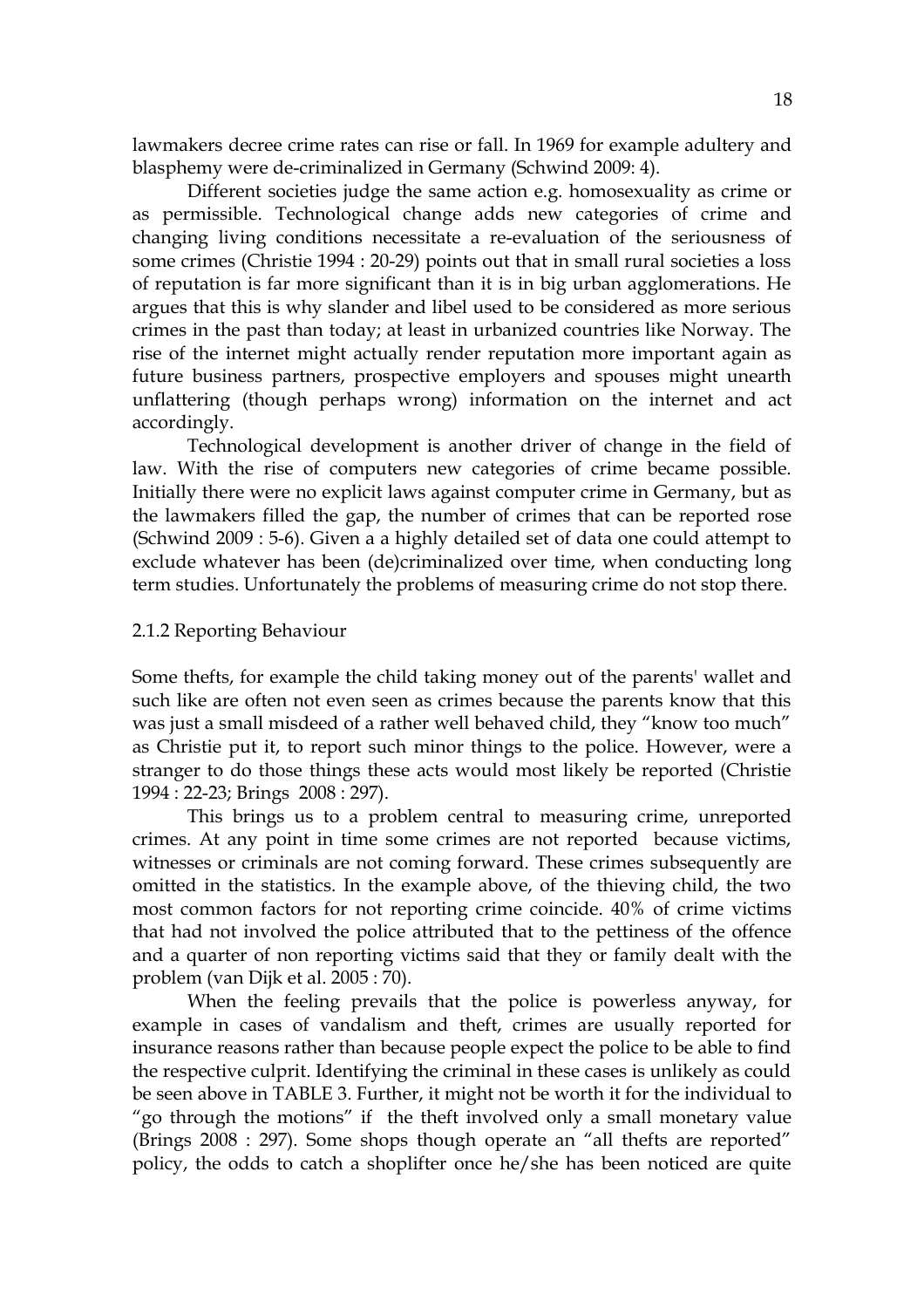lawmakers decree crime rates can rise or fall. In 1969 for example adultery and blasphemy were de-criminalized in Germany (Schwind 2009: 4).

Different societies judge the same action e.g. homosexuality as crime or as permissible. Technological change adds new categories of crime and changing living conditions necessitate a re-evaluation of the seriousness of some crimes (Christie 1994 : 20-29) points out that in small rural societies a loss of reputation is far more significant than it is in big urban agglomerations. He argues that this is why slander and libel used to be considered as more serious crimes in the past than today; at least in urbanized countries like Norway. The rise of the internet might actually render reputation more important again as future business partners, prospective employers and spouses might unearth unflattering (though perhaps wrong) information on the internet and act accordingly.

Technological development is another driver of change in the field of law. With the rise of computers new categories of crime became possible. Initially there were no explicit laws against computer crime in Germany, but as the lawmakers filled the gap, the number of crimes that can be reported rose (Schwind 2009 : 5-6). Given a a highly detailed set of data one could attempt to exclude whatever has been (de)criminalized over time, when conducting long term studies. Unfortunately the problems of measuring crime do not stop there.

### 2.1.2 Reporting Behaviour

Some thefts, for example the child taking money out of the parents' wallet and such like are often not even seen as crimes because the parents know that this was just a small misdeed of a rather well behaved child, they "know too much" as Christie put it, to report such minor things to the police. However, were a stranger to do those things these acts would most likely be reported (Christie 1994 : 22-23; Brings 2008 : 297).

This brings us to a problem central to measuring crime, unreported crimes. At any point in time some crimes are not reported because victims, witnesses or criminals are not coming forward. These crimes subsequently are omitted in the statistics. In the example above, of the thieving child, the two most common factors for not reporting crime coincide. 40% of crime victims that had not involved the police attributed that to the pettiness of the offence and a quarter of non reporting victims said that they or family dealt with the problem (van Dijk et al. 2005 : 70).

When the feeling prevails that the police is powerless anyway, for example in cases of vandalism and theft, crimes are usually reported for insurance reasons rather than because people expect the police to be able to find the respective culprit. Identifying the criminal in these cases is unlikely as could be seen above in TABLE 3. Further, it might not be worth it for the individual to "go through the motions" if the theft involved only a small monetary value (Brings 2008 : 297). Some shops though operate an "all thefts are reported" policy, the odds to catch a shoplifter once he/she has been noticed are quite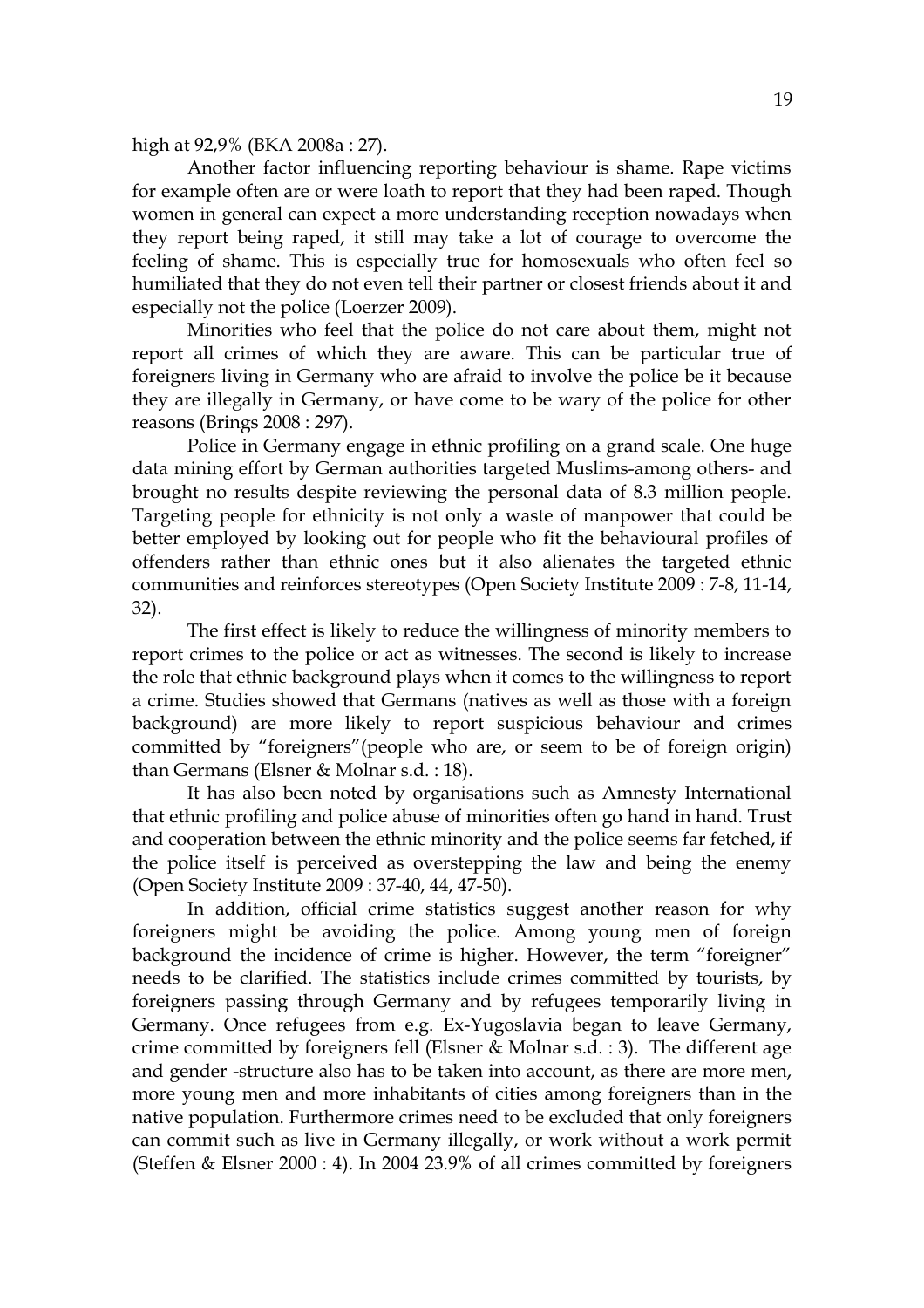high at 92,9% (BKA 2008a : 27).

Another factor influencing reporting behaviour is shame. Rape victims for example often are or were loath to report that they had been raped. Though women in general can expect a more understanding reception nowadays when they report being raped, it still may take a lot of courage to overcome the feeling of shame. This is especially true for homosexuals who often feel so humiliated that they do not even tell their partner or closest friends about it and especially not the police (Loerzer 2009).

Minorities who feel that the police do not care about them, might not report all crimes of which they are aware. This can be particular true of foreigners living in Germany who are afraid to involve the police be it because they are illegally in Germany, or have come to be wary of the police for other reasons (Brings 2008 : 297).

Police in Germany engage in ethnic profiling on a grand scale. One huge data mining effort by German authorities targeted Muslims-among others- and brought no results despite reviewing the personal data of 8.3 million people. Targeting people for ethnicity is not only a waste of manpower that could be better employed by looking out for people who fit the behavioural profiles of offenders rather than ethnic ones but it also alienates the targeted ethnic communities and reinforces stereotypes (Open Society Institute 2009 : 7-8, 11-14, 32).

The first effect is likely to reduce the willingness of minority members to report crimes to the police or act as witnesses. The second is likely to increase the role that ethnic background plays when it comes to the willingness to report a crime. Studies showed that Germans (natives as well as those with a foreign background) are more likely to report suspicious behaviour and crimes committed by "foreigners"(people who are, or seem to be of foreign origin) than Germans (Elsner & Molnar s.d. : 18).

It has also been noted by organisations such as Amnesty International that ethnic profiling and police abuse of minorities often go hand in hand. Trust and cooperation between the ethnic minority and the police seems far fetched, if the police itself is perceived as overstepping the law and being the enemy (Open Society Institute 2009 : 37-40, 44, 47-50).

In addition, official crime statistics suggest another reason for why foreigners might be avoiding the police. Among young men of foreign background the incidence of crime is higher. However, the term "foreigner" needs to be clarified. The statistics include crimes committed by tourists, by foreigners passing through Germany and by refugees temporarily living in Germany. Once refugees from e.g. Ex-Yugoslavia began to leave Germany, crime committed by foreigners fell (Elsner & Molnar s.d. : 3). The different age and gender -structure also has to be taken into account, as there are more men, more young men and more inhabitants of cities among foreigners than in the native population. Furthermore crimes need to be excluded that only foreigners can commit such as live in Germany illegally, or work without a work permit (Steffen & Elsner 2000 : 4). In 2004 23.9% of all crimes committed by foreigners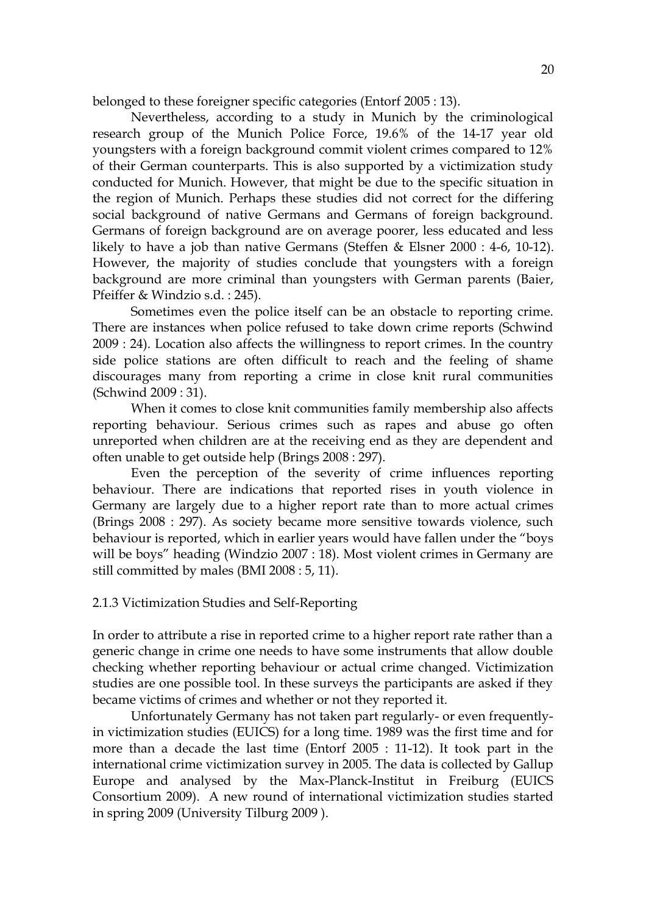belonged to these foreigner specific categories (Entorf 2005 : 13).

Nevertheless, according to a study in Munich by the criminological research group of the Munich Police Force, 19.6% of the 14-17 year old youngsters with a foreign background commit violent crimes compared to 12% of their German counterparts. This is also supported by a victimization study conducted for Munich. However, that might be due to the specific situation in the region of Munich. Perhaps these studies did not correct for the differing social background of native Germans and Germans of foreign background. Germans of foreign background are on average poorer, less educated and less likely to have a job than native Germans (Steffen & Elsner 2000 : 4-6, 10-12). However, the majority of studies conclude that youngsters with a foreign background are more criminal than youngsters with German parents (Baier, Pfeiffer & Windzio s.d. : 245).

Sometimes even the police itself can be an obstacle to reporting crime. There are instances when police refused to take down crime reports (Schwind 2009 : 24). Location also affects the willingness to report crimes. In the country side police stations are often difficult to reach and the feeling of shame discourages many from reporting a crime in close knit rural communities (Schwind 2009 : 31).

When it comes to close knit communities family membership also affects reporting behaviour. Serious crimes such as rapes and abuse go often unreported when children are at the receiving end as they are dependent and often unable to get outside help (Brings 2008 : 297).

Even the perception of the severity of crime influences reporting behaviour. There are indications that reported rises in youth violence in Germany are largely due to a higher report rate than to more actual crimes (Brings 2008 : 297). As society became more sensitive towards violence, such behaviour is reported, which in earlier years would have fallen under the "boys will be boys" heading (Windzio 2007 : 18). Most violent crimes in Germany are still committed by males (BMI 2008 : 5, 11).

### 2.1.3 Victimization Studies and Self-Reporting

In order to attribute a rise in reported crime to a higher report rate rather than a generic change in crime one needs to have some instruments that allow double checking whether reporting behaviour or actual crime changed. Victimization studies are one possible tool. In these surveys the participants are asked if they became victims of crimes and whether or not they reported it.

Unfortunately Germany has not taken part regularly- or even frequently- in victimization studies (EUICS) for a long time. 1989 was the first time and for more than a decade the last time (Entorf 2005 : 11-12). It took part in the international crime victimization survey in 2005. The data is collected by Gallup Europe and analysed by the Max-Planck-Institut in Freiburg (EUICS Consortium 2009). A new round of international victimization studies started in spring 2009 (University Tilburg 2009 ).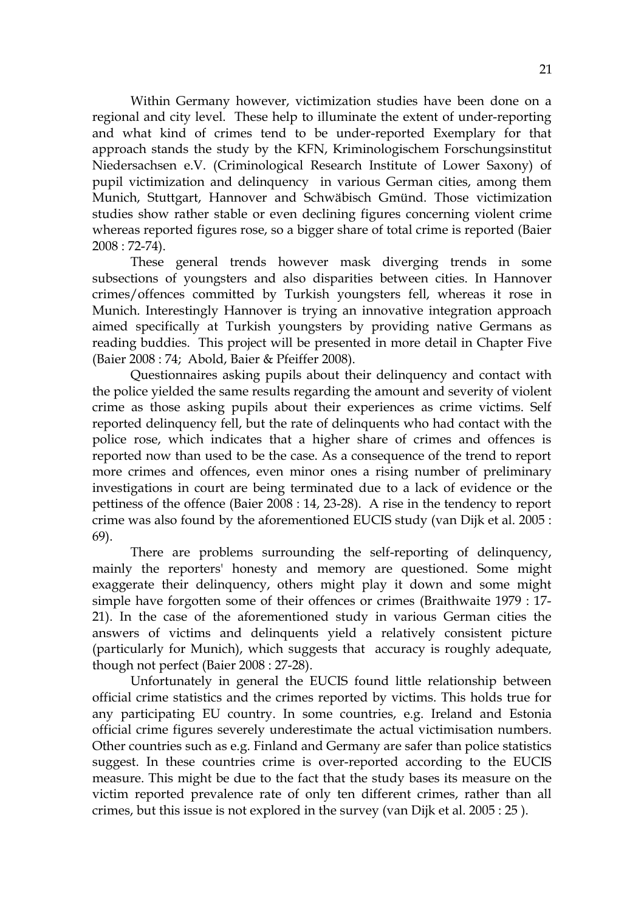Within Germany however, victimization studies have been done on a regional and city level. These help to illuminate the extent of under-reporting and what kind of crimes tend to be under-reported Exemplary for that approach stands the study by the KFN, Kriminologischem Forschungsinstitut Niedersachsen e.V. (Criminological Research Institute of Lower Saxony) of pupil victimization and delinquency in various German cities, among them Munich, Stuttgart, Hannover and Schwäbisch Gmünd. Those victimization studies show rather stable or even declining figures concerning violent crime whereas reported figures rose, so a bigger share of total crime is reported (Baier 2008 : 72-74).

These general trends however mask diverging trends in some subsections of youngsters and also disparities between cities. In Hannover crimes/offences committed by Turkish youngsters fell, whereas it rose in Munich. Interestingly Hannover is trying an innovative integration approach aimed specifically at Turkish youngsters by providing native Germans as reading buddies. This project will be presented in more detail in Chapter Five (Baier 2008 : 74; Abold, Baier & Pfeiffer 2008).

Questionnaires asking pupils about their delinquency and contact with the police yielded the same results regarding the amount and severity of violent crime as those asking pupils about their experiences as crime victims. Self reported delinquency fell, but the rate of delinquents who had contact with the police rose, which indicates that a higher share of crimes and offences is reported now than used to be the case. As a consequence of the trend to report more crimes and offences, even minor ones a rising number of preliminary investigations in court are being terminated due to a lack of evidence or the pettiness of the offence (Baier 2008 : 14, 23-28). A rise in the tendency to report crime was also found by the aforementioned EUCIS study (van Dijk et al. 2005 : 69).

There are problems surrounding the self-reporting of delinquency, mainly the reporters' honesty and memory are questioned. Some might exaggerate their delinquency, others might play it down and some might simple have forgotten some of their offences or crimes (Braithwaite 1979 : 17-21). In the case of the aforementioned study in various German cities the answers of victims and delinquents yield a relatively consistent picture (particularly for Munich), which suggests that accuracy is roughly adequate, though not perfect (Baier 2008 : 27-28).

Unfortunately in general the EUCIS found little relationship between official crime statistics and the crimes reported by victims. This holds true for any participating EU country. In some countries, e.g. Ireland and Estonia official crime figures severely underestimate the actual victimisation numbers. Other countries such as e.g. Finland and Germany are safer than police statistics suggest. In these countries crime is over-reported according to the EUCIS measure. This might be due to the fact that the study bases its measure on the victim reported prevalence rate of only ten different crimes, rather than all crimes, but this issue is not explored in the survey (van Dijk et al. 2005 : 25 ).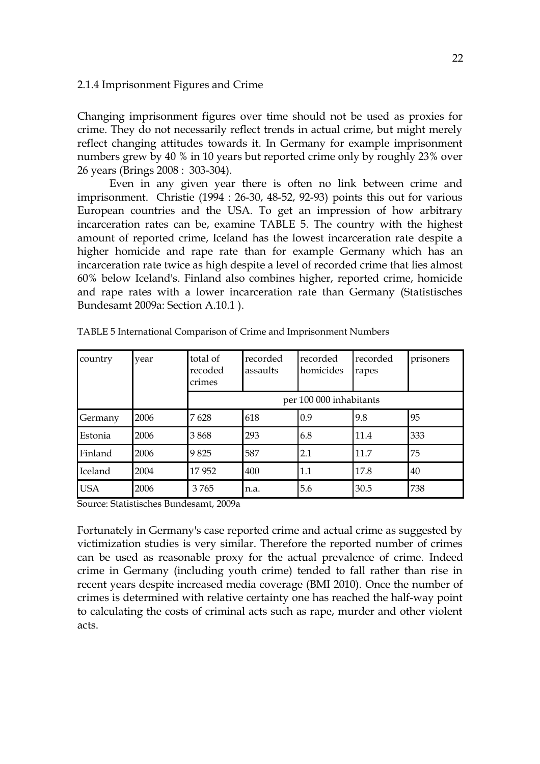### 2.1.4 Imprisonment Figures and Crime

Changing imprisonment figures over time should not be used as proxies for crime. They do not necessarily reflect trends in actual crime, but might merely reflect changing attitudes towards it. In Germany for example imprisonment numbers grew by 40 % in 10 years but reported crime only by roughly 23% over 26 years (Brings 2008 : 303-304).

Even in any given year there is often no link between crime and imprisonment. Christie (1994 : 26-30, 48-52, 92-93) points this out for various European countries and the USA. To get an impression of how arbitrary incarceration rates can be, examine TABLE 5. The country with the highest amount of reported crime, Iceland has the lowest incarceration rate despite a higher homicide and rape rate than for example Germany which has an incarceration rate twice as high despite a level of recorded crime that lies almost 60% below Iceland's. Finland also combines higher, reported crime, homicide and rape rates with a lower incarceration rate than Germany (Statistisches Bundesamt 2009a: Section A.10.1 ).

TABLE 5 International Comparison of Crime and Imprisonment Numbers

| country | year | total of recoded crimes | recorded assaults | recorded homicides | recorded rapes | prisoners |
|---|---|---|---|---|---|---|
| | | per 100 000 inhabitants | | | | |
| Germany | 2006 | 7 628 | 618 | 0.9 | 9.8 | 95 |
| Estonia | 2006 | 3 868 | 293 | 6.8 | 11.4 | 333 |
| Finland | 2006 | 9 825 | 587 | 2.1 | 11.7 | 75 |
| Iceland | 2004 | 17 952 | 400 | 1.1 | 17.8 | 40 |
| USA | 2006 | 3 765 | n.a. | 5.6 | 30.5 | 738 |

Source: Statistisches Bundesamt, 2009a

Fortunately in Germany's case reported crime and actual crime as suggested by victimization studies is very similar. Therefore the reported number of crimes can be used as reasonable proxy for the actual prevalence of crime. Indeed crime in Germany (including youth crime) tended to fall rather than rise in recent years despite increased media coverage (BMI 2010). Once the number of crimes is determined with relative certainty one has reached the half-way point to calculating the costs of criminal acts such as rape, murder and other violent acts.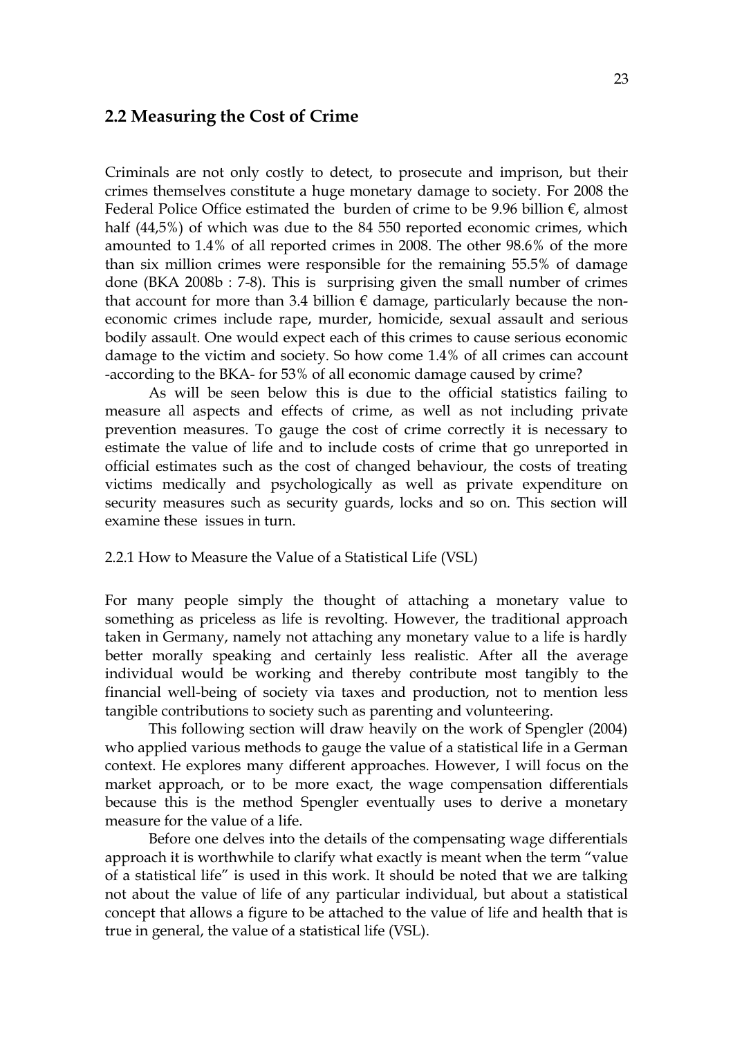## 2.2 Measuring the Cost of Crime

Criminals are not only costly to detect, to prosecute and imprison, but their crimes themselves constitute a huge monetary damage to society. For 2008 the Federal Police Office estimated the burden of crime to be 9.96 billion €, almost half (44,5%) of which was due to the 84 550 reported economic crimes, which amounted to 1.4% of all reported crimes in 2008. The other 98.6% of the more than six million crimes were responsible for the remaining 55.5% of damage done (BKA 2008b : 7-8). This is surprising given the small number of crimes that account for more than 3.4 billion € damage, particularly because the non-economic crimes include rape, murder, homicide, sexual assault and serious bodily assault. One would expect each of this crimes to cause serious economic damage to the victim and society. So how come 1.4% of all crimes can account -according to the BKA- for 53% of all economic damage caused by crime?

As will be seen below this is due to the official statistics failing to measure all aspects and effects of crime, as well as not including private prevention measures. To gauge the cost of crime correctly it is necessary to estimate the value of life and to include costs of crime that go unreported in official estimates such as the cost of changed behaviour, the costs of treating victims medically and psychologically as well as private expenditure on security measures such as security guards, locks and so on. This section will examine these issues in turn.

### 2.2.1 How to Measure the Value of a Statistical Life (VSL)

For many people simply the thought of attaching a monetary value to something as priceless as life is revolting. However, the traditional approach taken in Germany, namely not attaching any monetary value to a life is hardly better morally speaking and certainly less realistic. After all the average individual would be working and thereby contribute most tangibly to the financial well-being of society via taxes and production, not to mention less tangible contributions to society such as parenting and volunteering.

This following section will draw heavily on the work of Spengler (2004) who applied various methods to gauge the value of a statistical life in a German context. He explores many different approaches. However, I will focus on the market approach, or to be more exact, the wage compensation differentials because this is the method Spengler eventually uses to derive a monetary measure for the value of a life.

Before one delves into the details of the compensating wage differentials approach it is worthwhile to clarify what exactly is meant when the term "value of a statistical life" is used in this work. It should be noted that we are talking not about the value of life of any particular individual, but about a statistical concept that allows a figure to be attached to the value of life and health that is true in general, the value of a statistical life (VSL).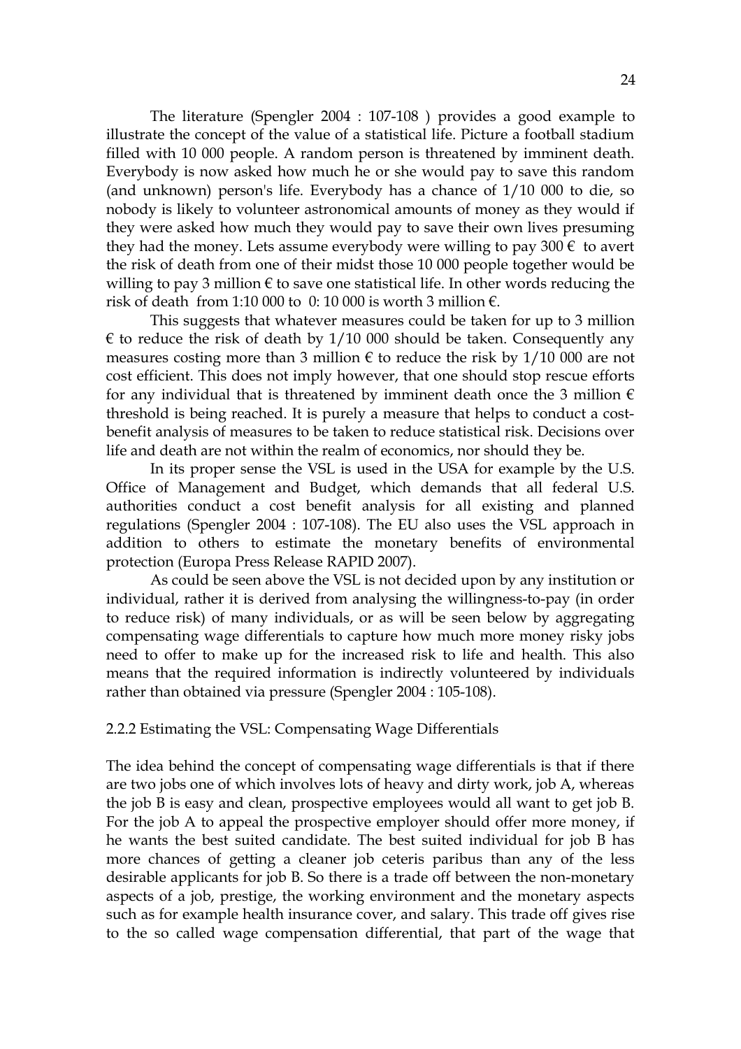The literature (Spengler 2004 : 107-108 ) provides a good example to illustrate the concept of the value of a statistical life. Picture a football stadium filled with 10 000 people. A random person is threatened by imminent death. Everybody is now asked how much he or she would pay to save this random (and unknown) person's life. Everybody has a chance of 1/10 000 to die, so nobody is likely to volunteer astronomical amounts of money as they would if they were asked how much they would pay to save their own lives presuming they had the money. Lets assume everybody were willing to pay 300 € to avert the risk of death from one of their midst those 10 000 people together would be willing to pay 3 million € to save one statistical life. In other words reducing the risk of death from 1:10 000 to 0: 10 000 is worth 3 million €.

This suggests that whatever measures could be taken for up to 3 million € to reduce the risk of death by 1/10 000 should be taken. Consequently any measures costing more than 3 million € to reduce the risk by 1/10 000 are not cost efficient. This does not imply however, that one should stop rescue efforts for any individual that is threatened by imminent death once the 3 million € threshold is being reached. It is purely a measure that helps to conduct a cost-benefit analysis of measures to be taken to reduce statistical risk. Decisions over life and death are not within the realm of economics, nor should they be.

In its proper sense the VSL is used in the USA for example by the U.S. Office of Management and Budget, which demands that all federal U.S. authorities conduct a cost benefit analysis for all existing and planned regulations (Spengler 2004 : 107-108). The EU also uses the VSL approach in addition to others to estimate the monetary benefits of environmental protection (Europa Press Release RAPID 2007).

As could be seen above the VSL is not decided upon by any institution or individual, rather it is derived from analysing the willingness-to-pay (in order to reduce risk) of many individuals, or as will be seen below by aggregating compensating wage differentials to capture how much more money risky jobs need to offer to make up for the increased risk to life and health. This also means that the required information is indirectly volunteered by individuals rather than obtained via pressure (Spengler 2004 : 105-108).

### 2.2.2 Estimating the VSL: Compensating Wage Differentials

The idea behind the concept of compensating wage differentials is that if there are two jobs one of which involves lots of heavy and dirty work, job A, whereas the job B is easy and clean, prospective employees would all want to get job B. For the job A to appeal the prospective employer should offer more money, if he wants the best suited candidate. The best suited individual for job B has more chances of getting a cleaner job ceteris paribus than any of the less desirable applicants for job B. So there is a trade off between the non-monetary aspects of a job, prestige, the working environment and the monetary aspects such as for example health insurance cover, and salary. This trade off gives rise to the so called wage compensation differential, that part of the wage that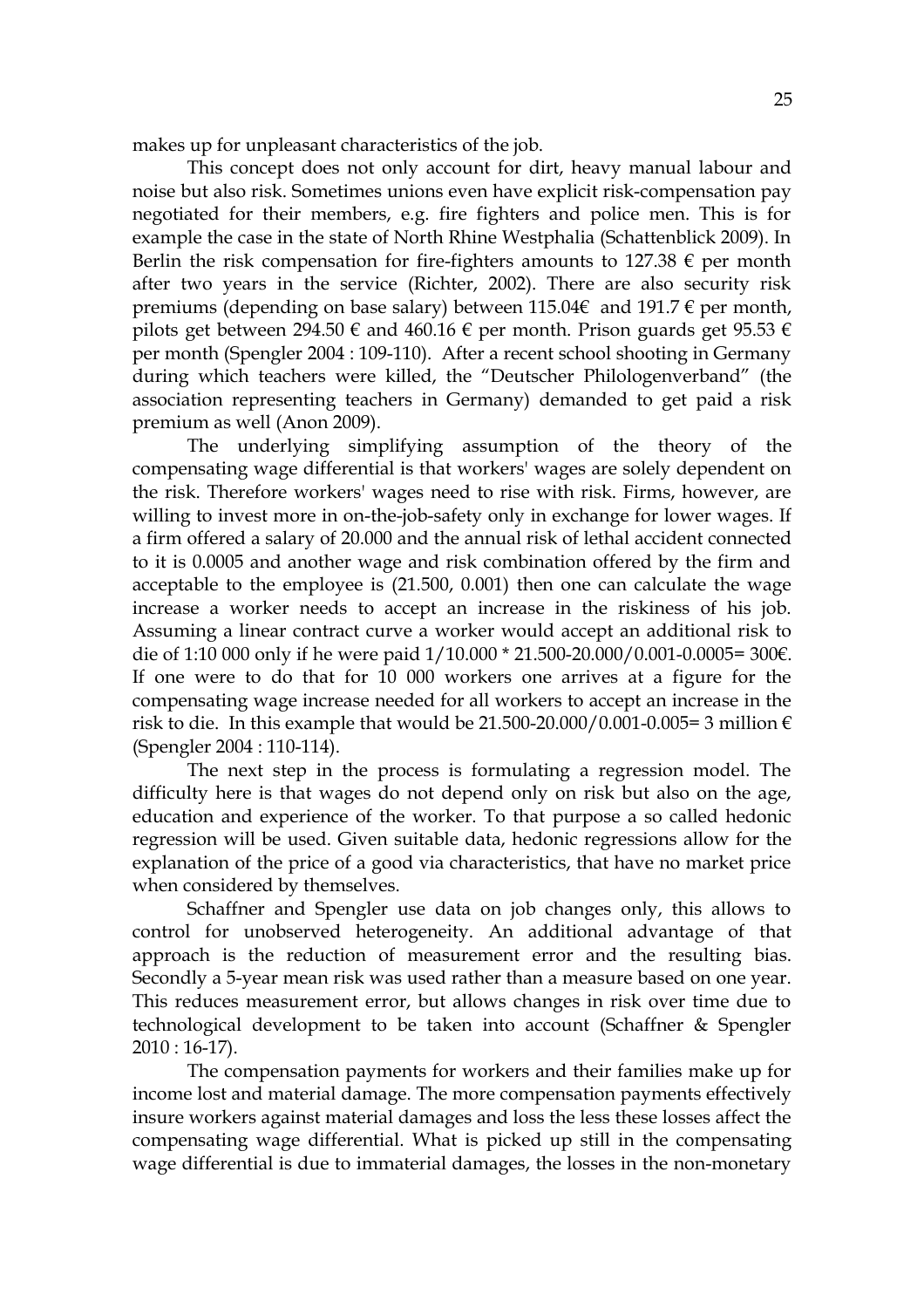makes up for unpleasant characteristics of the job.

This concept does not only account for dirt, heavy manual labour and noise but also risk. Sometimes unions even have explicit risk-compensation pay negotiated for their members, e.g. fire fighters and police men. This is for example the case in the state of North Rhine Westphalia (Schattenblick 2009). In Berlin the risk compensation for fire-fighters amounts to 127.38 € per month after two years in the service (Richter, 2002). There are also security risk premiums (depending on base salary) between 115.04€ and 191.7 € per month, pilots get between 294.50 € and 460.16 € per month. Prison guards get 95.53 € per month (Spengler 2004 : 109-110). After a recent school shooting in Germany during which teachers were killed, the "Deutscher Philologenverband" (the association representing teachers in Germany) demanded to get paid a risk premium as well (Anon 2009).

The underlying simplifying assumption of the theory of the compensating wage differential is that workers' wages are solely dependent on the risk. Therefore workers' wages need to rise with risk. Firms, however, are willing to invest more in on-the-job-safety only in exchange for lower wages. If a firm offered a salary of 20.000 and the annual risk of lethal accident connected to it is 0.0005 and another wage and risk combination offered by the firm and acceptable to the employee is (21.500, 0.001) then one can calculate the wage increase a worker needs to accept an increase in the riskiness of his job. Assuming a linear contract curve a worker would accept an additional risk to die of 1:10 000 only if he were paid 1/10.000 * 21.500-20.000/0.001-0.0005= 300€. If one were to do that for 10 000 workers one arrives at a figure for the compensating wage increase needed for all workers to accept an increase in the risk to die. In this example that would be 21.500-20.000/0.001-0.005= 3 million € (Spengler 2004 : 110-114).

The next step in the process is formulating a regression model. The difficulty here is that wages do not depend only on risk but also on the age, education and experience of the worker. To that purpose a so called hedonic regression will be used. Given suitable data, hedonic regressions allow for the explanation of the price of a good via characteristics, that have no market price when considered by themselves.

Schaffner and Spengler use data on job changes only, this allows to control for unobserved heterogeneity. An additional advantage of that approach is the reduction of measurement error and the resulting bias. Secondly a 5-year mean risk was used rather than a measure based on one year. This reduces measurement error, but allows changes in risk over time due to technological development to be taken into account (Schaffner & Spengler 2010 : 16-17).

The compensation payments for workers and their families make up for income lost and material damage. The more compensation payments effectively insure workers against material damages and loss the less these losses affect the compensating wage differential. What is picked up still in the compensating wage differential is due to immaterial damages, the losses in the non-monetary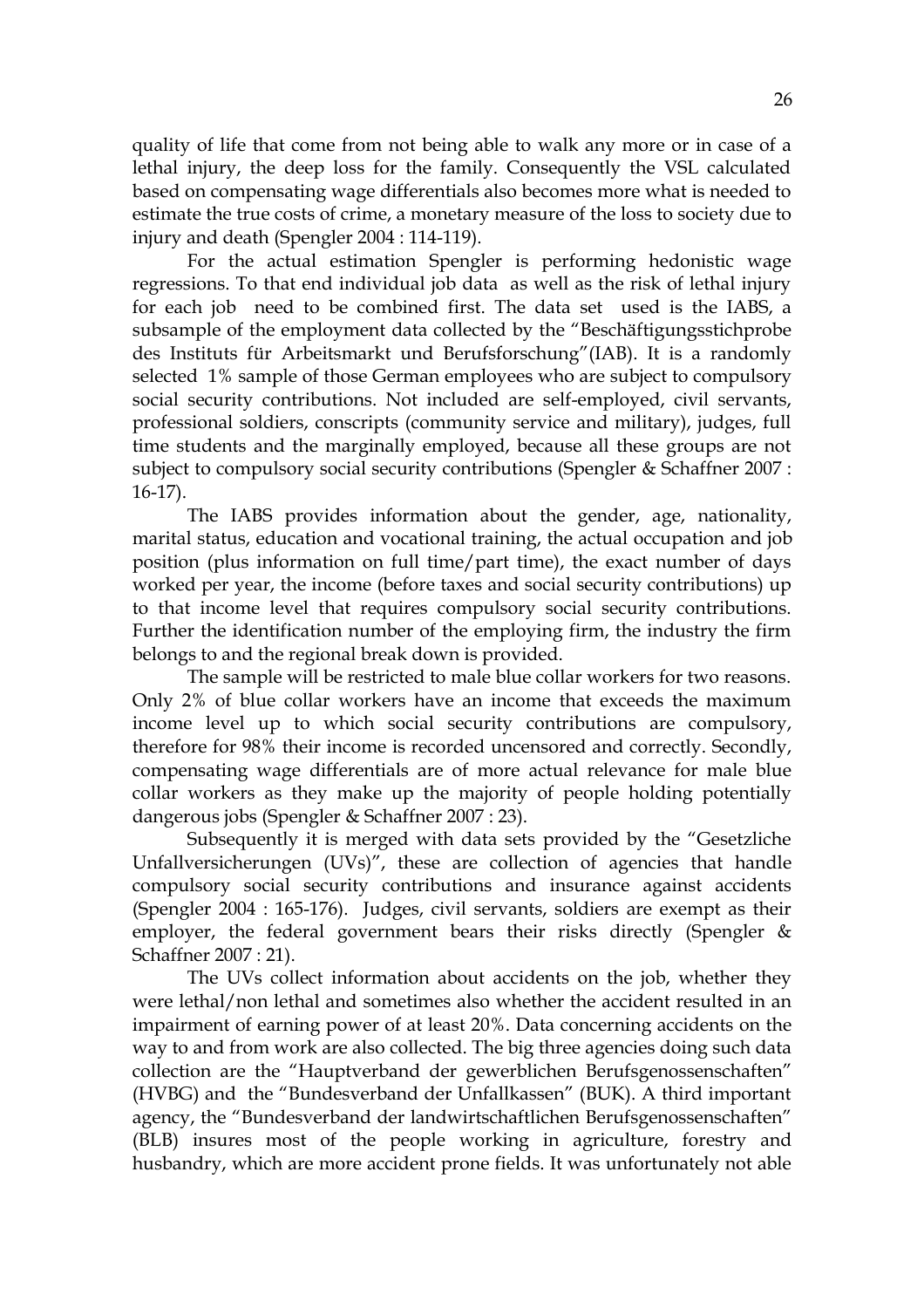quality of life that come from not being able to walk any more or in case of a lethal injury, the deep loss for the family. Consequently the VSL calculated based on compensating wage differentials also becomes more what is needed to estimate the true costs of crime, a monetary measure of the loss to society due to injury and death (Spengler 2004 : 114-119).

For the actual estimation Spengler is performing hedonistic wage regressions. To that end individual job data as well as the risk of lethal injury for each job need to be combined first. The data set used is the IABS, a subsample of the employment data collected by the "Beschäftigungsstichprobe des Instituts für Arbeitsmarkt und Berufsforschung"(IAB). It is a randomly selected 1% sample of those German employees who are subject to compulsory social security contributions. Not included are self-employed, civil servants, professional soldiers, conscripts (community service and military), judges, full time students and the marginally employed, because all these groups are not subject to compulsory social security contributions (Spengler & Schaffner 2007 : 16-17).

The IABS provides information about the gender, age, nationality, marital status, education and vocational training, the actual occupation and job position (plus information on full time/part time), the exact number of days worked per year, the income (before taxes and social security contributions) up to that income level that requires compulsory social security contributions. Further the identification number of the employing firm, the industry the firm belongs to and the regional break down is provided.

The sample will be restricted to male blue collar workers for two reasons. Only 2% of blue collar workers have an income that exceeds the maximum income level up to which social security contributions are compulsory, therefore for 98% their income is recorded uncensored and correctly. Secondly, compensating wage differentials are of more actual relevance for male blue collar workers as they make up the majority of people holding potentially dangerous jobs (Spengler & Schaffner 2007 : 23).

Subsequently it is merged with data sets provided by the "Gesetzliche Unfallversicherungen (UVs)", these are collection of agencies that handle compulsory social security contributions and insurance against accidents (Spengler 2004 : 165-176). Judges, civil servants, soldiers are exempt as their employer, the federal government bears their risks directly (Spengler & Schaffner 2007 : 21).

The UVs collect information about accidents on the job, whether they were lethal/non lethal and sometimes also whether the accident resulted in an impairment of earning power of at least 20%. Data concerning accidents on the way to and from work are also collected. The big three agencies doing such data collection are the "Hauptverband der gewerblichen Berufsgenossenschaften" (HVBG) and the "Bundesverband der Unfallkassen" (BUK). A third important agency, the "Bundesverband der landwirtschaftlichen Berufsgenossenschaften" (BLB) insures most of the people working in agriculture, forestry and husbandry, which are more accident prone fields. It was unfortunately not able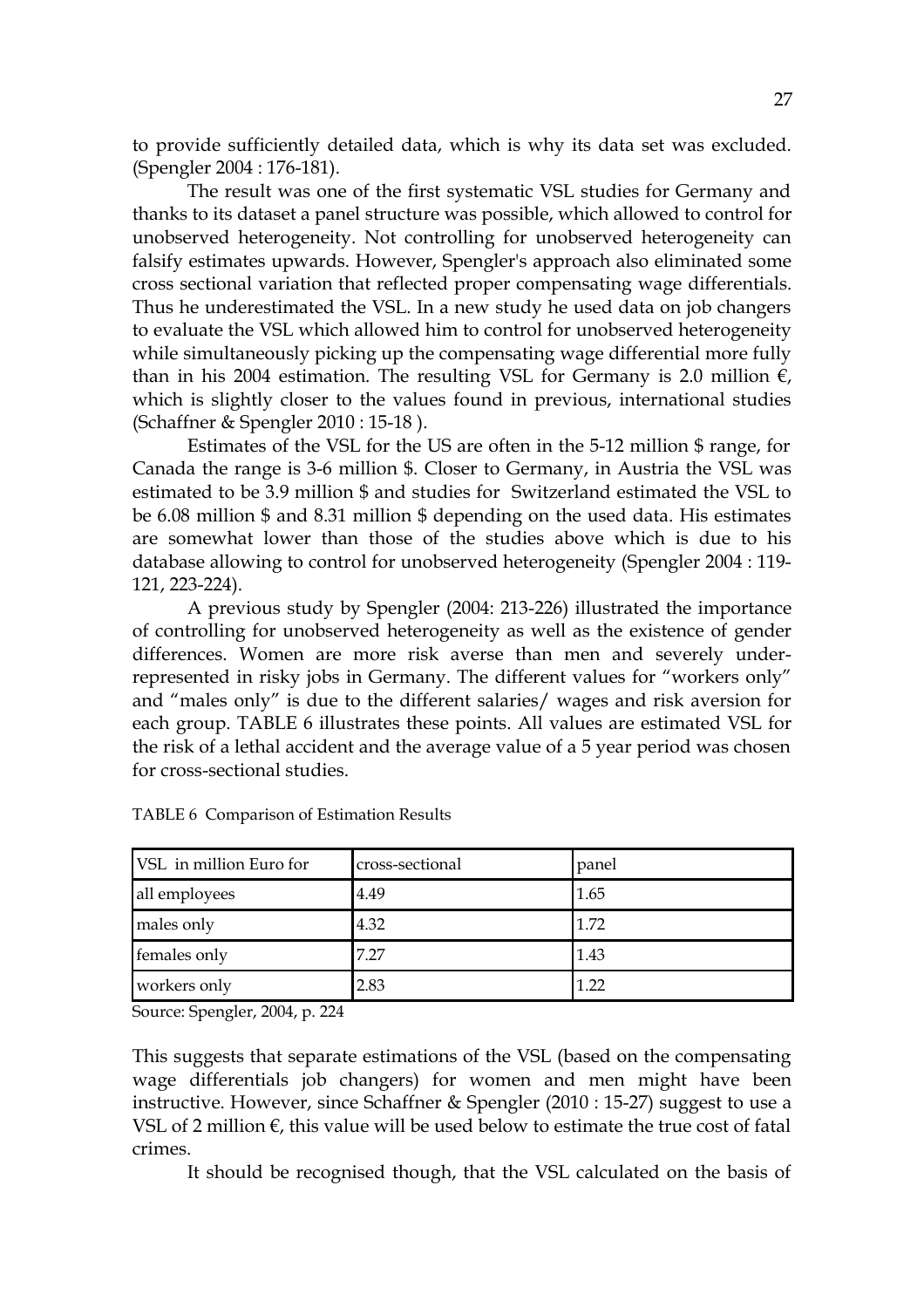to provide sufficiently detailed data, which is why its data set was excluded. (Spengler 2004 : 176-181).

The result was one of the first systematic VSL studies for Germany and thanks to its dataset a panel structure was possible, which allowed to control for unobserved heterogeneity. Not controlling for unobserved heterogeneity can falsify estimates upwards. However, Spengler's approach also eliminated some cross sectional variation that reflected proper compensating wage differentials. Thus he underestimated the VSL. In a new study he used data on job changers to evaluate the VSL which allowed him to control for unobserved heterogeneity while simultaneously picking up the compensating wage differential more fully than in his 2004 estimation. The resulting VSL for Germany is 2.0 million €, which is slightly closer to the values found in previous, international studies (Schaffner & Spengler 2010 : 15-18 ).

Estimates of the VSL for the US are often in the 5-12 million $ range, for Canada the range is 3-6 million $. Closer to Germany, in Austria the VSL was estimated to be 3.9 million $ and studies for Switzerland estimated the VSL to be 6.08 million $ and 8.31 million $ depending on the used data. His estimates are somewhat lower than those of the studies above which is due to his database allowing to control for unobserved heterogeneity (Spengler 2004 : 119-121, 223-224).

A previous study by Spengler (2004: 213-226) illustrated the importance of controlling for unobserved heterogeneity as well as the existence of gender differences. Women are more risk averse than men and severely under-represented in risky jobs in Germany. The different values for "workers only" and "males only" is due to the different salaries/ wages and risk aversion for each group. TABLE 6 illustrates these points. All values are estimated VSL for the risk of a lethal accident and the average value of a 5 year period was chosen for cross-sectional studies.

TABLE 6 Comparison of Estimation Results

| VSL in million Euro for | cross-sectional | panel |
|---|---|---|
| all employees | 4.49 | 1.65 |
| males only | 4.32 | 1.72 |
| females only | 7.27 | 1.43 |
| workers only | 2.83 | 1.22 |

Source: Spengler, 2004, p. 224

This suggests that separate estimations of the VSL (based on the compensating wage differentials job changers) for women and men might have been instructive. However, since Schaffner & Spengler (2010 : 15-27) suggest to use a VSL of 2 million €, this value will be used below to estimate the true cost of fatal crimes.

It should be recognised though, that the VSL calculated on the basis of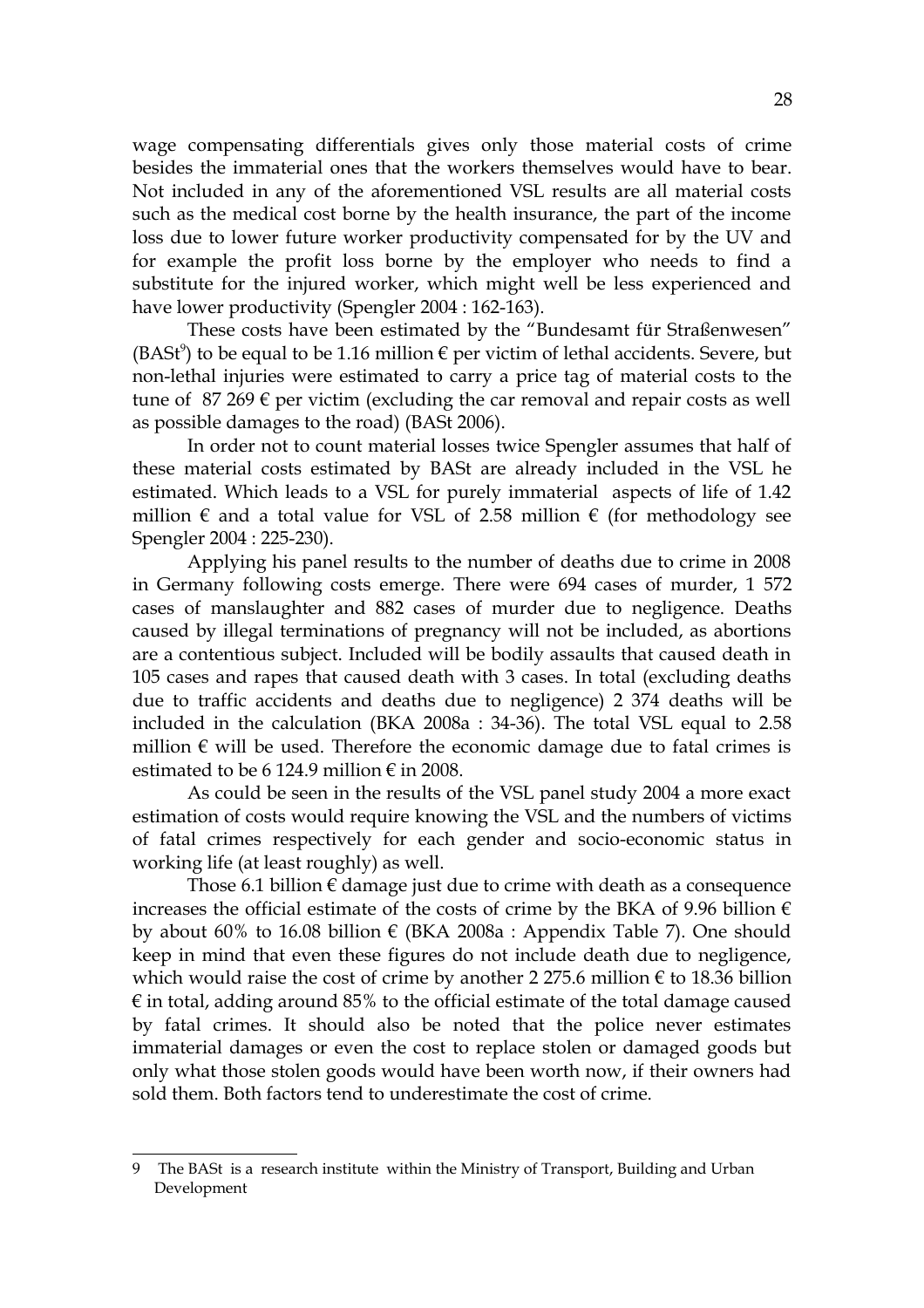wage compensating differentials gives only those material costs of crime besides the immaterial ones that the workers themselves would have to bear. Not included in any of the aforementioned VSL results are all material costs such as the medical cost borne by the health insurance, the part of the income loss due to lower future worker productivity compensated for by the UV and for example the profit loss borne by the employer who needs to find a substitute for the injured worker, which might well be less experienced and have lower productivity (Spengler 2004 : 162-163).

These costs have been estimated by the "Bundesamt für Straßenwesen" (BASt[9]) to be equal to be 1.16 million € per victim of lethal accidents. Severe, but non-lethal injuries were estimated to carry a price tag of material costs to the tune of 87 269 € per victim (excluding the car removal and repair costs as well as possible damages to the road) (BASt 2006).

In order not to count material losses twice Spengler assumes that half of these material costs estimated by BASt are already included in the VSL he estimated. Which leads to a VSL for purely immaterial aspects of life of 1.42 million € and a total value for VSL of 2.58 million € (for methodology see Spengler 2004 : 225-230).

Applying his panel results to the number of deaths due to crime in 2008 in Germany following costs emerge. There were 694 cases of murder, 1 572 cases of manslaughter and 882 cases of murder due to negligence. Deaths caused by illegal terminations of pregnancy will not be included, as abortions are a contentious subject. Included will be bodily assaults that caused death in 105 cases and rapes that caused death with 3 cases. In total (excluding deaths due to traffic accidents and deaths due to negligence) 2 374 deaths will be included in the calculation (BKA 2008a : 34-36). The total VSL equal to 2.58 million € will be used. Therefore the economic damage due to fatal crimes is estimated to be 6 124.9 million € in 2008.

As could be seen in the results of the VSL panel study 2004 a more exact estimation of costs would require knowing the VSL and the numbers of victims of fatal crimes respectively for each gender and socio-economic status in working life (at least roughly) as well.

Those 6.1 billion € damage just due to crime with death as a consequence increases the official estimate of the costs of crime by the BKA of 9.96 billion € by about 60% to 16.08 billion € (BKA 2008a : Appendix Table 7). One should keep in mind that even these figures do not include death due to negligence, which would raise the cost of crime by another 2 275.6 million € to 18.36 billion € in total, adding around 85% to the official estimate of the total damage caused by fatal crimes. It should also be noted that the police never estimates immaterial damages or even the cost to replace stolen or damaged goods but only what those stolen goods would have been worth now, if their owners had sold them. Both factors tend to underestimate the cost of crime.

---

9 The BASt is a research institute within the Ministry of Transport, Building and Urban Development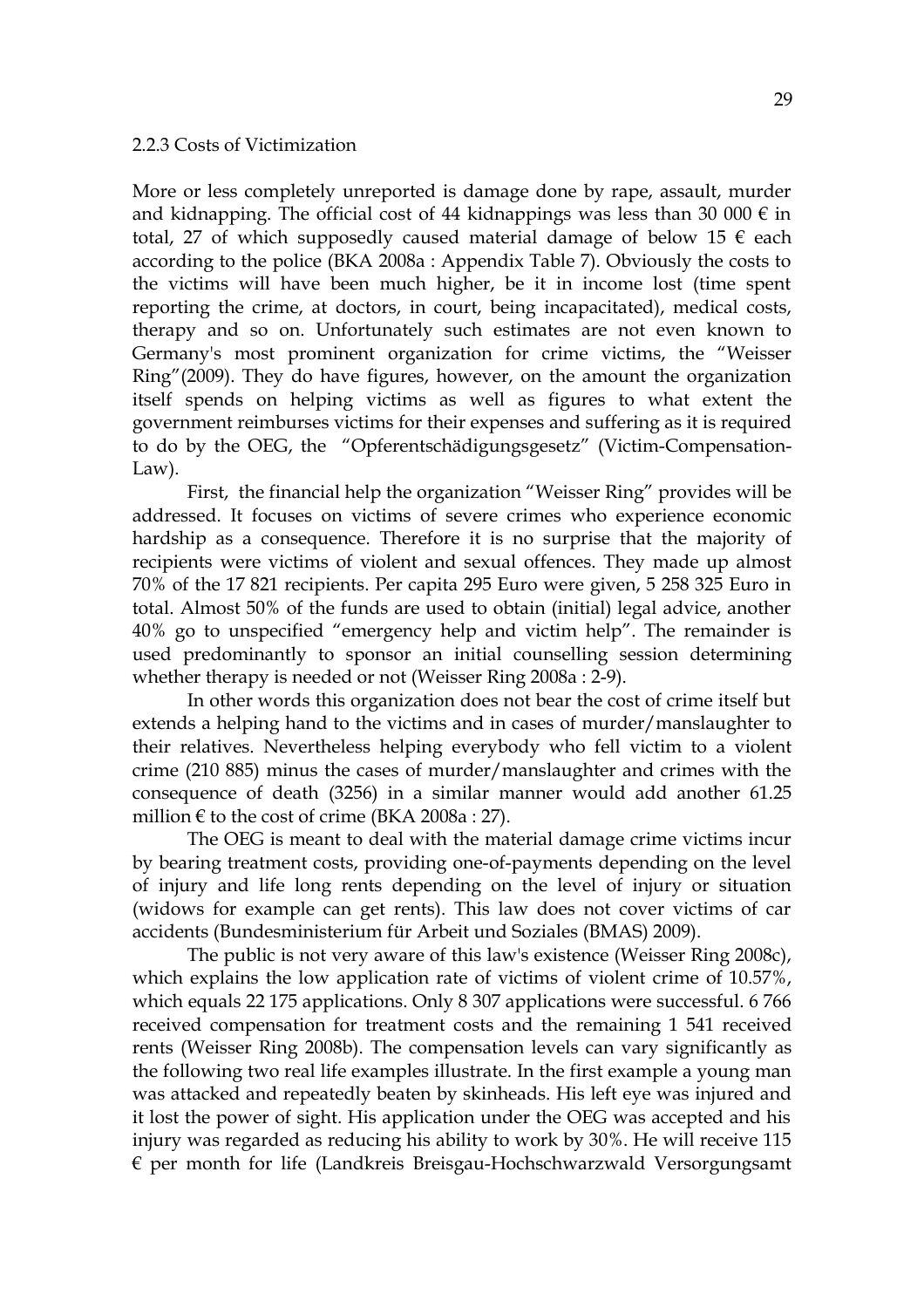### 2.2.3 Costs of Victimization

More or less completely unreported is damage done by rape, assault, murder and kidnapping. The official cost of 44 kidnappings was less than 30 000 € in total, 27 of which supposedly caused material damage of below 15 € each according to the police (BKA 2008a : Appendix Table 7). Obviously the costs to the victims will have been much higher, be it in income lost (time spent reporting the crime, at doctors, in court, being incapacitated), medical costs, therapy and so on. Unfortunately such estimates are not even known to Germany's most prominent organization for crime victims, the "Weisser Ring"(2009). They do have figures, however, on the amount the organization itself spends on helping victims as well as figures to what extent the government reimburses victims for their expenses and suffering as it is required to do by the OEG, the "Opferentschädigungsgesetz" (Victim-Compensation-Law).

First, the financial help the organization "Weisser Ring" provides will be addressed. It focuses on victims of severe crimes who experience economic hardship as a consequence. Therefore it is no surprise that the majority of recipients were victims of violent and sexual offences. They made up almost 70% of the 17 821 recipients. Per capita 295 Euro were given, 5 258 325 Euro in total. Almost 50% of the funds are used to obtain (initial) legal advice, another 40% go to unspecified "emergency help and victim help". The remainder is used predominantly to sponsor an initial counselling session determining whether therapy is needed or not (Weisser Ring 2008a : 2-9).

In other words this organization does not bear the cost of crime itself but extends a helping hand to the victims and in cases of murder/manslaughter to their relatives. Nevertheless helping everybody who fell victim to a violent crime (210 885) minus the cases of murder/manslaughter and crimes with the consequence of death (3256) in a similar manner would add another 61.25 million € to the cost of crime (BKA 2008a : 27).

The OEG is meant to deal with the material damage crime victims incur by bearing treatment costs, providing one-of-payments depending on the level of injury and life long rents depending on the level of injury or situation (widows for example can get rents). This law does not cover victims of car accidents (Bundesministerium für Arbeit und Soziales (BMAS) 2009).

The public is not very aware of this law's existence (Weisser Ring 2008c), which explains the low application rate of victims of violent crime of 10.57%, which equals 22 175 applications. Only 8 307 applications were successful. 6 766 received compensation for treatment costs and the remaining 1 541 received rents (Weisser Ring 2008b). The compensation levels can vary significantly as the following two real life examples illustrate. In the first example a young man was attacked and repeatedly beaten by skinheads. His left eye was injured and it lost the power of sight. His application under the OEG was accepted and his injury was regarded as reducing his ability to work by 30%. He will receive 115 € per month for life (Landkreis Breisgau-Hochschwarzwald Versorgungsamt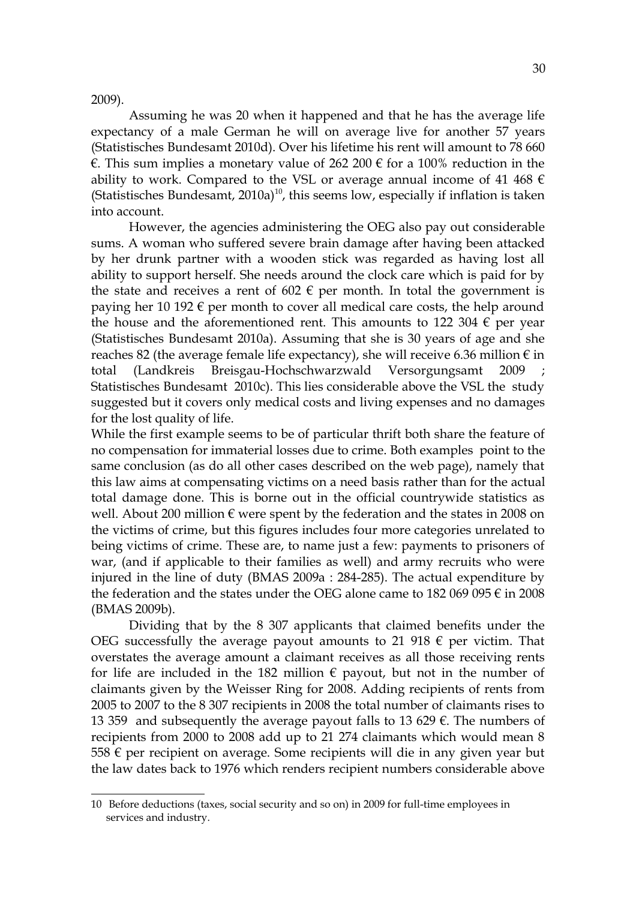2009).

Assuming he was 20 when it happened and that he has the average life expectancy of a male German he will on average live for another 57 years (Statistisches Bundesamt 2010d). Over his lifetime his rent will amount to 78 660 €. This sum implies a monetary value of 262 200 € for a 100% reduction in the ability to work. Compared to the VSL or average annual income of 41 468 € (Statistisches Bundesamt, 2010a)[10], this seems low, especially if inflation is taken into account.

However, the agencies administering the OEG also pay out considerable sums. A woman who suffered severe brain damage after having been attacked by her drunk partner with a wooden stick was regarded as having lost all ability to support herself. She needs around the clock care which is paid for by the state and receives a rent of 602 € per month. In total the government is paying her 10 192 € per month to cover all medical care costs, the help around the house and the aforementioned rent. This amounts to 122 304 € per year (Statistisches Bundesamt 2010a). Assuming that she is 30 years of age and she reaches 82 (the average female life expectancy), she will receive 6.36 million € in total (Landkreis Breisgau-Hochschwarzwald Versorgungsamt 2009 ; Statistisches Bundesamt 2010c). This lies considerable above the VSL the study suggested but it covers only medical costs and living expenses and no damages for the lost quality of life.

While the first example seems to be of particular thrift both share the feature of no compensation for immaterial losses due to crime. Both examples point to the same conclusion (as do all other cases described on the web page), namely that this law aims at compensating victims on a need basis rather than for the actual total damage done. This is borne out in the official countrywide statistics as well. About 200 million € were spent by the federation and the states in 2008 on the victims of crime, but this figures includes four more categories unrelated to being victims of crime. These are, to name just a few: payments to prisoners of war, (and if applicable to their families as well) and army recruits who were injured in the line of duty (BMAS 2009a : 284-285). The actual expenditure by the federation and the states under the OEG alone came to 182 069 095 € in 2008 (BMAS 2009b).

Dividing that by the 8 307 applicants that claimed benefits under the OEG successfully the average payout amounts to 21 918 € per victim. That overstates the average amount a claimant receives as all those receiving rents for life are included in the 182 million € payout, but not in the number of claimants given by the Weisser Ring for 2008. Adding recipients of rents from 2005 to 2007 to the 8 307 recipients in 2008 the total number of claimants rises to 13 359 and subsequently the average payout falls to 13 629 €. The numbers of recipients from 2000 to 2008 add up to 21 274 claimants which would mean 8 558 € per recipient on average. Some recipients will die in any given year but the law dates back to 1976 which renders recipient numbers considerable above

---

10 Before deductions (taxes, social security and so on) in 2009 for full-time employees in services and industry.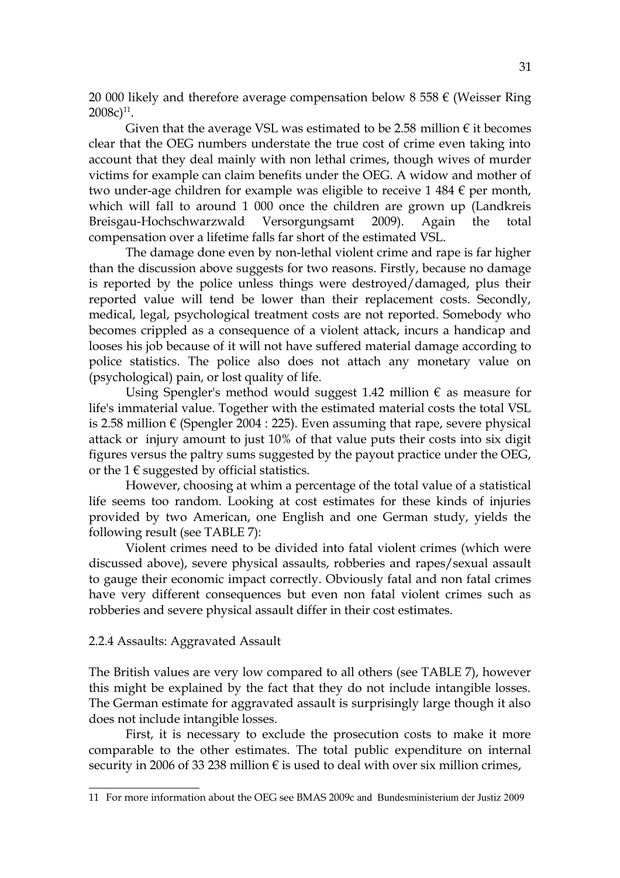20 000 likely and therefore average compensation below 8 558 € (Weisser Ring 2008c)[11].

Given that the average VSL was estimated to be 2.58 million € it becomes clear that the OEG numbers understate the true cost of crime even taking into account that they deal mainly with non lethal crimes, though wives of murder victims for example can claim benefits under the OEG. A widow and mother of two under-age children for example was eligible to receive 1 484 € per month, which will fall to around 1 000 once the children are grown up (Landkreis Breisgau-Hochschwarzwald Versorgungsamt 2009). Again the total compensation over a lifetime falls far short of the estimated VSL.

The damage done even by non-lethal violent crime and rape is far higher than the discussion above suggests for two reasons. Firstly, because no damage is reported by the police unless things were destroyed/damaged, plus their reported value will tend be lower than their replacement costs. Secondly, medical, legal, psychological treatment costs are not reported. Somebody who becomes crippled as a consequence of a violent attack, incurs a handicap and looses his job because of it will not have suffered material damage according to police statistics. The police also does not attach any monetary value on (psychological) pain, or lost quality of life.

Using Spengler's method would suggest 1.42 million € as measure for life's immaterial value. Together with the estimated material costs the total VSL is 2.58 million € (Spengler 2004 : 225). Even assuming that rape, severe physical attack or injury amount to just 10% of that value puts their costs into six digit figures versus the paltry sums suggested by the payout practice under the OEG, or the 1 € suggested by official statistics.

However, choosing at whim a percentage of the total value of a statistical life seems too random. Looking at cost estimates for these kinds of injuries provided by two American, one English and one German study, yields the following result (see TABLE 7):

Violent crimes need to be divided into fatal violent crimes (which were discussed above), severe physical assaults, robberies and rapes/sexual assault to gauge their economic impact correctly. Obviously fatal and non fatal crimes have very different consequences but even non fatal violent crimes such as robberies and severe physical assault differ in their cost estimates.

### 2.2.4 Assaults: Aggravated Assault

The British values are very low compared to all others (see TABLE 7), however this might be explained by the fact that they do not include intangible losses. The German estimate for aggravated assault is surprisingly large though it also does not include intangible losses.

First, it is necessary to exclude the prosecution costs to make it more comparable to the other estimates. The total public expenditure on internal security in 2006 of 33 238 million € is used to deal with over six million crimes,

---

[11] For more information about the OEG see BMAS 2009c and Bundesministerium der Justiz 2009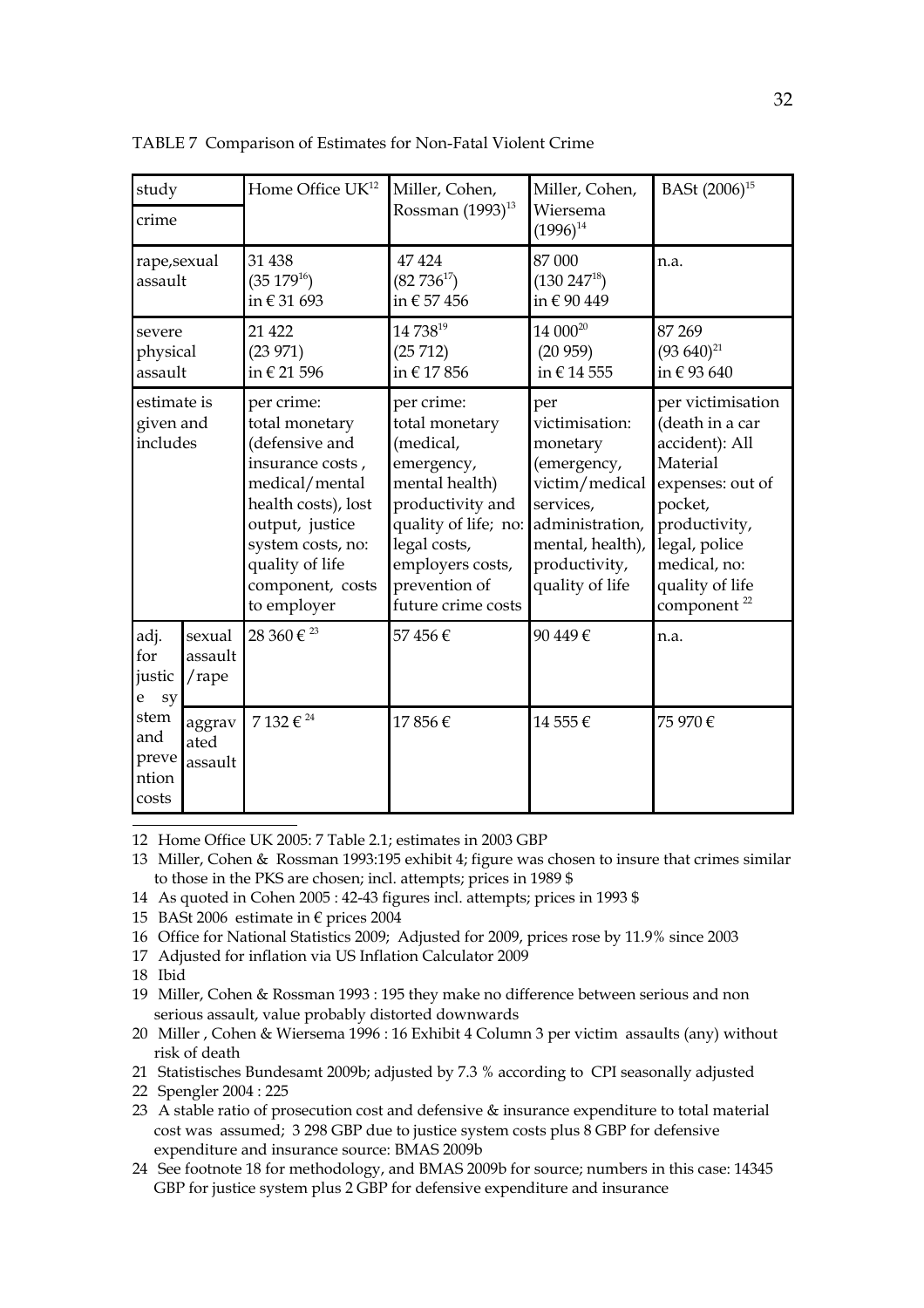TABLE 7 Comparison of Estimates for Non-Fatal Violent Crime

| study / crime | | Home Office UK[12] | Miller, Cohen, Rossman (1993)[13] | Miller, Cohen, Wiersema (1996)[14] | BASt (2006)[15] |
|---|---|---|---|---|---|
| rape,sexual assault | | 31 438 (35 179[16]) in € 31 693 | 47 424 (82 736[17]) in € 57 456 | 87 000 (130 247[18]) in € 90 449 | n.a. |
| severe physical assault | | 21 422 (23 971) in € 21 596 | 14 738[19] (25 712) in € 17 856 | 14 000[20] (20 959) in € 14 555 | 87 269 (93 640)[21] in € 93 640 |
| estimate is given and includes | | per crime: total monetary (defensive and insurance costs , medical/mental health costs), lost output, justice system costs, no: quality of life component, costs to employer | per crime: total monetary (medical, emergency, mental health) productivity and quality of life; no: legal costs, employers costs, prevention of future crime costs | per victimisation: monetary (emergency, victim/medical services, administration, mental, health), productivity, quality of life | per victimisation (death in a car accident): All Material expenses: out of pocket, productivity, legal, police medical, no: quality of life component[22] |
| adj. for justice system and prevention costs | sexual assault /rape | 28 360 €[23] | 57 456 € | 90 449 € | n.a. |
| | aggravated assault | 7 132 €[24] | 17 856 € | 14 555 € | 75 970 € |

12 Home Office UK 2005: 7 Table 2.1; estimates in 2003 GBP

13 Miller, Cohen & Rossman 1993:195 exhibit 4; figure was chosen to insure that crimes similar to those in the PKS are chosen; incl. attempts; prices in 1989 $

14 As quoted in Cohen 2005 : 42-43 figures incl. attempts; prices in 1993 $

15 BASt 2006 estimate in € prices 2004

16 Office for National Statistics 2009; Adjusted for 2009, prices rose by 11.9% since 2003

17 Adjusted for inflation via US Inflation Calculator 2009

18 Ibid

19 Miller, Cohen & Rossman 1993 : 195 they make no difference between serious and non serious assault, value probably distorted downwards

20 Miller , Cohen & Wiersema 1996 : 16 Exhibit 4 Column 3 per victim assaults (any) without risk of death

21 Statistisches Bundesamt 2009b; adjusted by 7.3 % according to CPI seasonally adjusted

22 Spengler 2004 : 225

23 A stable ratio of prosecution cost and defensive & insurance expenditure to total material cost was assumed; 3 298 GBP due to justice system costs plus 8 GBP for defensive expenditure and insurance source: BMAS 2009b

24 See footnote 18 for methodology, and BMAS 2009b for source; numbers in this case: 14345 GBP for justice system plus 2 GBP for defensive expenditure and insurance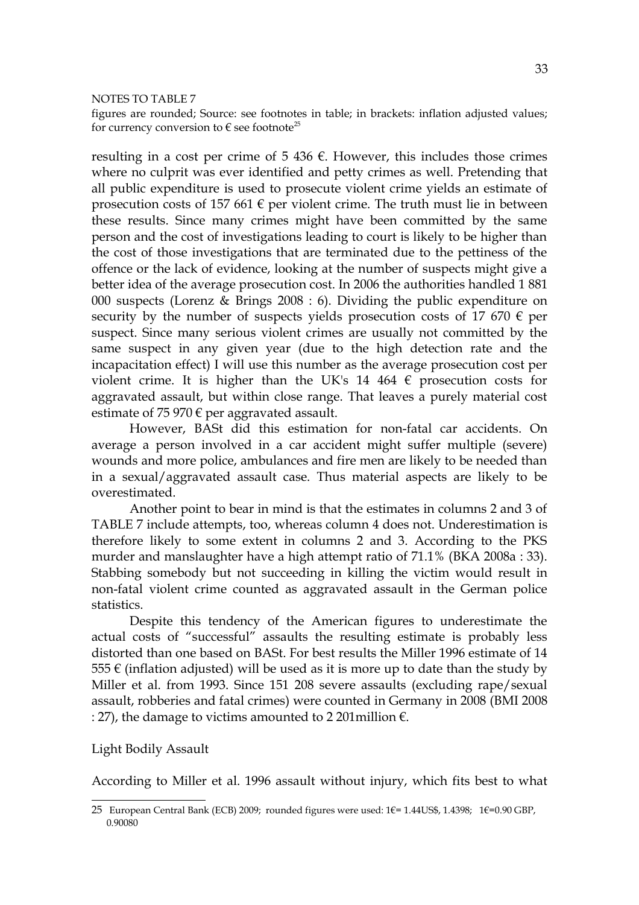NOTES TO TABLE 7
figures are rounded; Source: see footnotes in table; in brackets: inflation adjusted values; for currency conversion to € see footnote[25]

resulting in a cost per crime of 5 436 €. However, this includes those crimes where no culprit was ever identified and petty crimes as well. Pretending that all public expenditure is used to prosecute violent crime yields an estimate of prosecution costs of 157 661 € per violent crime. The truth must lie in between these results. Since many crimes might have been committed by the same person and the cost of investigations leading to court is likely to be higher than the cost of those investigations that are terminated due to the pettiness of the offence or the lack of evidence, looking at the number of suspects might give a better idea of the average prosecution cost. In 2006 the authorities handled 1 881 000 suspects (Lorenz & Brings 2008 : 6). Dividing the public expenditure on security by the number of suspects yields prosecution costs of 17 670 € per suspect. Since many serious violent crimes are usually not committed by the same suspect in any given year (due to the high detection rate and the incapacitation effect) I will use this number as the average prosecution cost per violent crime. It is higher than the UK's 14 464 € prosecution costs for aggravated assault, but within close range. That leaves a purely material cost estimate of 75 970 € per aggravated assault.

However, BASt did this estimation for non-fatal car accidents. On average a person involved in a car accident might suffer multiple (severe) wounds and more police, ambulances and fire men are likely to be needed than in a sexual/aggravated assault case. Thus material aspects are likely to be overestimated.

Another point to bear in mind is that the estimates in columns 2 and 3 of TABLE 7 include attempts, too, whereas column 4 does not. Underestimation is therefore likely to some extent in columns 2 and 3. According to the PKS murder and manslaughter have a high attempt ratio of 71.1% (BKA 2008a : 33). Stabbing somebody but not succeeding in killing the victim would result in non-fatal violent crime counted as aggravated assault in the German police statistics.

Despite this tendency of the American figures to underestimate the actual costs of "successful" assaults the resulting estimate is probably less distorted than one based on BASt. For best results the Miller 1996 estimate of 14 555 € (inflation adjusted) will be used as it is more up to date than the study by Miller et al. from 1993. Since 151 208 severe assaults (excluding rape/sexual assault, robberies and fatal crimes) were counted in Germany in 2008 (BMI 2008 : 27), the damage to victims amounted to 2 201million €.

Light Bodily Assault

According to Miller et al. 1996 assault without injury, which fits best to what

---

25 European Central Bank (ECB) 2009; rounded figures were used: 1€= 1.44US$, 1.4398; 1€=0.90 GBP, 0.90080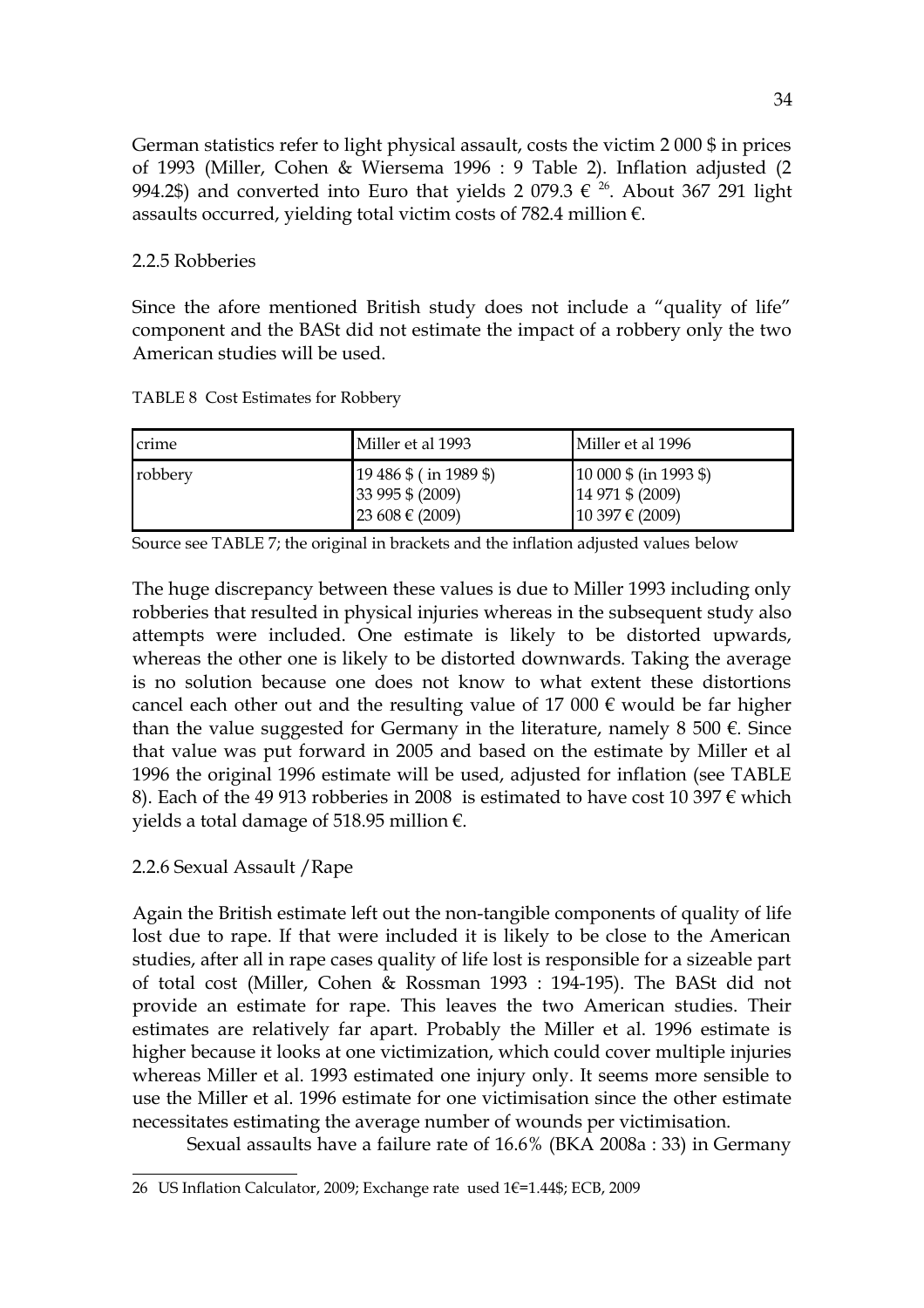German statistics refer to light physical assault, costs the victim 2 000 $ in prices of 1993 (Miller, Cohen & Wiersema 1996 : 9 Table 2). Inflation adjusted (2 994.2$) and converted into Euro that yields 2 079.3 € [26]. About 367 291 light assaults occurred, yielding total victim costs of 782.4 million €.

### 2.2.5 Robberies

Since the afore mentioned British study does not include a "quality of life" component and the BASt did not estimate the impact of a robbery only the two American studies will be used.

TABLE 8 Cost Estimates for Robbery

| crime | Miller et al 1993 | Miller et al 1996 |
|---|---|---|
| robbery | 19 486 $ ( in 1989 $)<br>33 995 $ (2009)<br>23 608 € (2009) | 10 000 $ (in 1993 $)<br>14 971 $ (2009)<br>10 397 € (2009) |

Source see TABLE 7; the original in brackets and the inflation adjusted values below

The huge discrepancy between these values is due to Miller 1993 including only robberies that resulted in physical injuries whereas in the subsequent study also attempts were included. One estimate is likely to be distorted upwards, whereas the other one is likely to be distorted downwards. Taking the average is no solution because one does not know to what extent these distortions cancel each other out and the resulting value of 17 000 € would be far higher than the value suggested for Germany in the literature, namely 8 500 €. Since that value was put forward in 2005 and based on the estimate by Miller et al 1996 the original 1996 estimate will be used, adjusted for inflation (see TABLE 8). Each of the 49 913 robberies in 2008 is estimated to have cost 10 397 € which yields a total damage of 518.95 million €.

### 2.2.6 Sexual Assault /Rape

Again the British estimate left out the non-tangible components of quality of life lost due to rape. If that were included it is likely to be close to the American studies, after all in rape cases quality of life lost is responsible for a sizeable part of total cost (Miller, Cohen & Rossman 1993 : 194-195). The BASt did not provide an estimate for rape. This leaves the two American studies. Their estimates are relatively far apart. Probably the Miller et al. 1996 estimate is higher because it looks at one victimization, which could cover multiple injuries whereas Miller et al. 1993 estimated one injury only. It seems more sensible to use the Miller et al. 1996 estimate for one victimisation since the other estimate necessitates estimating the average number of wounds per victimisation.

Sexual assaults have a failure rate of 16.6% (BKA 2008a : 33) in Germany

---

26 US Inflation Calculator, 2009; Exchange rate used 1€=1.44$; ECB, 2009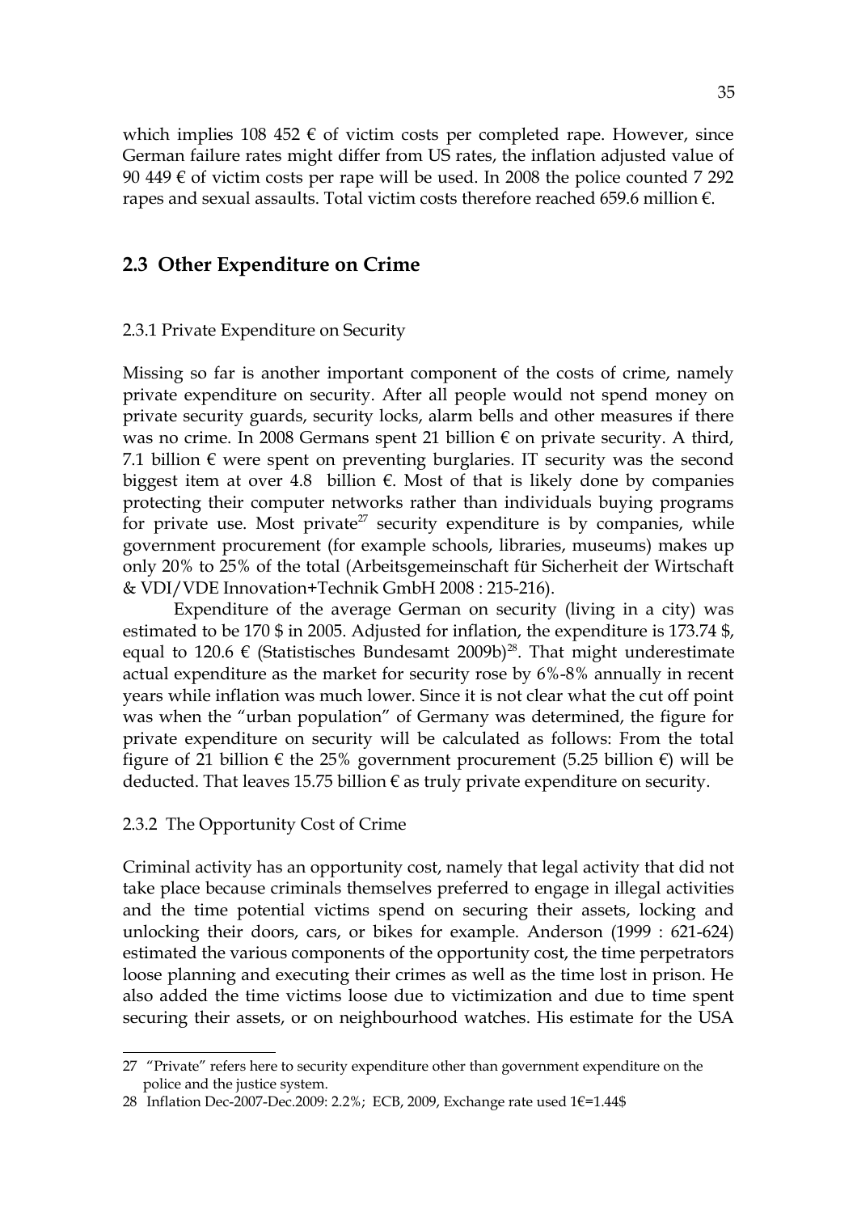which implies 108 452 € of victim costs per completed rape. However, since German failure rates might differ from US rates, the inflation adjusted value of 90 449 € of victim costs per rape will be used. In 2008 the police counted 7 292 rapes and sexual assaults. Total victim costs therefore reached 659.6 million €.

## 2.3 Other Expenditure on Crime

### 2.3.1 Private Expenditure on Security

Missing so far is another important component of the costs of crime, namely private expenditure on security. After all people would not spend money on private security guards, security locks, alarm bells and other measures if there was no crime. In 2008 Germans spent 21 billion € on private security. A third, 7.1 billion € were spent on preventing burglaries. IT security was the second biggest item at over 4.8 billion €. Most of that is likely done by companies protecting their computer networks rather than individuals buying programs for private use. Most private[27] security expenditure is by companies, while government procurement (for example schools, libraries, museums) makes up only 20% to 25% of the total (Arbeitsgemeinschaft für Sicherheit der Wirtschaft & VDI/VDE Innovation+Technik GmbH 2008 : 215-216).

Expenditure of the average German on security (living in a city) was estimated to be 170 $ in 2005. Adjusted for inflation, the expenditure is 173.74 $, equal to 120.6 € (Statistisches Bundesamt 2009b)[28]. That might underestimate actual expenditure as the market for security rose by 6%-8% annually in recent years while inflation was much lower. Since it is not clear what the cut off point was when the "urban population" of Germany was determined, the figure for private expenditure on security will be calculated as follows: From the total figure of 21 billion € the 25% government procurement (5.25 billion €) will be deducted. That leaves 15.75 billion € as truly private expenditure on security.

### 2.3.2 The Opportunity Cost of Crime

Criminal activity has an opportunity cost, namely that legal activity that did not take place because criminals themselves preferred to engage in illegal activities and the time potential victims spend on securing their assets, locking and unlocking their doors, cars, or bikes for example. Anderson (1999 : 621-624) estimated the various components of the opportunity cost, the time perpetrators loose planning and executing their crimes as well as the time lost in prison. He also added the time victims loose due to victimization and due to time spent securing their assets, or on neighbourhood watches. His estimate for the USA

---

27 "Private" refers here to security expenditure other than government expenditure on the police and the justice system.

28 Inflation Dec-2007-Dec.2009: 2.2%; ECB, 2009, Exchange rate used 1€=1.44$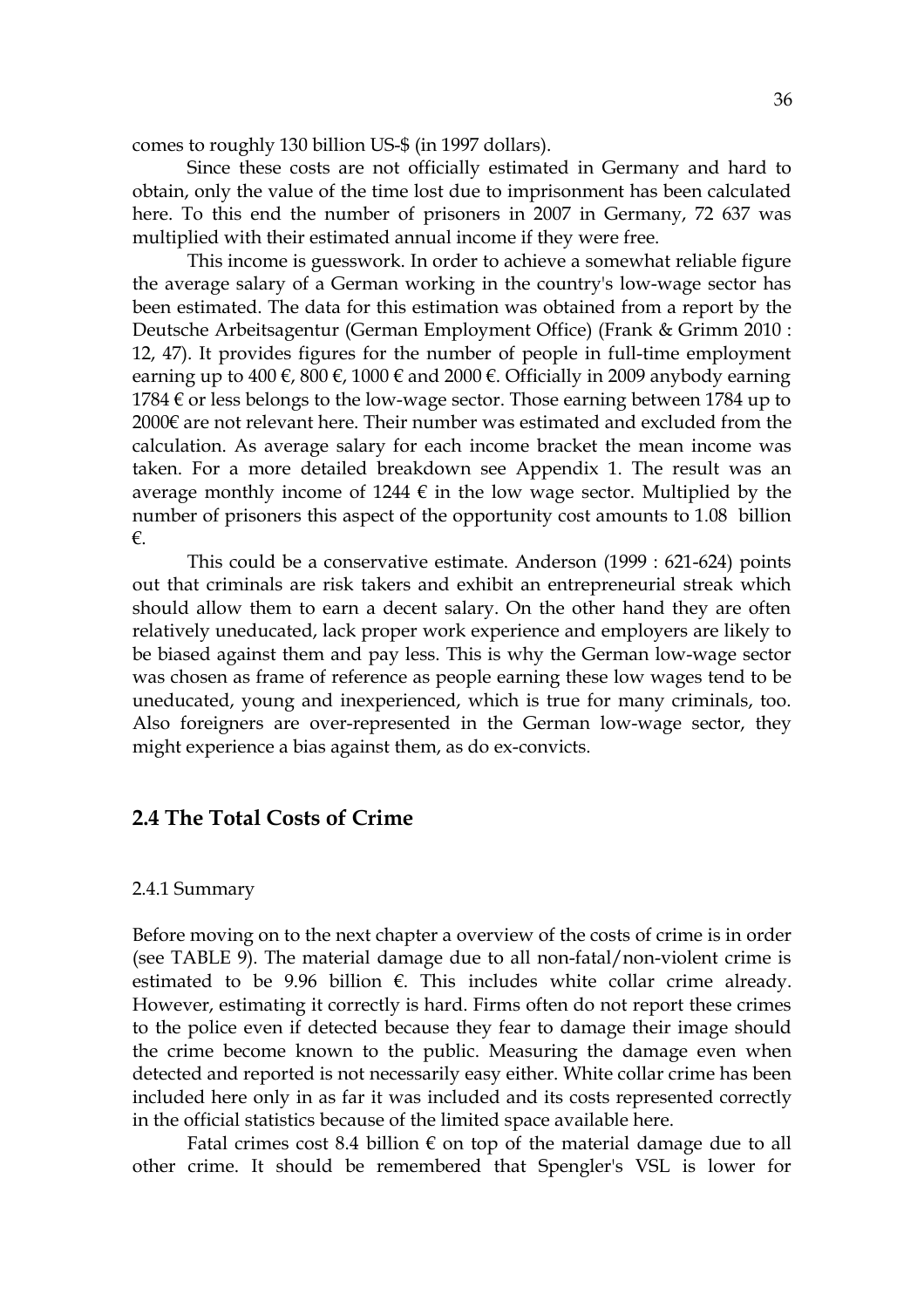comes to roughly 130 billion US-$ (in 1997 dollars).

Since these costs are not officially estimated in Germany and hard to obtain, only the value of the time lost due to imprisonment has been calculated here. To this end the number of prisoners in 2007 in Germany, 72 637 was multiplied with their estimated annual income if they were free.

This income is guesswork. In order to achieve a somewhat reliable figure the average salary of a German working in the country's low-wage sector has been estimated. The data for this estimation was obtained from a report by the Deutsche Arbeitsagentur (German Employment Office) (Frank & Grimm 2010 : 12, 47). It provides figures for the number of people in full-time employment earning up to 400 €, 800 €, 1000 € and 2000 €. Officially in 2009 anybody earning 1784 € or less belongs to the low-wage sector. Those earning between 1784 up to 2000€ are not relevant here. Their number was estimated and excluded from the calculation. As average salary for each income bracket the mean income was taken. For a more detailed breakdown see Appendix 1. The result was an average monthly income of 1244 € in the low wage sector. Multiplied by the number of prisoners this aspect of the opportunity cost amounts to 1.08 billion €.

This could be a conservative estimate. Anderson (1999 : 621-624) points out that criminals are risk takers and exhibit an entrepreneurial streak which should allow them to earn a decent salary. On the other hand they are often relatively uneducated, lack proper work experience and employers are likely to be biased against them and pay less. This is why the German low-wage sector was chosen as frame of reference as people earning these low wages tend to be uneducated, young and inexperienced, which is true for many criminals, too. Also foreigners are over-represented in the German low-wage sector, they might experience a bias against them, as do ex-convicts.

## 2.4 The Total Costs of Crime

### 2.4.1 Summary

Before moving on to the next chapter a overview of the costs of crime is in order (see TABLE 9). The material damage due to all non-fatal/non-violent crime is estimated to be 9.96 billion €. This includes white collar crime already. However, estimating it correctly is hard. Firms often do not report these crimes to the police even if detected because they fear to damage their image should the crime become known to the public. Measuring the damage even when detected and reported is not necessarily easy either. White collar crime has been included here only in as far it was included and its costs represented correctly in the official statistics because of the limited space available here.

Fatal crimes cost 8.4 billion € on top of the material damage due to all other crime. It should be remembered that Spengler's VSL is lower for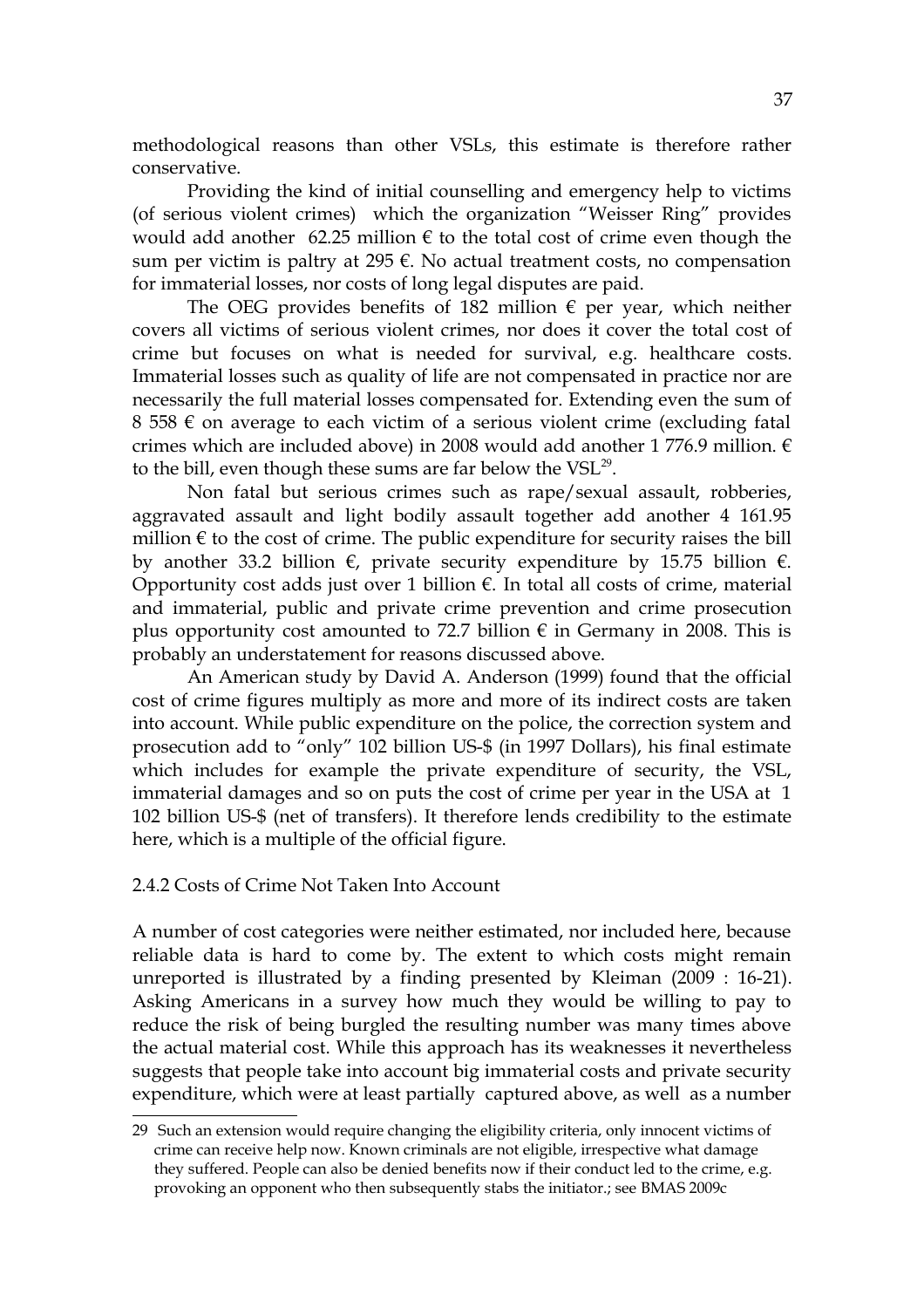methodological reasons than other VSLs, this estimate is therefore rather conservative.

Providing the kind of initial counselling and emergency help to victims (of serious violent crimes) which the organization "Weisser Ring" provides would add another 62.25 million € to the total cost of crime even though the sum per victim is paltry at 295 €. No actual treatment costs, no compensation for immaterial losses, nor costs of long legal disputes are paid.

The OEG provides benefits of 182 million € per year, which neither covers all victims of serious violent crimes, nor does it cover the total cost of crime but focuses on what is needed for survival, e.g. healthcare costs. Immaterial losses such as quality of life are not compensated in practice nor are necessarily the full material losses compensated for. Extending even the sum of 8 558 € on average to each victim of a serious violent crime (excluding fatal crimes which are included above) in 2008 would add another 1 776.9 million. € to the bill, even though these sums are far below the VSL[29].

Non fatal but serious crimes such as rape/sexual assault, robberies, aggravated assault and light bodily assault together add another 4 161.95 million € to the cost of crime. The public expenditure for security raises the bill by another 33.2 billion €, private security expenditure by 15.75 billion €. Opportunity cost adds just over 1 billion €. In total all costs of crime, material and immaterial, public and private crime prevention and crime prosecution plus opportunity cost amounted to 72.7 billion € in Germany in 2008. This is probably an understatement for reasons discussed above.

An American study by David A. Anderson (1999) found that the official cost of crime figures multiply as more and more of its indirect costs are taken into account. While public expenditure on the police, the correction system and prosecution add to "only" 102 billion US-$ (in 1997 Dollars), his final estimate which includes for example the private expenditure of security, the VSL, immaterial damages and so on puts the cost of crime per year in the USA at 1 102 billion US-$ (net of transfers). It therefore lends credibility to the estimate here, which is a multiple of the official figure.

### 2.4.2 Costs of Crime Not Taken Into Account

A number of cost categories were neither estimated, nor included here, because reliable data is hard to come by. The extent to which costs might remain unreported is illustrated by a finding presented by Kleiman (2009 : 16-21). Asking Americans in a survey how much they would be willing to pay to reduce the risk of being burgled the resulting number was many times above the actual material cost. While this approach has its weaknesses it nevertheless suggests that people take into account big immaterial costs and private security expenditure, which were at least partially captured above, as well as a number

---

29 Such an extension would require changing the eligibility criteria, only innocent victims of crime can receive help now. Known criminals are not eligible, irrespective what damage they suffered. People can also be denied benefits now if their conduct led to the crime, e.g. provoking an opponent who then subsequently stabs the initiator.; see BMAS 2009c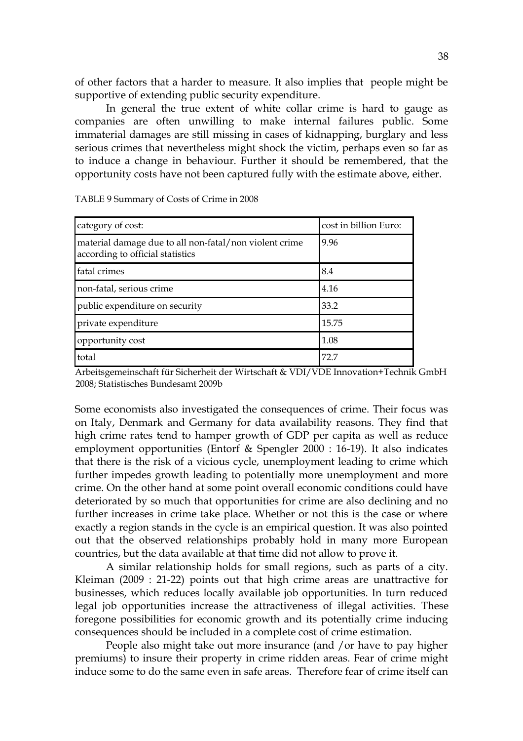of other factors that a harder to measure. It also implies that people might be supportive of extending public security expenditure.

In general the true extent of white collar crime is hard to gauge as companies are often unwilling to make internal failures public. Some immaterial damages are still missing in cases of kidnapping, burglary and less serious crimes that nevertheless might shock the victim, perhaps even so far as to induce a change in behaviour. Further it should be remembered, that the opportunity costs have not been captured fully with the estimate above, either.

TABLE 9 Summary of Costs of Crime in 2008

| category of cost: | cost in billion Euro: |
|---|---|
| material damage due to all non-fatal/non violent crime according to official statistics | 9.96 |
| fatal crimes | 8.4 |
| non-fatal, serious crime | 4.16 |
| public expenditure on security | 33.2 |
| private expenditure | 15.75 |
| opportunity cost | 1.08 |
| total | 72.7 |

Arbeitsgemeinschaft für Sicherheit der Wirtschaft & VDI/VDE Innovation+Technik GmbH 2008; Statistisches Bundesamt 2009b

Some economists also investigated the consequences of crime. Their focus was on Italy, Denmark and Germany for data availability reasons. They find that high crime rates tend to hamper growth of GDP per capita as well as reduce employment opportunities (Entorf & Spengler 2000 : 16-19). It also indicates that there is the risk of a vicious cycle, unemployment leading to crime which further impedes growth leading to potentially more unemployment and more crime. On the other hand at some point overall economic conditions could have deteriorated by so much that opportunities for crime are also declining and no further increases in crime take place. Whether or not this is the case or where exactly a region stands in the cycle is an empirical question. It was also pointed out that the observed relationships probably hold in many more European countries, but the data available at that time did not allow to prove it.

A similar relationship holds for small regions, such as parts of a city. Kleiman (2009 : 21-22) points out that high crime areas are unattractive for businesses, which reduces locally available job opportunities. In turn reduced legal job opportunities increase the attractiveness of illegal activities. These foregone possibilities for economic growth and its potentially crime inducing consequences should be included in a complete cost of crime estimation.

People also might take out more insurance (and /or have to pay higher premiums) to insure their property in crime ridden areas. Fear of crime might induce some to do the same even in safe areas. Therefore fear of crime itself can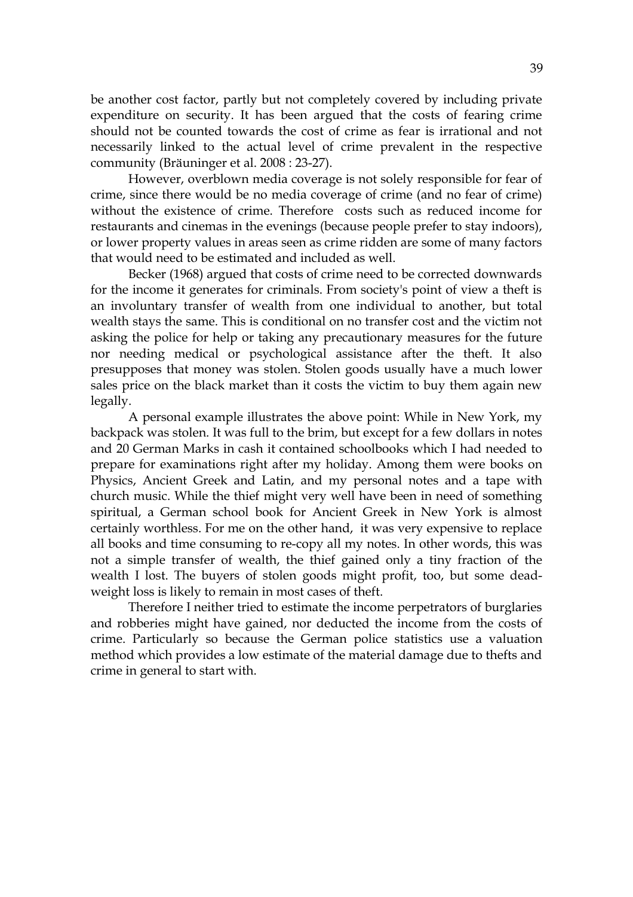be another cost factor, partly but not completely covered by including private expenditure on security. It has been argued that the costs of fearing crime should not be counted towards the cost of crime as fear is irrational and not necessarily linked to the actual level of crime prevalent in the respective community (Bräuninger et al. 2008 : 23-27).

However, overblown media coverage is not solely responsible for fear of crime, since there would be no media coverage of crime (and no fear of crime) without the existence of crime. Therefore costs such as reduced income for restaurants and cinemas in the evenings (because people prefer to stay indoors), or lower property values in areas seen as crime ridden are some of many factors that would need to be estimated and included as well.

Becker (1968) argued that costs of crime need to be corrected downwards for the income it generates for criminals. From society's point of view a theft is an involuntary transfer of wealth from one individual to another, but total wealth stays the same. This is conditional on no transfer cost and the victim not asking the police for help or taking any precautionary measures for the future nor needing medical or psychological assistance after the theft. It also presupposes that money was stolen. Stolen goods usually have a much lower sales price on the black market than it costs the victim to buy them again new legally.

A personal example illustrates the above point: While in New York, my backpack was stolen. It was full to the brim, but except for a few dollars in notes and 20 German Marks in cash it contained schoolbooks which I had needed to prepare for examinations right after my holiday. Among them were books on Physics, Ancient Greek and Latin, and my personal notes and a tape with church music. While the thief might very well have been in need of something spiritual, a German school book for Ancient Greek in New York is almost certainly worthless. For me on the other hand, it was very expensive to replace all books and time consuming to re-copy all my notes. In other words, this was not a simple transfer of wealth, the thief gained only a tiny fraction of the wealth I lost. The buyers of stolen goods might profit, too, but some dead-weight loss is likely to remain in most cases of theft.

Therefore I neither tried to estimate the income perpetrators of burglaries and robberies might have gained, nor deducted the income from the costs of crime. Particularly so because the German police statistics use a valuation method which provides a low estimate of the material damage due to thefts and crime in general to start with.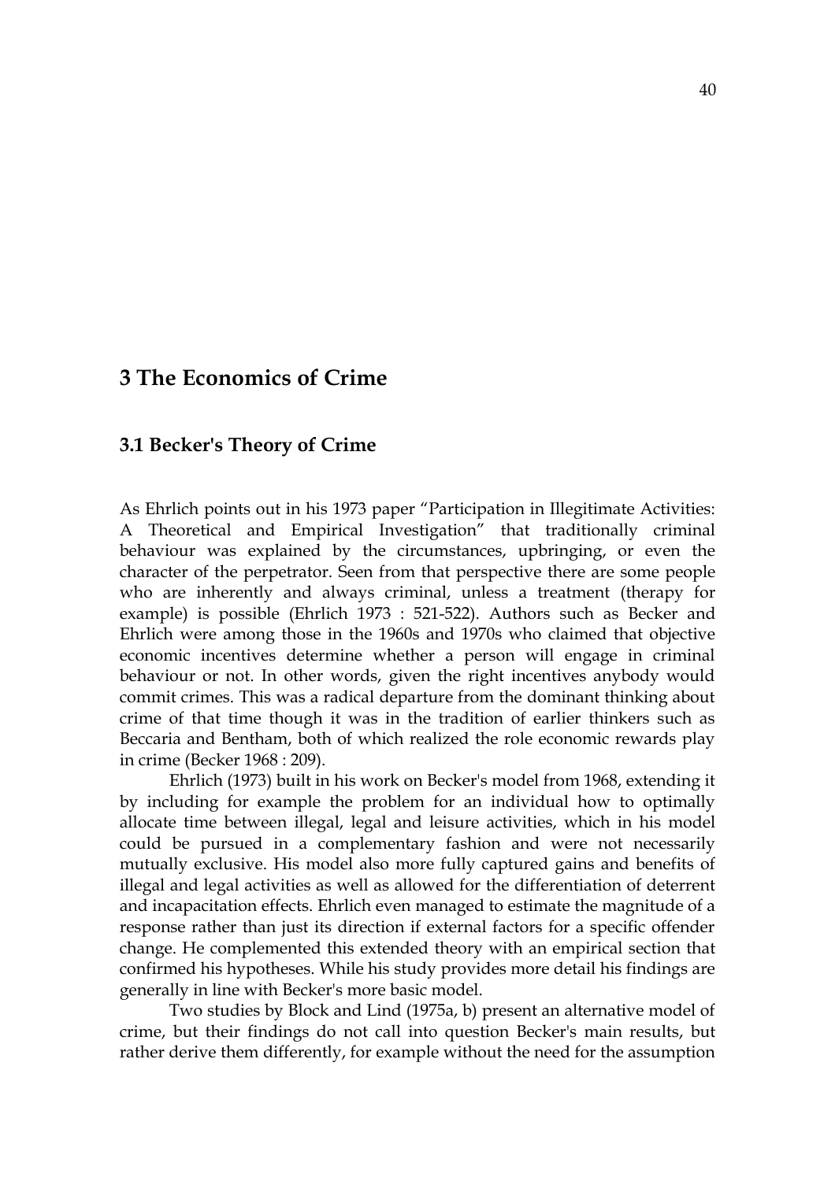# 3 The Economics of Crime

## 3.1 Becker's Theory of Crime

As Ehrlich points out in his 1973 paper "Participation in Illegitimate Activities: A Theoretical and Empirical Investigation" that traditionally criminal behaviour was explained by the circumstances, upbringing, or even the character of the perpetrator. Seen from that perspective there are some people who are inherently and always criminal, unless a treatment (therapy for example) is possible (Ehrlich 1973 : 521-522). Authors such as Becker and Ehrlich were among those in the 1960s and 1970s who claimed that objective economic incentives determine whether a person will engage in criminal behaviour or not. In other words, given the right incentives anybody would commit crimes. This was a radical departure from the dominant thinking about crime of that time though it was in the tradition of earlier thinkers such as Beccaria and Bentham, both of which realized the role economic rewards play in crime (Becker 1968 : 209).

Ehrlich (1973) built in his work on Becker's model from 1968, extending it by including for example the problem for an individual how to optimally allocate time between illegal, legal and leisure activities, which in his model could be pursued in a complementary fashion and were not necessarily mutually exclusive. His model also more fully captured gains and benefits of illegal and legal activities as well as allowed for the differentiation of deterrent and incapacitation effects. Ehrlich even managed to estimate the magnitude of a response rather than just its direction if external factors for a specific offender change. He complemented this extended theory with an empirical section that confirmed his hypotheses. While his study provides more detail his findings are generally in line with Becker's more basic model.

Two studies by Block and Lind (1975a, b) present an alternative model of crime, but their findings do not call into question Becker's main results, but rather derive them differently, for example without the need for the assumption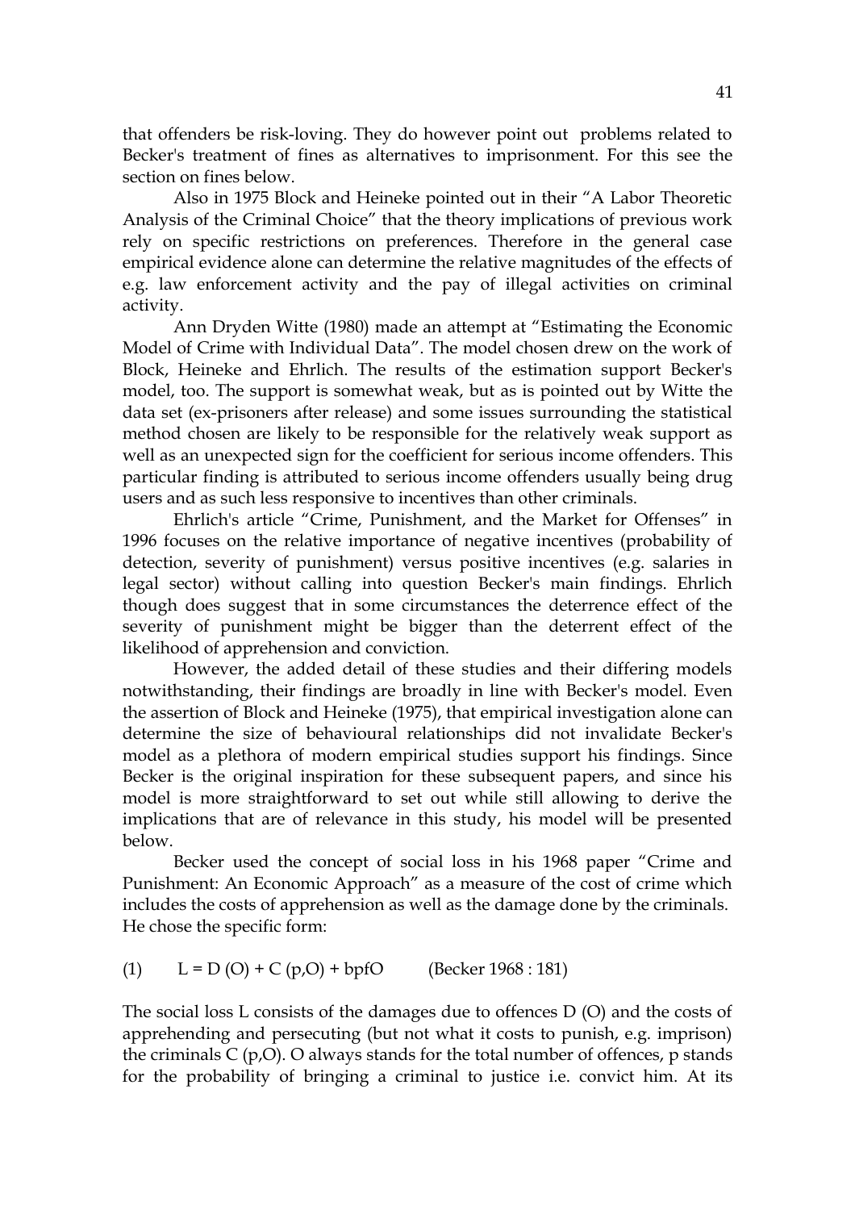that offenders be risk-loving. They do however point out problems related to Becker's treatment of fines as alternatives to imprisonment. For this see the section on fines below.

Also in 1975 Block and Heineke pointed out in their "A Labor Theoretic Analysis of the Criminal Choice" that the theory implications of previous work rely on specific restrictions on preferences. Therefore in the general case empirical evidence alone can determine the relative magnitudes of the effects of e.g. law enforcement activity and the pay of illegal activities on criminal activity.

Ann Dryden Witte (1980) made an attempt at "Estimating the Economic Model of Crime with Individual Data". The model chosen drew on the work of Block, Heineke and Ehrlich. The results of the estimation support Becker's model, too. The support is somewhat weak, but as is pointed out by Witte the data set (ex-prisoners after release) and some issues surrounding the statistical method chosen are likely to be responsible for the relatively weak support as well as an unexpected sign for the coefficient for serious income offenders. This particular finding is attributed to serious income offenders usually being drug users and as such less responsive to incentives than other criminals.

Ehrlich's article "Crime, Punishment, and the Market for Offenses" in 1996 focuses on the relative importance of negative incentives (probability of detection, severity of punishment) versus positive incentives (e.g. salaries in legal sector) without calling into question Becker's main findings. Ehrlich though does suggest that in some circumstances the deterrence effect of the severity of punishment might be bigger than the deterrent effect of the likelihood of apprehension and conviction.

However, the added detail of these studies and their differing models notwithstanding, their findings are broadly in line with Becker's model. Even the assertion of Block and Heineke (1975), that empirical investigation alone can determine the size of behavioural relationships did not invalidate Becker's model as a plethora of modern empirical studies support his findings. Since Becker is the original inspiration for these subsequent papers, and since his model is more straightforward to set out while still allowing to derive the implications that are of relevance in this study, his model will be presented below.

Becker used the concept of social loss in his 1968 paper "Crime and Punishment: An Economic Approach" as a measure of the cost of crime which includes the costs of apprehension as well as the damage done by the criminals. He chose the specific form:

(1) $$L = D(O) + C(p,O) + bpfO$$ (Becker 1968 : 181)

The social loss L consists of the damages due to offences D (O) and the costs of apprehending and persecuting (but not what it costs to punish, e.g. imprison) the criminals C (p,O). O always stands for the total number of offences, p stands for the probability of bringing a criminal to justice i.e. convict him. At its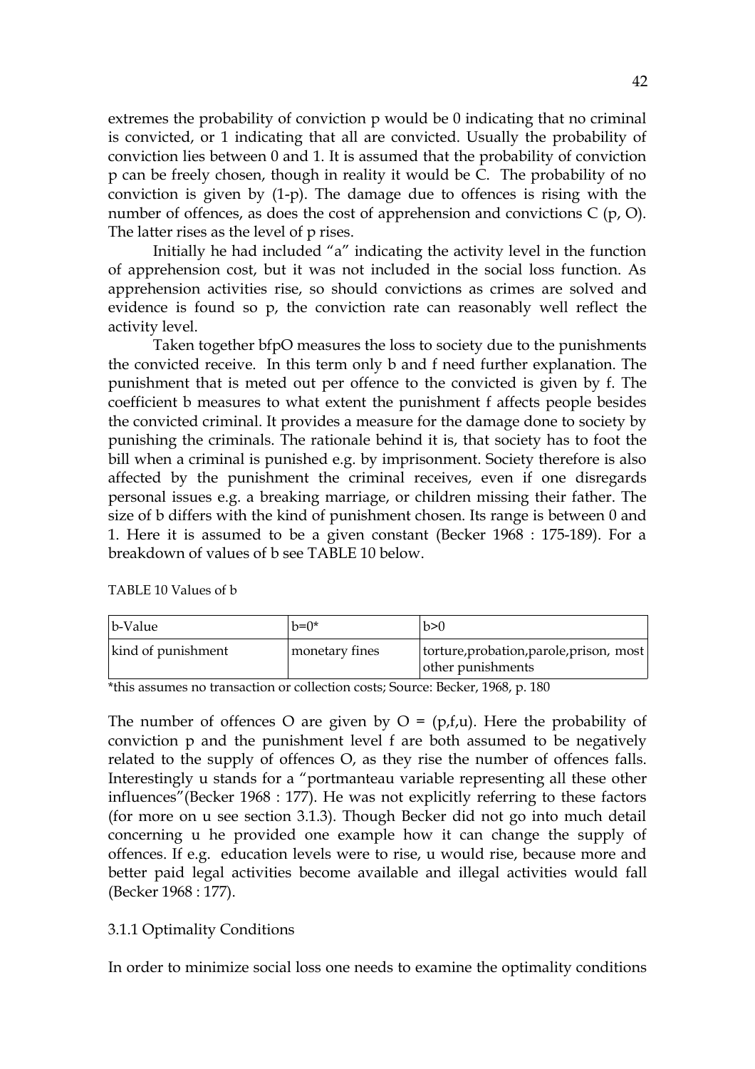extremes the probability of conviction $p$ would be 0 indicating that no criminal is convicted, or 1 indicating that all are convicted. Usually the probability of conviction lies between 0 and 1. It is assumed that the probability of conviction $p$ can be freely chosen, though in reality it would be C. The probability of no conviction is given by $(1-p)$. The damage due to offences is rising with the number of offences, as does the cost of apprehension and convictions $C(p, O)$. The latter rises as the level of $p$ rises.

Initially he had included "a" indicating the activity level in the function of apprehension cost, but it was not included in the social loss function. As apprehension activities rise, so should convictions as crimes are solved and evidence is found so $p$, the conviction rate can reasonably well reflect the activity level.

Taken together $bfpO$ measures the loss to society due to the punishments the convicted receive. In this term only $b$ and $f$ need further explanation. The punishment that is meted out per offence to the convicted is given by $f$. The coefficient $b$ measures to what extent the punishment $f$ affects people besides the convicted criminal. It provides a measure for the damage done to society by punishing the criminals. The rationale behind it is, that society has to foot the bill when a criminal is punished e.g. by imprisonment. Society therefore is also affected by the punishment the criminal receives, even if one disregards personal issues e.g. a breaking marriage, or children missing their father. The size of $b$ differs with the kind of punishment chosen. Its range is between 0 and 1. Here it is assumed to be a given constant (Becker 1968 : 175-189). For a breakdown of values of $b$ see TABLE 10 below.

TABLE 10 Values of b

| b-Value | $b=0$* | $b>0$ |
|---|---|---|
| kind of punishment | monetary fines | torture,probation,parole,prison, most other punishments |

*this assumes no transaction or collection costs; Source: Becker, 1968, p. 180

The number of offences O are given by $O = (p,f,u)$. Here the probability of conviction $p$ and the punishment level $f$ are both assumed to be negatively related to the supply of offences O, as they rise the number of offences falls. Interestingly $u$ stands for a "portmanteau variable representing all these other influences"(Becker 1968 : 177). He was not explicitly referring to these factors (for more on $u$ see section 3.1.3). Though Becker did not go into much detail concerning $u$ he provided one example how it can change the supply of offences. If e.g. education levels were to rise, $u$ would rise, because more and better paid legal activities become available and illegal activities would fall (Becker 1968 : 177).

### 3.1.1 Optimality Conditions

In order to minimize social loss one needs to examine the optimality conditions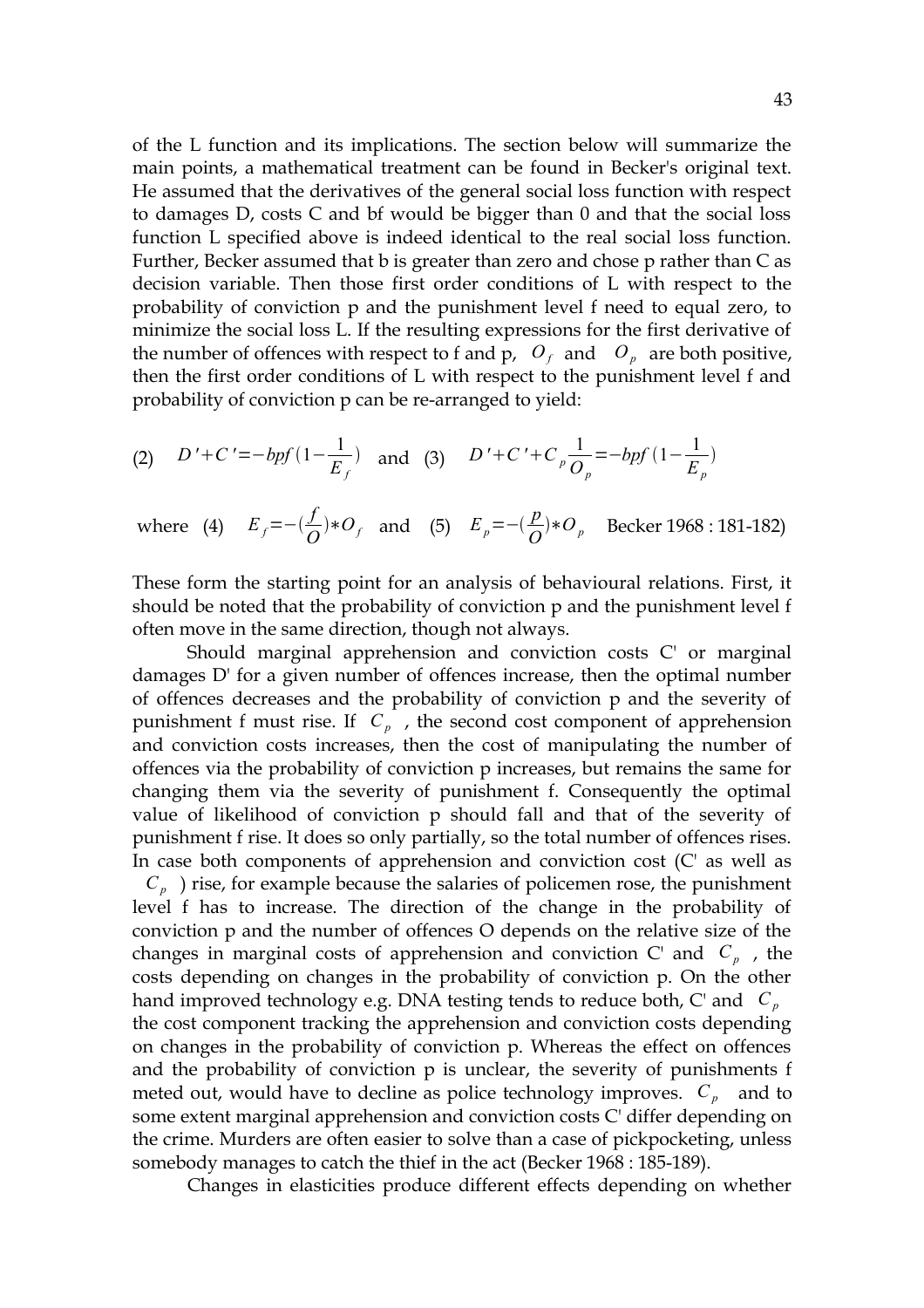of the L function and its implications. The section below will summarize the main points, a mathematical treatment can be found in Becker's original text. He assumed that the derivatives of the general social loss function with respect to damages D, costs C and bf would be bigger than 0 and that the social loss function L specified above is indeed identical to the real social loss function. Further, Becker assumed that b is greater than zero and chose p rather than C as decision variable. Then those first order conditions of L with respect to the probability of conviction p and the punishment level f need to equal zero, to minimize the social loss L. If the resulting expressions for the first derivative of the number of offences with respect to f and p, $O_f$ and $O_p$ are both positive, then the first order conditions of L with respect to the punishment level f and probability of conviction p can be re-arranged to yield:

(2) $D' + C' = -bpf(1 - \frac{1}{E_f})$ and (3) $D' + C' + C_p \frac{1}{O_p} = -bpf(1 - \frac{1}{E_p})$

where (4) $E_f = -(\frac{f}{O}) * O_f$ and (5) $E_p = -(\frac{p}{O}) * O_p$ Becker 1968 : 181-182)

These form the starting point for an analysis of behavioural relations. First, it should be noted that the probability of conviction p and the punishment level f often move in the same direction, though not always.

Should marginal apprehension and conviction costs C' or marginal damages D' for a given number of offences increase, then the optimal number of offences decreases and the probability of conviction p and the severity of punishment f must rise. If $C_p$ , the second cost component of apprehension and conviction costs increases, then the cost of manipulating the number of offences via the probability of conviction p increases, but remains the same for changing them via the severity of punishment f. Consequently the optimal value of likelihood of conviction p should fall and that of the severity of punishment f rise. It does so only partially, so the total number of offences rises. In case both components of apprehension and conviction cost (C' as well as $C_p$ ) rise, for example because the salaries of policemen rose, the punishment level f has to increase. The direction of the change in the probability of conviction p and the number of offences O depends on the relative size of the changes in marginal costs of apprehension and conviction C' and $C_p$ , the costs depending on changes in the probability of conviction p. On the other hand improved technology e.g. DNA testing tends to reduce both, C' and $C_p$ the cost component tracking the apprehension and conviction costs depending on changes in the probability of conviction p. Whereas the effect on offences and the probability of conviction p is unclear, the severity of punishments f meted out, would have to decline as police technology improves. $C_p$ and to some extent marginal apprehension and conviction costs C' differ depending on the crime. Murders are often easier to solve than a case of pickpocketing, unless somebody manages to catch the thief in the act (Becker 1968 : 185-189).

Changes in elasticities produce different effects depending on whether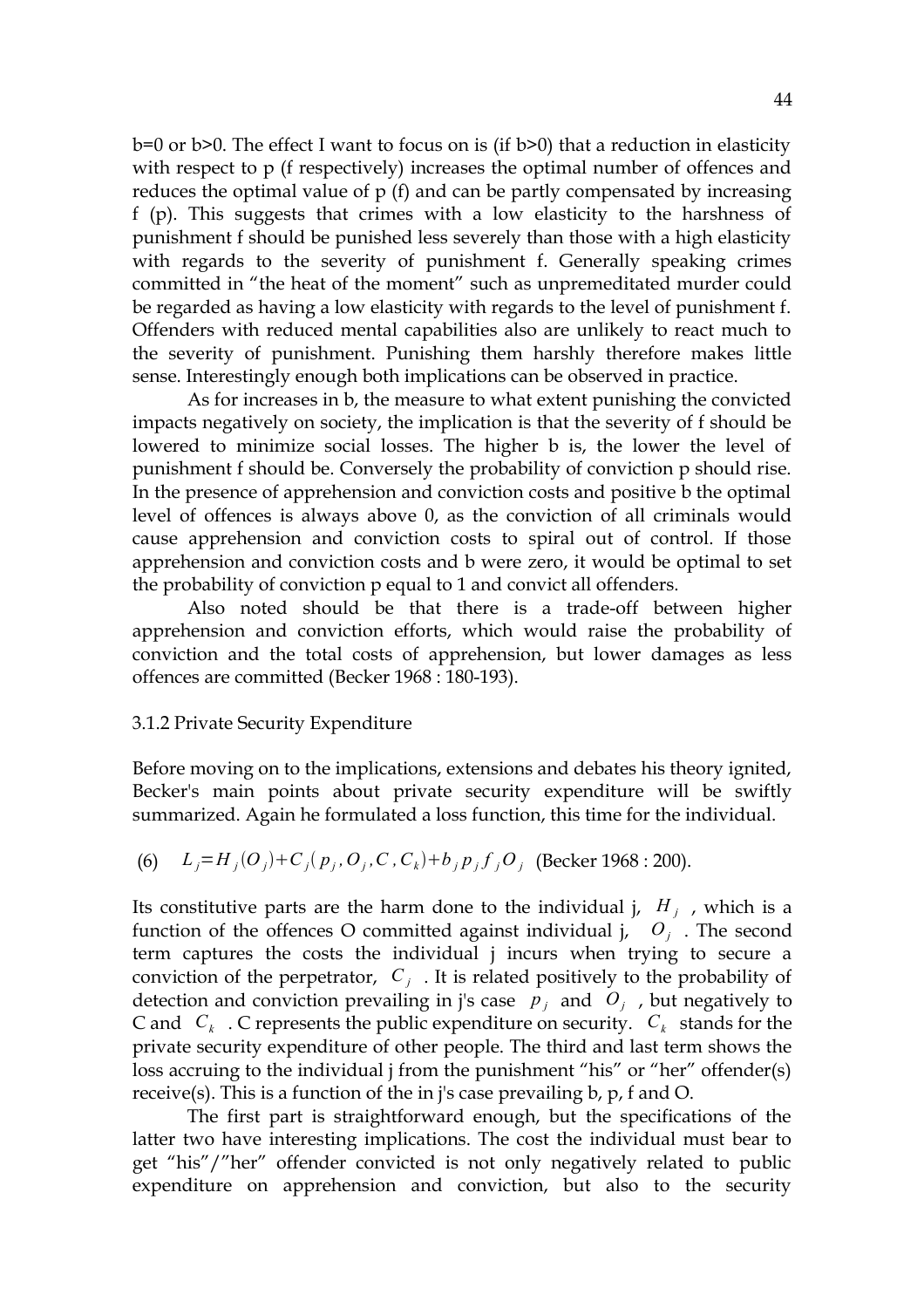b=0 or b>0. The effect I want to focus on is (if b>0) that a reduction in elasticity with respect to p (f respectively) increases the optimal number of offences and reduces the optimal value of p (f) and can be partly compensated by increasing f (p). This suggests that crimes with a low elasticity to the harshness of punishment f should be punished less severely than those with a high elasticity with regards to the severity of punishment f. Generally speaking crimes committed in "the heat of the moment" such as unpremeditated murder could be regarded as having a low elasticity with regards to the level of punishment f. Offenders with reduced mental capabilities also are unlikely to react much to the severity of punishment. Punishing them harshly therefore makes little sense. Interestingly enough both implications can be observed in practice.

As for increases in b, the measure to what extent punishing the convicted impacts negatively on society, the implication is that the severity of f should be lowered to minimize social losses. The higher b is, the lower the level of punishment f should be. Conversely the probability of conviction p should rise. In the presence of apprehension and conviction costs and positive b the optimal level of offences is always above 0, as the conviction of all criminals would cause apprehension and conviction costs to spiral out of control. If those apprehension and conviction costs and b were zero, it would be optimal to set the probability of conviction p equal to 1 and convict all offenders.

Also noted should be that there is a trade-off between higher apprehension and conviction efforts, which would raise the probability of conviction and the total costs of apprehension, but lower damages as less offences are committed (Becker 1968 : 180-193).

### 3.1.2 Private Security Expenditure

Before moving on to the implications, extensions and debates his theory ignited, Becker's main points about private security expenditure will be swiftly summarized. Again he formulated a loss function, this time for the individual.

(6) $L_j = H_j(O_j) + C_j(p_j, O_j, C, C_k) + b_j p_j f_j O_j$ (Becker 1968 : 200).

Its constitutive parts are the harm done to the individual j, $H_j$, which is a function of the offences O committed against individual j, $O_j$. The second term captures the costs the individual j incurs when trying to secure a conviction of the perpetrator, $C_j$. It is related positively to the probability of detection and conviction prevailing in j's case $p_j$ and $O_j$, but negatively to C and $C_k$. C represents the public expenditure on security. $C_k$ stands for the private security expenditure of other people. The third and last term shows the loss accruing to the individual j from the punishment "his" or "her" offender(s) receive(s). This is a function of the in j's case prevailing b, p, f and O.

The first part is straightforward enough, but the specifications of the latter two have interesting implications. The cost the individual must bear to get "his"/"her" offender convicted is not only negatively related to public expenditure on apprehension and conviction, but also to the security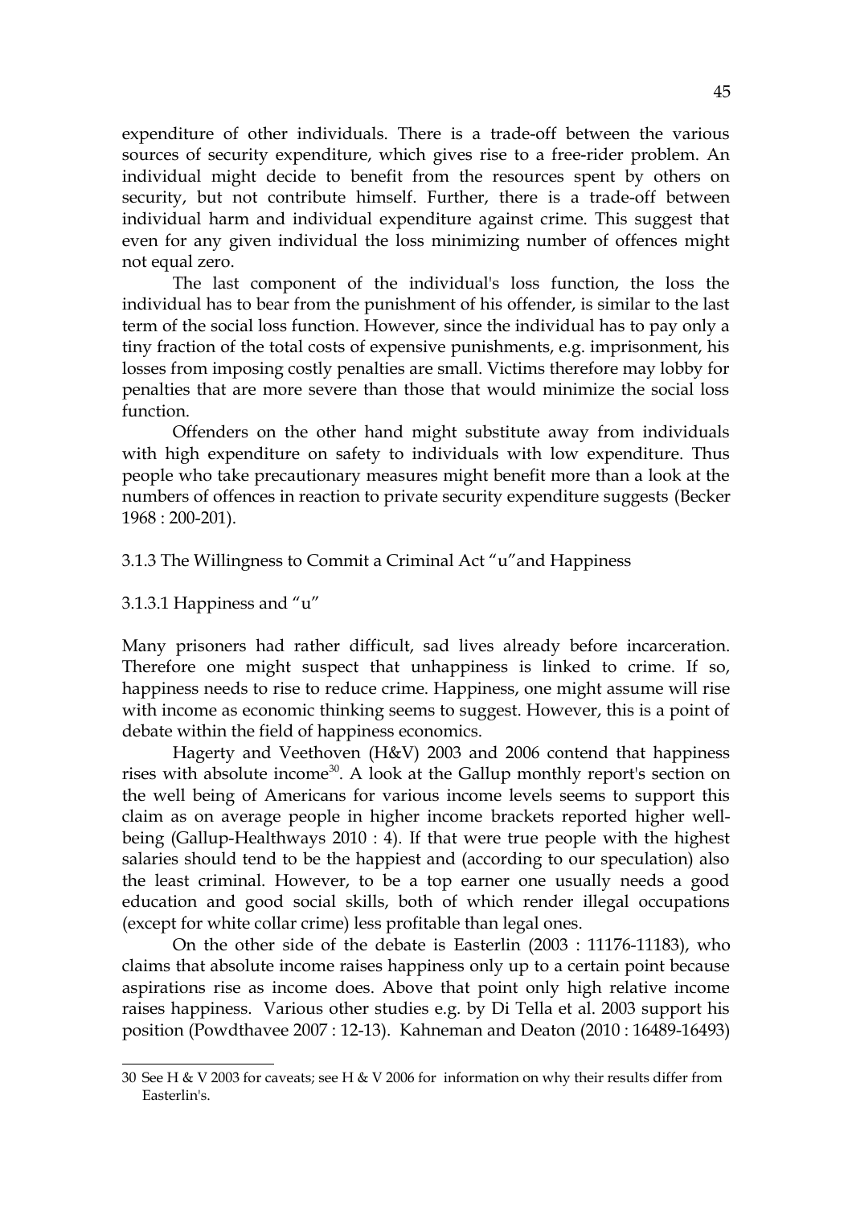expenditure of other individuals. There is a trade-off between the various sources of security expenditure, which gives rise to a free-rider problem. An individual might decide to benefit from the resources spent by others on security, but not contribute himself. Further, there is a trade-off between individual harm and individual expenditure against crime. This suggest that even for any given individual the loss minimizing number of offences might not equal zero.

The last component of the individual's loss function, the loss the individual has to bear from the punishment of his offender, is similar to the last term of the social loss function. However, since the individual has to pay only a tiny fraction of the total costs of expensive punishments, e.g. imprisonment, his losses from imposing costly penalties are small. Victims therefore may lobby for penalties that are more severe than those that would minimize the social loss function.

Offenders on the other hand might substitute away from individuals with high expenditure on safety to individuals with low expenditure. Thus people who take precautionary measures might benefit more than a look at the numbers of offences in reaction to private security expenditure suggests (Becker 1968 : 200-201).

### 3.1.3 The Willingness to Commit a Criminal Act "u"and Happiness

#### 3.1.3.1 Happiness and "u"

Many prisoners had rather difficult, sad lives already before incarceration. Therefore one might suspect that unhappiness is linked to crime. If so, happiness needs to rise to reduce crime. Happiness, one might assume will rise with income as economic thinking seems to suggest. However, this is a point of debate within the field of happiness economics.

Hagerty and Veethoven (H&V) 2003 and 2006 contend that happiness rises with absolute income[30]. A look at the Gallup monthly report's section on the well being of Americans for various income levels seems to support this claim as on average people in higher income brackets reported higher well-being (Gallup-Healthways 2010 : 4). If that were true people with the highest salaries should tend to be the happiest and (according to our speculation) also the least criminal. However, to be a top earner one usually needs a good education and good social skills, both of which render illegal occupations (except for white collar crime) less profitable than legal ones.

On the other side of the debate is Easterlin (2003 : 11176-11183), who claims that absolute income raises happiness only up to a certain point because aspirations rise as income does. Above that point only high relative income raises happiness. Various other studies e.g. by Di Tella et al. 2003 support his position (Powdthavee 2007 : 12-13). Kahneman and Deaton (2010 : 16489-16493)

30 See H & V 2003 for caveats; see H & V 2006 for information on why their results differ from Easterlin's.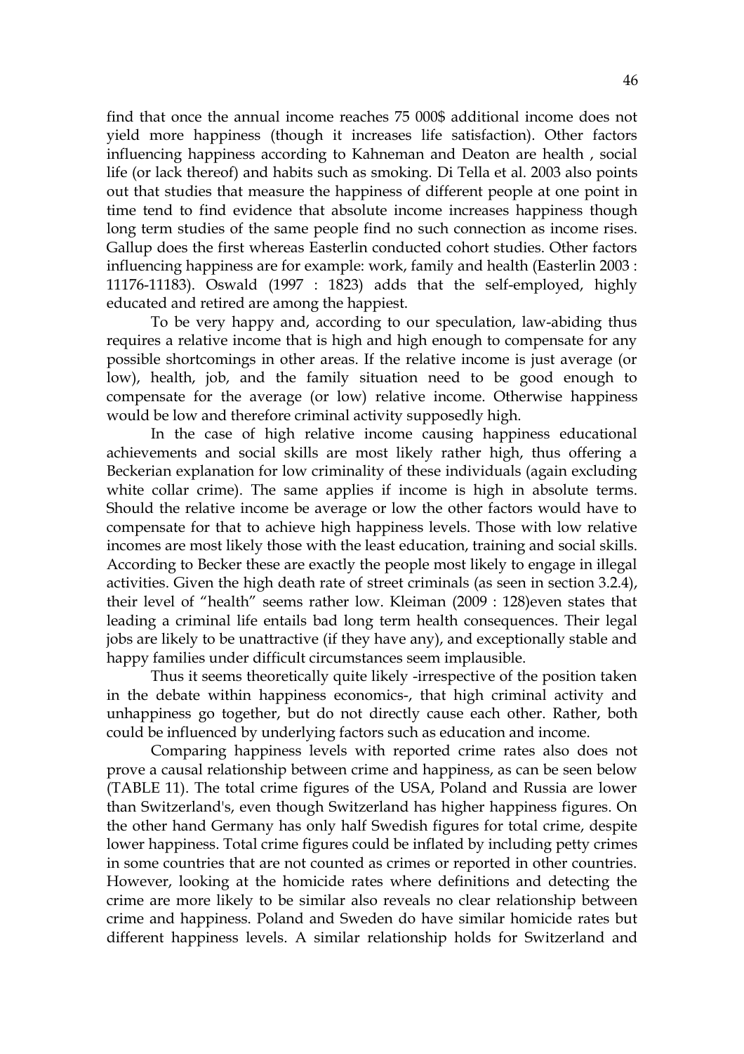find that once the annual income reaches 75 000$ additional income does not yield more happiness (though it increases life satisfaction). Other factors influencing happiness according to Kahneman and Deaton are health , social life (or lack thereof) and habits such as smoking. Di Tella et al. 2003 also points out that studies that measure the happiness of different people at one point in time tend to find evidence that absolute income increases happiness though long term studies of the same people find no such connection as income rises. Gallup does the first whereas Easterlin conducted cohort studies. Other factors influencing happiness are for example: work, family and health (Easterlin 2003 : 11176-11183). Oswald (1997 : 1823) adds that the self-employed, highly educated and retired are among the happiest.

To be very happy and, according to our speculation, law-abiding thus requires a relative income that is high and high enough to compensate for any possible shortcomings in other areas. If the relative income is just average (or low), health, job, and the family situation need to be good enough to compensate for the average (or low) relative income. Otherwise happiness would be low and therefore criminal activity supposedly high.

In the case of high relative income causing happiness educational achievements and social skills are most likely rather high, thus offering a Beckerian explanation for low criminality of these individuals (again excluding white collar crime). The same applies if income is high in absolute terms. Should the relative income be average or low the other factors would have to compensate for that to achieve high happiness levels. Those with low relative incomes are most likely those with the least education, training and social skills. According to Becker these are exactly the people most likely to engage in illegal activities. Given the high death rate of street criminals (as seen in section 3.2.4), their level of "health" seems rather low. Kleiman (2009 : 128)even states that leading a criminal life entails bad long term health consequences. Their legal jobs are likely to be unattractive (if they have any), and exceptionally stable and happy families under difficult circumstances seem implausible.

Thus it seems theoretically quite likely -irrespective of the position taken in the debate within happiness economics-, that high criminal activity and unhappiness go together, but do not directly cause each other. Rather, both could be influenced by underlying factors such as education and income.

Comparing happiness levels with reported crime rates also does not prove a causal relationship between crime and happiness, as can be seen below (TABLE 11). The total crime figures of the USA, Poland and Russia are lower than Switzerland's, even though Switzerland has higher happiness figures. On the other hand Germany has only half Swedish figures for total crime, despite lower happiness. Total crime figures could be inflated by including petty crimes in some countries that are not counted as crimes or reported in other countries. However, looking at the homicide rates where definitions and detecting the crime are more likely to be similar also reveals no clear relationship between crime and happiness. Poland and Sweden do have similar homicide rates but different happiness levels. A similar relationship holds for Switzerland and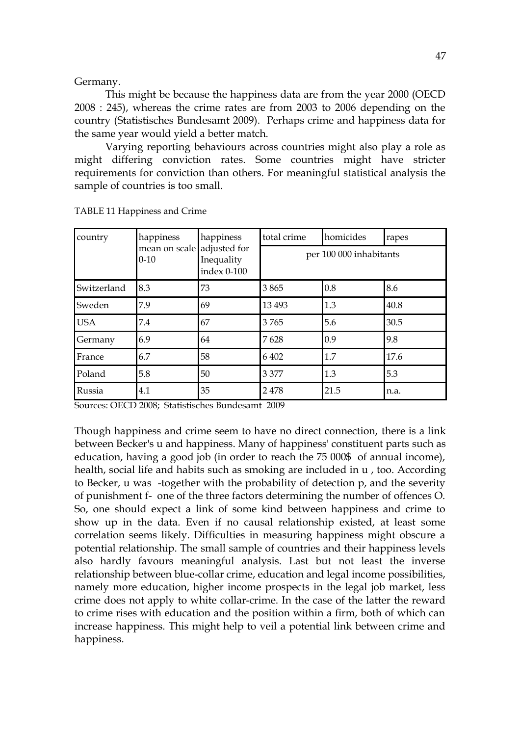Germany.

This might be because the happiness data are from the year 2000 (OECD 2008 : 245), whereas the crime rates are from 2003 to 2006 depending on the country (Statistisches Bundesamt 2009). Perhaps crime and happiness data for the same year would yield a better match.

Varying reporting behaviours across countries might also play a role as might differing conviction rates. Some countries might have stricter requirements for conviction than others. For meaningful statistical analysis the sample of countries is too small.

TABLE 11 Happiness and Crime

| country | happiness mean on scale 0-10 | happiness adjusted for Inequality index 0-100 | total crime | homicides | rapes |
|---|---|---|---|---|---|
| | | | per 100 000 inhabitants | | |
| Switzerland | 8.3 | 73 | 3 865 | 0.8 | 8.6 |
| Sweden | 7.9 | 69 | 13 493 | 1.3 | 40.8 |
| USA | 7.4 | 67 | 3 765 | 5.6 | 30.5 |
| Germany | 6.9 | 64 | 7 628 | 0.9 | 9.8 |
| France | 6.7 | 58 | 6 402 | 1.7 | 17.6 |
| Poland | 5.8 | 50 | 3 377 | 1.3 | 5.3 |
| Russia | 4.1 | 35 | 2 478 | 21.5 | n.a. |

Sources: OECD 2008; Statistisches Bundesamt 2009

Though happiness and crime seem to have no direct connection, there is a link between Becker's u and happiness. Many of happiness' constituent parts such as education, having a good job (in order to reach the 75 000$ of annual income), health, social life and habits such as smoking are included in u , too. According to Becker, u was -together with the probability of detection p, and the severity of punishment f- one of the three factors determining the number of offences O. So, one should expect a link of some kind between happiness and crime to show up in the data. Even if no causal relationship existed, at least some correlation seems likely. Difficulties in measuring happiness might obscure a potential relationship. The small sample of countries and their happiness levels also hardly favours meaningful analysis. Last but not least the inverse relationship between blue-collar crime, education and legal income possibilities, namely more education, higher income prospects in the legal job market, less crime does not apply to white collar-crime. In the case of the latter the reward to crime rises with education and the position within a firm, both of which can increase happiness. This might help to veil a potential link between crime and happiness.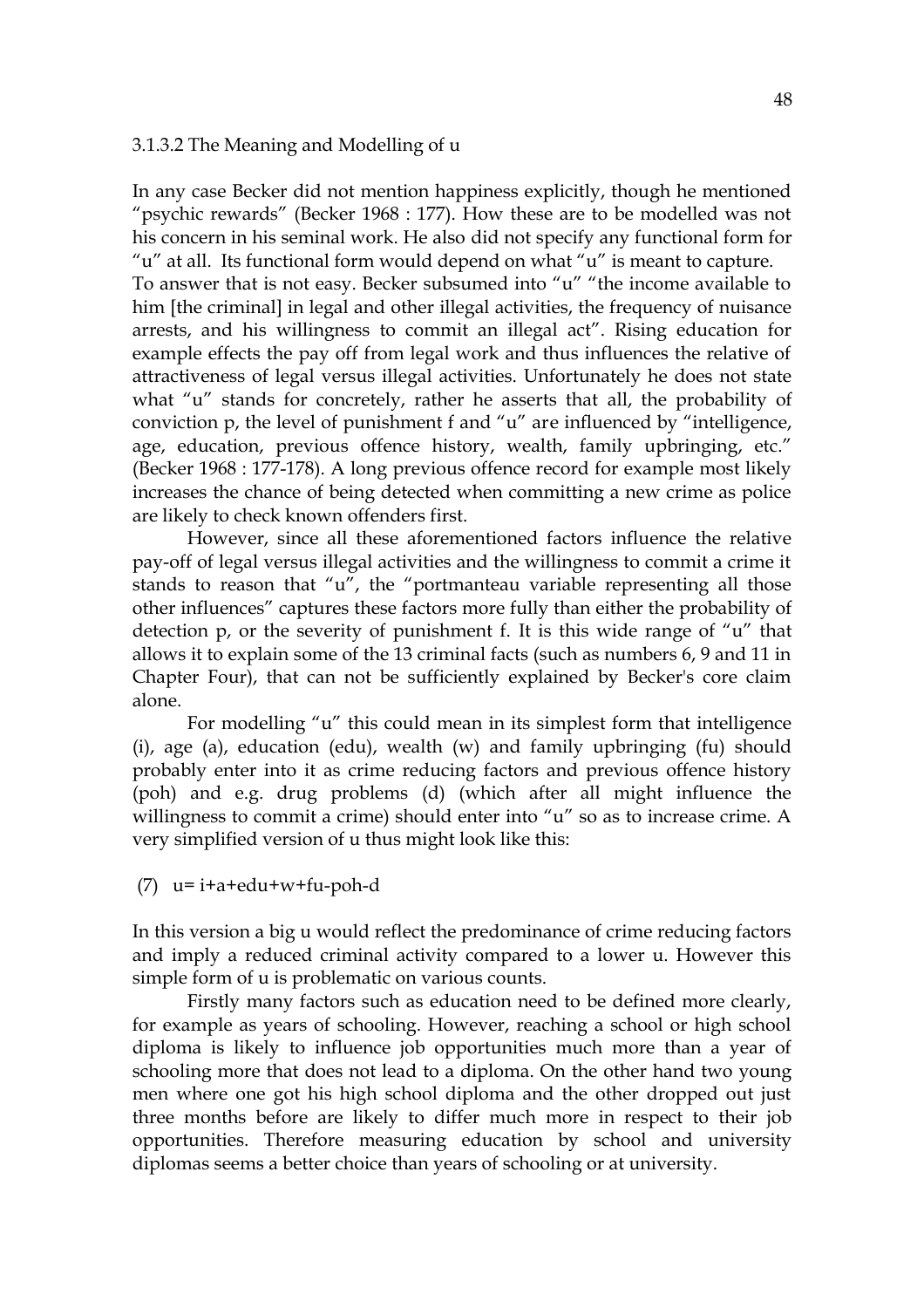### 3.1.3.2 The Meaning and Modelling of u

In any case Becker did not mention happiness explicitly, though he mentioned "psychic rewards" (Becker 1968 : 177). How these are to be modelled was not his concern in his seminal work. He also did not specify any functional form for "u" at all. Its functional form would depend on what "u" is meant to capture. To answer that is not easy. Becker subsumed into "u" "the income available to him [the criminal] in legal and other illegal activities, the frequency of nuisance arrests, and his willingness to commit an illegal act". Rising education for example effects the pay off from legal work and thus influences the relative of attractiveness of legal versus illegal activities. Unfortunately he does not state what "u" stands for concretely, rather he asserts that all, the probability of conviction p, the level of punishment f and "u" are influenced by "intelligence, age, education, previous offence history, wealth, family upbringing, etc." (Becker 1968 : 177-178). A long previous offence record for example most likely increases the chance of being detected when committing a new crime as police are likely to check known offenders first.

However, since all these aforementioned factors influence the relative pay-off of legal versus illegal activities and the willingness to commit a crime it stands to reason that "u", the "portmanteau variable representing all those other influences" captures these factors more fully than either the probability of detection p, or the severity of punishment f. It is this wide range of "u" that allows it to explain some of the 13 criminal facts (such as numbers 6, 9 and 11 in Chapter Four), that can not be sufficiently explained by Becker's core claim alone.

For modelling "u" this could mean in its simplest form that intelligence (i), age (a), education (edu), wealth (w) and family upbringing (fu) should probably enter into it as crime reducing factors and previous offence history (poh) and e.g. drug problems (d) (which after all might influence the willingness to commit a crime) should enter into "u" so as to increase crime. A very simplified version of u thus might look like this:

(7) $u = i + a + edu + w + fu - poh - d$

In this version a big u would reflect the predominance of crime reducing factors and imply a reduced criminal activity compared to a lower u. However this simple form of u is problematic on various counts.

Firstly many factors such as education need to be defined more clearly, for example as years of schooling. However, reaching a school or high school diploma is likely to influence job opportunities much more than a year of schooling more that does not lead to a diploma. On the other hand two young men where one got his high school diploma and the other dropped out just three months before are likely to differ much more in respect to their job opportunities. Therefore measuring education by school and university diplomas seems a better choice than years of schooling or at university.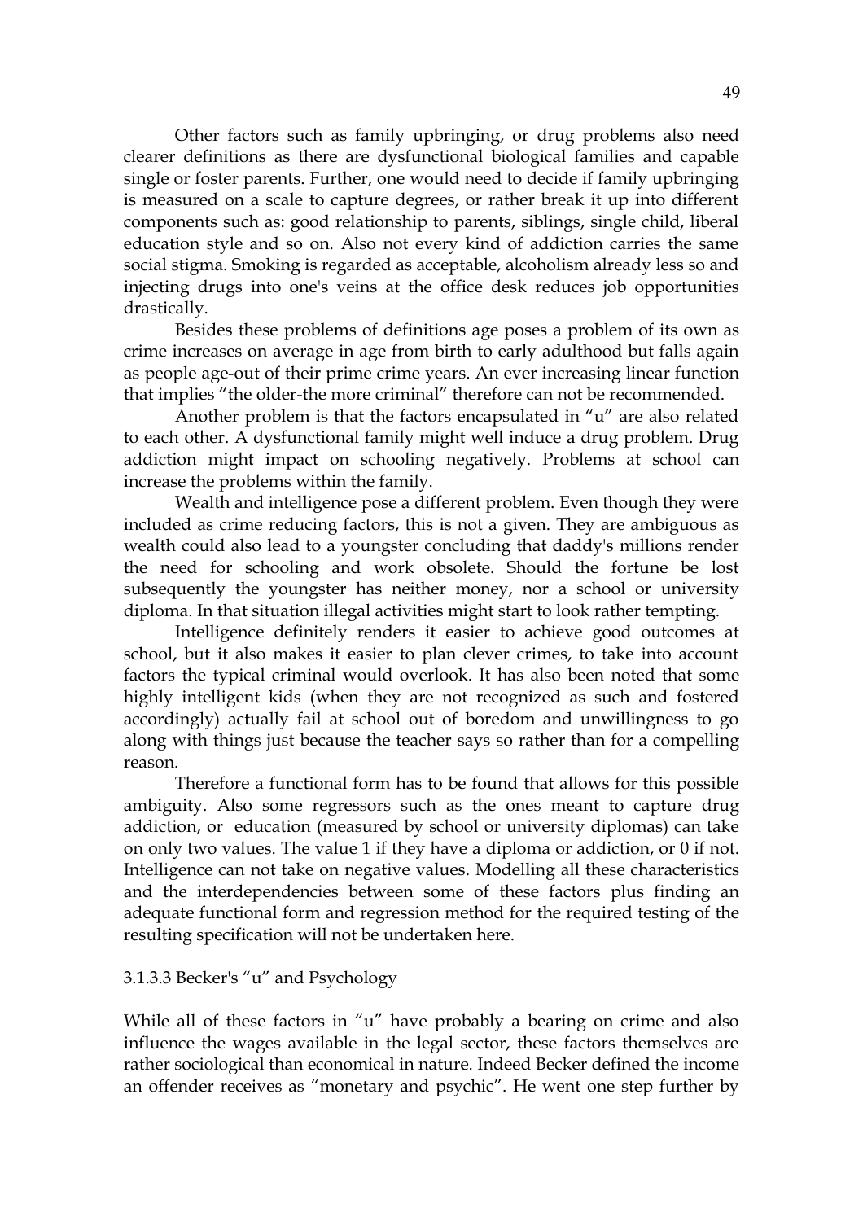Other factors such as family upbringing, or drug problems also need clearer definitions as there are dysfunctional biological families and capable single or foster parents. Further, one would need to decide if family upbringing is measured on a scale to capture degrees, or rather break it up into different components such as: good relationship to parents, siblings, single child, liberal education style and so on. Also not every kind of addiction carries the same social stigma. Smoking is regarded as acceptable, alcoholism already less so and injecting drugs into one's veins at the office desk reduces job opportunities drastically.

Besides these problems of definitions age poses a problem of its own as crime increases on average in age from birth to early adulthood but falls again as people age-out of their prime crime years. An ever increasing linear function that implies "the older-the more criminal" therefore can not be recommended.

Another problem is that the factors encapsulated in "u" are also related to each other. A dysfunctional family might well induce a drug problem. Drug addiction might impact on schooling negatively. Problems at school can increase the problems within the family.

Wealth and intelligence pose a different problem. Even though they were included as crime reducing factors, this is not a given. They are ambiguous as wealth could also lead to a youngster concluding that daddy's millions render the need for schooling and work obsolete. Should the fortune be lost subsequently the youngster has neither money, nor a school or university diploma. In that situation illegal activities might start to look rather tempting.

Intelligence definitely renders it easier to achieve good outcomes at school, but it also makes it easier to plan clever crimes, to take into account factors the typical criminal would overlook. It has also been noted that some highly intelligent kids (when they are not recognized as such and fostered accordingly) actually fail at school out of boredom and unwillingness to go along with things just because the teacher says so rather than for a compelling reason.

Therefore a functional form has to be found that allows for this possible ambiguity. Also some regressors such as the ones meant to capture drug addiction, or education (measured by school or university diplomas) can take on only two values. The value 1 if they have a diploma or addiction, or 0 if not. Intelligence can not take on negative values. Modelling all these characteristics and the interdependencies between some of these factors plus finding an adequate functional form and regression method for the required testing of the resulting specification will not be undertaken here.

#### 3.1.3.3 Becker's "u" and Psychology

While all of these factors in "u" have probably a bearing on crime and also influence the wages available in the legal sector, these factors themselves are rather sociological than economical in nature. Indeed Becker defined the income an offender receives as "monetary and psychic". He went one step further by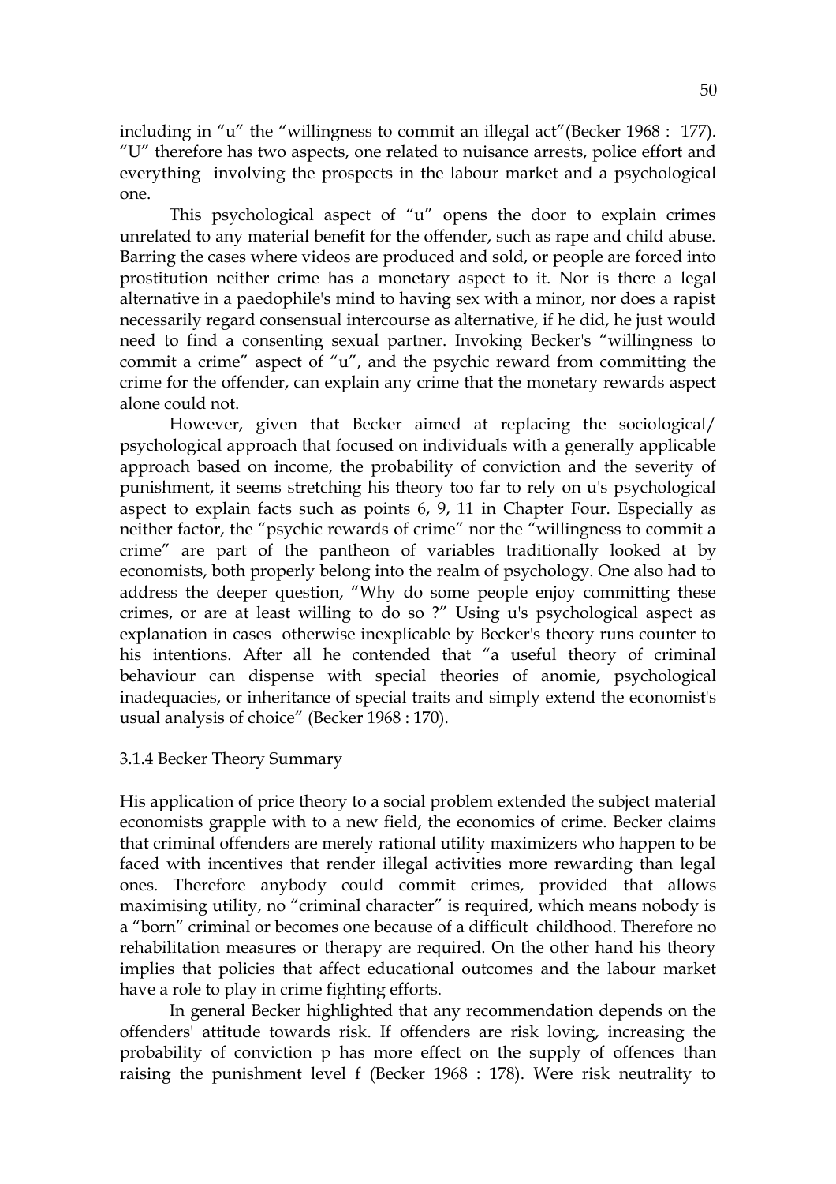including in "u" the "willingness to commit an illegal act"(Becker 1968 : 177). "U" therefore has two aspects, one related to nuisance arrests, police effort and everything involving the prospects in the labour market and a psychological one.

This psychological aspect of "u" opens the door to explain crimes unrelated to any material benefit for the offender, such as rape and child abuse. Barring the cases where videos are produced and sold, or people are forced into prostitution neither crime has a monetary aspect to it. Nor is there a legal alternative in a paedophile's mind to having sex with a minor, nor does a rapist necessarily regard consensual intercourse as alternative, if he did, he just would need to find a consenting sexual partner. Invoking Becker's "willingness to commit a crime" aspect of "u", and the psychic reward from committing the crime for the offender, can explain any crime that the monetary rewards aspect alone could not.

However, given that Becker aimed at replacing the sociological/ psychological approach that focused on individuals with a generally applicable approach based on income, the probability of conviction and the severity of punishment, it seems stretching his theory too far to rely on u's psychological aspect to explain facts such as points 6, 9, 11 in Chapter Four. Especially as neither factor, the "psychic rewards of crime" nor the "willingness to commit a crime" are part of the pantheon of variables traditionally looked at by economists, both properly belong into the realm of psychology. One also had to address the deeper question, "Why do some people enjoy committing these crimes, or are at least willing to do so ?" Using u's psychological aspect as explanation in cases otherwise inexplicable by Becker's theory runs counter to his intentions. After all he contended that "a useful theory of criminal behaviour can dispense with special theories of anomie, psychological inadequacies, or inheritance of special traits and simply extend the economist's usual analysis of choice" (Becker 1968 : 170).

### 3.1.4 Becker Theory Summary

His application of price theory to a social problem extended the subject material economists grapple with to a new field, the economics of crime. Becker claims that criminal offenders are merely rational utility maximizers who happen to be faced with incentives that render illegal activities more rewarding than legal ones. Therefore anybody could commit crimes, provided that allows maximising utility, no "criminal character" is required, which means nobody is a "born" criminal or becomes one because of a difficult childhood. Therefore no rehabilitation measures or therapy are required. On the other hand his theory implies that policies that affect educational outcomes and the labour market have a role to play in crime fighting efforts.

In general Becker highlighted that any recommendation depends on the offenders' attitude towards risk. If offenders are risk loving, increasing the probability of conviction p has more effect on the supply of offences than raising the punishment level f (Becker 1968 : 178). Were risk neutrality to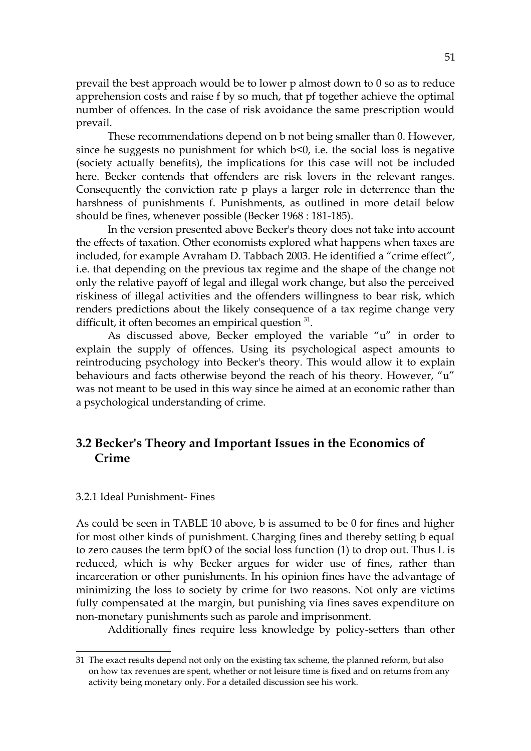prevail the best approach would be to lower p almost down to 0 so as to reduce apprehension costs and raise f by so much, that pf together achieve the optimal number of offences. In the case of risk avoidance the same prescription would prevail.

These recommendations depend on b not being smaller than 0. However, since he suggests no punishment for which $b<0$, i.e. the social loss is negative (society actually benefits), the implications for this case will not be included here. Becker contends that offenders are risk lovers in the relevant ranges. Consequently the conviction rate p plays a larger role in deterrence than the harshness of punishments f. Punishments, as outlined in more detail below should be fines, whenever possible (Becker 1968 : 181-185).

In the version presented above Becker's theory does not take into account the effects of taxation. Other economists explored what happens when taxes are included, for example Avraham D. Tabbach 2003. He identified a "crime effect", i.e. that depending on the previous tax regime and the shape of the change not only the relative payoff of legal and illegal work change, but also the perceived riskiness of illegal activities and the offenders willingness to bear risk, which renders predictions about the likely consequence of a tax regime change very difficult, it often becomes an empirical question [31].

As discussed above, Becker employed the variable "u" in order to explain the supply of offences. Using its psychological aspect amounts to reintroducing psychology into Becker's theory. This would allow it to explain behaviours and facts otherwise beyond the reach of his theory. However, "u" was not meant to be used in this way since he aimed at an economic rather than a psychological understanding of crime.

## 3.2 Becker's Theory and Important Issues in the Economics of Crime

### 3.2.1 Ideal Punishment- Fines

As could be seen in TABLE 10 above, b is assumed to be 0 for fines and higher for most other kinds of punishment. Charging fines and thereby setting b equal to zero causes the term bpfO of the social loss function (1) to drop out. Thus L is reduced, which is why Becker argues for wider use of fines, rather than incarceration or other punishments. In his opinion fines have the advantage of minimizing the loss to society by crime for two reasons. Not only are victims fully compensated at the margin, but punishing via fines saves expenditure on non-monetary punishments such as parole and imprisonment.

Additionally fines require less knowledge by policy-setters than other

---

31 The exact results depend not only on the existing tax scheme, the planned reform, but also on how tax revenues are spent, whether or not leisure time is fixed and on returns from any activity being monetary only. For a detailed discussion see his work.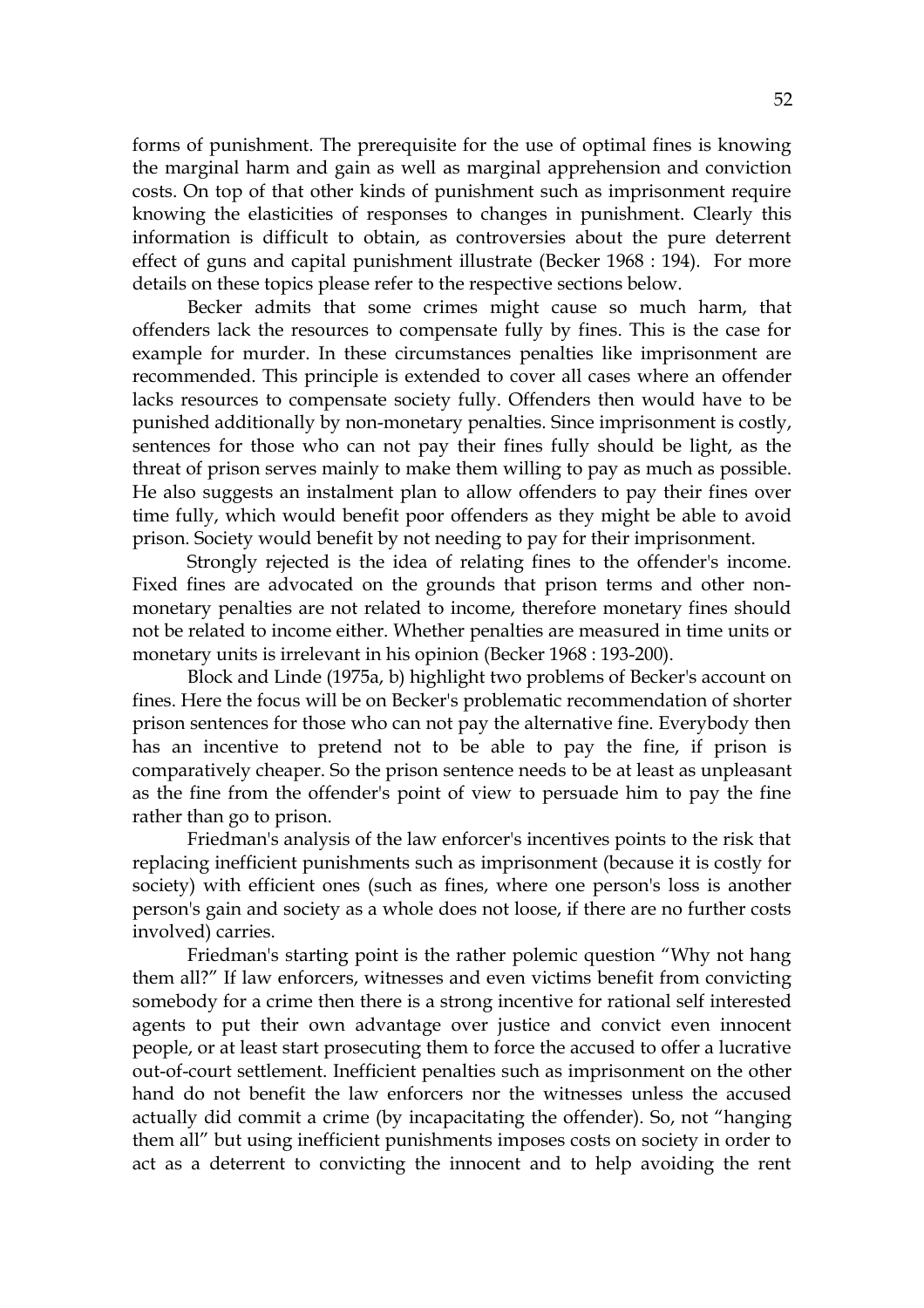forms of punishment. The prerequisite for the use of optimal fines is knowing the marginal harm and gain as well as marginal apprehension and conviction costs. On top of that other kinds of punishment such as imprisonment require knowing the elasticities of responses to changes in punishment. Clearly this information is difficult to obtain, as controversies about the pure deterrent effect of guns and capital punishment illustrate (Becker 1968 : 194). For more details on these topics please refer to the respective sections below.

Becker admits that some crimes might cause so much harm, that offenders lack the resources to compensate fully by fines. This is the case for example for murder. In these circumstances penalties like imprisonment are recommended. This principle is extended to cover all cases where an offender lacks resources to compensate society fully. Offenders then would have to be punished additionally by non-monetary penalties. Since imprisonment is costly, sentences for those who can not pay their fines fully should be light, as the threat of prison serves mainly to make them willing to pay as much as possible. He also suggests an instalment plan to allow offenders to pay their fines over time fully, which would benefit poor offenders as they might be able to avoid prison. Society would benefit by not needing to pay for their imprisonment.

Strongly rejected is the idea of relating fines to the offender's income. Fixed fines are advocated on the grounds that prison terms and other non-monetary penalties are not related to income, therefore monetary fines should not be related to income either. Whether penalties are measured in time units or monetary units is irrelevant in his opinion (Becker 1968 : 193-200).

Block and Linde (1975a, b) highlight two problems of Becker's account on fines. Here the focus will be on Becker's problematic recommendation of shorter prison sentences for those who can not pay the alternative fine. Everybody then has an incentive to pretend not to be able to pay the fine, if prison is comparatively cheaper. So the prison sentence needs to be at least as unpleasant as the fine from the offender's point of view to persuade him to pay the fine rather than go to prison.

Friedman's analysis of the law enforcer's incentives points to the risk that replacing inefficient punishments such as imprisonment (because it is costly for society) with efficient ones (such as fines, where one person's loss is another person's gain and society as a whole does not loose, if there are no further costs involved) carries.

Friedman's starting point is the rather polemic question “Why not hang them all?” If law enforcers, witnesses and even victims benefit from convicting somebody for a crime then there is a strong incentive for rational self interested agents to put their own advantage over justice and convict even innocent people, or at least start prosecuting them to force the accused to offer a lucrative out-of-court settlement. Inefficient penalties such as imprisonment on the other hand do not benefit the law enforcers nor the witnesses unless the accused actually did commit a crime (by incapacitating the offender). So, not “hanging them all” but using inefficient punishments imposes costs on society in order to act as a deterrent to convicting the innocent and to help avoiding the rent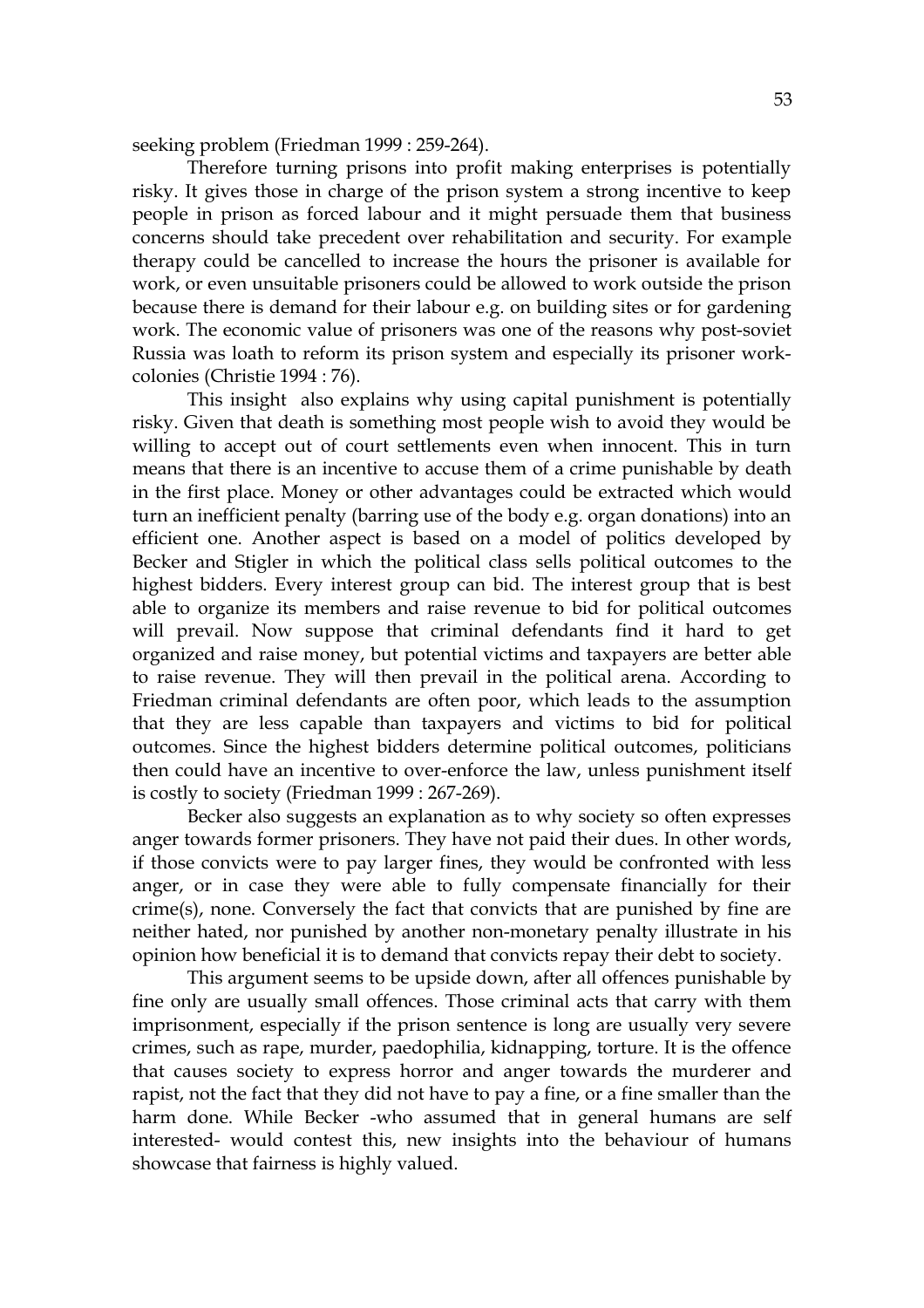seeking problem (Friedman 1999 : 259-264).

Therefore turning prisons into profit making enterprises is potentially risky. It gives those in charge of the prison system a strong incentive to keep people in prison as forced labour and it might persuade them that business concerns should take precedent over rehabilitation and security. For example therapy could be cancelled to increase the hours the prisoner is available for work, or even unsuitable prisoners could be allowed to work outside the prison because there is demand for their labour e.g. on building sites or for gardening work. The economic value of prisoners was one of the reasons why post-soviet Russia was loath to reform its prison system and especially its prisoner work-colonies (Christie 1994 : 76).

This insight also explains why using capital punishment is potentially risky. Given that death is something most people wish to avoid they would be willing to accept out of court settlements even when innocent. This in turn means that there is an incentive to accuse them of a crime punishable by death in the first place. Money or other advantages could be extracted which would turn an inefficient penalty (barring use of the body e.g. organ donations) into an efficient one. Another aspect is based on a model of politics developed by Becker and Stigler in which the political class sells political outcomes to the highest bidders. Every interest group can bid. The interest group that is best able to organize its members and raise revenue to bid for political outcomes will prevail. Now suppose that criminal defendants find it hard to get organized and raise money, but potential victims and taxpayers are better able to raise revenue. They will then prevail in the political arena. According to Friedman criminal defendants are often poor, which leads to the assumption that they are less capable than taxpayers and victims to bid for political outcomes. Since the highest bidders determine political outcomes, politicians then could have an incentive to over-enforce the law, unless punishment itself is costly to society (Friedman 1999 : 267-269).

Becker also suggests an explanation as to why society so often expresses anger towards former prisoners. They have not paid their dues. In other words, if those convicts were to pay larger fines, they would be confronted with less anger, or in case they were able to fully compensate financially for their crime(s), none. Conversely the fact that convicts that are punished by fine are neither hated, nor punished by another non-monetary penalty illustrate in his opinion how beneficial it is to demand that convicts repay their debt to society.

This argument seems to be upside down, after all offences punishable by fine only are usually small offences. Those criminal acts that carry with them imprisonment, especially if the prison sentence is long are usually very severe crimes, such as rape, murder, paedophilia, kidnapping, torture. It is the offence that causes society to express horror and anger towards the murderer and rapist, not the fact that they did not have to pay a fine, or a fine smaller than the harm done. While Becker -who assumed that in general humans are self interested- would contest this, new insights into the behaviour of humans showcase that fairness is highly valued.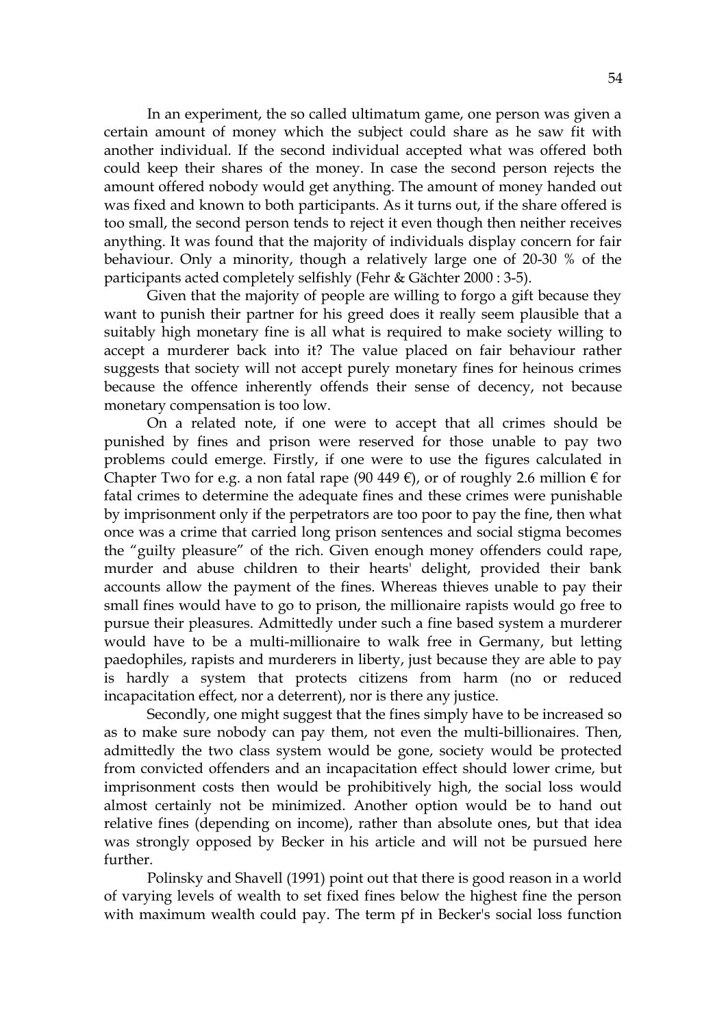In an experiment, the so called ultimatum game, one person was given a certain amount of money which the subject could share as he saw fit with another individual. If the second individual accepted what was offered both could keep their shares of the money. In case the second person rejects the amount offered nobody would get anything. The amount of money handed out was fixed and known to both participants. As it turns out, if the share offered is too small, the second person tends to reject it even though then neither receives anything. It was found that the majority of individuals display concern for fair behaviour. Only a minority, though a relatively large one of 20-30 % of the participants acted completely selfishly (Fehr & Gächter 2000 : 3-5).

Given that the majority of people are willing to forgo a gift because they want to punish their partner for his greed does it really seem plausible that a suitably high monetary fine is all what is required to make society willing to accept a murderer back into it? The value placed on fair behaviour rather suggests that society will not accept purely monetary fines for heinous crimes because the offence inherently offends their sense of decency, not because monetary compensation is too low.

On a related note, if one were to accept that all crimes should be punished by fines and prison were reserved for those unable to pay two problems could emerge. Firstly, if one were to use the figures calculated in Chapter Two for e.g. a non fatal rape (90 449 €), or of roughly 2.6 million € for fatal crimes to determine the adequate fines and these crimes were punishable by imprisonment only if the perpetrators are too poor to pay the fine, then what once was a crime that carried long prison sentences and social stigma becomes the "guilty pleasure" of the rich. Given enough money offenders could rape, murder and abuse children to their hearts' delight, provided their bank accounts allow the payment of the fines. Whereas thieves unable to pay their small fines would have to go to prison, the millionaire rapists would go free to pursue their pleasures. Admittedly under such a fine based system a murderer would have to be a multi-millionaire to walk free in Germany, but letting paedophiles, rapists and murderers in liberty, just because they are able to pay is hardly a system that protects citizens from harm (no or reduced incapacitation effect, nor a deterrent), nor is there any justice.

Secondly, one might suggest that the fines simply have to be increased so as to make sure nobody can pay them, not even the multi-billionaires. Then, admittedly the two class system would be gone, society would be protected from convicted offenders and an incapacitation effect should lower crime, but imprisonment costs then would be prohibitively high, the social loss would almost certainly not be minimized. Another option would be to hand out relative fines (depending on income), rather than absolute ones, but that idea was strongly opposed by Becker in his article and will not be pursued here further.

Polinsky and Shavell (1991) point out that there is good reason in a world of varying levels of wealth to set fixed fines below the highest fine the person with maximum wealth could pay. The term pf in Becker's social loss function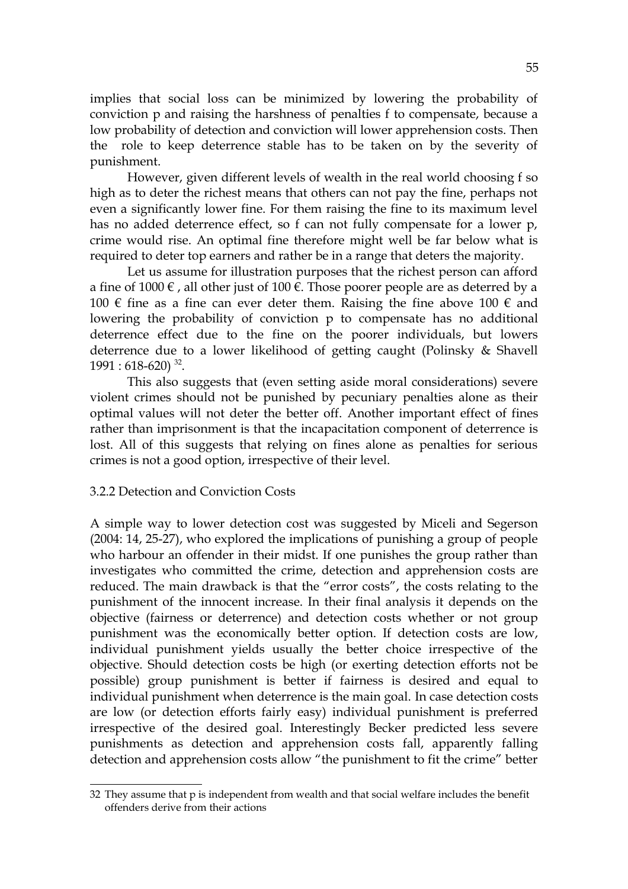implies that social loss can be minimized by lowering the probability of conviction p and raising the harshness of penalties f to compensate, because a low probability of detection and conviction will lower apprehension costs. Then the role to keep deterrence stable has to be taken on by the severity of punishment.

However, given different levels of wealth in the real world choosing f so high as to deter the richest means that others can not pay the fine, perhaps not even a significantly lower fine. For them raising the fine to its maximum level has no added deterrence effect, so f can not fully compensate for a lower p, crime would rise. An optimal fine therefore might well be far below what is required to deter top earners and rather be in a range that deters the majority.

Let us assume for illustration purposes that the richest person can afford a fine of 1000 € , all other just of 100 €. Those poorer people are as deterred by a 100 € fine as a fine can ever deter them. Raising the fine above 100 € and lowering the probability of conviction p to compensate has no additional deterrence effect due to the fine on the poorer individuals, but lowers deterrence due to a lower likelihood of getting caught (Polinsky & Shavell 1991 : 618-620) [32].

This also suggests that (even setting aside moral considerations) severe violent crimes should not be punished by pecuniary penalties alone as their optimal values will not deter the better off. Another important effect of fines rather than imprisonment is that the incapacitation component of deterrence is lost. All of this suggests that relying on fines alone as penalties for serious crimes is not a good option, irrespective of their level.

### 3.2.2 Detection and Conviction Costs

A simple way to lower detection cost was suggested by Miceli and Segerson (2004: 14, 25-27), who explored the implications of punishing a group of people who harbour an offender in their midst. If one punishes the group rather than investigates who committed the crime, detection and apprehension costs are reduced. The main drawback is that the "error costs", the costs relating to the punishment of the innocent increase. In their final analysis it depends on the objective (fairness or deterrence) and detection costs whether or not group punishment was the economically better option. If detection costs are low, individual punishment yields usually the better choice irrespective of the objective. Should detection costs be high (or exerting detection efforts not be possible) group punishment is better if fairness is desired and equal to individual punishment when deterrence is the main goal. In case detection costs are low (or detection efforts fairly easy) individual punishment is preferred irrespective of the desired goal. Interestingly Becker predicted less severe punishments as detection and apprehension costs fall, apparently falling detection and apprehension costs allow "the punishment to fit the crime" better

---

32 They assume that p is independent from wealth and that social welfare includes the benefit offenders derive from their actions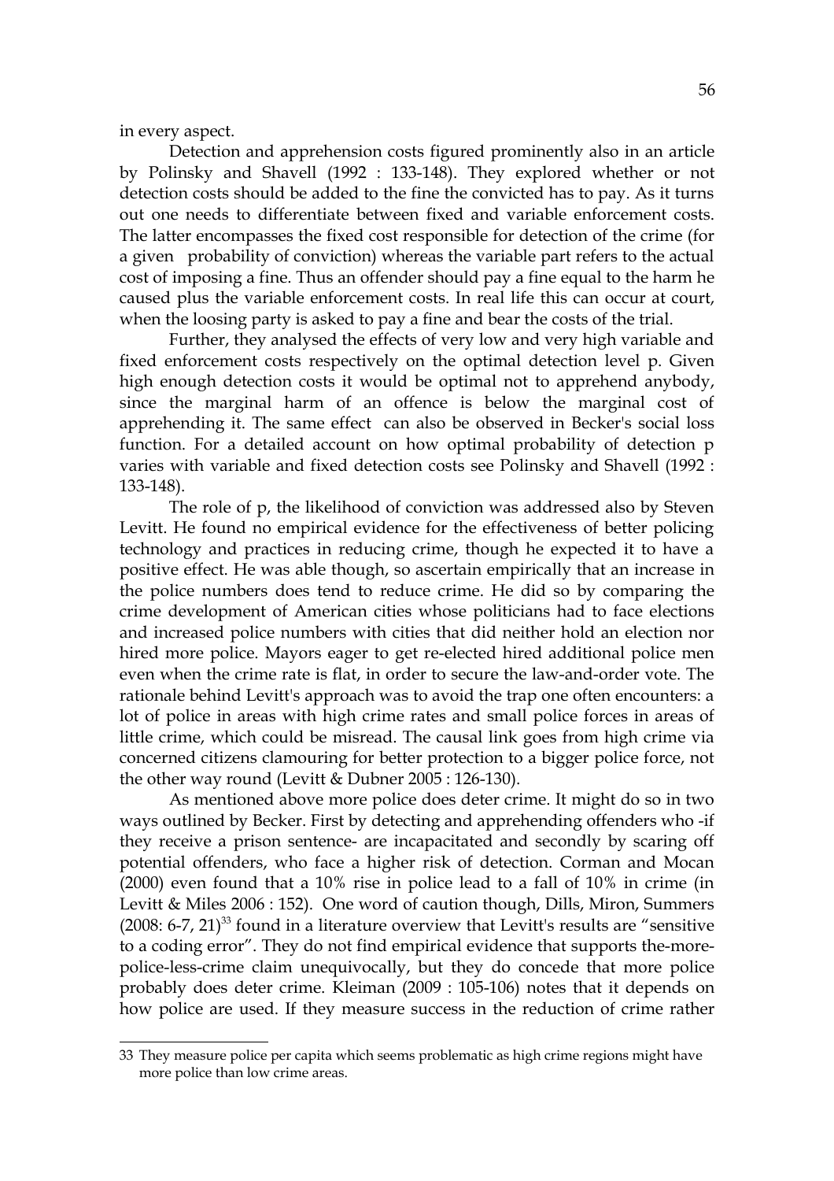in every aspect.

Detection and apprehension costs figured prominently also in an article by Polinsky and Shavell (1992 : 133-148). They explored whether or not detection costs should be added to the fine the convicted has to pay. As it turns out one needs to differentiate between fixed and variable enforcement costs. The latter encompasses the fixed cost responsible for detection of the crime (for a given probability of conviction) whereas the variable part refers to the actual cost of imposing a fine. Thus an offender should pay a fine equal to the harm he caused plus the variable enforcement costs. In real life this can occur at court, when the loosing party is asked to pay a fine and bear the costs of the trial.

Further, they analysed the effects of very low and very high variable and fixed enforcement costs respectively on the optimal detection level p. Given high enough detection costs it would be optimal not to apprehend anybody, since the marginal harm of an offence is below the marginal cost of apprehending it. The same effect can also be observed in Becker's social loss function. For a detailed account on how optimal probability of detection p varies with variable and fixed detection costs see Polinsky and Shavell (1992 : 133-148).

The role of p, the likelihood of conviction was addressed also by Steven Levitt. He found no empirical evidence for the effectiveness of better policing technology and practices in reducing crime, though he expected it to have a positive effect. He was able though, so ascertain empirically that an increase in the police numbers does tend to reduce crime. He did so by comparing the crime development of American cities whose politicians had to face elections and increased police numbers with cities that did neither hold an election nor hired more police. Mayors eager to get re-elected hired additional police men even when the crime rate is flat, in order to secure the law-and-order vote. The rationale behind Levitt's approach was to avoid the trap one often encounters: a lot of police in areas with high crime rates and small police forces in areas of little crime, which could be misread. The causal link goes from high crime via concerned citizens clamouring for better protection to a bigger police force, not the other way round (Levitt & Dubner 2005 : 126-130).

As mentioned above more police does deter crime. It might do so in two ways outlined by Becker. First by detecting and apprehending offenders who -if they receive a prison sentence- are incapacitated and secondly by scaring off potential offenders, who face a higher risk of detection. Corman and Mocan (2000) even found that a 10% rise in police lead to a fall of 10% in crime (in Levitt & Miles 2006 : 152). One word of caution though, Dills, Miron, Summers (2008: 6-7, 21)[33] found in a literature overview that Levitt's results are "sensitive to a coding error". They do not find empirical evidence that supports the-more-police-less-crime claim unequivocally, but they do concede that more police probably does deter crime. Kleiman (2009 : 105-106) notes that it depends on how police are used. If they measure success in the reduction of crime rather

33 They measure police per capita which seems problematic as high crime regions might have more police than low crime areas.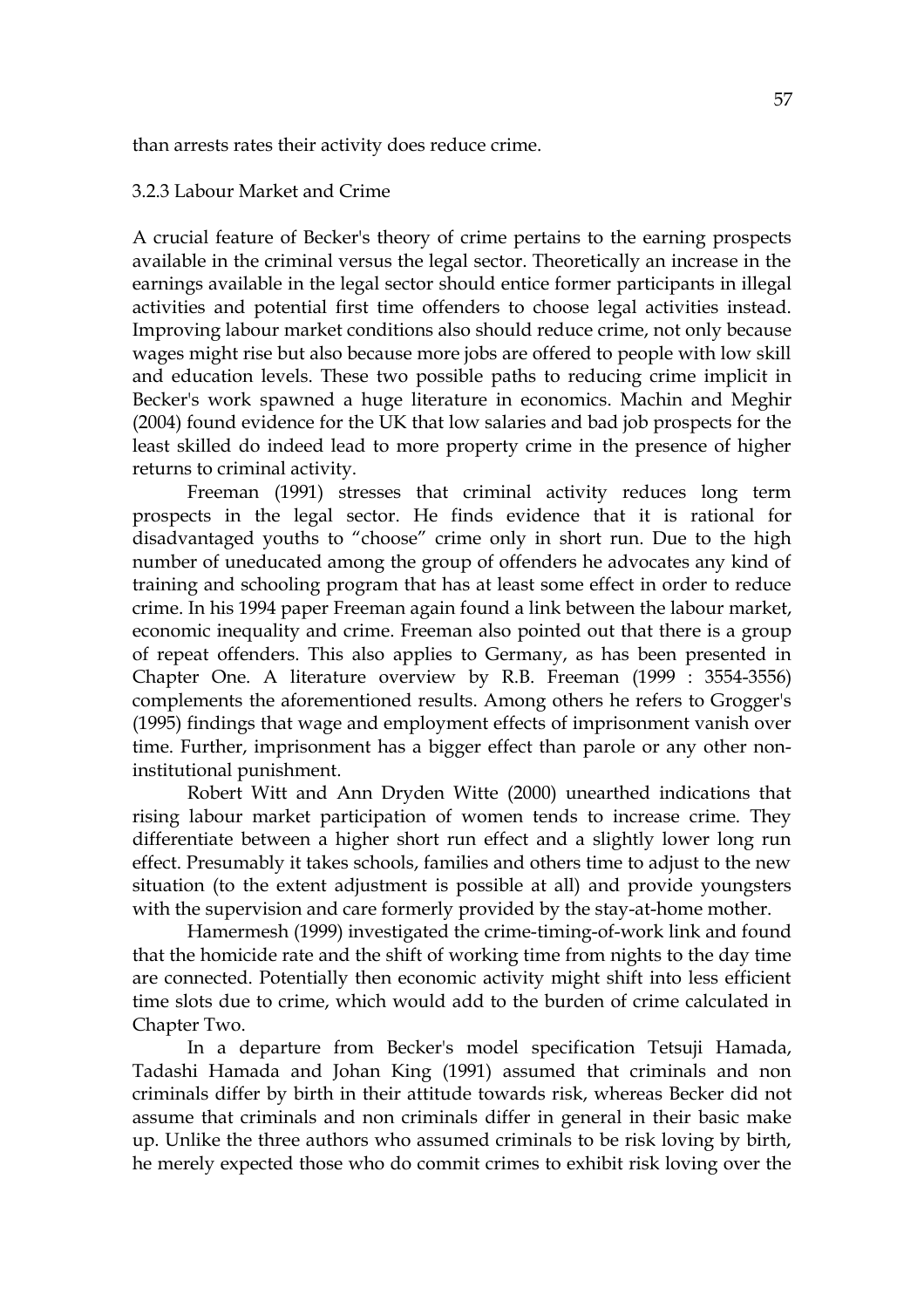than arrests rates their activity does reduce crime.

### 3.2.3 Labour Market and Crime

A crucial feature of Becker's theory of crime pertains to the earning prospects available in the criminal versus the legal sector. Theoretically an increase in the earnings available in the legal sector should entice former participants in illegal activities and potential first time offenders to choose legal activities instead. Improving labour market conditions also should reduce crime, not only because wages might rise but also because more jobs are offered to people with low skill and education levels. These two possible paths to reducing crime implicit in Becker's work spawned a huge literature in economics. Machin and Meghir (2004) found evidence for the UK that low salaries and bad job prospects for the least skilled do indeed lead to more property crime in the presence of higher returns to criminal activity.

Freeman (1991) stresses that criminal activity reduces long term prospects in the legal sector. He finds evidence that it is rational for disadvantaged youths to "choose" crime only in short run. Due to the high number of uneducated among the group of offenders he advocates any kind of training and schooling program that has at least some effect in order to reduce crime. In his 1994 paper Freeman again found a link between the labour market, economic inequality and crime. Freeman also pointed out that there is a group of repeat offenders. This also applies to Germany, as has been presented in Chapter One. A literature overview by R.B. Freeman (1999 : 3554-3556) complements the aforementioned results. Among others he refers to Grogger's (1995) findings that wage and employment effects of imprisonment vanish over time. Further, imprisonment has a bigger effect than parole or any other non-institutional punishment.

Robert Witt and Ann Dryden Witte (2000) unearthed indications that rising labour market participation of women tends to increase crime. They differentiate between a higher short run effect and a slightly lower long run effect. Presumably it takes schools, families and others time to adjust to the new situation (to the extent adjustment is possible at all) and provide youngsters with the supervision and care formerly provided by the stay-at-home mother.

Hamermesh (1999) investigated the crime-timing-of-work link and found that the homicide rate and the shift of working time from nights to the day time are connected. Potentially then economic activity might shift into less efficient time slots due to crime, which would add to the burden of crime calculated in Chapter Two.

In a departure from Becker's model specification Tetsuji Hamada, Tadashi Hamada and Johan King (1991) assumed that criminals and non criminals differ by birth in their attitude towards risk, whereas Becker did not assume that criminals and non criminals differ in general in their basic make up. Unlike the three authors who assumed criminals to be risk loving by birth, he merely expected those who do commit crimes to exhibit risk loving over the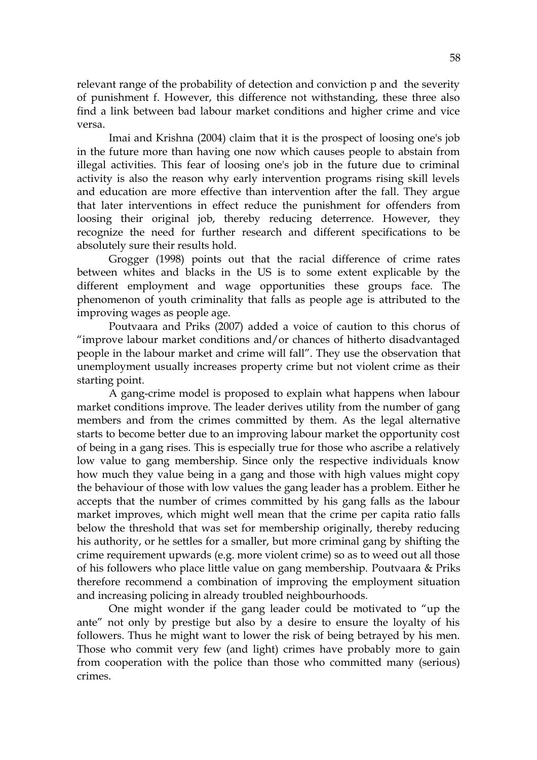relevant range of the probability of detection and conviction p and the severity of punishment f. However, this difference not withstanding, these three also find a link between bad labour market conditions and higher crime and vice versa.

Imai and Krishna (2004) claim that it is the prospect of loosing one's job in the future more than having one now which causes people to abstain from illegal activities. This fear of loosing one's job in the future due to criminal activity is also the reason why early intervention programs rising skill levels and education are more effective than intervention after the fall. They argue that later interventions in effect reduce the punishment for offenders from loosing their original job, thereby reducing deterrence. However, they recognize the need for further research and different specifications to be absolutely sure their results hold.

Grogger (1998) points out that the racial difference of crime rates between whites and blacks in the US is to some extent explicable by the different employment and wage opportunities these groups face. The phenomenon of youth criminality that falls as people age is attributed to the improving wages as people age.

Poutvaara and Priks (2007) added a voice of caution to this chorus of "improve labour market conditions and/or chances of hitherto disadvantaged people in the labour market and crime will fall". They use the observation that unemployment usually increases property crime but not violent crime as their starting point.

A gang-crime model is proposed to explain what happens when labour market conditions improve. The leader derives utility from the number of gang members and from the crimes committed by them. As the legal alternative starts to become better due to an improving labour market the opportunity cost of being in a gang rises. This is especially true for those who ascribe a relatively low value to gang membership. Since only the respective individuals know how much they value being in a gang and those with high values might copy the behaviour of those with low values the gang leader has a problem. Either he accepts that the number of crimes committed by his gang falls as the labour market improves, which might well mean that the crime per capita ratio falls below the threshold that was set for membership originally, thereby reducing his authority, or he settles for a smaller, but more criminal gang by shifting the crime requirement upwards (e.g. more violent crime) so as to weed out all those of his followers who place little value on gang membership. Poutvaara & Priks therefore recommend a combination of improving the employment situation and increasing policing in already troubled neighbourhoods.

One might wonder if the gang leader could be motivated to "up the ante" not only by prestige but also by a desire to ensure the loyalty of his followers. Thus he might want to lower the risk of being betrayed by his men. Those who commit very few (and light) crimes have probably more to gain from cooperation with the police than those who committed many (serious) crimes.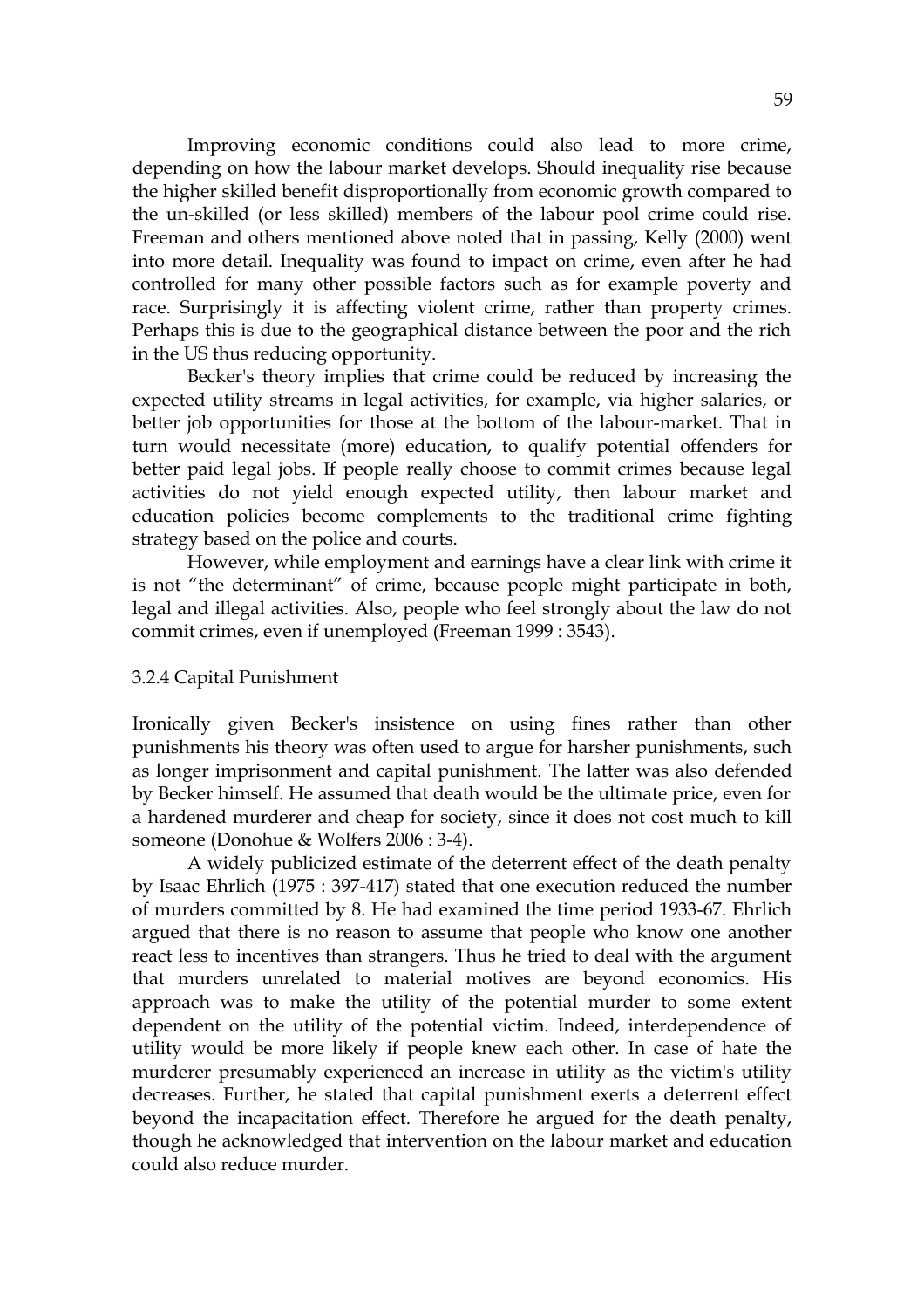Improving economic conditions could also lead to more crime, depending on how the labour market develops. Should inequality rise because the higher skilled benefit disproportionally from economic growth compared to the un-skilled (or less skilled) members of the labour pool crime could rise. Freeman and others mentioned above noted that in passing, Kelly (2000) went into more detail. Inequality was found to impact on crime, even after he had controlled for many other possible factors such as for example poverty and race. Surprisingly it is affecting violent crime, rather than property crimes. Perhaps this is due to the geographical distance between the poor and the rich in the US thus reducing opportunity.

Becker's theory implies that crime could be reduced by increasing the expected utility streams in legal activities, for example, via higher salaries, or better job opportunities for those at the bottom of the labour-market. That in turn would necessitate (more) education, to qualify potential offenders for better paid legal jobs. If people really choose to commit crimes because legal activities do not yield enough expected utility, then labour market and education policies become complements to the traditional crime fighting strategy based on the police and courts.

However, while employment and earnings have a clear link with crime it is not "the determinant" of crime, because people might participate in both, legal and illegal activities. Also, people who feel strongly about the law do not commit crimes, even if unemployed (Freeman 1999 : 3543).

### 3.2.4 Capital Punishment

Ironically given Becker's insistence on using fines rather than other punishments his theory was often used to argue for harsher punishments, such as longer imprisonment and capital punishment. The latter was also defended by Becker himself. He assumed that death would be the ultimate price, even for a hardened murderer and cheap for society, since it does not cost much to kill someone (Donohue & Wolfers 2006 : 3-4).

A widely publicized estimate of the deterrent effect of the death penalty by Isaac Ehrlich (1975 : 397-417) stated that one execution reduced the number of murders committed by 8. He had examined the time period 1933-67. Ehrlich argued that there is no reason to assume that people who know one another react less to incentives than strangers. Thus he tried to deal with the argument that murders unrelated to material motives are beyond economics. His approach was to make the utility of the potential murder to some extent dependent on the utility of the potential victim. Indeed, interdependence of utility would be more likely if people knew each other. In case of hate the murderer presumably experienced an increase in utility as the victim's utility decreases. Further, he stated that capital punishment exerts a deterrent effect beyond the incapacitation effect. Therefore he argued for the death penalty, though he acknowledged that intervention on the labour market and education could also reduce murder.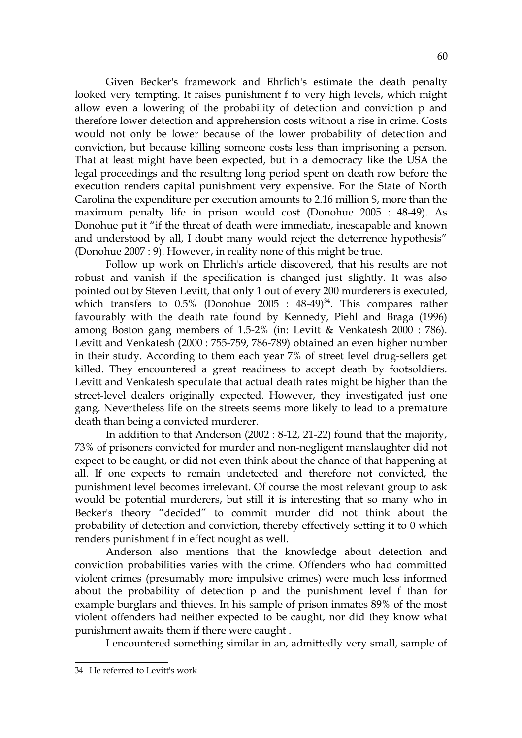Given Becker's framework and Ehrlich's estimate the death penalty looked very tempting. It raises punishment f to very high levels, which might allow even a lowering of the probability of detection and conviction p and therefore lower detection and apprehension costs without a rise in crime. Costs would not only be lower because of the lower probability of detection and conviction, but because killing someone costs less than imprisoning a person. That at least might have been expected, but in a democracy like the USA the legal proceedings and the resulting long period spent on death row before the execution renders capital punishment very expensive. For the State of North Carolina the expenditure per execution amounts to 2.16 million $, more than the maximum penalty life in prison would cost (Donohue 2005 : 48-49). As Donohue put it "if the threat of death were immediate, inescapable and known and understood by all, I doubt many would reject the deterrence hypothesis" (Donohue 2007 : 9). However, in reality none of this might be true.

Follow up work on Ehrlich's article discovered, that his results are not robust and vanish if the specification is changed just slightly. It was also pointed out by Steven Levitt, that only 1 out of every 200 murderers is executed, which transfers to 0.5% (Donohue 2005 : 48-49)[34]. This compares rather favourably with the death rate found by Kennedy, Piehl and Braga (1996) among Boston gang members of 1.5-2% (in: Levitt & Venkatesh 2000 : 786). Levitt and Venkatesh (2000 : 755-759, 786-789) obtained an even higher number in their study. According to them each year 7% of street level drug-sellers get killed. They encountered a great readiness to accept death by footsoldiers. Levitt and Venkatesh speculate that actual death rates might be higher than the street-level dealers originally expected. However, they investigated just one gang. Nevertheless life on the streets seems more likely to lead to a premature death than being a convicted murderer.

In addition to that Anderson (2002 : 8-12, 21-22) found that the majority, 73% of prisoners convicted for murder and non-negligent manslaughter did not expect to be caught, or did not even think about the chance of that happening at all. If one expects to remain undetected and therefore not convicted, the punishment level becomes irrelevant. Of course the most relevant group to ask would be potential murderers, but still it is interesting that so many who in Becker's theory "decided" to commit murder did not think about the probability of detection and conviction, thereby effectively setting it to 0 which renders punishment f in effect nought as well.

Anderson also mentions that the knowledge about detection and conviction probabilities varies with the crime. Offenders who had committed violent crimes (presumably more impulsive crimes) were much less informed about the probability of detection p and the punishment level f than for example burglars and thieves. In his sample of prison inmates 89% of the most violent offenders had neither expected to be caught, nor did they know what punishment awaits them if there were caught .

I encountered something similar in an, admittedly very small, sample of

---

34 He referred to Levitt's work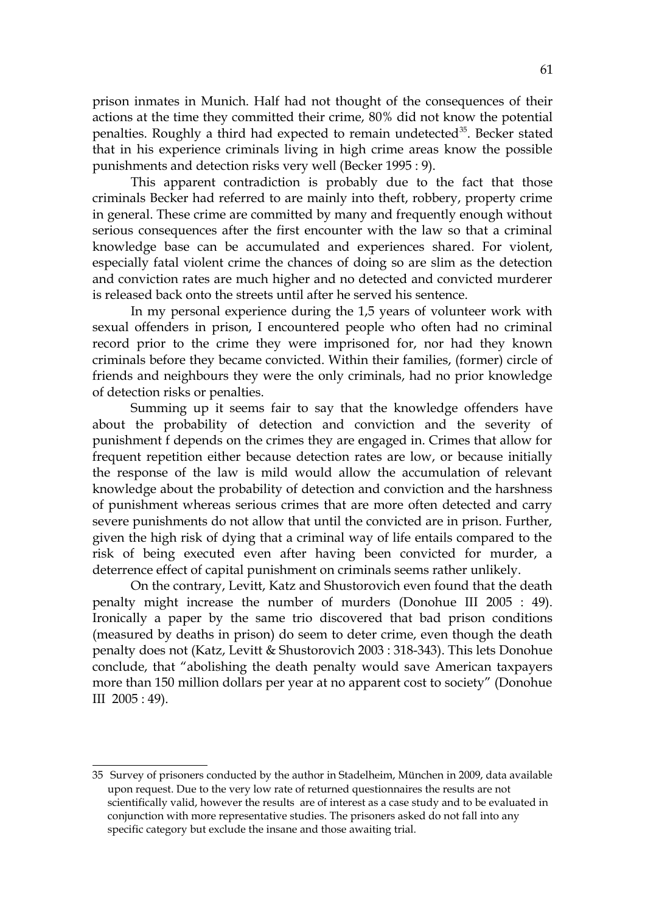prison inmates in Munich. Half had not thought of the consequences of their actions at the time they committed their crime, 80% did not know the potential penalties. Roughly a third had expected to remain undetected[35]. Becker stated that in his experience criminals living in high crime areas know the possible punishments and detection risks very well (Becker 1995 : 9).

This apparent contradiction is probably due to the fact that those criminals Becker had referred to are mainly into theft, robbery, property crime in general. These crime are committed by many and frequently enough without serious consequences after the first encounter with the law so that a criminal knowledge base can be accumulated and experiences shared. For violent, especially fatal violent crime the chances of doing so are slim as the detection and conviction rates are much higher and no detected and convicted murderer is released back onto the streets until after he served his sentence.

In my personal experience during the 1,5 years of volunteer work with sexual offenders in prison, I encountered people who often had no criminal record prior to the crime they were imprisoned for, nor had they known criminals before they became convicted. Within their families, (former) circle of friends and neighbours they were the only criminals, had no prior knowledge of detection risks or penalties.

Summing up it seems fair to say that the knowledge offenders have about the probability of detection and conviction and the severity of punishment f depends on the crimes they are engaged in. Crimes that allow for frequent repetition either because detection rates are low, or because initially the response of the law is mild would allow the accumulation of relevant knowledge about the probability of detection and conviction and the harshness of punishment whereas serious crimes that are more often detected and carry severe punishments do not allow that until the convicted are in prison. Further, given the high risk of dying that a criminal way of life entails compared to the risk of being executed even after having been convicted for murder, a deterrence effect of capital punishment on criminals seems rather unlikely.

On the contrary, Levitt, Katz and Shustorovich even found that the death penalty might increase the number of murders (Donohue III 2005 : 49). Ironically a paper by the same trio discovered that bad prison conditions (measured by deaths in prison) do seem to deter crime, even though the death penalty does not (Katz, Levitt & Shustorovich 2003 : 318-343). This lets Donohue conclude, that "abolishing the death penalty would save American taxpayers more than 150 million dollars per year at no apparent cost to society" (Donohue III 2005 : 49).

---

35 Survey of prisoners conducted by the author in Stadelheim, München in 2009, data available upon request. Due to the very low rate of returned questionnaires the results are not scientifically valid, however the results are of interest as a case study and to be evaluated in conjunction with more representative studies. The prisoners asked do not fall into any specific category but exclude the insane and those awaiting trial.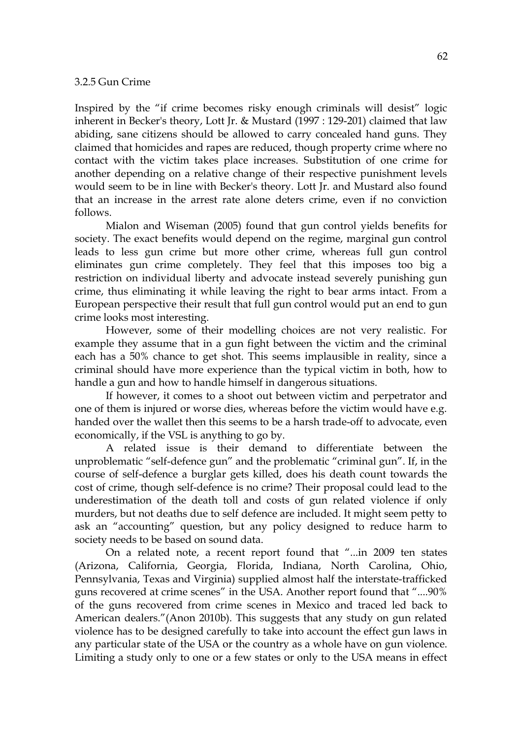### 3.2.5 Gun Crime

Inspired by the "if crime becomes risky enough criminals will desist" logic inherent in Becker's theory, Lott Jr. & Mustard (1997 : 129-201) claimed that law abiding, sane citizens should be allowed to carry concealed hand guns. They claimed that homicides and rapes are reduced, though property crime where no contact with the victim takes place increases. Substitution of one crime for another depending on a relative change of their respective punishment levels would seem to be in line with Becker's theory. Lott Jr. and Mustard also found that an increase in the arrest rate alone deters crime, even if no conviction follows.

Mialon and Wiseman (2005) found that gun control yields benefits for society. The exact benefits would depend on the regime, marginal gun control leads to less gun crime but more other crime, whereas full gun control eliminates gun crime completely. They feel that this imposes too big a restriction on individual liberty and advocate instead severely punishing gun crime, thus eliminating it while leaving the right to bear arms intact. From a European perspective their result that full gun control would put an end to gun crime looks most interesting.

However, some of their modelling choices are not very realistic. For example they assume that in a gun fight between the victim and the criminal each has a 50% chance to get shot. This seems implausible in reality, since a criminal should have more experience than the typical victim in both, how to handle a gun and how to handle himself in dangerous situations.

If however, it comes to a shoot out between victim and perpetrator and one of them is injured or worse dies, whereas before the victim would have e.g. handed over the wallet then this seems to be a harsh trade-off to advocate, even economically, if the VSL is anything to go by.

A related issue is their demand to differentiate between the unproblematic "self-defence gun" and the problematic "criminal gun". If, in the course of self-defence a burglar gets killed, does his death count towards the cost of crime, though self-defence is no crime? Their proposal could lead to the underestimation of the death toll and costs of gun related violence if only murders, but not deaths due to self defence are included. It might seem petty to ask an "accounting" question, but any policy designed to reduce harm to society needs to be based on sound data.

On a related note, a recent report found that "...in 2009 ten states (Arizona, California, Georgia, Florida, Indiana, North Carolina, Ohio, Pennsylvania, Texas and Virginia) supplied almost half the interstate-trafficked guns recovered at crime scenes" in the USA. Another report found that "....90% of the guns recovered from crime scenes in Mexico and traced led back to American dealers."(Anon 2010b). This suggests that any study on gun related violence has to be designed carefully to take into account the effect gun laws in any particular state of the USA or the country as a whole have on gun violence. Limiting a study only to one or a few states or only to the USA means in effect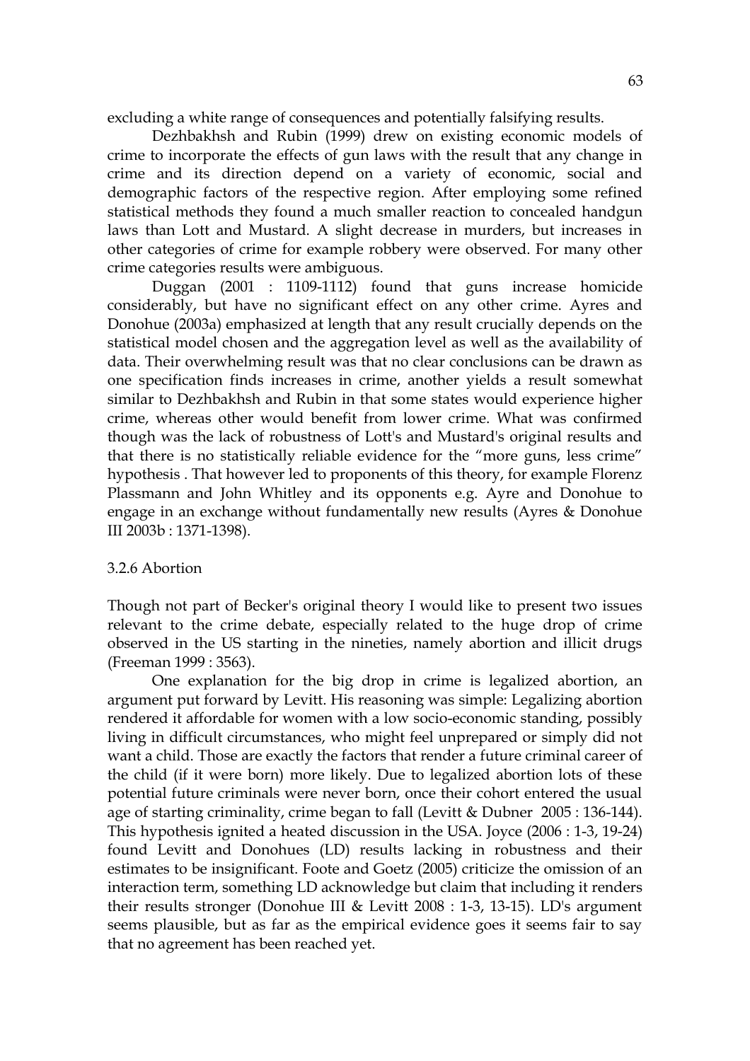excluding a white range of consequences and potentially falsifying results.

Dezhbakhsh and Rubin (1999) drew on existing economic models of crime to incorporate the effects of gun laws with the result that any change in crime and its direction depend on a variety of economic, social and demographic factors of the respective region. After employing some refined statistical methods they found a much smaller reaction to concealed handgun laws than Lott and Mustard. A slight decrease in murders, but increases in other categories of crime for example robbery were observed. For many other crime categories results were ambiguous.

Duggan (2001 : 1109-1112) found that guns increase homicide considerably, but have no significant effect on any other crime. Ayres and Donohue (2003a) emphasized at length that any result crucially depends on the statistical model chosen and the aggregation level as well as the availability of data. Their overwhelming result was that no clear conclusions can be drawn as one specification finds increases in crime, another yields a result somewhat similar to Dezhbakhsh and Rubin in that some states would experience higher crime, whereas other would benefit from lower crime. What was confirmed though was the lack of robustness of Lott's and Mustard's original results and that there is no statistically reliable evidence for the “more guns, less crime” hypothesis . That however led to proponents of this theory, for example Florenz Plassmann and John Whitley and its opponents e.g. Ayre and Donohue to engage in an exchange without fundamentally new results (Ayres & Donohue III 2003b : 1371-1398).

### 3.2.6 Abortion

Though not part of Becker's original theory I would like to present two issues relevant to the crime debate, especially related to the huge drop of crime observed in the US starting in the nineties, namely abortion and illicit drugs (Freeman 1999 : 3563).

One explanation for the big drop in crime is legalized abortion, an argument put forward by Levitt. His reasoning was simple: Legalizing abortion rendered it affordable for women with a low socio-economic standing, possibly living in difficult circumstances, who might feel unprepared or simply did not want a child. Those are exactly the factors that render a future criminal career of the child (if it were born) more likely. Due to legalized abortion lots of these potential future criminals were never born, once their cohort entered the usual age of starting criminality, crime began to fall (Levitt & Dubner 2005 : 136-144). This hypothesis ignited a heated discussion in the USA. Joyce (2006 : 1-3, 19-24) found Levitt and Donohues (LD) results lacking in robustness and their estimates to be insignificant. Foote and Goetz (2005) criticize the omission of an interaction term, something LD acknowledge but claim that including it renders their results stronger (Donohue III & Levitt 2008 : 1-3, 13-15). LD's argument seems plausible, but as far as the empirical evidence goes it seems fair to say that no agreement has been reached yet.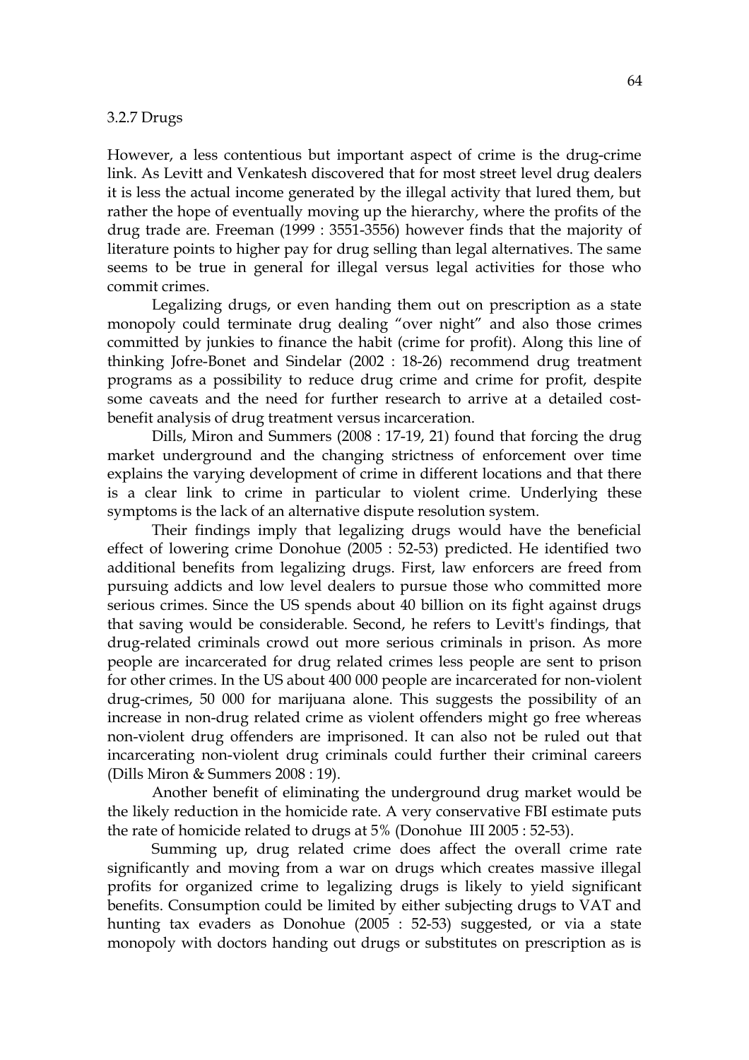3.2.7 Drugs

However, a less contentious but important aspect of crime is the drug-crime link. As Levitt and Venkatesh discovered that for most street level drug dealers it is less the actual income generated by the illegal activity that lured them, but rather the hope of eventually moving up the hierarchy, where the profits of the drug trade are. Freeman (1999 : 3551-3556) however finds that the majority of literature points to higher pay for drug selling than legal alternatives. The same seems to be true in general for illegal versus legal activities for those who commit crimes.

Legalizing drugs, or even handing them out on prescription as a state monopoly could terminate drug dealing "over night" and also those crimes committed by junkies to finance the habit (crime for profit). Along this line of thinking Jofre-Bonet and Sindelar (2002 : 18-26) recommend drug treatment programs as a possibility to reduce drug crime and crime for profit, despite some caveats and the need for further research to arrive at a detailed cost-benefit analysis of drug treatment versus incarceration.

Dills, Miron and Summers (2008 : 17-19, 21) found that forcing the drug market underground and the changing strictness of enforcement over time explains the varying development of crime in different locations and that there is a clear link to crime in particular to violent crime. Underlying these symptoms is the lack of an alternative dispute resolution system.

Their findings imply that legalizing drugs would have the beneficial effect of lowering crime Donohue (2005 : 52-53) predicted. He identified two additional benefits from legalizing drugs. First, law enforcers are freed from pursuing addicts and low level dealers to pursue those who committed more serious crimes. Since the US spends about 40 billion on its fight against drugs that saving would be considerable. Second, he refers to Levitt's findings, that drug-related criminals crowd out more serious criminals in prison. As more people are incarcerated for drug related crimes less people are sent to prison for other crimes. In the US about 400 000 people are incarcerated for non-violent drug-crimes, 50 000 for marijuana alone. This suggests the possibility of an increase in non-drug related crime as violent offenders might go free whereas non-violent drug offenders are imprisoned. It can also not be ruled out that incarcerating non-violent drug criminals could further their criminal careers (Dills Miron & Summers 2008 : 19).

Another benefit of eliminating the underground drug market would be the likely reduction in the homicide rate. A very conservative FBI estimate puts the rate of homicide related to drugs at 5% (Donohue III 2005 : 52-53).

Summing up, drug related crime does affect the overall crime rate significantly and moving from a war on drugs which creates massive illegal profits for organized crime to legalizing drugs is likely to yield significant benefits. Consumption could be limited by either subjecting drugs to VAT and hunting tax evaders as Donohue (2005 : 52-53) suggested, or via a state monopoly with doctors handing out drugs or substitutes on prescription as is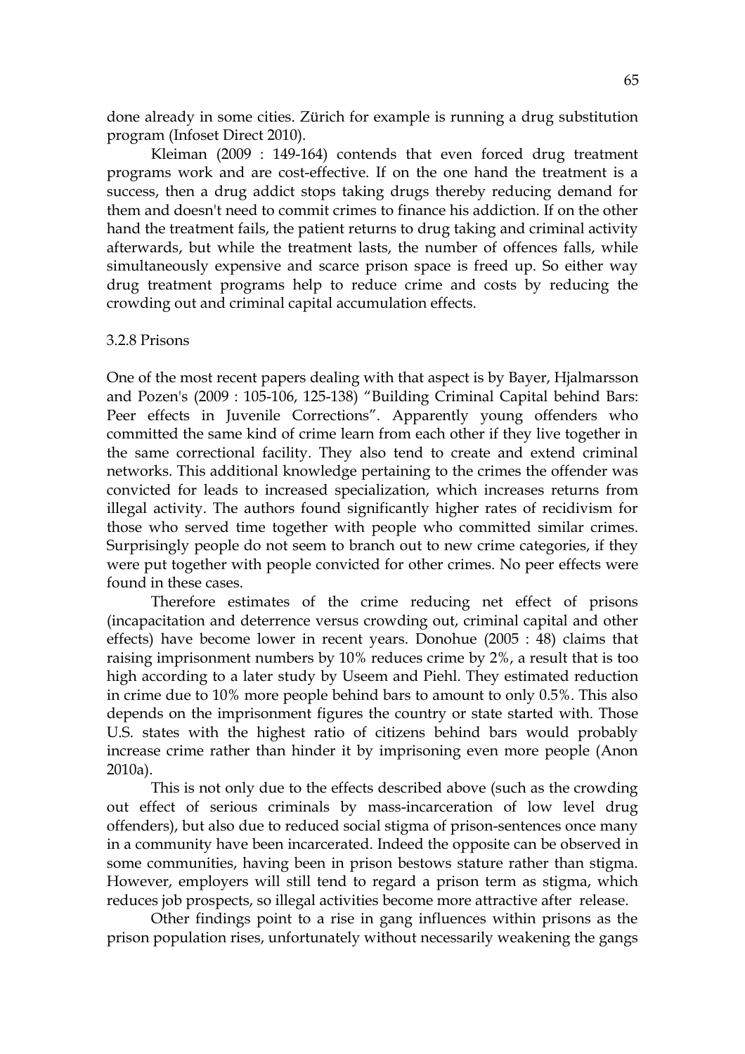done already in some cities. Zürich for example is running a drug substitution program (Infoset Direct 2010).

Kleiman (2009 : 149-164) contends that even forced drug treatment programs work and are cost-effective. If on the one hand the treatment is a success, then a drug addict stops taking drugs thereby reducing demand for them and doesn't need to commit crimes to finance his addiction. If on the other hand the treatment fails, the patient returns to drug taking and criminal activity afterwards, but while the treatment lasts, the number of offences falls, while simultaneously expensive and scarce prison space is freed up. So either way drug treatment programs help to reduce crime and costs by reducing the crowding out and criminal capital accumulation effects.

### 3.2.8 Prisons

One of the most recent papers dealing with that aspect is by Bayer, Hjalmarsson and Pozen's (2009 : 105-106, 125-138) "Building Criminal Capital behind Bars: Peer effects in Juvenile Corrections". Apparently young offenders who committed the same kind of crime learn from each other if they live together in the same correctional facility. They also tend to create and extend criminal networks. This additional knowledge pertaining to the crimes the offender was convicted for leads to increased specialization, which increases returns from illegal activity. The authors found significantly higher rates of recidivism for those who served time together with people who committed similar crimes. Surprisingly people do not seem to branch out to new crime categories, if they were put together with people convicted for other crimes. No peer effects were found in these cases.

Therefore estimates of the crime reducing net effect of prisons (incapacitation and deterrence versus crowding out, criminal capital and other effects) have become lower in recent years. Donohue (2005 : 48) claims that raising imprisonment numbers by 10% reduces crime by 2%, a result that is too high according to a later study by Useem and Piehl. They estimated reduction in crime due to 10% more people behind bars to amount to only 0.5%. This also depends on the imprisonment figures the country or state started with. Those U.S. states with the highest ratio of citizens behind bars would probably increase crime rather than hinder it by imprisoning even more people (Anon 2010a).

This is not only due to the effects described above (such as the crowding out effect of serious criminals by mass-incarceration of low level drug offenders), but also due to reduced social stigma of prison-sentences once many in a community have been incarcerated. Indeed the opposite can be observed in some communities, having been in prison bestows stature rather than stigma. However, employers will still tend to regard a prison term as stigma, which reduces job prospects, so illegal activities become more attractive after release.

Other findings point to a rise in gang influences within prisons as the prison population rises, unfortunately without necessarily weakening the gangs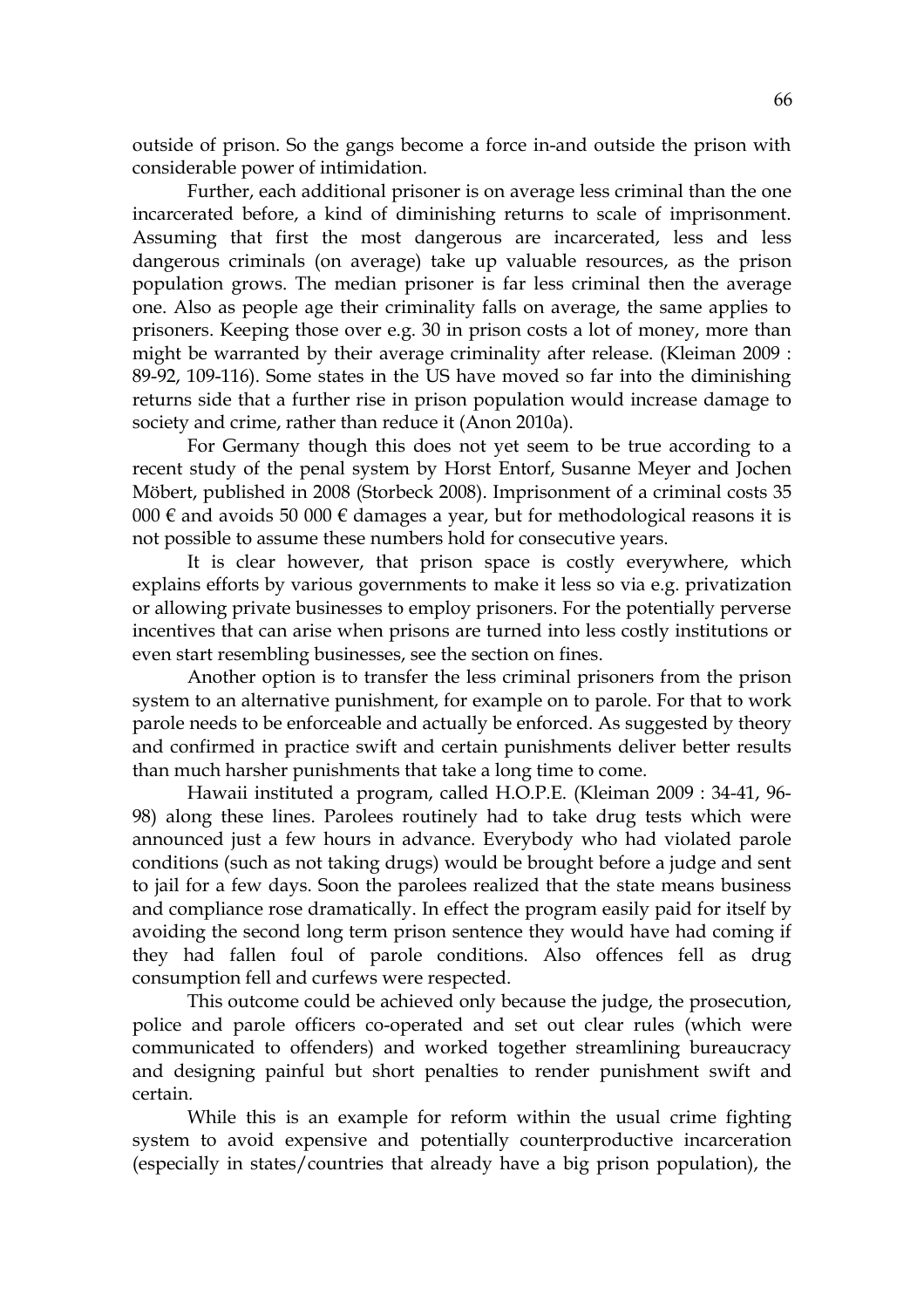outside of prison. So the gangs become a force in-and outside the prison with considerable power of intimidation.

Further, each additional prisoner is on average less criminal than the one incarcerated before, a kind of diminishing returns to scale of imprisonment. Assuming that first the most dangerous are incarcerated, less and less dangerous criminals (on average) take up valuable resources, as the prison population grows. The median prisoner is far less criminal then the average one. Also as people age their criminality falls on average, the same applies to prisoners. Keeping those over e.g. 30 in prison costs a lot of money, more than might be warranted by their average criminality after release. (Kleiman 2009 : 89-92, 109-116). Some states in the US have moved so far into the diminishing returns side that a further rise in prison population would increase damage to society and crime, rather than reduce it (Anon 2010a).

For Germany though this does not yet seem to be true according to a recent study of the penal system by Horst Entorf, Susanne Meyer and Jochen Möbert, published in 2008 (Storbeck 2008). Imprisonment of a criminal costs 35 000 € and avoids 50 000 € damages a year, but for methodological reasons it is not possible to assume these numbers hold for consecutive years.

It is clear however, that prison space is costly everywhere, which explains efforts by various governments to make it less so via e.g. privatization or allowing private businesses to employ prisoners. For the potentially perverse incentives that can arise when prisons are turned into less costly institutions or even start resembling businesses, see the section on fines.

Another option is to transfer the less criminal prisoners from the prison system to an alternative punishment, for example on to parole. For that to work parole needs to be enforceable and actually be enforced. As suggested by theory and confirmed in practice swift and certain punishments deliver better results than much harsher punishments that take a long time to come.

Hawaii instituted a program, called H.O.P.E. (Kleiman 2009 : 34-41, 96-98) along these lines. Parolees routinely had to take drug tests which were announced just a few hours in advance. Everybody who had violated parole conditions (such as not taking drugs) would be brought before a judge and sent to jail for a few days. Soon the parolees realized that the state means business and compliance rose dramatically. In effect the program easily paid for itself by avoiding the second long term prison sentence they would have had coming if they had fallen foul of parole conditions. Also offences fell as drug consumption fell and curfews were respected.

This outcome could be achieved only because the judge, the prosecution, police and parole officers co-operated and set out clear rules (which were communicated to offenders) and worked together streamlining bureaucracy and designing painful but short penalties to render punishment swift and certain.

While this is an example for reform within the usual crime fighting system to avoid expensive and potentially counterproductive incarceration (especially in states/countries that already have a big prison population), the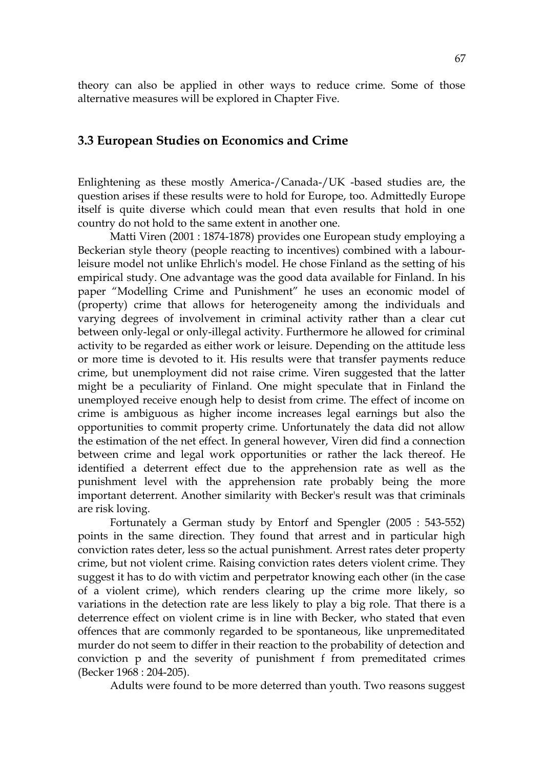theory can also be applied in other ways to reduce crime. Some of those alternative measures will be explored in Chapter Five.

## 3.3 European Studies on Economics and Crime

Enlightening as these mostly America-/Canada-/UK -based studies are, the question arises if these results were to hold for Europe, too. Admittedly Europe itself is quite diverse which could mean that even results that hold in one country do not hold to the same extent in another one.

Matti Viren (2001 : 1874-1878) provides one European study employing a Beckerian style theory (people reacting to incentives) combined with a labour-leisure model not unlike Ehrlich's model. He chose Finland as the setting of his empirical study. One advantage was the good data available for Finland. In his paper "Modelling Crime and Punishment" he uses an economic model of (property) crime that allows for heterogeneity among the individuals and varying degrees of involvement in criminal activity rather than a clear cut between only-legal or only-illegal activity. Furthermore he allowed for criminal activity to be regarded as either work or leisure. Depending on the attitude less or more time is devoted to it. His results were that transfer payments reduce crime, but unemployment did not raise crime. Viren suggested that the latter might be a peculiarity of Finland. One might speculate that in Finland the unemployed receive enough help to desist from crime. The effect of income on crime is ambiguous as higher income increases legal earnings but also the opportunities to commit property crime. Unfortunately the data did not allow the estimation of the net effect. In general however, Viren did find a connection between crime and legal work opportunities or rather the lack thereof. He identified a deterrent effect due to the apprehension rate as well as the punishment level with the apprehension rate probably being the more important deterrent. Another similarity with Becker's result was that criminals are risk loving.

Fortunately a German study by Entorf and Spengler (2005 : 543-552) points in the same direction. They found that arrest and in particular high conviction rates deter, less so the actual punishment. Arrest rates deter property crime, but not violent crime. Raising conviction rates deters violent crime. They suggest it has to do with victim and perpetrator knowing each other (in the case of a violent crime), which renders clearing up the crime more likely, so variations in the detection rate are less likely to play a big role. That there is a deterrence effect on violent crime is in line with Becker, who stated that even offences that are commonly regarded to be spontaneous, like unpremeditated murder do not seem to differ in their reaction to the probability of detection and conviction p and the severity of punishment f from premeditated crimes (Becker 1968 : 204-205).

Adults were found to be more deterred than youth. Two reasons suggest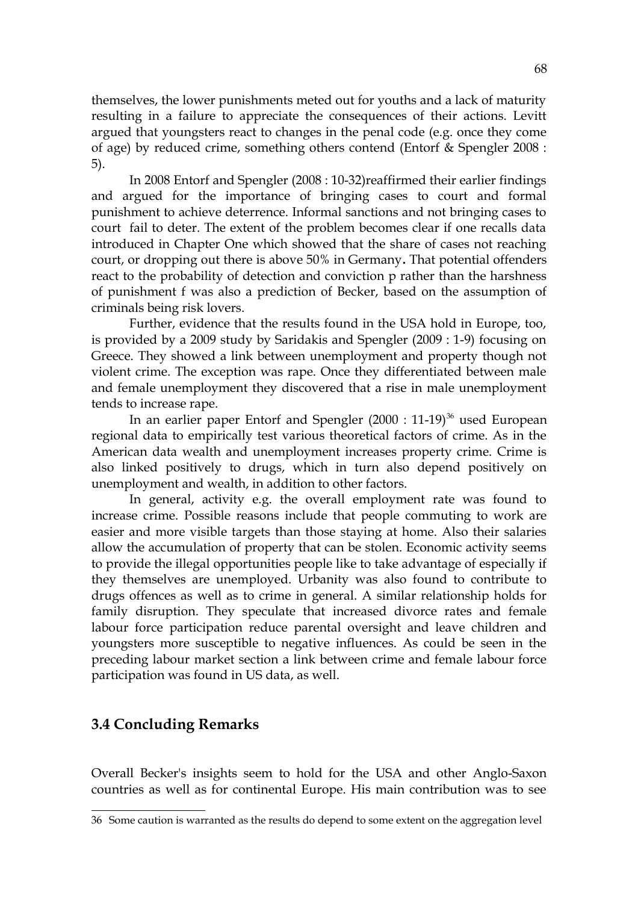themselves, the lower punishments meted out for youths and a lack of maturity resulting in a failure to appreciate the consequences of their actions. Levitt argued that youngsters react to changes in the penal code (e.g. once they come of age) by reduced crime, something others contend (Entorf & Spengler 2008 : 5).

In 2008 Entorf and Spengler (2008 : 10-32)reaffirmed their earlier findings and argued for the importance of bringing cases to court and formal punishment to achieve deterrence. Informal sanctions and not bringing cases to court fail to deter. The extent of the problem becomes clear if one recalls data introduced in Chapter One which showed that the share of cases not reaching court, or dropping out there is above 50% in Germany**.** That potential offenders react to the probability of detection and conviction p rather than the harshness of punishment f was also a prediction of Becker, based on the assumption of criminals being risk lovers.

Further, evidence that the results found in the USA hold in Europe, too, is provided by a 2009 study by Saridakis and Spengler (2009 : 1-9) focusing on Greece. They showed a link between unemployment and property though not violent crime. The exception was rape. Once they differentiated between male and female unemployment they discovered that a rise in male unemployment tends to increase rape.

In an earlier paper Entorf and Spengler (2000 : 11-19)[36] used European regional data to empirically test various theoretical factors of crime. As in the American data wealth and unemployment increases property crime. Crime is also linked positively to drugs, which in turn also depend positively on unemployment and wealth, in addition to other factors.

In general, activity e.g. the overall employment rate was found to increase crime. Possible reasons include that people commuting to work are easier and more visible targets than those staying at home. Also their salaries allow the accumulation of property that can be stolen. Economic activity seems to provide the illegal opportunities people like to take advantage of especially if they themselves are unemployed. Urbanity was also found to contribute to drugs offences as well as to crime in general. A similar relationship holds for family disruption. They speculate that increased divorce rates and female labour force participation reduce parental oversight and leave children and youngsters more susceptible to negative influences. As could be seen in the preceding labour market section a link between crime and female labour force participation was found in US data, as well.

## 3.4 Concluding Remarks

Overall Becker's insights seem to hold for the USA and other Anglo-Saxon countries as well as for continental Europe. His main contribution was to see

---

36 Some caution is warranted as the results do depend to some extent on the aggregation level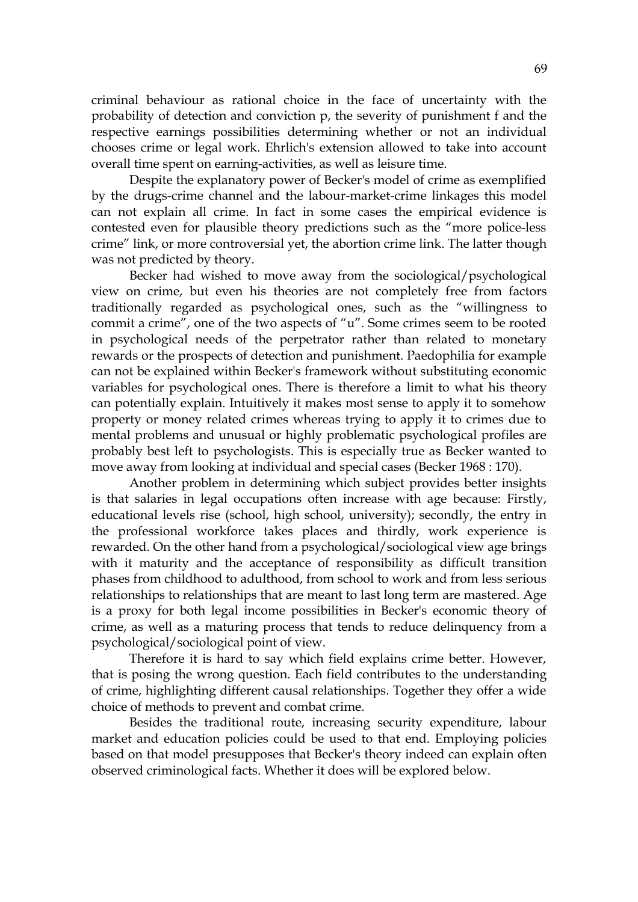criminal behaviour as rational choice in the face of uncertainty with the probability of detection and conviction p, the severity of punishment f and the respective earnings possibilities determining whether or not an individual chooses crime or legal work. Ehrlich's extension allowed to take into account overall time spent on earning-activities, as well as leisure time.

Despite the explanatory power of Becker's model of crime as exemplified by the drugs-crime channel and the labour-market-crime linkages this model can not explain all crime. In fact in some cases the empirical evidence is contested even for plausible theory predictions such as the "more police-less crime" link, or more controversial yet, the abortion crime link. The latter though was not predicted by theory.

Becker had wished to move away from the sociological/psychological view on crime, but even his theories are not completely free from factors traditionally regarded as psychological ones, such as the "willingness to commit a crime", one of the two aspects of "u". Some crimes seem to be rooted in psychological needs of the perpetrator rather than related to monetary rewards or the prospects of detection and punishment. Paedophilia for example can not be explained within Becker's framework without substituting economic variables for psychological ones. There is therefore a limit to what his theory can potentially explain. Intuitively it makes most sense to apply it to somehow property or money related crimes whereas trying to apply it to crimes due to mental problems and unusual or highly problematic psychological profiles are probably best left to psychologists. This is especially true as Becker wanted to move away from looking at individual and special cases (Becker 1968 : 170).

Another problem in determining which subject provides better insights is that salaries in legal occupations often increase with age because: Firstly, educational levels rise (school, high school, university); secondly, the entry in the professional workforce takes places and thirdly, work experience is rewarded. On the other hand from a psychological/sociological view age brings with it maturity and the acceptance of responsibility as difficult transition phases from childhood to adulthood, from school to work and from less serious relationships to relationships that are meant to last long term are mastered. Age is a proxy for both legal income possibilities in Becker's economic theory of crime, as well as a maturing process that tends to reduce delinquency from a psychological/sociological point of view.

Therefore it is hard to say which field explains crime better. However, that is posing the wrong question. Each field contributes to the understanding of crime, highlighting different causal relationships. Together they offer a wide choice of methods to prevent and combat crime.

Besides the traditional route, increasing security expenditure, labour market and education policies could be used to that end. Employing policies based on that model presupposes that Becker's theory indeed can explain often observed criminological facts. Whether it does will be explored below.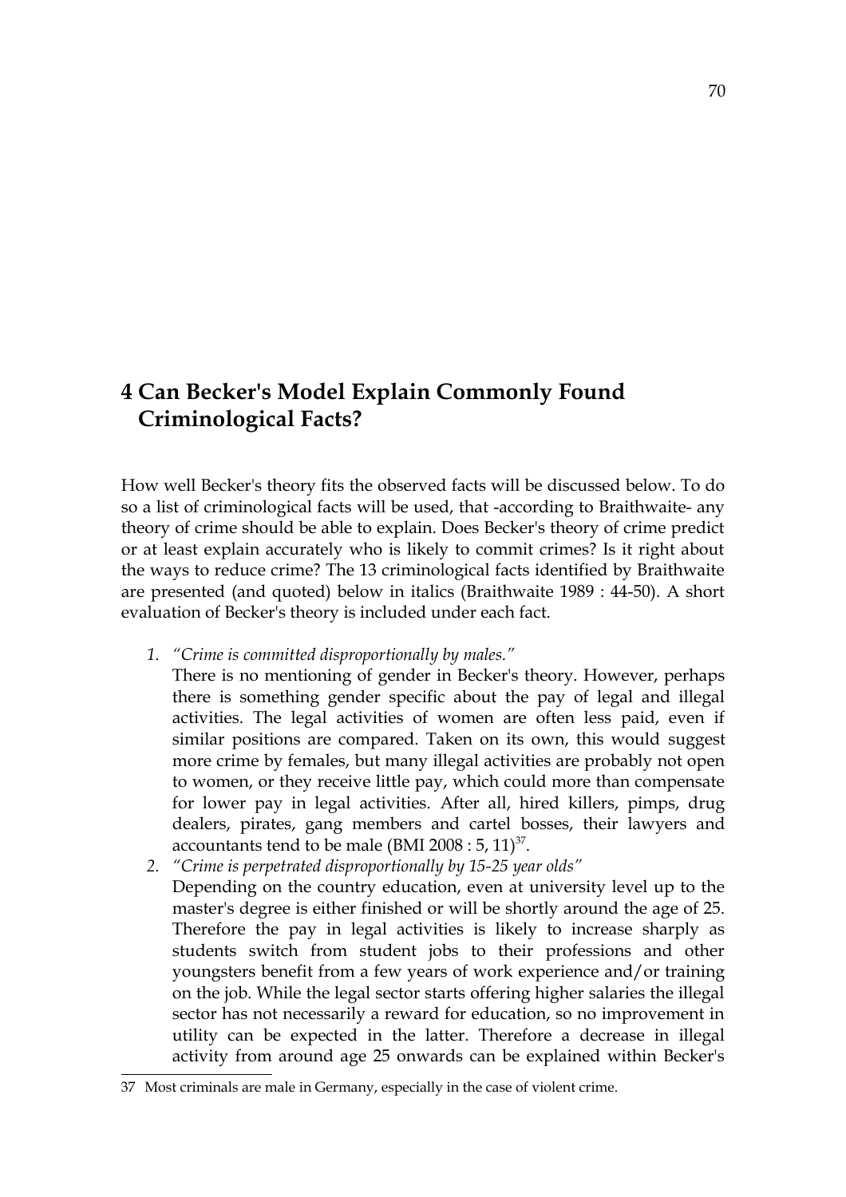# 4 Can Becker's Model Explain Commonly Found Criminological Facts?

How well Becker's theory fits the observed facts will be discussed below. To do so a list of criminological facts will be used, that -according to Braithwaite- any theory of crime should be able to explain. Does Becker's theory of crime predict or at least explain accurately who is likely to commit crimes? Is it right about the ways to reduce crime? The 13 criminological facts identified by Braithwaite are presented (and quoted) below in italics (Braithwaite 1989 : 44-50). A short evaluation of Becker's theory is included under each fact.

1. *"Crime is committed disproportionally by males."*
   There is no mentioning of gender in Becker's theory. However, perhaps there is something gender specific about the pay of legal and illegal activities. The legal activities of women are often less paid, even if similar positions are compared. Taken on its own, this would suggest more crime by females, but many illegal activities are probably not open to women, or they receive little pay, which could more than compensate for lower pay in legal activities. After all, hired killers, pimps, drug dealers, pirates, gang members and cartel bosses, their lawyers and accountants tend to be male (BMI 2008 : 5, 11)[37].
2. *"Crime is perpetrated disproportionally by 15-25 year olds"*
   Depending on the country education, even at university level up to the master's degree is either finished or will be shortly around the age of 25. Therefore the pay in legal activities is likely to increase sharply as students switch from student jobs to their professions and other youngsters benefit from a few years of work experience and/or training on the job. While the legal sector starts offering higher salaries the illegal sector has not necessarily a reward for education, so no improvement in utility can be expected in the latter. Therefore a decrease in illegal activity from around age 25 onwards can be explained within Becker's

---

37 Most criminals are male in Germany, especially in the case of violent crime.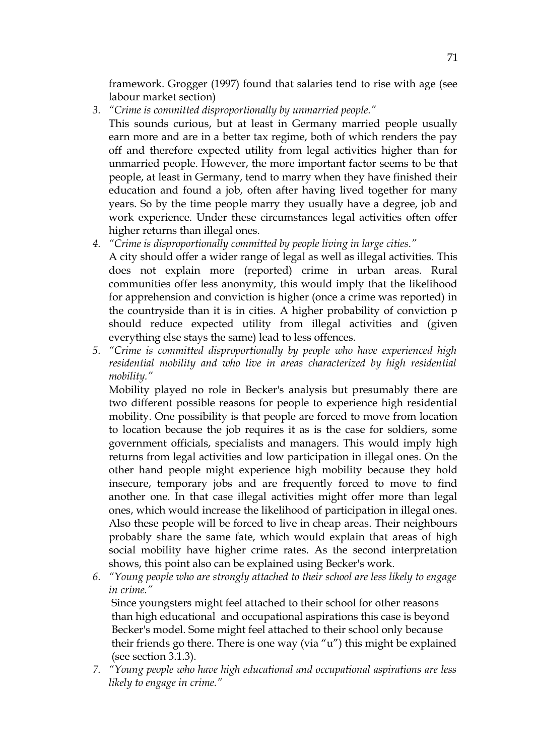framework. Grogger (1997) found that salaries tend to rise with age (see labour market section)

3. *"Crime is committed disproportionally by unmarried people."*
   This sounds curious, but at least in Germany married people usually earn more and are in a better tax regime, both of which renders the pay off and therefore expected utility from legal activities higher than for unmarried people. However, the more important factor seems to be that people, at least in Germany, tend to marry when they have finished their education and found a job, often after having lived together for many years. So by the time people marry they usually have a degree, job and work experience. Under these circumstances legal activities often offer higher returns than illegal ones.
4. *"Crime is disproportionally committed by people living in large cities."*
   A city should offer a wider range of legal as well as illegal activities. This does not explain more (reported) crime in urban areas. Rural communities offer less anonymity, this would imply that the likelihood for apprehension and conviction is higher (once a crime was reported) in the countryside than it is in cities. A higher probability of conviction p should reduce expected utility from illegal activities and (given everything else stays the same) lead to less offences.
5. *"Crime is committed disproportionally by people who have experienced high residential mobility and who live in areas characterized by high residential mobility."*
   Mobility played no role in Becker's analysis but presumably there are two different possible reasons for people to experience high residential mobility. One possibility is that people are forced to move from location to location because the job requires it as is the case for soldiers, some government officials, specialists and managers. This would imply high returns from legal activities and low participation in illegal ones. On the other hand people might experience high mobility because they hold insecure, temporary jobs and are frequently forced to move to find another one. In that case illegal activities might offer more than legal ones, which would increase the likelihood of participation in illegal ones. Also these people will be forced to live in cheap areas. Their neighbours probably share the same fate, which would explain that areas of high social mobility have higher crime rates. As the second interpretation shows, this point also can be explained using Becker's work.
6. *"Young people who are strongly attached to their school are less likely to engage in crime."*
   Since youngsters might feel attached to their school for other reasons than high educational and occupational aspirations this case is beyond Becker's model. Some might feel attached to their school only because their friends go there. There is one way (via "u") this might be explained (see section 3.1.3).
7. *"Young people who have high educational and occupational aspirations are less likely to engage in crime."*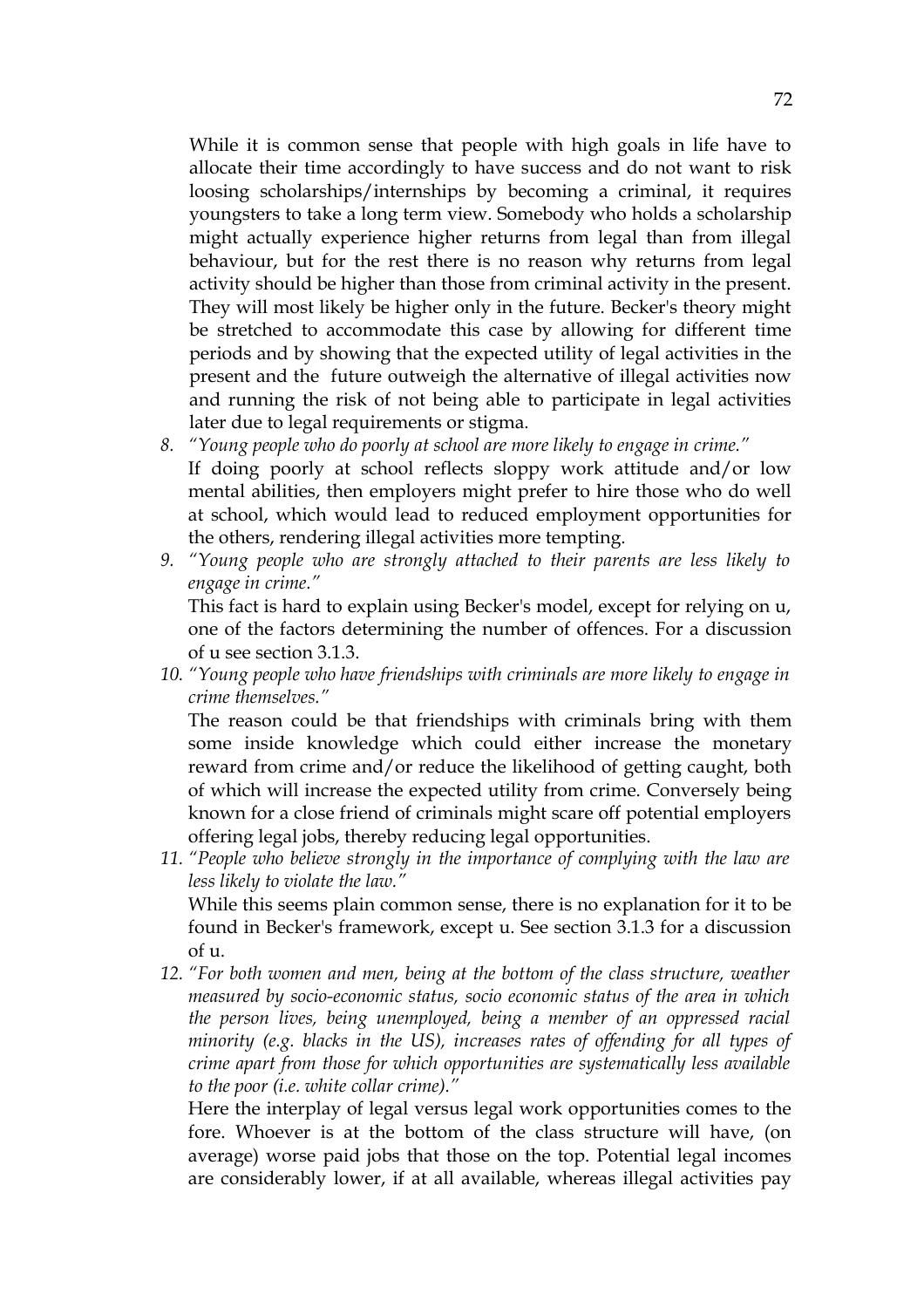While it is common sense that people with high goals in life have to allocate their time accordingly to have success and do not want to risk loosing scholarships/internships by becoming a criminal, it requires youngsters to take a long term view. Somebody who holds a scholarship might actually experience higher returns from legal than from illegal behaviour, but for the rest there is no reason why returns from legal activity should be higher than those from criminal activity in the present. They will most likely be higher only in the future. Becker's theory might be stretched to accommodate this case by allowing for different time periods and by showing that the expected utility of legal activities in the present and the future outweigh the alternative of illegal activities now and running the risk of not being able to participate in legal activities later due to legal requirements or stigma.

8. *"Young people who do poorly at school are more likely to engage in crime."*
   If doing poorly at school reflects sloppy work attitude and/or low mental abilities, then employers might prefer to hire those who do well at school, which would lead to reduced employment opportunities for the others, rendering illegal activities more tempting.
9. *"Young people who are strongly attached to their parents are less likely to engage in crime."*
   This fact is hard to explain using Becker's model, except for relying on u, one of the factors determining the number of offences. For a discussion of u see section 3.1.3.
10. *"Young people who have friendships with criminals are more likely to engage in crime themselves."*
    The reason could be that friendships with criminals bring with them some inside knowledge which could either increase the monetary reward from crime and/or reduce the likelihood of getting caught, both of which will increase the expected utility from crime. Conversely being known for a close friend of criminals might scare off potential employers offering legal jobs, thereby reducing legal opportunities.
11. *"People who believe strongly in the importance of complying with the law are less likely to violate the law."*
    While this seems plain common sense, there is no explanation for it to be found in Becker's framework, except u. See section 3.1.3 for a discussion of u.
12. *"For both women and men, being at the bottom of the class structure, weather measured by socio-economic status, socio economic status of the area in which the person lives, being unemployed, being a member of an oppressed racial minority (e.g. blacks in the US), increases rates of offending for all types of crime apart from those for which opportunities are systematically less available to the poor (i.e. white collar crime)."*
    Here the interplay of legal versus legal work opportunities comes to the fore. Whoever is at the bottom of the class structure will have, (on average) worse paid jobs that those on the top. Potential legal incomes are considerably lower, if at all available, whereas illegal activities pay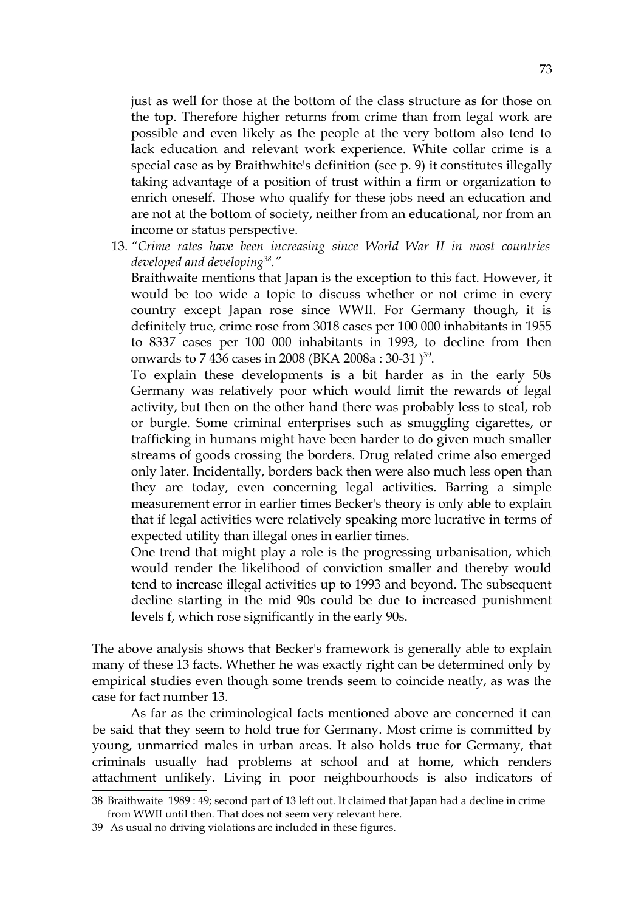just as well for those at the bottom of the class structure as for those on the top. Therefore higher returns from crime than from legal work are possible and even likely as the people at the very bottom also tend to lack education and relevant work experience. White collar crime is a special case as by Braithwhite's definition (see p. 9) it constitutes illegally taking advantage of a position of trust within a firm or organization to enrich oneself. Those who qualify for these jobs need an education and are not at the bottom of society, neither from an educational, nor from an income or status perspective.

13. *"Crime rates have been increasing since World War II in most countries developed and developing[38]."*

    Braithwaite mentions that Japan is the exception to this fact. However, it would be too wide a topic to discuss whether or not crime in every country except Japan rose since WWII. For Germany though, it is definitely true, crime rose from 3018 cases per 100 000 inhabitants in 1955 to 8337 cases per 100 000 inhabitants in 1993, to decline from then onwards to 7 436 cases in 2008 (BKA 2008a : 30-31 )[39].

    To explain these developments is a bit harder as in the early 50s Germany was relatively poor which would limit the rewards of legal activity, but then on the other hand there was probably less to steal, rob or burgle. Some criminal enterprises such as smuggling cigarettes, or trafficking in humans might have been harder to do given much smaller streams of goods crossing the borders. Drug related crime also emerged only later. Incidentally, borders back then were also much less open than they are today, even concerning legal activities. Barring a simple measurement error in earlier times Becker's theory is only able to explain that if legal activities were relatively speaking more lucrative in terms of expected utility than illegal ones in earlier times.

    One trend that might play a role is the progressing urbanisation, which would render the likelihood of conviction smaller and thereby would tend to increase illegal activities up to 1993 and beyond. The subsequent decline starting in the mid 90s could be due to increased punishment levels f, which rose significantly in the early 90s.

The above analysis shows that Becker's framework is generally able to explain many of these 13 facts. Whether he was exactly right can be determined only by empirical studies even though some trends seem to coincide neatly, as was the case for fact number 13.

As far as the criminological facts mentioned above are concerned it can be said that they seem to hold true for Germany. Most crime is committed by young, unmarried males in urban areas. It also holds true for Germany, that criminals usually had problems at school and at home, which renders attachment unlikely. Living in poor neighbourhoods is also indicators of

---

38 Braithwaite 1989 : 49; second part of 13 left out. It claimed that Japan had a decline in crime from WWII until then. That does not seem very relevant here.

39 As usual no driving violations are included in these figures.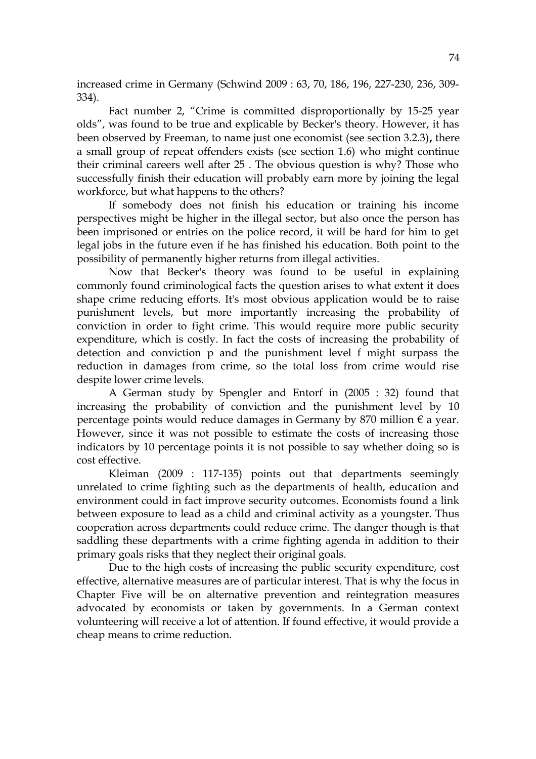increased crime in Germany (Schwind 2009 : 63, 70, 186, 196, 227-230, 236, 309-334).

Fact number 2, “Crime is committed disproportionally by 15-25 year olds”, was found to be true and explicable by Becker's theory. However, it has been observed by Freeman, to name just one economist (see section 3.2.3), there a small group of repeat offenders exists (see section 1.6) who might continue their criminal careers well after 25 . The obvious question is why? Those who successfully finish their education will probably earn more by joining the legal workforce, but what happens to the others?

If somebody does not finish his education or training his income perspectives might be higher in the illegal sector, but also once the person has been imprisoned or entries on the police record, it will be hard for him to get legal jobs in the future even if he has finished his education. Both point to the possibility of permanently higher returns from illegal activities.

Now that Becker's theory was found to be useful in explaining commonly found criminological facts the question arises to what extent it does shape crime reducing efforts. It's most obvious application would be to raise punishment levels, but more importantly increasing the probability of conviction in order to fight crime. This would require more public security expenditure, which is costly. In fact the costs of increasing the probability of detection and conviction p and the punishment level f might surpass the reduction in damages from crime, so the total loss from crime would rise despite lower crime levels.

A German study by Spengler and Entorf in (2005 : 32) found that increasing the probability of conviction and the punishment level by 10 percentage points would reduce damages in Germany by 870 million € a year. However, since it was not possible to estimate the costs of increasing those indicators by 10 percentage points it is not possible to say whether doing so is cost effective.

Kleiman (2009 : 117-135) points out that departments seemingly unrelated to crime fighting such as the departments of health, education and environment could in fact improve security outcomes. Economists found a link between exposure to lead as a child and criminal activity as a youngster. Thus cooperation across departments could reduce crime. The danger though is that saddling these departments with a crime fighting agenda in addition to their primary goals risks that they neglect their original goals.

Due to the high costs of increasing the public security expenditure, cost effective, alternative measures are of particular interest. That is why the focus in Chapter Five will be on alternative prevention and reintegration measures advocated by economists or taken by governments. In a German context volunteering will receive a lot of attention. If found effective, it would provide a cheap means to crime reduction.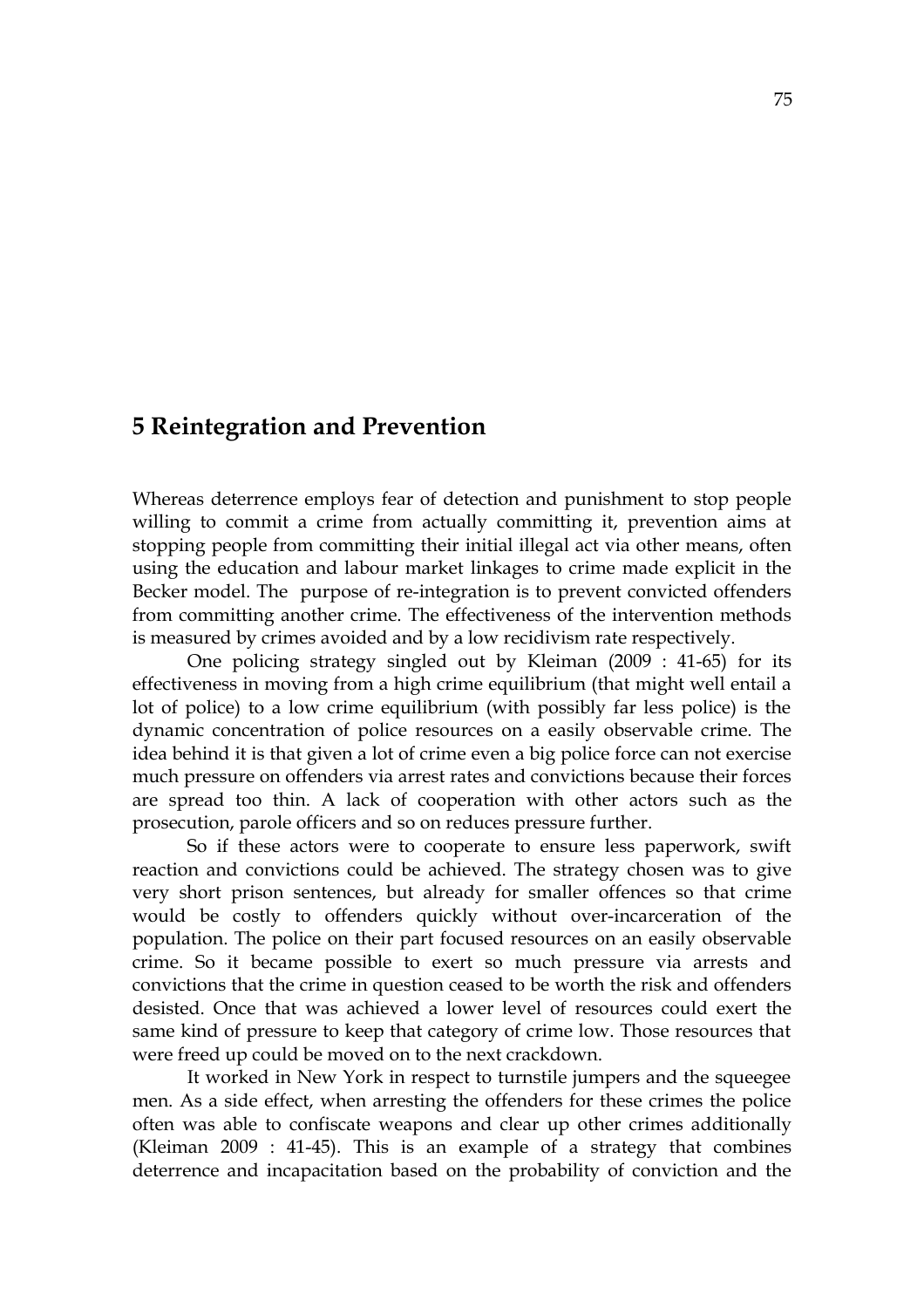# 5 Reintegration and Prevention

Whereas deterrence employs fear of detection and punishment to stop people willing to commit a crime from actually committing it, prevention aims at stopping people from committing their initial illegal act via other means, often using the education and labour market linkages to crime made explicit in the Becker model. The purpose of re-integration is to prevent convicted offenders from committing another crime. The effectiveness of the intervention methods is measured by crimes avoided and by a low recidivism rate respectively.

One policing strategy singled out by Kleiman (2009 : 41-65) for its effectiveness in moving from a high crime equilibrium (that might well entail a lot of police) to a low crime equilibrium (with possibly far less police) is the dynamic concentration of police resources on a easily observable crime. The idea behind it is that given a lot of crime even a big police force can not exercise much pressure on offenders via arrest rates and convictions because their forces are spread too thin. A lack of cooperation with other actors such as the prosecution, parole officers and so on reduces pressure further.

So if these actors were to cooperate to ensure less paperwork, swift reaction and convictions could be achieved. The strategy chosen was to give very short prison sentences, but already for smaller offences so that crime would be costly to offenders quickly without over-incarceration of the population. The police on their part focused resources on an easily observable crime. So it became possible to exert so much pressure via arrests and convictions that the crime in question ceased to be worth the risk and offenders desisted. Once that was achieved a lower level of resources could exert the same kind of pressure to keep that category of crime low. Those resources that were freed up could be moved on to the next crackdown.

It worked in New York in respect to turnstile jumpers and the squeegee men. As a side effect, when arresting the offenders for these crimes the police often was able to confiscate weapons and clear up other crimes additionally (Kleiman 2009 : 41-45). This is an example of a strategy that combines deterrence and incapacitation based on the probability of conviction and the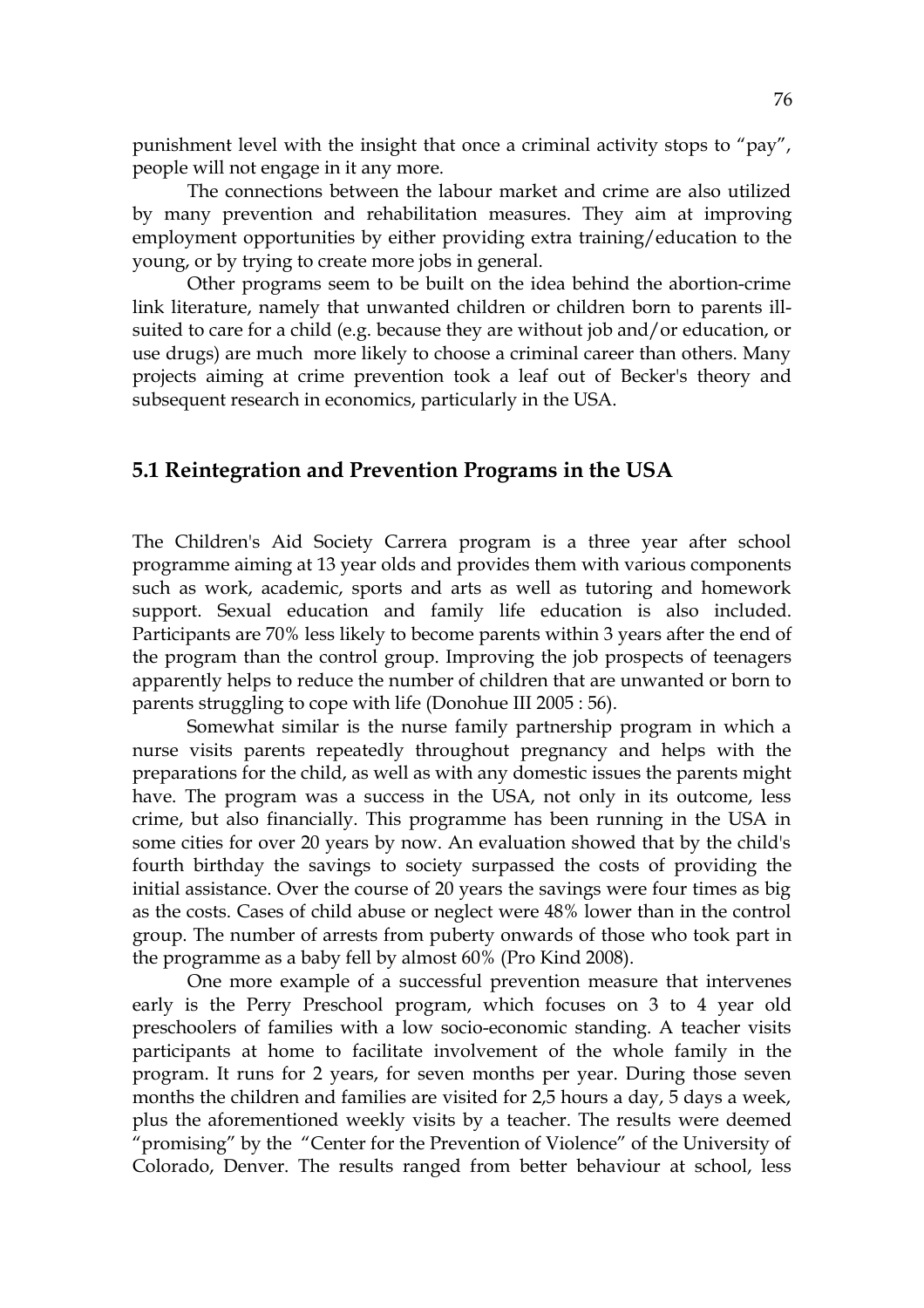punishment level with the insight that once a criminal activity stops to "pay", people will not engage in it any more.

The connections between the labour market and crime are also utilized by many prevention and rehabilitation measures. They aim at improving employment opportunities by either providing extra training/education to the young, or by trying to create more jobs in general.

Other programs seem to be built on the idea behind the abortion-crime link literature, namely that unwanted children or children born to parents ill-suited to care for a child (e.g. because they are without job and/or education, or use drugs) are much more likely to choose a criminal career than others. Many projects aiming at crime prevention took a leaf out of Becker's theory and subsequent research in economics, particularly in the USA.

## 5.1 Reintegration and Prevention Programs in the USA

The Children's Aid Society Carrera program is a three year after school programme aiming at 13 year olds and provides them with various components such as work, academic, sports and arts as well as tutoring and homework support. Sexual education and family life education is also included. Participants are 70% less likely to become parents within 3 years after the end of the program than the control group. Improving the job prospects of teenagers apparently helps to reduce the number of children that are unwanted or born to parents struggling to cope with life (Donohue III 2005 : 56).

Somewhat similar is the nurse family partnership program in which a nurse visits parents repeatedly throughout pregnancy and helps with the preparations for the child, as well as with any domestic issues the parents might have. The program was a success in the USA, not only in its outcome, less crime, but also financially. This programme has been running in the USA in some cities for over 20 years by now. An evaluation showed that by the child's fourth birthday the savings to society surpassed the costs of providing the initial assistance. Over the course of 20 years the savings were four times as big as the costs. Cases of child abuse or neglect were 48% lower than in the control group. The number of arrests from puberty onwards of those who took part in the programme as a baby fell by almost 60% (Pro Kind 2008).

One more example of a successful prevention measure that intervenes early is the Perry Preschool program, which focuses on 3 to 4 year old preschoolers of families with a low socio-economic standing. A teacher visits participants at home to facilitate involvement of the whole family in the program. It runs for 2 years, for seven months per year. During those seven months the children and families are visited for 2,5 hours a day, 5 days a week, plus the aforementioned weekly visits by a teacher. The results were deemed "promising" by the "Center for the Prevention of Violence" of the University of Colorado, Denver. The results ranged from better behaviour at school, less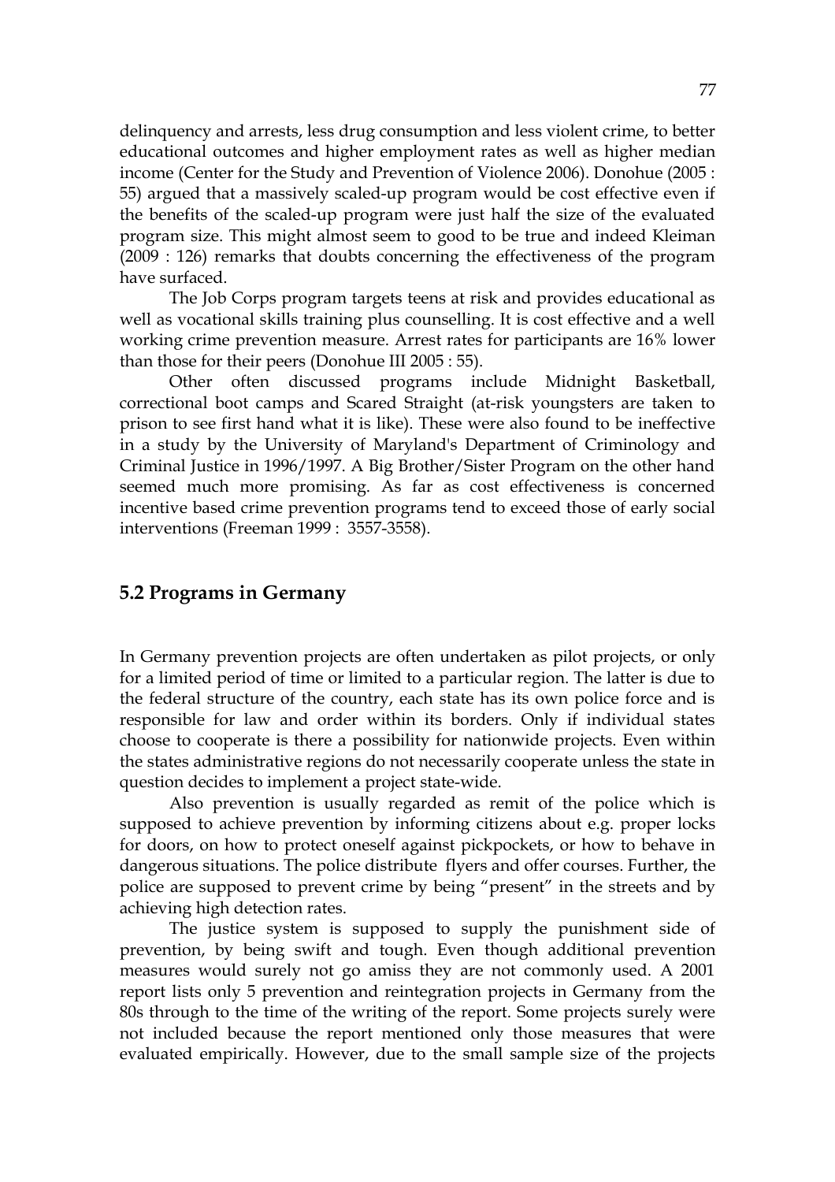delinquency and arrests, less drug consumption and less violent crime, to better educational outcomes and higher employment rates as well as higher median income (Center for the Study and Prevention of Violence 2006). Donohue (2005 : 55) argued that a massively scaled-up program would be cost effective even if the benefits of the scaled-up program were just half the size of the evaluated program size. This might almost seem to good to be true and indeed Kleiman (2009 : 126) remarks that doubts concerning the effectiveness of the program have surfaced.

The Job Corps program targets teens at risk and provides educational as well as vocational skills training plus counselling. It is cost effective and a well working crime prevention measure. Arrest rates for participants are 16% lower than those for their peers (Donohue III 2005 : 55).

Other often discussed programs include Midnight Basketball, correctional boot camps and Scared Straight (at-risk youngsters are taken to prison to see first hand what it is like). These were also found to be ineffective in a study by the University of Maryland's Department of Criminology and Criminal Justice in 1996/1997. A Big Brother/Sister Program on the other hand seemed much more promising. As far as cost effectiveness is concerned incentive based crime prevention programs tend to exceed those of early social interventions (Freeman 1999 : 3557-3558).

## 5.2 Programs in Germany

In Germany prevention projects are often undertaken as pilot projects, or only for a limited period of time or limited to a particular region. The latter is due to the federal structure of the country, each state has its own police force and is responsible for law and order within its borders. Only if individual states choose to cooperate is there a possibility for nationwide projects. Even within the states administrative regions do not necessarily cooperate unless the state in question decides to implement a project state-wide.

Also prevention is usually regarded as remit of the police which is supposed to achieve prevention by informing citizens about e.g. proper locks for doors, on how to protect oneself against pickpockets, or how to behave in dangerous situations. The police distribute flyers and offer courses. Further, the police are supposed to prevent crime by being "present" in the streets and by achieving high detection rates.

The justice system is supposed to supply the punishment side of prevention, by being swift and tough. Even though additional prevention measures would surely not go amiss they are not commonly used. A 2001 report lists only 5 prevention and reintegration projects in Germany from the 80s through to the time of the writing of the report. Some projects surely were not included because the report mentioned only those measures that were evaluated empirically. However, due to the small sample size of the projects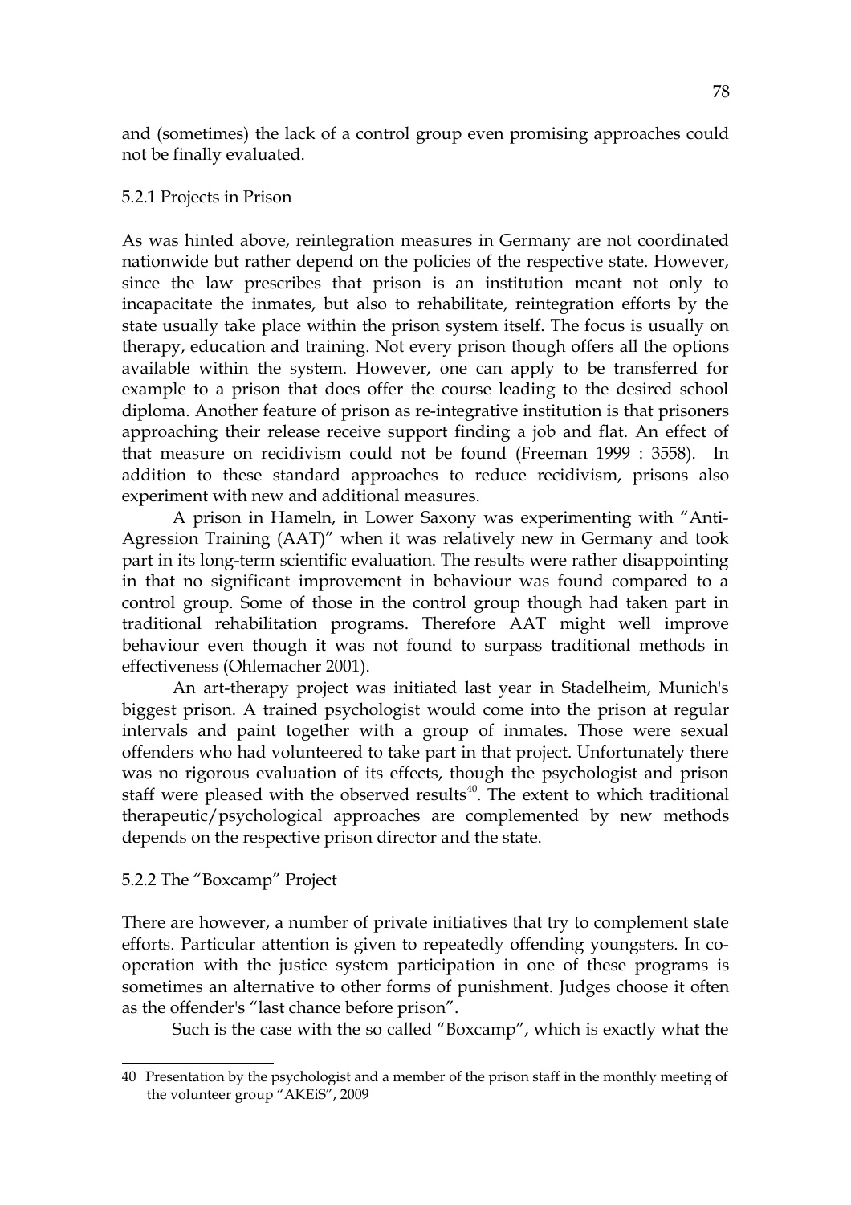and (sometimes) the lack of a control group even promising approaches could not be finally evaluated.

### 5.2.1 Projects in Prison

As was hinted above, reintegration measures in Germany are not coordinated nationwide but rather depend on the policies of the respective state. However, since the law prescribes that prison is an institution meant not only to incapacitate the inmates, but also to rehabilitate, reintegration efforts by the state usually take place within the prison system itself. The focus is usually on therapy, education and training. Not every prison though offers all the options available within the system. However, one can apply to be transferred for example to a prison that does offer the course leading to the desired school diploma. Another feature of prison as re-integrative institution is that prisoners approaching their release receive support finding a job and flat. An effect of that measure on recidivism could not be found (Freeman 1999 : 3558). In addition to these standard approaches to reduce recidivism, prisons also experiment with new and additional measures.

A prison in Hameln, in Lower Saxony was experimenting with "Anti-Agression Training (AAT)" when it was relatively new in Germany and took part in its long-term scientific evaluation. The results were rather disappointing in that no significant improvement in behaviour was found compared to a control group. Some of those in the control group though had taken part in traditional rehabilitation programs. Therefore AAT might well improve behaviour even though it was not found to surpass traditional methods in effectiveness (Ohlemacher 2001).

An art-therapy project was initiated last year in Stadelheim, Munich's biggest prison. A trained psychologist would come into the prison at regular intervals and paint together with a group of inmates. Those were sexual offenders who had volunteered to take part in that project. Unfortunately there was no rigorous evaluation of its effects, though the psychologist and prison staff were pleased with the observed results[40]. The extent to which traditional therapeutic/psychological approaches are complemented by new methods depends on the respective prison director and the state.

### 5.2.2 The "Boxcamp" Project

There are however, a number of private initiatives that try to complement state efforts. Particular attention is given to repeatedly offending youngsters. In co-operation with the justice system participation in one of these programs is sometimes an alternative to other forms of punishment. Judges choose it often as the offender's "last chance before prison".

Such is the case with the so called "Boxcamp", which is exactly what the

---

40 Presentation by the psychologist and a member of the prison staff in the monthly meeting of the volunteer group "AKEiS", 2009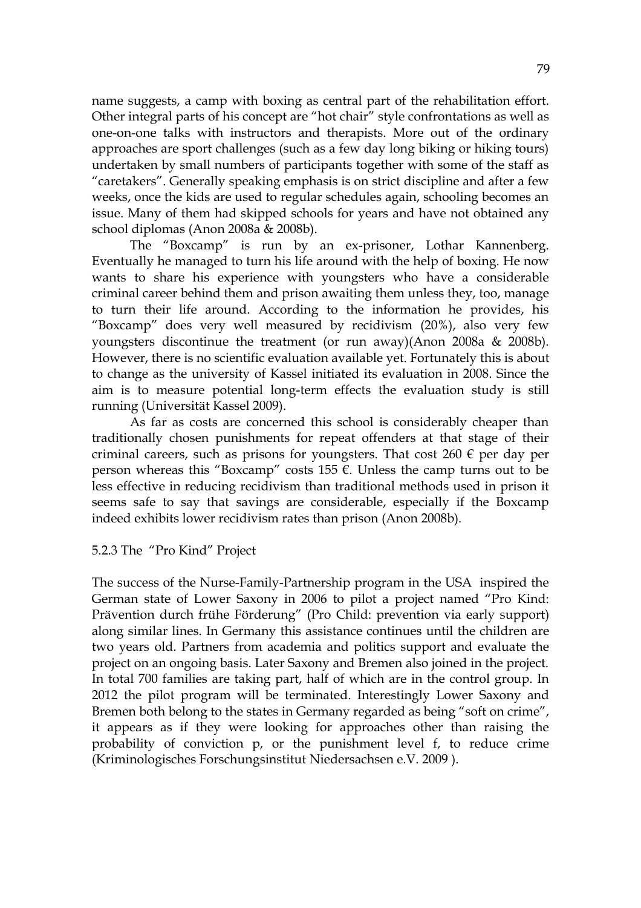name suggests, a camp with boxing as central part of the rehabilitation effort. Other integral parts of his concept are "hot chair" style confrontations as well as one-on-one talks with instructors and therapists. More out of the ordinary approaches are sport challenges (such as a few day long biking or hiking tours) undertaken by small numbers of participants together with some of the staff as "caretakers". Generally speaking emphasis is on strict discipline and after a few weeks, once the kids are used to regular schedules again, schooling becomes an issue. Many of them had skipped schools for years and have not obtained any school diplomas (Anon 2008a & 2008b).

The "Boxcamp" is run by an ex-prisoner, Lothar Kannenberg. Eventually he managed to turn his life around with the help of boxing. He now wants to share his experience with youngsters who have a considerable criminal career behind them and prison awaiting them unless they, too, manage to turn their life around. According to the information he provides, his "Boxcamp" does very well measured by recidivism (20%), also very few youngsters discontinue the treatment (or run away)(Anon 2008a & 2008b). However, there is no scientific evaluation available yet. Fortunately this is about to change as the university of Kassel initiated its evaluation in 2008. Since the aim is to measure potential long-term effects the evaluation study is still running (Universität Kassel 2009).

As far as costs are concerned this school is considerably cheaper than traditionally chosen punishments for repeat offenders at that stage of their criminal careers, such as prisons for youngsters. That cost 260 € per day per person whereas this "Boxcamp" costs 155 €. Unless the camp turns out to be less effective in reducing recidivism than traditional methods used in prison it seems safe to say that savings are considerable, especially if the Boxcamp indeed exhibits lower recidivism rates than prison (Anon 2008b).

### 5.2.3 The "Pro Kind" Project

The success of the Nurse-Family-Partnership program in the USA inspired the German state of Lower Saxony in 2006 to pilot a project named "Pro Kind: Prävention durch frühe Förderung" (Pro Child: prevention via early support) along similar lines. In Germany this assistance continues until the children are two years old. Partners from academia and politics support and evaluate the project on an ongoing basis. Later Saxony and Bremen also joined in the project. In total 700 families are taking part, half of which are in the control group. In 2012 the pilot program will be terminated. Interestingly Lower Saxony and Bremen both belong to the states in Germany regarded as being "soft on crime", it appears as if they were looking for approaches other than raising the probability of conviction $p$, or the punishment level $f$, to reduce crime (Kriminologisches Forschungsinstitut Niedersachsen e.V. 2009 ).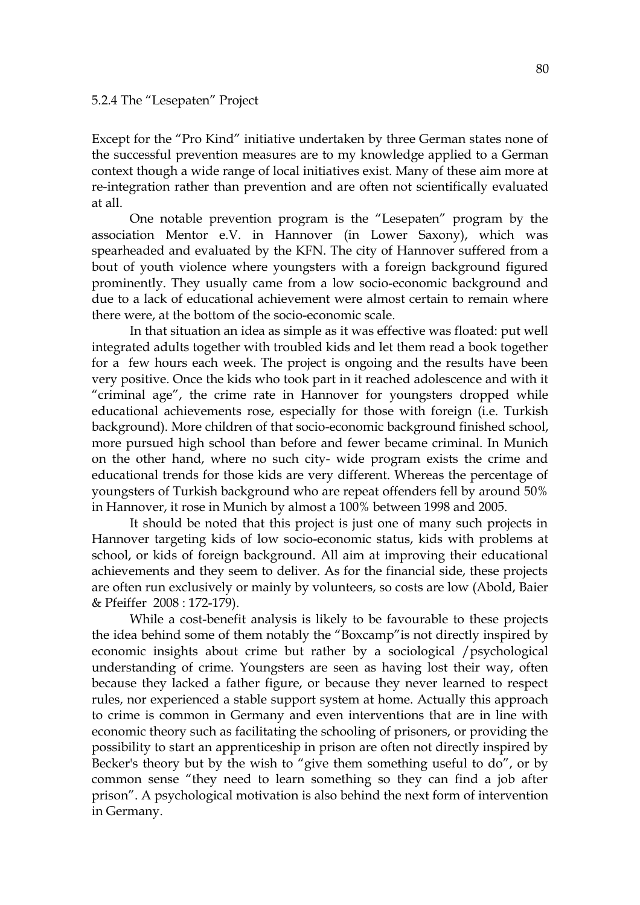### 5.2.4 The "Lesepaten" Project

Except for the "Pro Kind" initiative undertaken by three German states none of the successful prevention measures are to my knowledge applied to a German context though a wide range of local initiatives exist. Many of these aim more at re-integration rather than prevention and are often not scientifically evaluated at all.

One notable prevention program is the "Lesepaten" program by the association Mentor e.V. in Hannover (in Lower Saxony), which was spearheaded and evaluated by the KFN. The city of Hannover suffered from a bout of youth violence where youngsters with a foreign background figured prominently. They usually came from a low socio-economic background and due to a lack of educational achievement were almost certain to remain where there were, at the bottom of the socio-economic scale.

In that situation an idea as simple as it was effective was floated: put well integrated adults together with troubled kids and let them read a book together for a few hours each week. The project is ongoing and the results have been very positive. Once the kids who took part in it reached adolescence and with it "criminal age", the crime rate in Hannover for youngsters dropped while educational achievements rose, especially for those with foreign (i.e. Turkish background). More children of that socio-economic background finished school, more pursued high school than before and fewer became criminal. In Munich on the other hand, where no such city- wide program exists the crime and educational trends for those kids are very different. Whereas the percentage of youngsters of Turkish background who are repeat offenders fell by around 50% in Hannover, it rose in Munich by almost a 100% between 1998 and 2005.

It should be noted that this project is just one of many such projects in Hannover targeting kids of low socio-economic status, kids with problems at school, or kids of foreign background. All aim at improving their educational achievements and they seem to deliver. As for the financial side, these projects are often run exclusively or mainly by volunteers, so costs are low (Abold, Baier & Pfeiffer 2008 : 172-179).

While a cost-benefit analysis is likely to be favourable to these projects the idea behind some of them notably the "Boxcamp"is not directly inspired by economic insights about crime but rather by a sociological /psychological understanding of crime. Youngsters are seen as having lost their way, often because they lacked a father figure, or because they never learned to respect rules, nor experienced a stable support system at home. Actually this approach to crime is common in Germany and even interventions that are in line with economic theory such as facilitating the schooling of prisoners, or providing the possibility to start an apprenticeship in prison are often not directly inspired by Becker's theory but by the wish to "give them something useful to do", or by common sense "they need to learn something so they can find a job after prison". A psychological motivation is also behind the next form of intervention in Germany.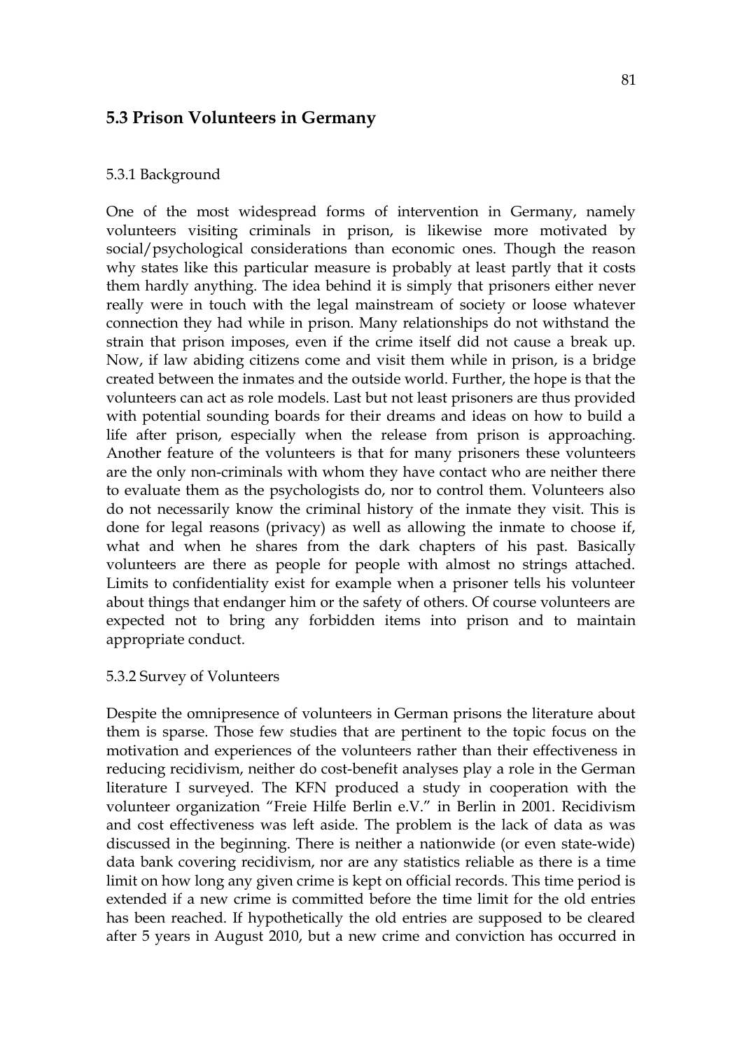## 5.3 Prison Volunteers in Germany

### 5.3.1 Background

One of the most widespread forms of intervention in Germany, namely volunteers visiting criminals in prison, is likewise more motivated by social/psychological considerations than economic ones. Though the reason why states like this particular measure is probably at least partly that it costs them hardly anything. The idea behind it is simply that prisoners either never really were in touch with the legal mainstream of society or loose whatever connection they had while in prison. Many relationships do not withstand the strain that prison imposes, even if the crime itself did not cause a break up. Now, if law abiding citizens come and visit them while in prison, is a bridge created between the inmates and the outside world. Further, the hope is that the volunteers can act as role models. Last but not least prisoners are thus provided with potential sounding boards for their dreams and ideas on how to build a life after prison, especially when the release from prison is approaching. Another feature of the volunteers is that for many prisoners these volunteers are the only non-criminals with whom they have contact who are neither there to evaluate them as the psychologists do, nor to control them. Volunteers also do not necessarily know the criminal history of the inmate they visit. This is done for legal reasons (privacy) as well as allowing the inmate to choose if, what and when he shares from the dark chapters of his past. Basically volunteers are there as people for people with almost no strings attached. Limits to confidentiality exist for example when a prisoner tells his volunteer about things that endanger him or the safety of others. Of course volunteers are expected not to bring any forbidden items into prison and to maintain appropriate conduct.

### 5.3.2 Survey of Volunteers

Despite the omnipresence of volunteers in German prisons the literature about them is sparse. Those few studies that are pertinent to the topic focus on the motivation and experiences of the volunteers rather than their effectiveness in reducing recidivism, neither do cost-benefit analyses play a role in the German literature I surveyed. The KFN produced a study in cooperation with the volunteer organization "Freie Hilfe Berlin e.V." in Berlin in 2001. Recidivism and cost effectiveness was left aside. The problem is the lack of data as was discussed in the beginning. There is neither a nationwide (or even state-wide) data bank covering recidivism, nor are any statistics reliable as there is a time limit on how long any given crime is kept on official records. This time period is extended if a new crime is committed before the time limit for the old entries has been reached. If hypothetically the old entries are supposed to be cleared after 5 years in August 2010, but a new crime and conviction has occurred in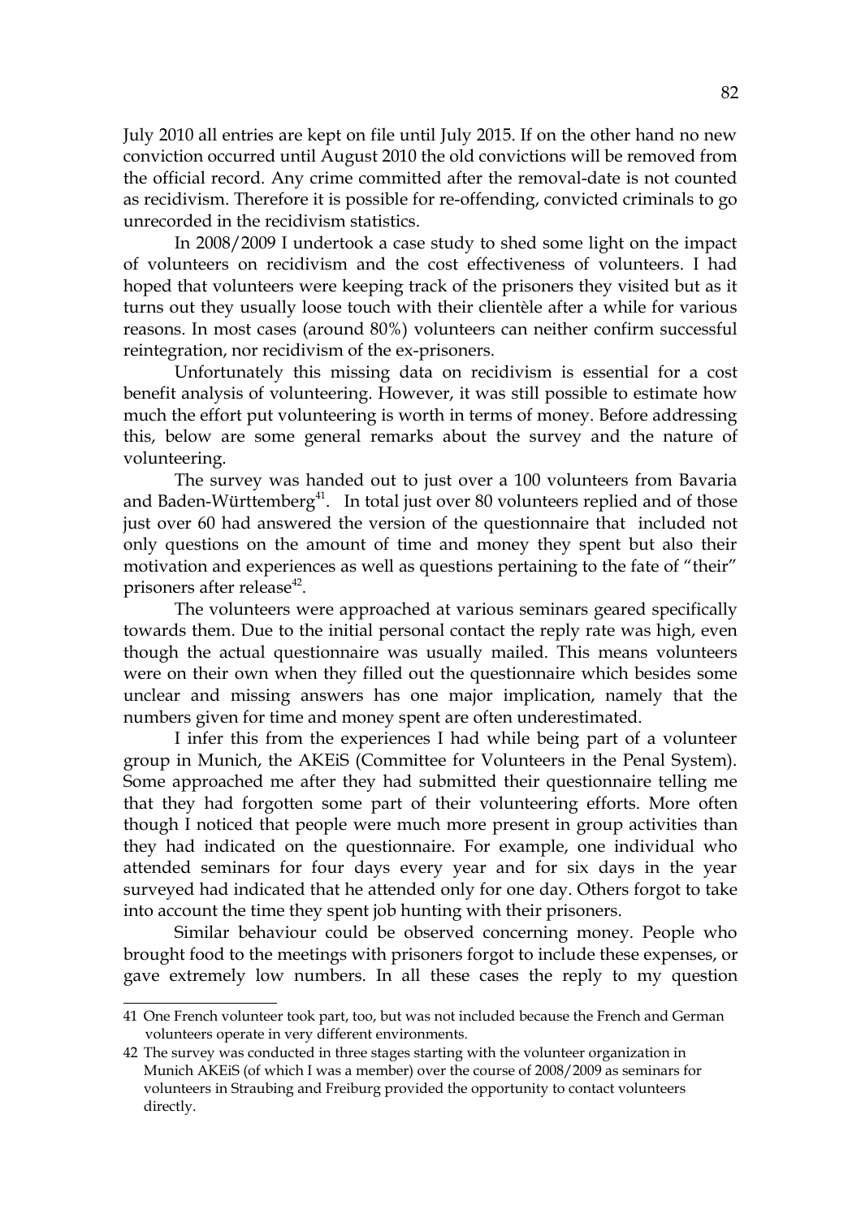July 2010 all entries are kept on file until July 2015. If on the other hand no new conviction occurred until August 2010 the old convictions will be removed from the official record. Any crime committed after the removal-date is not counted as recidivism. Therefore it is possible for re-offending, convicted criminals to go unrecorded in the recidivism statistics.

In 2008/2009 I undertook a case study to shed some light on the impact of volunteers on recidivism and the cost effectiveness of volunteers. I had hoped that volunteers were keeping track of the prisoners they visited but as it turns out they usually loose touch with their clientèle after a while for various reasons. In most cases (around 80%) volunteers can neither confirm successful reintegration, nor recidivism of the ex-prisoners.

Unfortunately this missing data on recidivism is essential for a cost benefit analysis of volunteering. However, it was still possible to estimate how much the effort put volunteering is worth in terms of money. Before addressing this, below are some general remarks about the survey and the nature of volunteering.

The survey was handed out to just over a 100 volunteers from Bavaria and Baden-Württemberg[41]. In total just over 80 volunteers replied and of those just over 60 had answered the version of the questionnaire that included not only questions on the amount of time and money they spent but also their motivation and experiences as well as questions pertaining to the fate of "their" prisoners after release[42].

The volunteers were approached at various seminars geared specifically towards them. Due to the initial personal contact the reply rate was high, even though the actual questionnaire was usually mailed. This means volunteers were on their own when they filled out the questionnaire which besides some unclear and missing answers has one major implication, namely that the numbers given for time and money spent are often underestimated.

I infer this from the experiences I had while being part of a volunteer group in Munich, the AKEiS (Committee for Volunteers in the Penal System). Some approached me after they had submitted their questionnaire telling me that they had forgotten some part of their volunteering efforts. More often though I noticed that people were much more present in group activities than they had indicated on the questionnaire. For example, one individual who attended seminars for four days every year and for six days in the year surveyed had indicated that he attended only for one day. Others forgot to take into account the time they spent job hunting with their prisoners.

Similar behaviour could be observed concerning money. People who brought food to the meetings with prisoners forgot to include these expenses, or gave extremely low numbers. In all these cases the reply to my question

---

41 One French volunteer took part, too, but was not included because the French and German volunteers operate in very different environments.

42 The survey was conducted in three stages starting with the volunteer organization in Munich AKEiS (of which I was a member) over the course of 2008/2009 as seminars for volunteers in Straubing and Freiburg provided the opportunity to contact volunteers directly.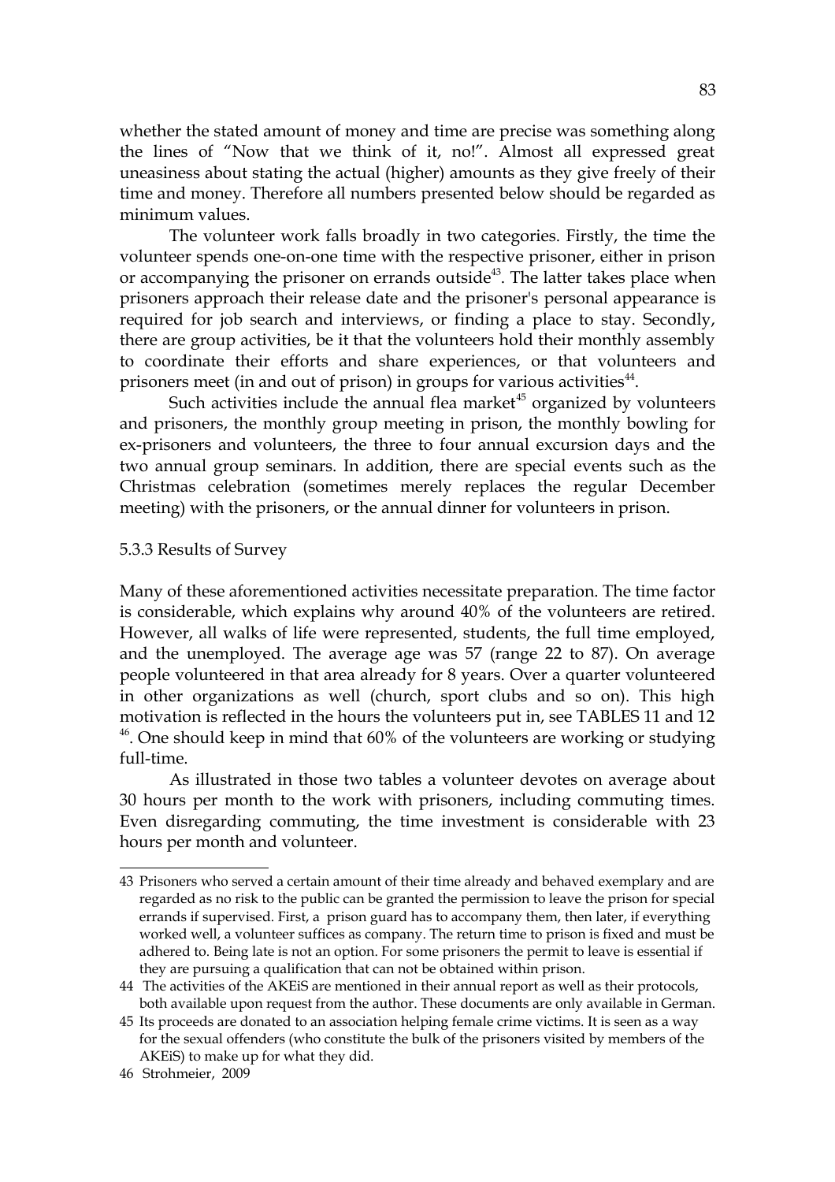whether the stated amount of money and time are precise was something along the lines of "Now that we think of it, no!". Almost all expressed great uneasiness about stating the actual (higher) amounts as they give freely of their time and money. Therefore all numbers presented below should be regarded as minimum values.

The volunteer work falls broadly in two categories. Firstly, the time the volunteer spends one-on-one time with the respective prisoner, either in prison or accompanying the prisoner on errands outside[43]. The latter takes place when prisoners approach their release date and the prisoner's personal appearance is required for job search and interviews, or finding a place to stay. Secondly, there are group activities, be it that the volunteers hold their monthly assembly to coordinate their efforts and share experiences, or that volunteers and prisoners meet (in and out of prison) in groups for various activities[44].

Such activities include the annual flea market[45] organized by volunteers and prisoners, the monthly group meeting in prison, the monthly bowling for ex-prisoners and volunteers, the three to four annual excursion days and the two annual group seminars. In addition, there are special events such as the Christmas celebration (sometimes merely replaces the regular December meeting) with the prisoners, or the annual dinner for volunteers in prison.

### 5.3.3 Results of Survey

Many of these aforementioned activities necessitate preparation. The time factor is considerable, which explains why around 40% of the volunteers are retired. However, all walks of life were represented, students, the full time employed, and the unemployed. The average age was 57 (range 22 to 87). On average people volunteered in that area already for 8 years. Over a quarter volunteered in other organizations as well (church, sport clubs and so on). This high motivation is reflected in the hours the volunteers put in, see TABLES 11 and 12 [46]. One should keep in mind that 60% of the volunteers are working or studying full-time.

As illustrated in those two tables a volunteer devotes on average about 30 hours per month to the work with prisoners, including commuting times. Even disregarding commuting, the time investment is considerable with 23 hours per month and volunteer.

---

43 Prisoners who served a certain amount of their time already and behaved exemplary and are regarded as no risk to the public can be granted the permission to leave the prison for special errands if supervised. First, a prison guard has to accompany them, then later, if everything worked well, a volunteer suffices as company. The return time to prison is fixed and must be adhered to. Being late is not an option. For some prisoners the permit to leave is essential if they are pursuing a qualification that can not be obtained within prison.

44 The activities of the AKEiS are mentioned in their annual report as well as their protocols, both available upon request from the author. These documents are only available in German.

45 Its proceeds are donated to an association helping female crime victims. It is seen as a way for the sexual offenders (who constitute the bulk of the prisoners visited by members of the AKEiS) to make up for what they did.

46 Strohmeier, 2009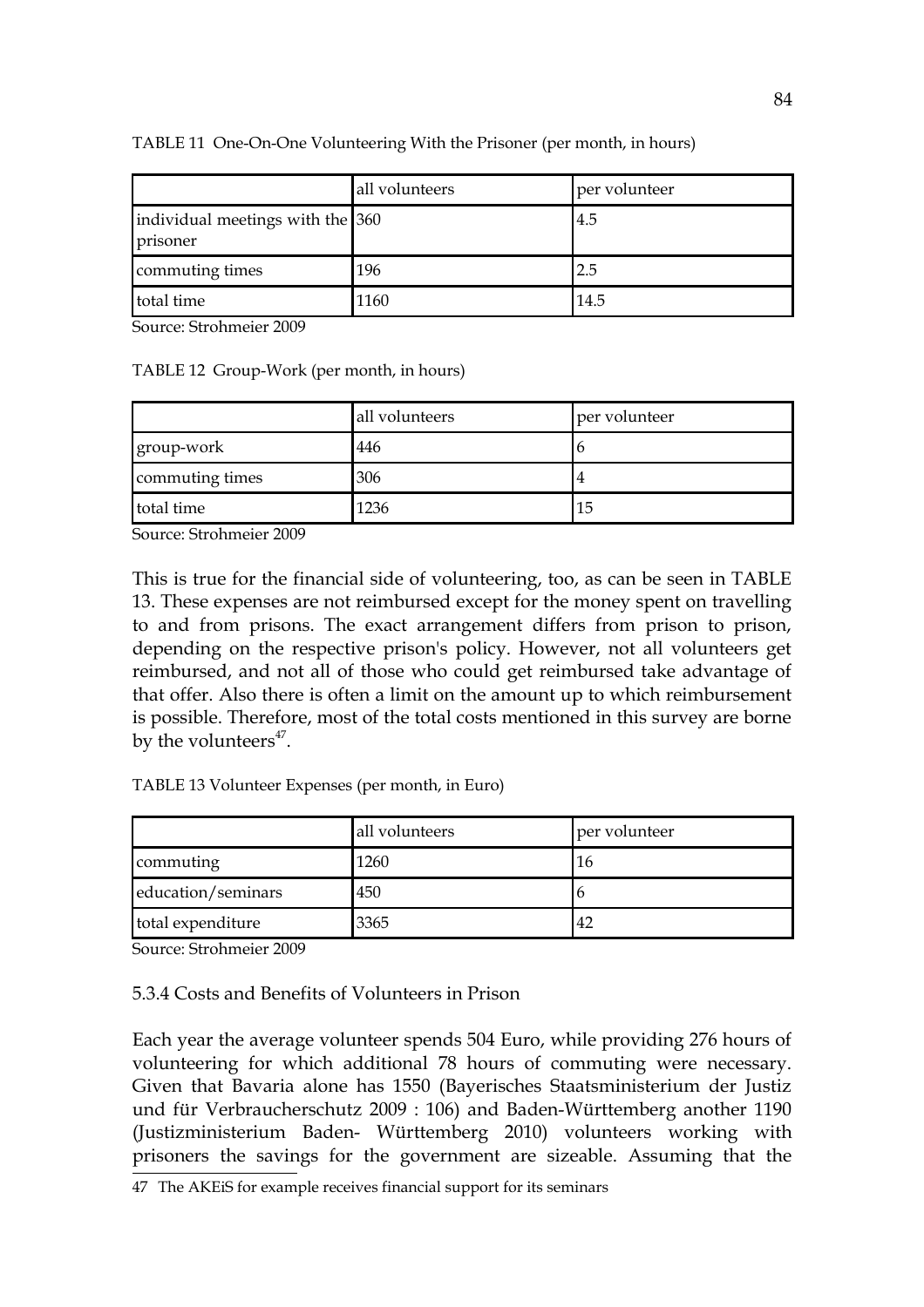TABLE 11 One-On-One Volunteering With the Prisoner (per month, in hours)

| | all volunteers | per volunteer |
|---|---|---|
| individual meetings with the prisoner | 360 | 4.5 |
| commuting times | 196 | 2.5 |
| total time | 1160 | 14.5 |

Source: Strohmeier 2009

TABLE 12 Group-Work (per month, in hours)

| | all volunteers | per volunteer |
|---|---|---|
| group-work | 446 | 6 |
| commuting times | 306 | 4 |
| total time | 1236 | 15 |

Source: Strohmeier 2009

This is true for the financial side of volunteering, too, as can be seen in TABLE 13. These expenses are not reimbursed except for the money spent on travelling to and from prisons. The exact arrangement differs from prison to prison, depending on the respective prison's policy. However, not all volunteers get reimbursed, and not all of those who could get reimbursed take advantage of that offer. Also there is often a limit on the amount up to which reimbursement is possible. Therefore, most of the total costs mentioned in this survey are borne by the volunteers[47].

TABLE 13 Volunteer Expenses (per month, in Euro)

| | all volunteers | per volunteer |
|---|---|---|
| commuting | 1260 | 16 |
| education/seminars | 450 | 6 |
| total expenditure | 3365 | 42 |

Source: Strohmeier 2009

### 5.3.4 Costs and Benefits of Volunteers in Prison

Each year the average volunteer spends 504 Euro, while providing 276 hours of volunteering for which additional 78 hours of commuting were necessary. Given that Bavaria alone has 1550 (Bayerisches Staatsministerium der Justiz und für Verbraucherschutz 2009 : 106) and Baden-Württemberg another 1190 (Justizministerium Baden- Württemberg 2010) volunteers working with prisoners the savings for the government are sizeable. Assuming that the

47 The AKEiS for example receives financial support for its seminars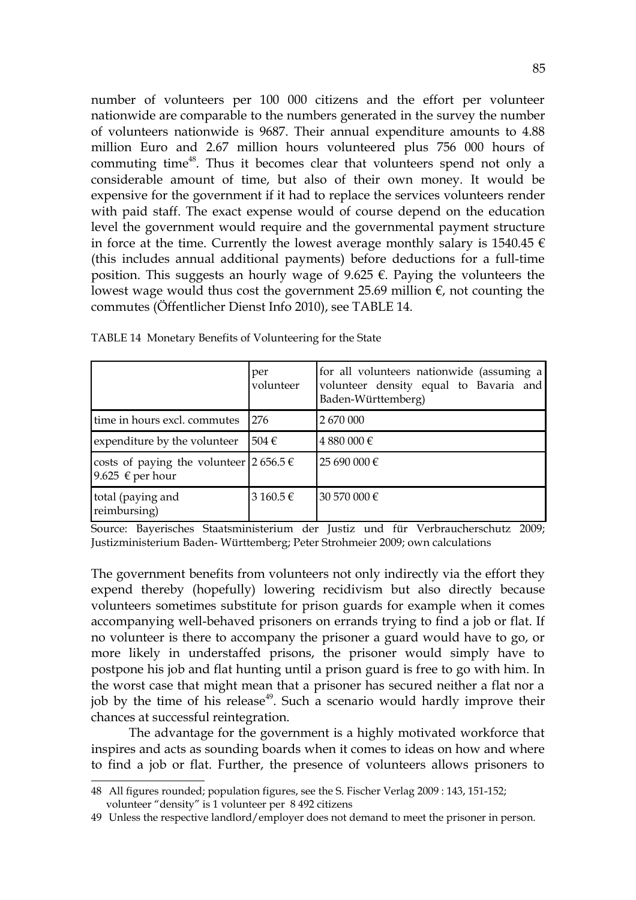number of volunteers per 100 000 citizens and the effort per volunteer nationwide are comparable to the numbers generated in the survey the number of volunteers nationwide is 9687. Their annual expenditure amounts to 4.88 million Euro and 2.67 million hours volunteered plus 756 000 hours of commuting time[48]. Thus it becomes clear that volunteers spend not only a considerable amount of time, but also of their own money. It would be expensive for the government if it had to replace the services volunteers render with paid staff. The exact expense would of course depend on the education level the government would require and the governmental payment structure in force at the time. Currently the lowest average monthly salary is 1540.45 € (this includes annual additional payments) before deductions for a full-time position. This suggests an hourly wage of 9.625 €. Paying the volunteers the lowest wage would thus cost the government 25.69 million €, not counting the commutes (Öffentlicher Dienst Info 2010), see TABLE 14.

TABLE 14 Monetary Benefits of Volunteering for the State

| | per volunteer | for all volunteers nationwide (assuming a volunteer density equal to Bavaria and Baden-Württemberg) |
|---|---|---|
| time in hours excl. commutes | 276 | 2 670 000 |
| expenditure by the volunteer | 504 € | 4 880 000 € |
| costs of paying the volunteer 9.625 € per hour | 2 656.5 € | 25 690 000 € |
| total (paying and reimbursing) | 3 160.5 € | 30 570 000 € |

Source: Bayerisches Staatsministerium der Justiz und für Verbraucherschutz 2009; Justizministerium Baden- Württemberg; Peter Strohmeier 2009; own calculations

The government benefits from volunteers not only indirectly via the effort they expend thereby (hopefully) lowering recidivism but also directly because volunteers sometimes substitute for prison guards for example when it comes accompanying well-behaved prisoners on errands trying to find a job or flat. If no volunteer is there to accompany the prisoner a guard would have to go, or more likely in understaffed prisons, the prisoner would simply have to postpone his job and flat hunting until a prison guard is free to go with him. In the worst case that might mean that a prisoner has secured neither a flat nor a job by the time of his release[49]. Such a scenario would hardly improve their chances at successful reintegration.

The advantage for the government is a highly motivated workforce that inspires and acts as sounding boards when it comes to ideas on how and where to find a job or flat. Further, the presence of volunteers allows prisoners to

48 All figures rounded; population figures, see the S. Fischer Verlag 2009 : 143, 151-152; volunteer "density" is 1 volunteer per 8 492 citizens

49 Unless the respective landlord/employer does not demand to meet the prisoner in person.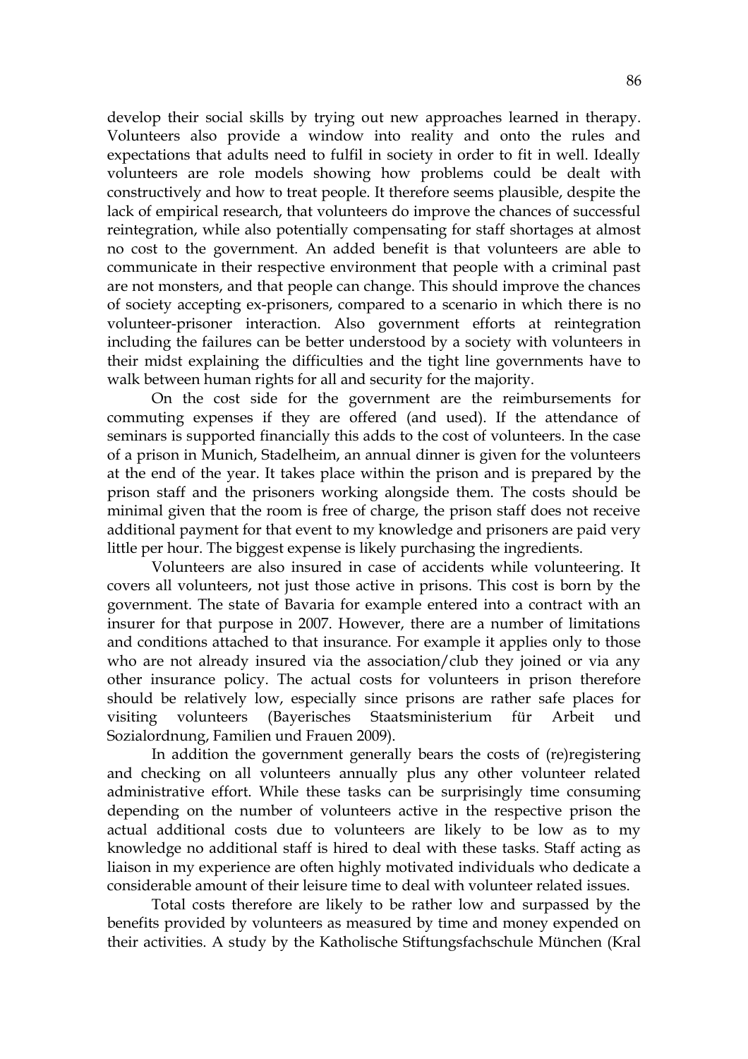develop their social skills by trying out new approaches learned in therapy. Volunteers also provide a window into reality and onto the rules and expectations that adults need to fulfil in society in order to fit in well. Ideally volunteers are role models showing how problems could be dealt with constructively and how to treat people. It therefore seems plausible, despite the lack of empirical research, that volunteers do improve the chances of successful reintegration, while also potentially compensating for staff shortages at almost no cost to the government. An added benefit is that volunteers are able to communicate in their respective environment that people with a criminal past are not monsters, and that people can change. This should improve the chances of society accepting ex-prisoners, compared to a scenario in which there is no volunteer-prisoner interaction. Also government efforts at reintegration including the failures can be better understood by a society with volunteers in their midst explaining the difficulties and the tight line governments have to walk between human rights for all and security for the majority.

On the cost side for the government are the reimbursements for commuting expenses if they are offered (and used). If the attendance of seminars is supported financially this adds to the cost of volunteers. In the case of a prison in Munich, Stadelheim, an annual dinner is given for the volunteers at the end of the year. It takes place within the prison and is prepared by the prison staff and the prisoners working alongside them. The costs should be minimal given that the room is free of charge, the prison staff does not receive additional payment for that event to my knowledge and prisoners are paid very little per hour. The biggest expense is likely purchasing the ingredients.

Volunteers are also insured in case of accidents while volunteering. It covers all volunteers, not just those active in prisons. This cost is born by the government. The state of Bavaria for example entered into a contract with an insurer for that purpose in 2007. However, there are a number of limitations and conditions attached to that insurance. For example it applies only to those who are not already insured via the association/club they joined or via any other insurance policy. The actual costs for volunteers in prison therefore should be relatively low, especially since prisons are rather safe places for visiting volunteers (Bayerisches Staatsministerium für Arbeit und Sozialordnung, Familien und Frauen 2009).

In addition the government generally bears the costs of (re)registering and checking on all volunteers annually plus any other volunteer related administrative effort. While these tasks can be surprisingly time consuming depending on the number of volunteers active in the respective prison the actual additional costs due to volunteers are likely to be low as to my knowledge no additional staff is hired to deal with these tasks. Staff acting as liaison in my experience are often highly motivated individuals who dedicate a considerable amount of their leisure time to deal with volunteer related issues.

Total costs therefore are likely to be rather low and surpassed by the benefits provided by volunteers as measured by time and money expended on their activities. A study by the Katholische Stiftungsfachschule München (Kral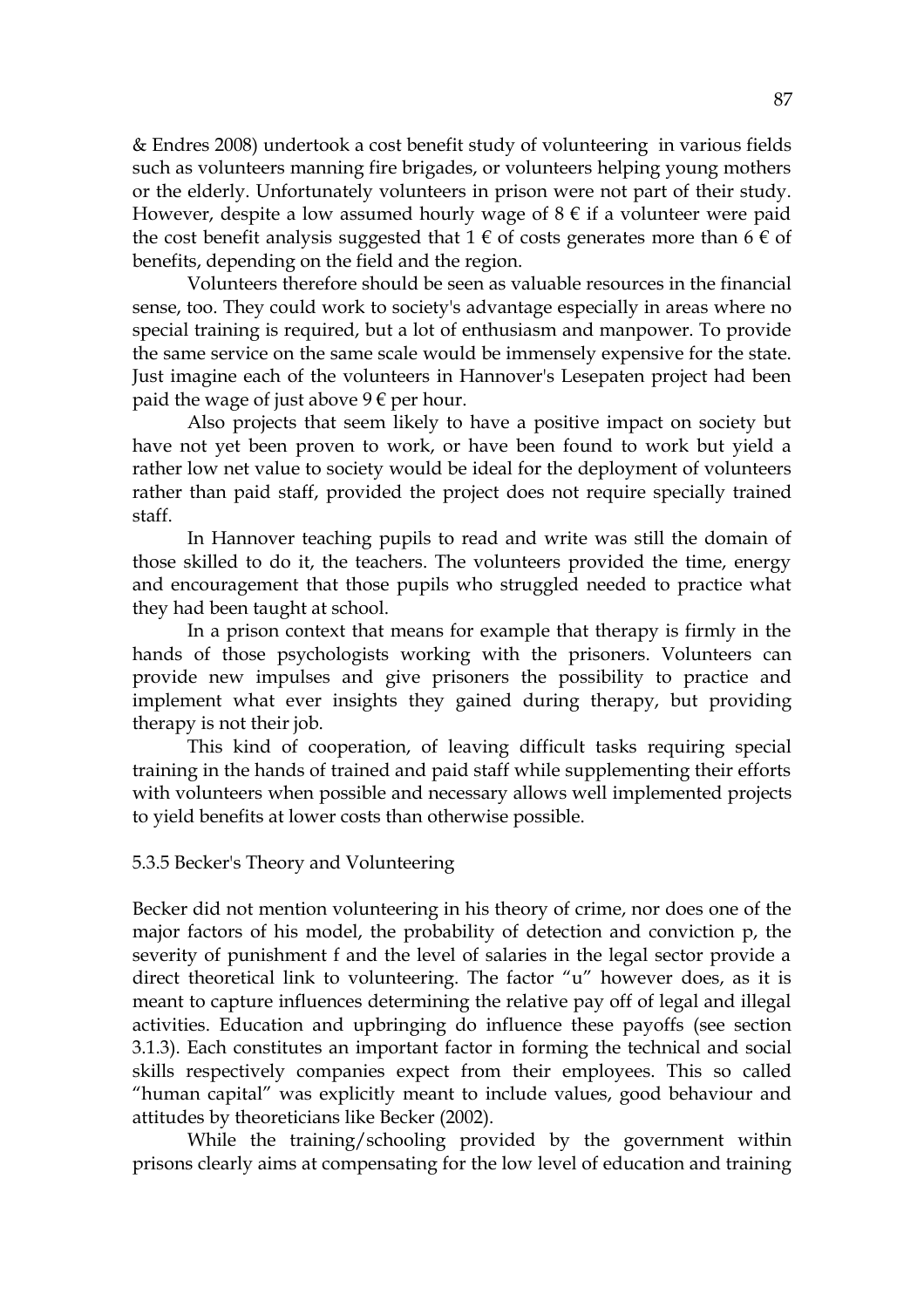& Endres 2008) undertook a cost benefit study of volunteering in various fields such as volunteers manning fire brigades, or volunteers helping young mothers or the elderly. Unfortunately volunteers in prison were not part of their study. However, despite a low assumed hourly wage of 8 € if a volunteer were paid the cost benefit analysis suggested that 1 € of costs generates more than 6 € of benefits, depending on the field and the region.

Volunteers therefore should be seen as valuable resources in the financial sense, too. They could work to society's advantage especially in areas where no special training is required, but a lot of enthusiasm and manpower. To provide the same service on the same scale would be immensely expensive for the state. Just imagine each of the volunteers in Hannover's Lesepaten project had been paid the wage of just above 9 € per hour.

Also projects that seem likely to have a positive impact on society but have not yet been proven to work, or have been found to work but yield a rather low net value to society would be ideal for the deployment of volunteers rather than paid staff, provided the project does not require specially trained staff.

In Hannover teaching pupils to read and write was still the domain of those skilled to do it, the teachers. The volunteers provided the time, energy and encouragement that those pupils who struggled needed to practice what they had been taught at school.

In a prison context that means for example that therapy is firmly in the hands of those psychologists working with the prisoners. Volunteers can provide new impulses and give prisoners the possibility to practice and implement what ever insights they gained during therapy, but providing therapy is not their job.

This kind of cooperation, of leaving difficult tasks requiring special training in the hands of trained and paid staff while supplementing their efforts with volunteers when possible and necessary allows well implemented projects to yield benefits at lower costs than otherwise possible.

### 5.3.5 Becker's Theory and Volunteering

Becker did not mention volunteering in his theory of crime, nor does one of the major factors of his model, the probability of detection and conviction p, the severity of punishment f and the level of salaries in the legal sector provide a direct theoretical link to volunteering. The factor "u" however does, as it is meant to capture influences determining the relative pay off of legal and illegal activities. Education and upbringing do influence these payoffs (see section 3.1.3). Each constitutes an important factor in forming the technical and social skills respectively companies expect from their employees. This so called "human capital" was explicitly meant to include values, good behaviour and attitudes by theoreticians like Becker (2002).

While the training/schooling provided by the government within prisons clearly aims at compensating for the low level of education and training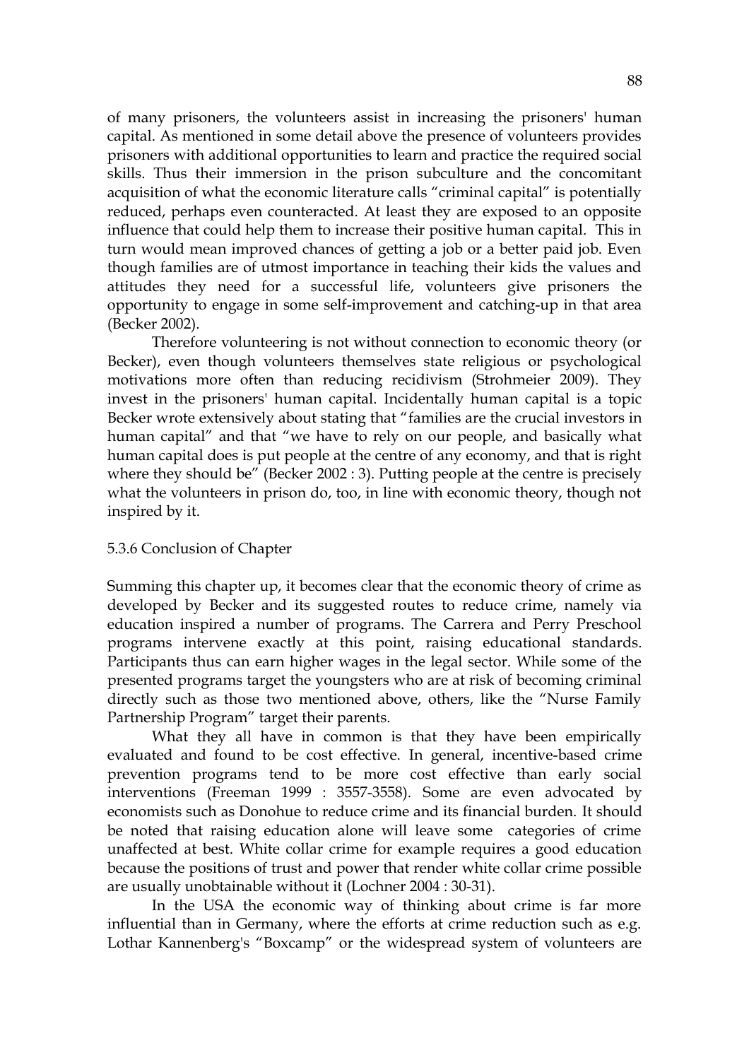of many prisoners, the volunteers assist in increasing the prisoners' human capital. As mentioned in some detail above the presence of volunteers provides prisoners with additional opportunities to learn and practice the required social skills. Thus their immersion in the prison subculture and the concomitant acquisition of what the economic literature calls "criminal capital" is potentially reduced, perhaps even counteracted. At least they are exposed to an opposite influence that could help them to increase their positive human capital. This in turn would mean improved chances of getting a job or a better paid job. Even though families are of utmost importance in teaching their kids the values and attitudes they need for a successful life, volunteers give prisoners the opportunity to engage in some self-improvement and catching-up in that area (Becker 2002).

Therefore volunteering is not without connection to economic theory (or Becker), even though volunteers themselves state religious or psychological motivations more often than reducing recidivism (Strohmeier 2009). They invest in the prisoners' human capital. Incidentally human capital is a topic Becker wrote extensively about stating that "families are the crucial investors in human capital" and that "we have to rely on our people, and basically what human capital does is put people at the centre of any economy, and that is right where they should be" (Becker 2002 : 3). Putting people at the centre is precisely what the volunteers in prison do, too, in line with economic theory, though not inspired by it.

### 5.3.6 Conclusion of Chapter

Summing this chapter up, it becomes clear that the economic theory of crime as developed by Becker and its suggested routes to reduce crime, namely via education inspired a number of programs. The Carrera and Perry Preschool programs intervene exactly at this point, raising educational standards. Participants thus can earn higher wages in the legal sector. While some of the presented programs target the youngsters who are at risk of becoming criminal directly such as those two mentioned above, others, like the "Nurse Family Partnership Program" target their parents.

What they all have in common is that they have been empirically evaluated and found to be cost effective. In general, incentive-based crime prevention programs tend to be more cost effective than early social interventions (Freeman 1999 : 3557-3558). Some are even advocated by economists such as Donohue to reduce crime and its financial burden. It should be noted that raising education alone will leave some categories of crime unaffected at best. White collar crime for example requires a good education because the positions of trust and power that render white collar crime possible are usually unobtainable without it (Lochner 2004 : 30-31).

In the USA the economic way of thinking about crime is far more influential than in Germany, where the efforts at crime reduction such as e.g. Lothar Kannenberg's "Boxcamp" or the widespread system of volunteers are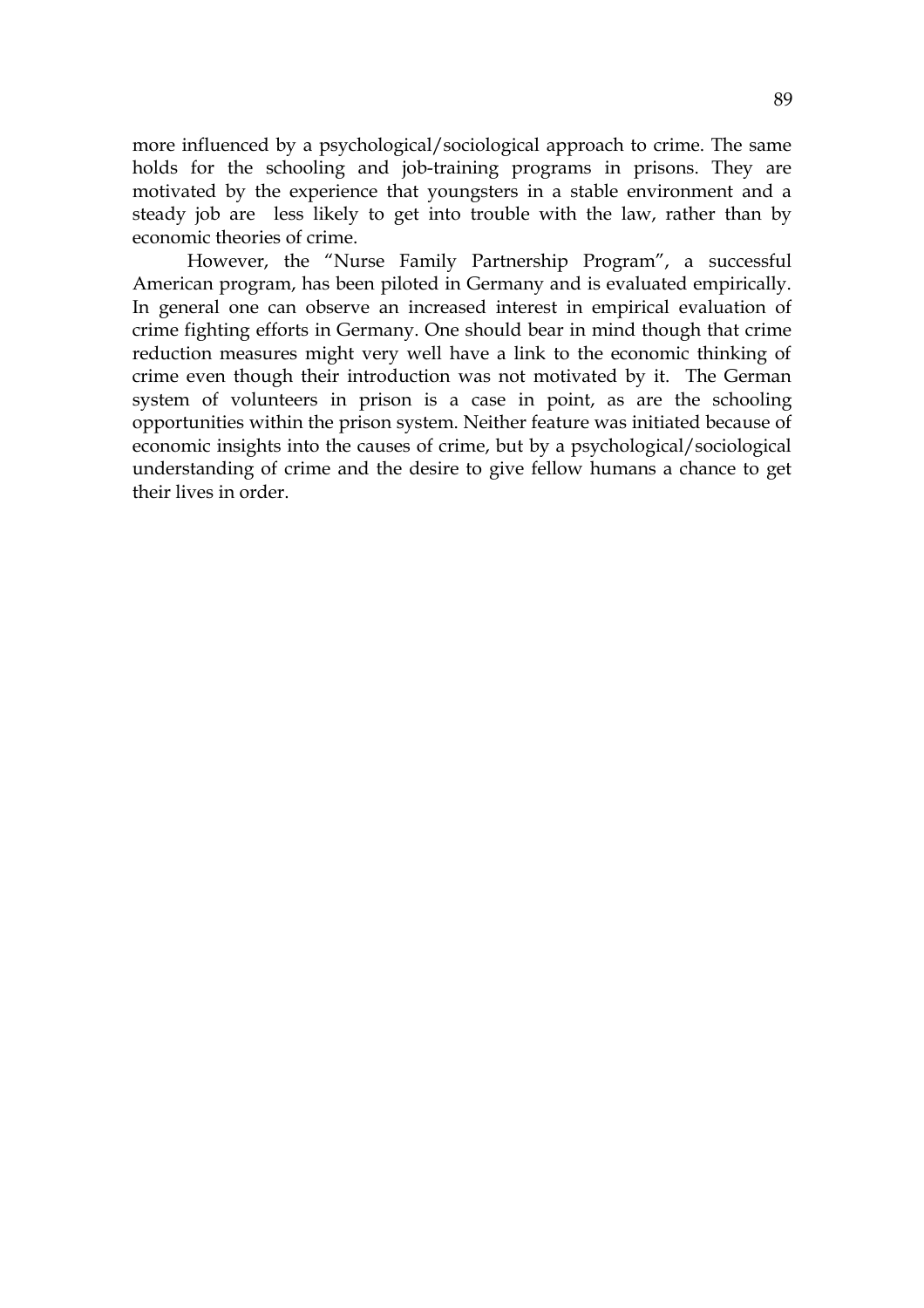more influenced by a psychological/sociological approach to crime. The same holds for the schooling and job-training programs in prisons. They are motivated by the experience that youngsters in a stable environment and a steady job are less likely to get into trouble with the law, rather than by economic theories of crime.

However, the "Nurse Family Partnership Program", a successful American program, has been piloted in Germany and is evaluated empirically. In general one can observe an increased interest in empirical evaluation of crime fighting efforts in Germany. One should bear in mind though that crime reduction measures might very well have a link to the economic thinking of crime even though their introduction was not motivated by it. The German system of volunteers in prison is a case in point, as are the schooling opportunities within the prison system. Neither feature was initiated because of economic insights into the causes of crime, but by a psychological/sociological understanding of crime and the desire to give fellow humans a chance to get their lives in order.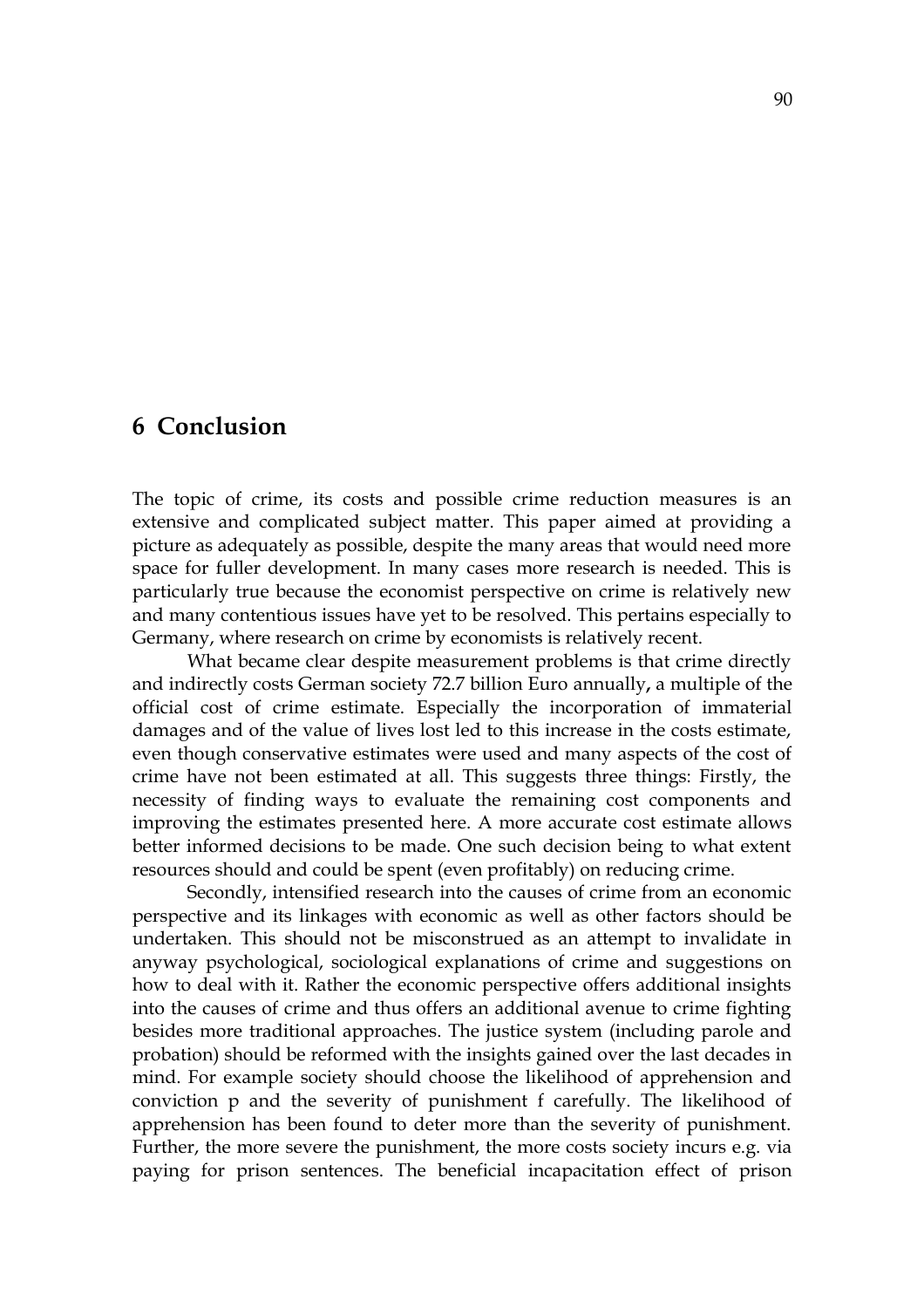# 6 Conclusion

The topic of crime, its costs and possible crime reduction measures is an extensive and complicated subject matter. This paper aimed at providing a picture as adequately as possible, despite the many areas that would need more space for fuller development. In many cases more research is needed. This is particularly true because the economist perspective on crime is relatively new and many contentious issues have yet to be resolved. This pertains especially to Germany, where research on crime by economists is relatively recent.

What became clear despite measurement problems is that crime directly and indirectly costs German society 72.7 billion Euro annually**,** a multiple of the official cost of crime estimate. Especially the incorporation of immaterial damages and of the value of lives lost led to this increase in the costs estimate, even though conservative estimates were used and many aspects of the cost of crime have not been estimated at all. This suggests three things: Firstly, the necessity of finding ways to evaluate the remaining cost components and improving the estimates presented here. A more accurate cost estimate allows better informed decisions to be made. One such decision being to what extent resources should and could be spent (even profitably) on reducing crime.

Secondly, intensified research into the causes of crime from an economic perspective and its linkages with economic as well as other factors should be undertaken. This should not be misconstrued as an attempt to invalidate in anyway psychological, sociological explanations of crime and suggestions on how to deal with it. Rather the economic perspective offers additional insights into the causes of crime and thus offers an additional avenue to crime fighting besides more traditional approaches. The justice system (including parole and probation) should be reformed with the insights gained over the last decades in mind. For example society should choose the likelihood of apprehension and conviction $p$ and the severity of punishment $f$ carefully. The likelihood of apprehension has been found to deter more than the severity of punishment. Further, the more severe the punishment, the more costs society incurs e.g. via paying for prison sentences. The beneficial incapacitation effect of prison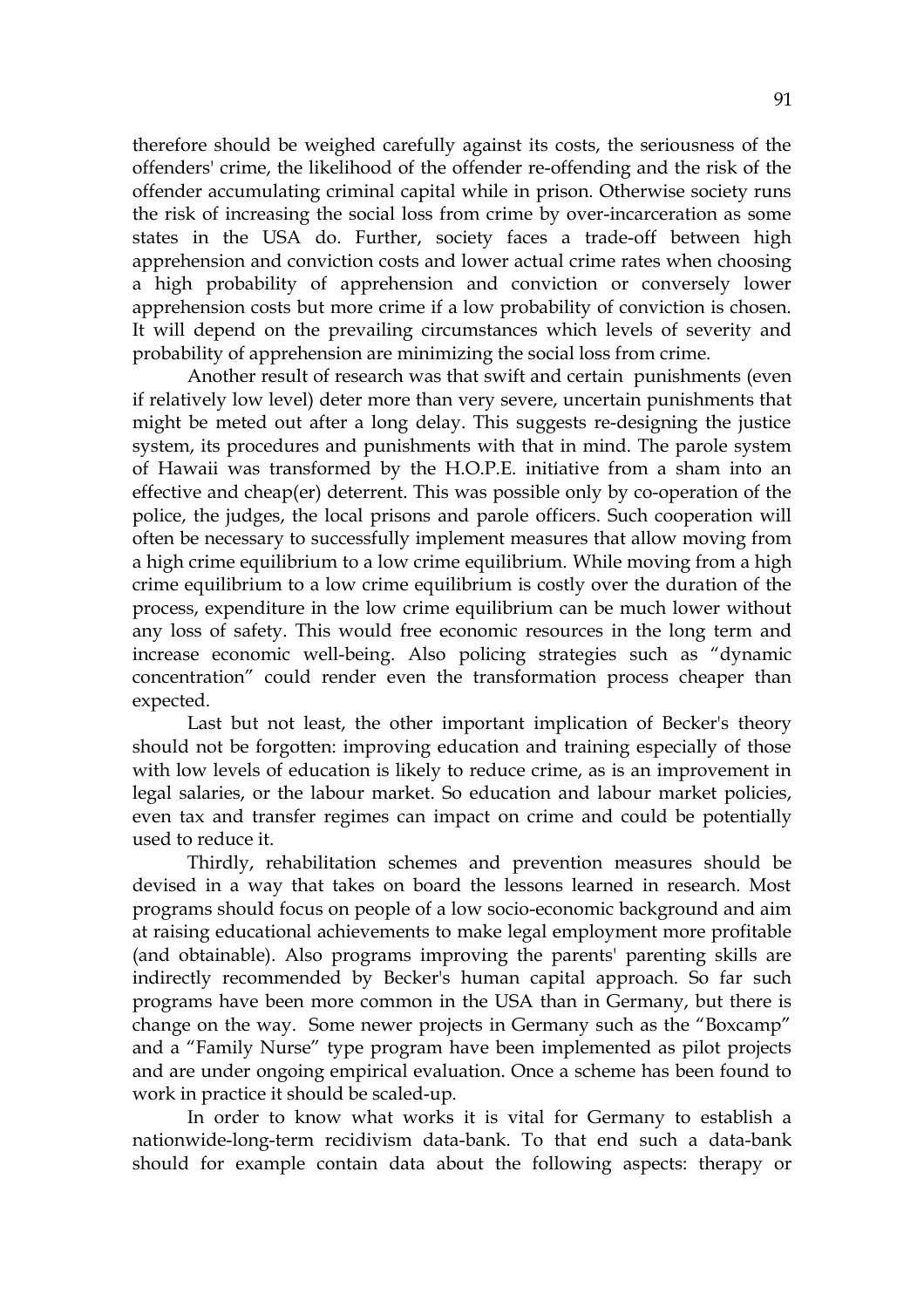therefore should be weighed carefully against its costs, the seriousness of the offenders' crime, the likelihood of the offender re-offending and the risk of the offender accumulating criminal capital while in prison. Otherwise society runs the risk of increasing the social loss from crime by over-incarceration as some states in the USA do. Further, society faces a trade-off between high apprehension and conviction costs and lower actual crime rates when choosing a high probability of apprehension and conviction or conversely lower apprehension costs but more crime if a low probability of conviction is chosen. It will depend on the prevailing circumstances which levels of severity and probability of apprehension are minimizing the social loss from crime.

Another result of research was that swift and certain punishments (even if relatively low level) deter more than very severe, uncertain punishments that might be meted out after a long delay. This suggests re-designing the justice system, its procedures and punishments with that in mind. The parole system of Hawaii was transformed by the H.O.P.E. initiative from a sham into an effective and cheap(er) deterrent. This was possible only by co-operation of the police, the judges, the local prisons and parole officers. Such cooperation will often be necessary to successfully implement measures that allow moving from a high crime equilibrium to a low crime equilibrium. While moving from a high crime equilibrium to a low crime equilibrium is costly over the duration of the process, expenditure in the low crime equilibrium can be much lower without any loss of safety. This would free economic resources in the long term and increase economic well-being. Also policing strategies such as "dynamic concentration" could render even the transformation process cheaper than expected.

Last but not least, the other important implication of Becker's theory should not be forgotten: improving education and training especially of those with low levels of education is likely to reduce crime, as is an improvement in legal salaries, or the labour market. So education and labour market policies, even tax and transfer regimes can impact on crime and could be potentially used to reduce it.

Thirdly, rehabilitation schemes and prevention measures should be devised in a way that takes on board the lessons learned in research. Most programs should focus on people of a low socio-economic background and aim at raising educational achievements to make legal employment more profitable (and obtainable). Also programs improving the parents' parenting skills are indirectly recommended by Becker's human capital approach. So far such programs have been more common in the USA than in Germany, but there is change on the way. Some newer projects in Germany such as the "Boxcamp" and a "Family Nurse" type program have been implemented as pilot projects and are under ongoing empirical evaluation. Once a scheme has been found to work in practice it should be scaled-up.

In order to know what works it is vital for Germany to establish a nationwide-long-term recidivism data-bank. To that end such a data-bank should for example contain data about the following aspects: therapy or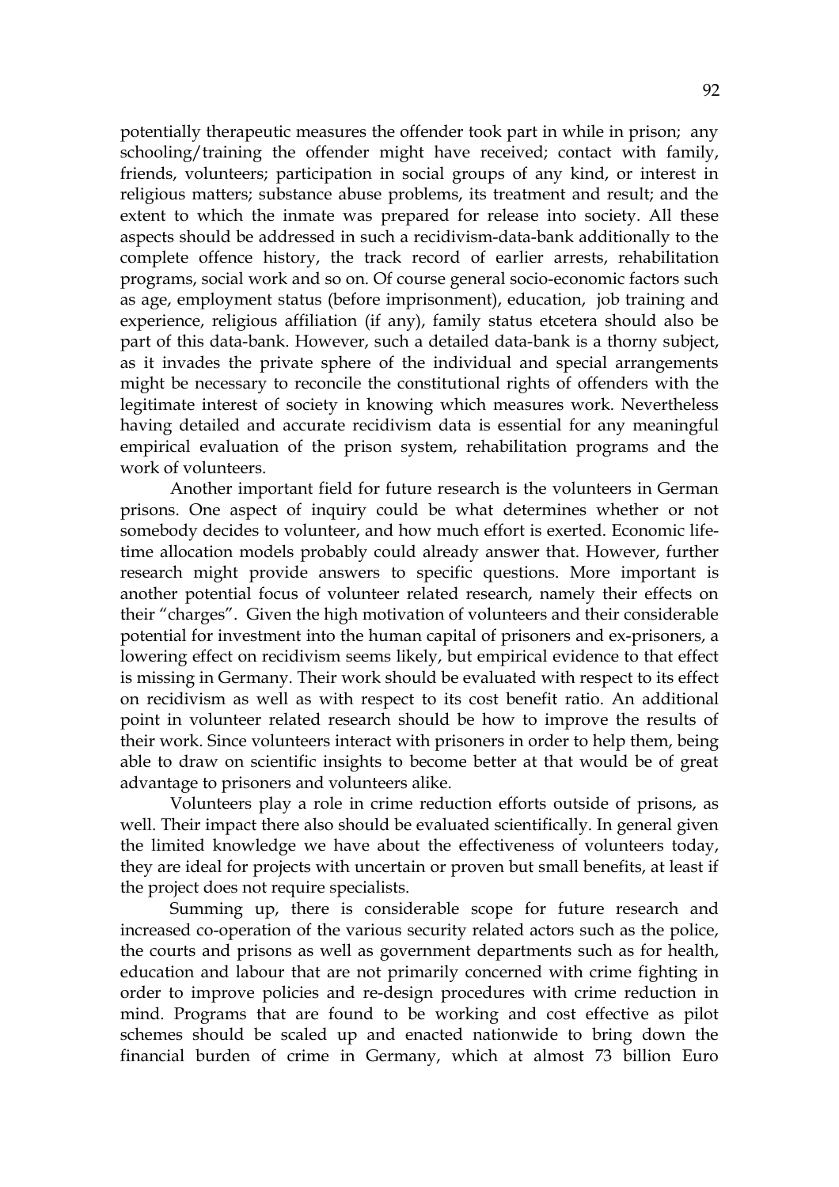potentially therapeutic measures the offender took part in while in prison; any schooling/training the offender might have received; contact with family, friends, volunteers; participation in social groups of any kind, or interest in religious matters; substance abuse problems, its treatment and result; and the extent to which the inmate was prepared for release into society. All these aspects should be addressed in such a recidivism-data-bank additionally to the complete offence history, the track record of earlier arrests, rehabilitation programs, social work and so on. Of course general socio-economic factors such as age, employment status (before imprisonment), education, job training and experience, religious affiliation (if any), family status etcetera should also be part of this data-bank. However, such a detailed data-bank is a thorny subject, as it invades the private sphere of the individual and special arrangements might be necessary to reconcile the constitutional rights of offenders with the legitimate interest of society in knowing which measures work. Nevertheless having detailed and accurate recidivism data is essential for any meaningful empirical evaluation of the prison system, rehabilitation programs and the work of volunteers.

Another important field for future research is the volunteers in German prisons. One aspect of inquiry could be what determines whether or not somebody decides to volunteer, and how much effort is exerted. Economic life-time allocation models probably could already answer that. However, further research might provide answers to specific questions. More important is another potential focus of volunteer related research, namely their effects on their "charges". Given the high motivation of volunteers and their considerable potential for investment into the human capital of prisoners and ex-prisoners, a lowering effect on recidivism seems likely, but empirical evidence to that effect is missing in Germany. Their work should be evaluated with respect to its effect on recidivism as well as with respect to its cost benefit ratio. An additional point in volunteer related research should be how to improve the results of their work. Since volunteers interact with prisoners in order to help them, being able to draw on scientific insights to become better at that would be of great advantage to prisoners and volunteers alike.

Volunteers play a role in crime reduction efforts outside of prisons, as well. Their impact there also should be evaluated scientifically. In general given the limited knowledge we have about the effectiveness of volunteers today, they are ideal for projects with uncertain or proven but small benefits, at least if the project does not require specialists.

Summing up, there is considerable scope for future research and increased co-operation of the various security related actors such as the police, the courts and prisons as well as government departments such as for health, education and labour that are not primarily concerned with crime fighting in order to improve policies and re-design procedures with crime reduction in mind. Programs that are found to be working and cost effective as pilot schemes should be scaled up and enacted nationwide to bring down the financial burden of crime in Germany, which at almost 73 billion Euro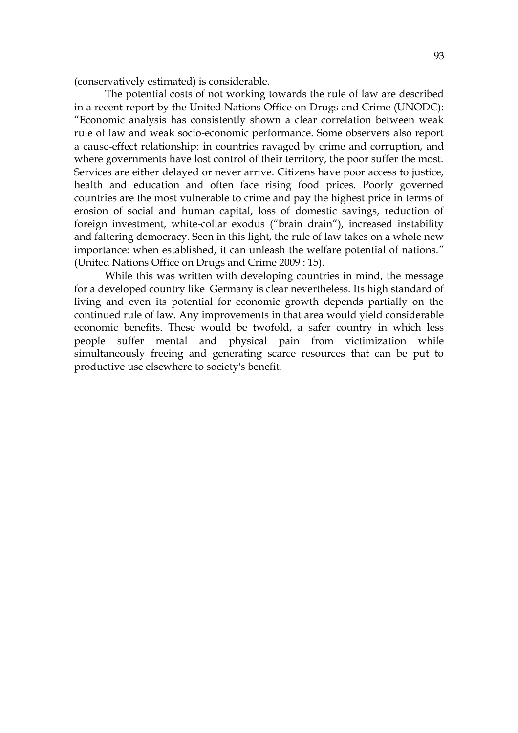(conservatively estimated) is considerable.

The potential costs of not working towards the rule of law are described in a recent report by the United Nations Office on Drugs and Crime (UNODC): "Economic analysis has consistently shown a clear correlation between weak rule of law and weak socio-economic performance. Some observers also report a cause-effect relationship: in countries ravaged by crime and corruption, and where governments have lost control of their territory, the poor suffer the most. Services are either delayed or never arrive. Citizens have poor access to justice, health and education and often face rising food prices. Poorly governed countries are the most vulnerable to crime and pay the highest price in terms of erosion of social and human capital, loss of domestic savings, reduction of foreign investment, white-collar exodus ("brain drain"), increased instability and faltering democracy. Seen in this light, the rule of law takes on a whole new importance: when established, it can unleash the welfare potential of nations." (United Nations Office on Drugs and Crime 2009 : 15).

While this was written with developing countries in mind, the message for a developed country like Germany is clear nevertheless. Its high standard of living and even its potential for economic growth depends partially on the continued rule of law. Any improvements in that area would yield considerable economic benefits. These would be twofold, a safer country in which less people suffer mental and physical pain from victimization while simultaneously freeing and generating scarce resources that can be put to productive use elsewhere to society's benefit.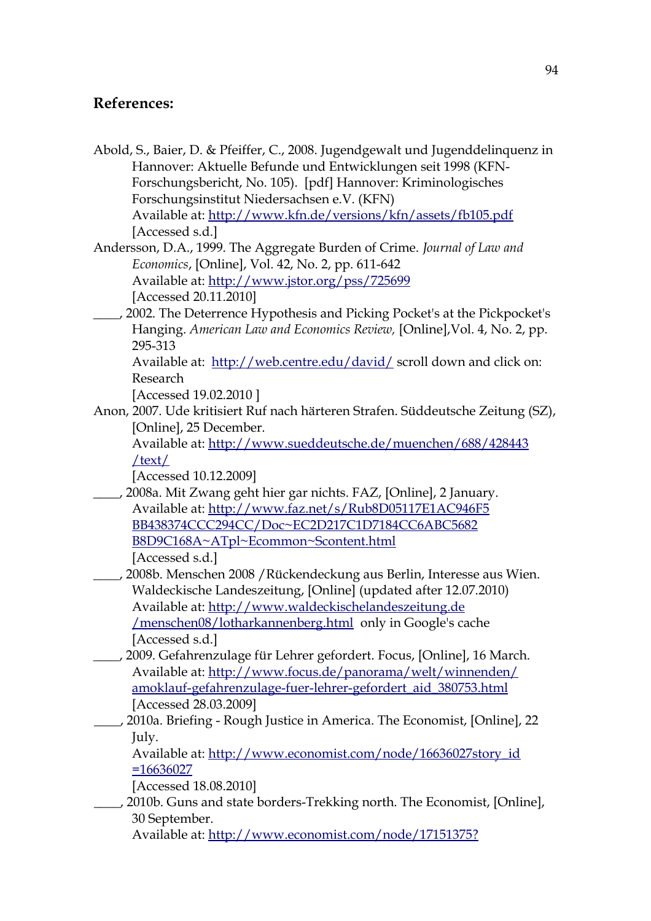## References:

Abold, S., Baier, D. & Pfeiffer, C., 2008. Jugendgewalt und Jugenddelinquenz in Hannover: Aktuelle Befunde und Entwicklungen seit 1998 (KFN-Forschungsbericht, No. 105). [pdf] Hannover: Kriminologisches Forschungsinstitut Niedersachsen e.V. (KFN)
Available at: http://www.kfn.de/versions/kfn/assets/fb105.pdf
[Accessed s.d.]

Andersson, D.A., 1999. The Aggregate Burden of Crime. *Journal of Law and Economics*, [Online], Vol. 42, No. 2, pp. 611-642
Available at: http://www.jstor.org/pss/725699
[Accessed 20.11.2010]

____, 2002. The Deterrence Hypothesis and Picking Pocket's at the Pickpocket's Hanging. *American Law and Economics Review,* [Online],Vol. 4, No. 2, pp. 295-313
Available at: http://web.centre.edu/david/ scroll down and click on: Research
[Accessed 19.02.2010 ]

Anon, 2007. Ude kritisiert Ruf nach härteren Strafen. Süddeutsche Zeitung (SZ), [Online], 25 December.
Available at: http://www.sueddeutsche.de/muenchen/688/428443/text/
[Accessed 10.12.2009]

____, 2008a. Mit Zwang geht hier gar nichts. FAZ, [Online], 2 January.
Available at: http://www.faz.net/s/Rub8D05117E1AC946F5BB438374CCC294CC/Doc~EC2D217C1D7184CC6ABC5682B8D9C168A~ATpl~Ecommon~Scontent.html
[Accessed s.d.]

____, 2008b. Menschen 2008 /Rückendeckung aus Berlin, Interesse aus Wien. Waldeckische Landeszeitung, [Online] (updated after 12.07.2010)
Available at: http://www.waldeckischelandeszeitung.de/menschen08/lotharkannenberg.html only in Google's cache
[Accessed s.d.]

____, 2009. Gefahrenzulage für Lehrer gefordert. Focus, [Online], 16 March.
Available at: http://www.focus.de/panorama/welt/winnenden/amoklauf-gefahrenzulage-fuer-lehrer-gefordert_aid_380753.html
[Accessed 28.03.2009]

____, 2010a. Briefing - Rough Justice in America. The Economist, [Online], 22 July.
Available at: http://www.economist.com/node/16636027story_id=16636027
[Accessed 18.08.2010]

____, 2010b. Guns and state borders-Trekking north. The Economist, [Online], 30 September.
Available at: http://www.economist.com/node/17151375?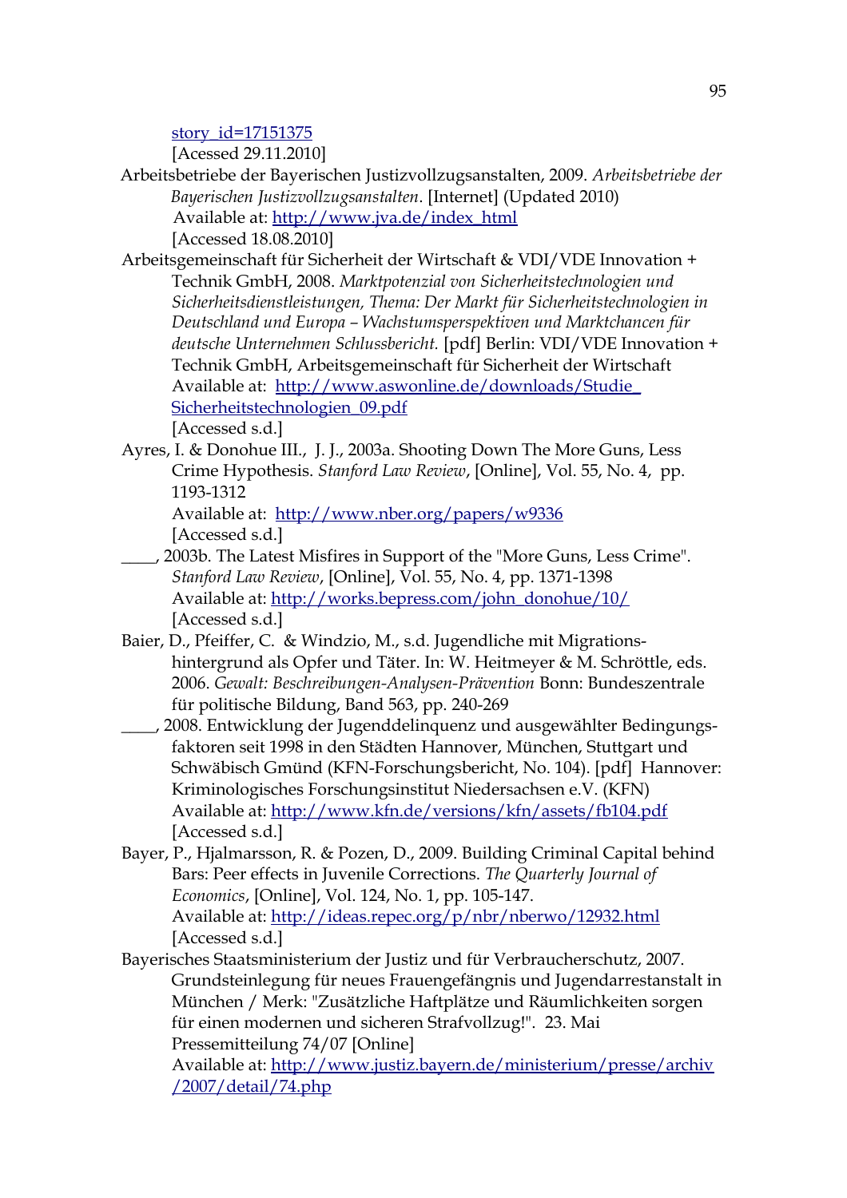story_id=17151375
[Acessed 29.11.2010]

Arbeitsbetriebe der Bayerischen Justizvollzugsanstalten, 2009. *Arbeitsbetriebe der Bayerischen Justizvollzugsanstalten*. [Internet] (Updated 2010) Available at: http://www.jva.de/index_html
[Accessed 18.08.2010]

Arbeitsgemeinschaft für Sicherheit der Wirtschaft & VDI/VDE Innovation + Technik GmbH, 2008. *Marktpotenzial von Sicherheitstechnologien und Sicherheitsdienstleistungen, Thema: Der Markt für Sicherheitstechnologien in Deutschland und Europa – Wachstumsperspektiven und Marktchancen für deutsche Unternehmen Schlussbericht.* [pdf] Berlin: VDI/VDE Innovation + Technik GmbH, Arbeitsgemeinschaft für Sicherheit der Wirtschaft Available at: http://www.aswonline.de/downloads/Studie_Sicherheitstechnologien_09.pdf
[Accessed s.d.]

Ayres, I. & Donohue III., J. J., 2003a. Shooting Down The More Guns, Less Crime Hypothesis. *Stanford Law Review*, [Online], Vol. 55, No. 4, pp. 1193-1312
Available at: http://www.nber.org/papers/w9336
[Accessed s.d.]

____, 2003b. The Latest Misfires in Support of the "More Guns, Less Crime". *Stanford Law Review*, [Online], Vol. 55, No. 4, pp. 1371-1398
Available at: http://works.bepress.com/john_donohue/10/
[Accessed s.d.]

Baier, D., Pfeiffer, C. & Windzio, M., s.d. Jugendliche mit Migrations-hintergrund als Opfer und Täter. In: W. Heitmeyer & M. Schröttle, eds. 2006. *Gewalt: Beschreibungen-Analysen-Prävention* Bonn: Bundeszentrale für politische Bildung, Band 563, pp. 240-269

____, 2008. Entwicklung der Jugenddelinquenz und ausgewählter Bedingungs-faktoren seit 1998 in den Städten Hannover, München, Stuttgart und Schwäbisch Gmünd (KFN-Forschungsbericht, No. 104). [pdf] Hannover: Kriminologisches Forschungsinstitut Niedersachsen e.V. (KFN)
Available at: http://www.kfn.de/versions/kfn/assets/fb104.pdf
[Accessed s.d.]

Bayer, P., Hjalmarsson, R. & Pozen, D., 2009. Building Criminal Capital behind Bars: Peer effects in Juvenile Corrections. *The Quarterly Journal of Economics*, [Online], Vol. 124, No. 1, pp. 105-147.
Available at: http://ideas.repec.org/p/nbr/nberwo/12932.html
[Accessed s.d.]

Bayerisches Staatsministerium der Justiz und für Verbraucherschutz, 2007. Grundsteinlegung für neues Frauengefängnis und Jugendarrestanstalt in München / Merk: "Zusätzliche Haftplätze und Räumlichkeiten sorgen für einen modernen und sicheren Strafvollzug!". 23. Mai Pressemitteilung 74/07 [Online]
Available at: http://www.justiz.bayern.de/ministerium/presse/archiv/2007/detail/74.php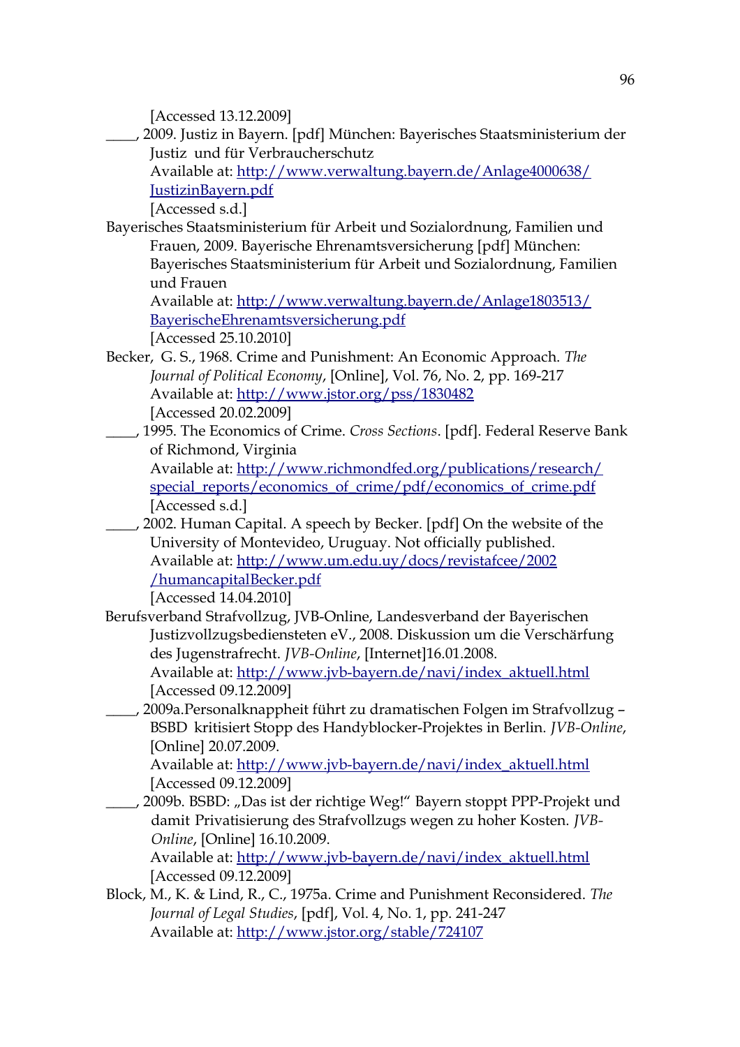[Accessed 13.12.2009]

____, 2009. Justiz in Bayern. [pdf] München: Bayerisches Staatsministerium der Justiz und für Verbraucherschutz
Available at: http://www.verwaltung.bayern.de/Anlage4000638/JustizinBayern.pdf
[Accessed s.d.]

Bayerisches Staatsministerium für Arbeit und Sozialordnung, Familien und Frauen, 2009. Bayerische Ehrenamtsversicherung [pdf] München: Bayerisches Staatsministerium für Arbeit und Sozialordnung, Familien und Frauen
Available at: http://www.verwaltung.bayern.de/Anlage1803513/BayerischeEhrenamtsversicherung.pdf
[Accessed 25.10.2010]

Becker, G. S., 1968. Crime and Punishment: An Economic Approach. *The Journal of Political Economy*, [Online], Vol. 76, No. 2, pp. 169-217
Available at: http://www.jstor.org/pss/1830482
[Accessed 20.02.2009]

____, 1995. The Economics of Crime. *Cross Sections*. [pdf]. Federal Reserve Bank of Richmond, Virginia
Available at: http://www.richmondfed.org/publications/research/special_reports/economics_of_crime/pdf/economics_of_crime.pdf
[Accessed s.d.]

____, 2002. Human Capital. A speech by Becker. [pdf] On the website of the University of Montevideo, Uruguay. Not officially published.
Available at: http://www.um.edu.uy/docs/revistafcee/2002/humancapitalBecker.pdf
[Accessed 14.04.2010]

Berufsverband Strafvollzug, JVB-Online, Landesverband der Bayerischen Justizvollzugsbediensteten eV., 2008. Diskussion um die Verschärfung des Jugenstrafrecht. *JVB-Online*, [Internet]16.01.2008.
Available at: http://www.jvb-bayern.de/navi/index_aktuell.html
[Accessed 09.12.2009]

____, 2009a.Personalknappheit führt zu dramatischen Folgen im Strafvollzug – BSBD kritisiert Stopp des Handyblocker-Projektes in Berlin. *JVB-Online*, [Online] 20.07.2009.
Available at: http://www.jvb-bayern.de/navi/index_aktuell.html
[Accessed 09.12.2009]

____, 2009b. BSBD: „Das ist der richtige Weg!" Bayern stoppt PPP-Projekt und damit Privatisierung des Strafvollzugs wegen zu hoher Kosten. *JVB-Online*, [Online] 16.10.2009.
Available at: http://www.jvb-bayern.de/navi/index_aktuell.html
[Accessed 09.12.2009]

Block, M., K. & Lind, R., C., 1975a. Crime and Punishment Reconsidered. *The Journal of Legal Studies*, [pdf], Vol. 4, No. 1, pp. 241-247
Available at: http://www.jstor.org/stable/724107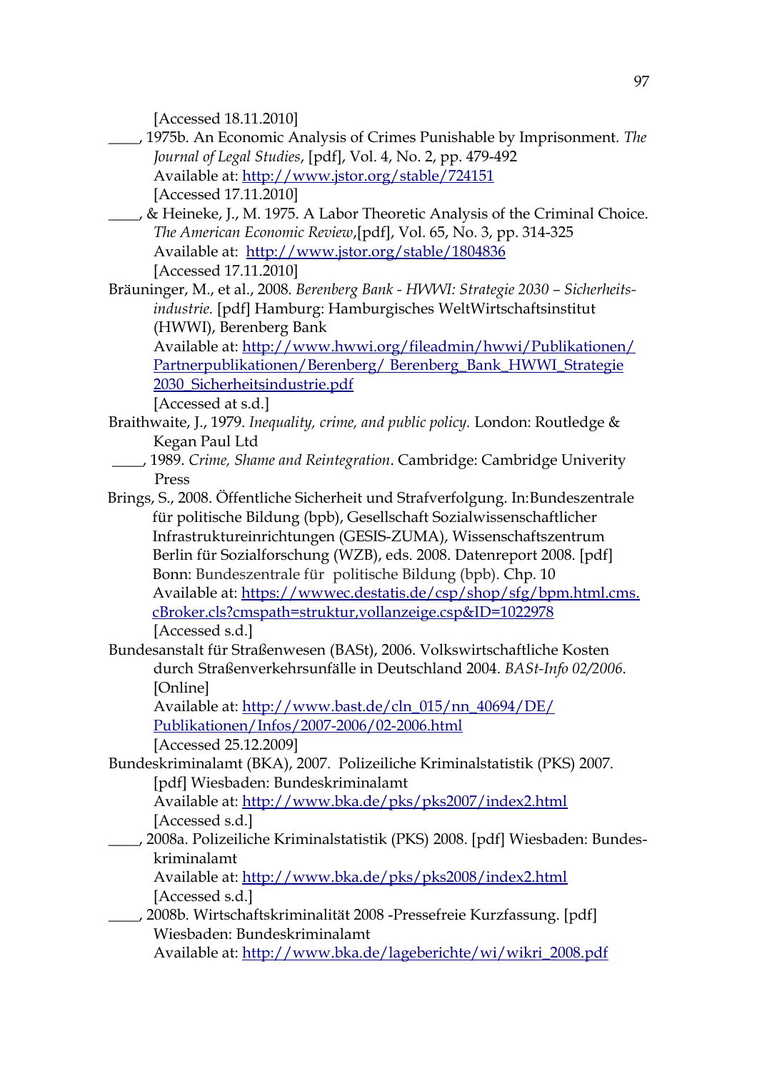[Accessed 18.11.2010]

____, 1975b. An Economic Analysis of Crimes Punishable by Imprisonment. *The Journal of Legal Studies*, [pdf], Vol. 4, No. 2, pp. 479-492
Available at: http://www.jstor.org/stable/724151
[Accessed 17.11.2010]

____, & Heineke, J., M. 1975. A Labor Theoretic Analysis of the Criminal Choice. *The American Economic Review*,[pdf], Vol. 65, No. 3, pp. 314-325
Available at: http://www.jstor.org/stable/1804836
[Accessed 17.11.2010]

Bräuninger, M., et al., 2008. *Berenberg Bank - HWWI: Strategie 2030 – Sicherheits-industrie.* [pdf] Hamburg: Hamburgisches WeltWirtschaftsinstitut (HWWI), Berenberg Bank
Available at: http://www.hwwi.org/fileadmin/hwwi/Publikationen/Partnerpublikationen/Berenberg/ Berenberg_Bank_HWWI_Strategie 2030_Sicherheitsindustrie.pdf
[Accessed at s.d.]

Braithwaite, J., 1979. *Inequality, crime, and public policy.* London: Routledge & Kegan Paul Ltd

____, 1989. *Crime, Shame and Reintegration*. Cambridge: Cambridge Univerity Press

Brings, S., 2008. Öffentliche Sicherheit und Strafverfolgung. In:Bundeszentrale für politische Bildung (bpb), Gesellschaft Sozialwissenschaftlicher Infrastruktureinrichtungen (GESIS-ZUMA), Wissenschaftszentrum Berlin für Sozialforschung (WZB), eds. 2008. Datenreport 2008. [pdf] Bonn: Bundeszentrale für politische Bildung (bpb). Chp. 10
Available at: https://wwwec.destatis.de/csp/shop/sfg/bpm.html.cms.cBroker.cls?cmspath=struktur,vollanzeige.csp&ID=1022978
[Accessed s.d.]

Bundesanstalt für Straßenwesen (BASt), 2006. Volkswirtschaftliche Kosten durch Straßenverkehrsunfälle in Deutschland 2004. *BASt-Info 02/2006*. [Online]
Available at: http://www.bast.de/cln_015/nn_40694/DE/Publikationen/Infos/2007-2006/02-2006.html
[Accessed 25.12.2009]

Bundeskriminalamt (BKA), 2007. Polizeiliche Kriminalstatistik (PKS) 2007. [pdf] Wiesbaden: Bundeskriminalamt
Available at: http://www.bka.de/pks/pks2007/index2.html
[Accessed s.d.]

____, 2008a. Polizeiliche Kriminalstatistik (PKS) 2008. [pdf] Wiesbaden: Bundes-kriminalamt
Available at: http://www.bka.de/pks/pks2008/index2.html
[Accessed s.d.]

____, 2008b. Wirtschaftskriminalität 2008 -Pressefreie Kurzfassung. [pdf] Wiesbaden: Bundeskriminalamt
Available at: http://www.bka.de/lageberichte/wi/wikri_2008.pdf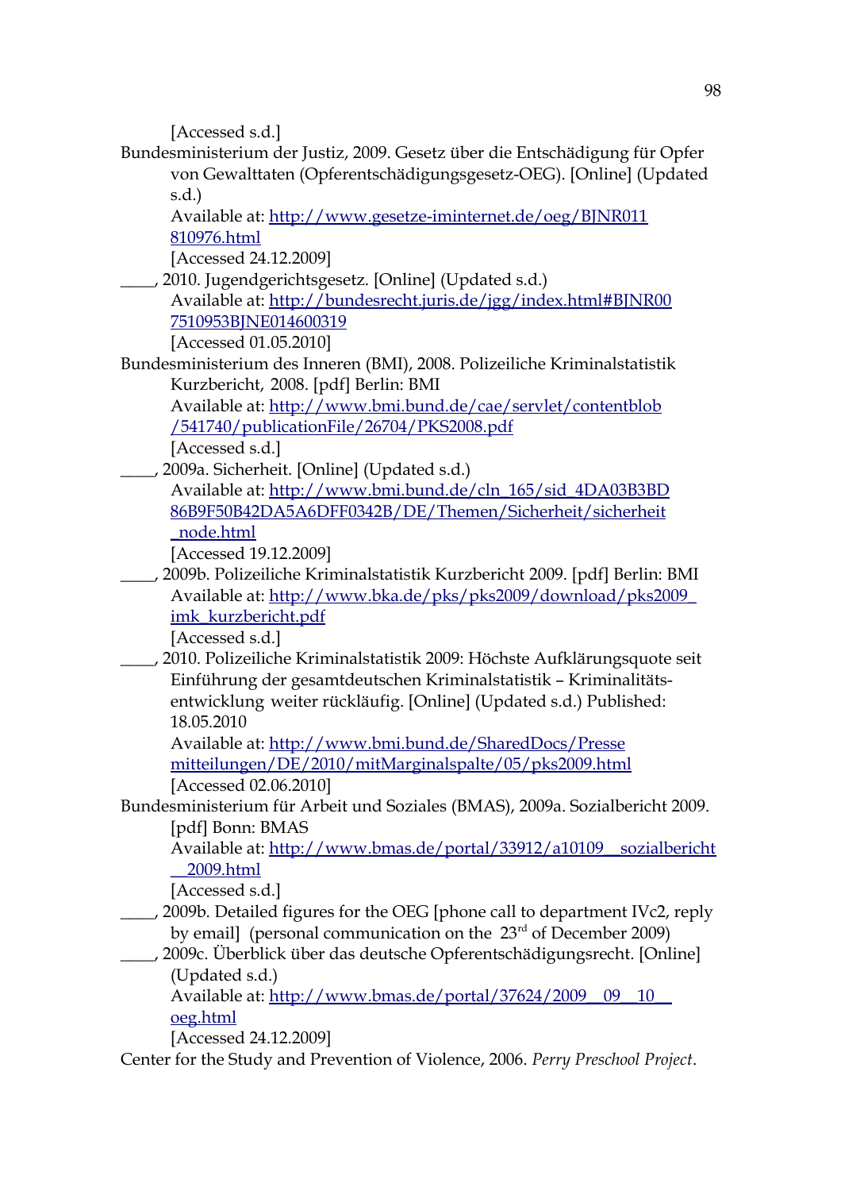[Accessed s.d.]

Bundesministerium der Justiz, 2009. Gesetz über die Entschädigung für Opfer von Gewalttaten (Opferentschädigungsgesetz-OEG). [Online] (Updated s.d.)
Available at: http://www.gesetze-iminternet.de/oeg/BJNR011810976.html
[Accessed 24.12.2009]

____, 2010. Jugendgerichtsgesetz. [Online] (Updated s.d.)
Available at: http://bundesrecht.juris.de/jgg/index.html#BJNR007510953BJNE014600319
[Accessed 01.05.2010]

Bundesministerium des Inneren (BMI), 2008. Polizeiliche Kriminalstatistik Kurzbericht, 2008. [pdf] Berlin: BMI
Available at: http://www.bmi.bund.de/cae/servlet/contentblob/541740/publicationFile/26704/PKS2008.pdf
[Accessed s.d.]

____, 2009a. Sicherheit. [Online] (Updated s.d.)
Available at: http://www.bmi.bund.de/cln_165/sid_4DA03B3BD86B9F50B42DA5A6DFF0342B/DE/Themen/Sicherheit/sicherheit_node.html
[Accessed 19.12.2009]

____, 2009b. Polizeiliche Kriminalstatistik Kurzbericht 2009. [pdf] Berlin: BMI
Available at: http://www.bka.de/pks/pks2009/download/pks2009_imk_kurzbericht.pdf
[Accessed s.d.]

____, 2010. Polizeiliche Kriminalstatistik 2009: Höchste Aufklärungsquote seit Einführung der gesamtdeutschen Kriminalstatistik – Kriminalitätsentwicklung weiter rückläufig. [Online] (Updated s.d.) Published: 18.05.2010
Available at: http://www.bmi.bund.de/SharedDocs/Pressemitteilungen/DE/2010/mitMarginalspalte/05/pks2009.html
[Accessed 02.06.2010]

Bundesministerium für Arbeit und Soziales (BMAS), 2009a. Sozialbericht 2009. [pdf] Bonn: BMAS
Available at: http://www.bmas.de/portal/33912/a10109__sozialbericht__2009.html
[Accessed s.d.]

____, 2009b. Detailed figures for the OEG [phone call to department IVc2, reply by email] (personal communication on the 23rd of December 2009)

____, 2009c. Überblick über das deutsche Opferentschädigungsrecht. [Online] (Updated s.d.)
Available at: http://www.bmas.de/portal/37624/2009__09__10__oeg.html
[Accessed 24.12.2009]

Center for the Study and Prevention of Violence, 2006. *Perry Preschool Project*.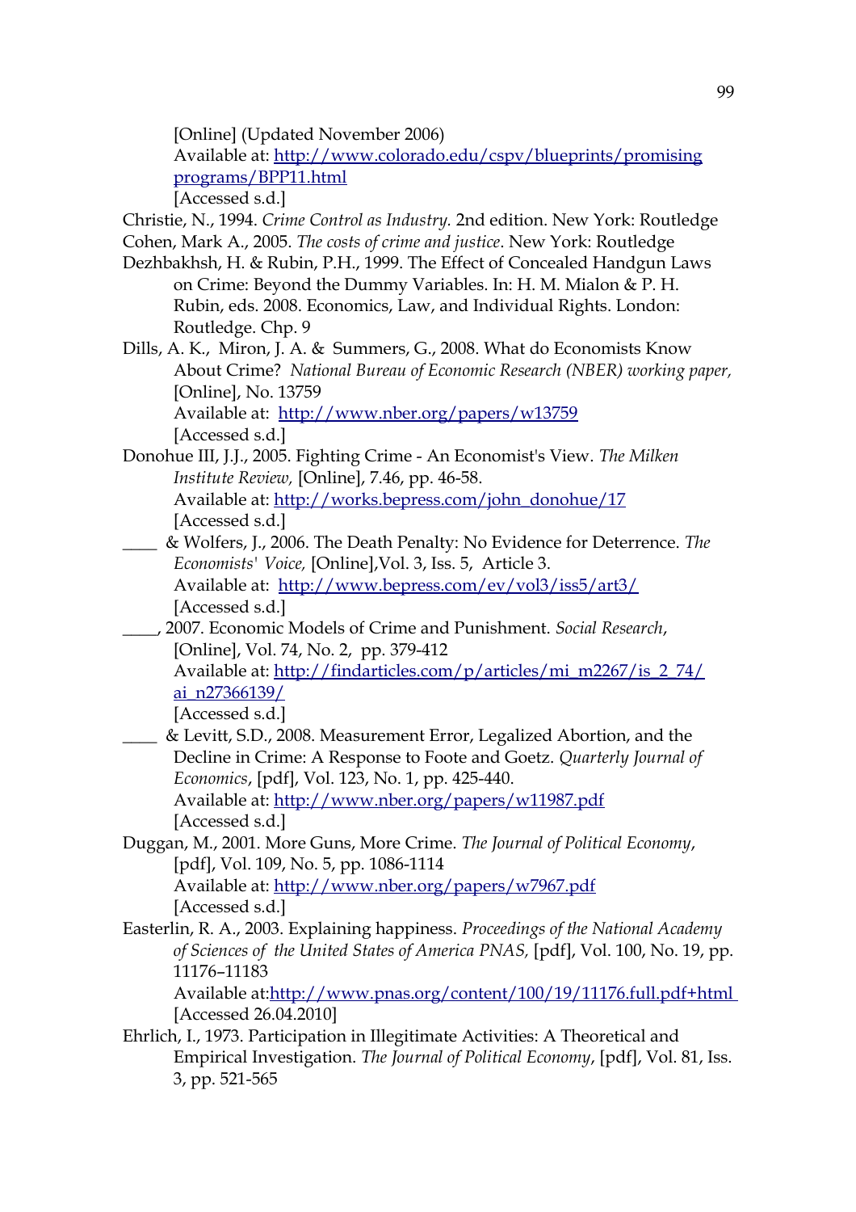[Online] (Updated November 2006)
Available at: http://www.colorado.edu/cspv/blueprints/promising programs/BPP11.html
[Accessed s.d.]

Christie, N., 1994. *Crime Control as Industry.* 2nd edition. New York: Routledge

Cohen, Mark A., 2005. *The costs of crime and justice*. New York: Routledge

Dezhbakhsh, H. & Rubin, P.H., 1999. The Effect of Concealed Handgun Laws on Crime: Beyond the Dummy Variables. In: H. M. Mialon & P. H. Rubin, eds. 2008. Economics, Law, and Individual Rights. London: Routledge. Chp. 9

Dills, A. K., Miron, J. A. & Summers, G., 2008. What do Economists Know About Crime? *National Bureau of Economic Research (NBER) working paper,* [Online], No. 13759
Available at: http://www.nber.org/papers/w13759
[Accessed s.d.]

Donohue III, J.J., 2005. Fighting Crime - An Economist's View. *The Milken Institute Review,* [Online], 7.46, pp. 46-58.
Available at: http://works.bepress.com/john_donohue/17
[Accessed s.d.]

____ & Wolfers, J., 2006. The Death Penalty: No Evidence for Deterrence. *The Economists' Voice,* [Online],Vol. 3, Iss. 5, Article 3.
Available at: http://www.bepress.com/ev/vol3/iss5/art3/
[Accessed s.d.]

____, 2007. Economic Models of Crime and Punishment. *Social Research*, [Online], Vol. 74, No. 2, pp. 379-412
Available at: http://findarticles.com/p/articles/mi_m2267/is_2_74/ai_n27366139/
[Accessed s.d.]

____ & Levitt, S.D., 2008. Measurement Error, Legalized Abortion, and the Decline in Crime: A Response to Foote and Goetz. *Quarterly Journal of Economics*, [pdf], Vol. 123, No. 1, pp. 425-440.
Available at: http://www.nber.org/papers/w11987.pdf
[Accessed s.d.]

Duggan, M., 2001. More Guns, More Crime. *The Journal of Political Economy*, [pdf], Vol. 109, No. 5, pp. 1086-1114
Available at: http://www.nber.org/papers/w7967.pdf
[Accessed s.d.]

Easterlin, R. A., 2003. Explaining happiness. *Proceedings of the National Academy of Sciences of the United States of America PNAS,* [pdf], Vol. 100, No. 19, pp. 11176–11183
Available at:http://www.pnas.org/content/100/19/11176.full.pdf+html
[Accessed 26.04.2010]

Ehrlich, I., 1973. Participation in Illegitimate Activities: A Theoretical and Empirical Investigation. *The Journal of Political Economy*, [pdf], Vol. 81, Iss. 3, pp. 521-565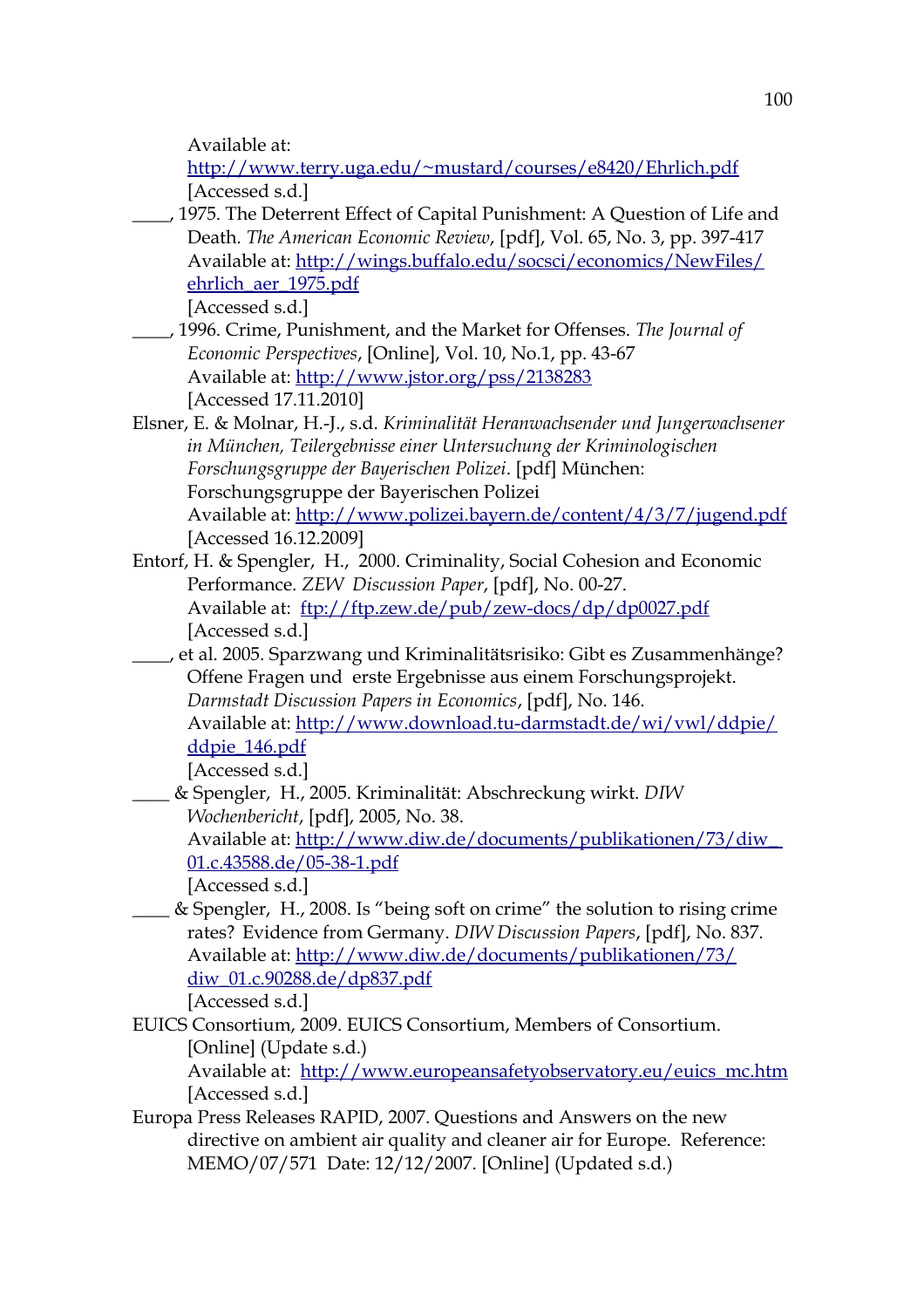Available at: http://www.terry.uga.edu/~mustard/courses/e8420/Ehrlich.pdf
[Accessed s.d.]

____, 1975. The Deterrent Effect of Capital Punishment: A Question of Life and Death. *The American Economic Review*, [pdf], Vol. 65, No. 3, pp. 397-417
Available at: http://wings.buffalo.edu/socsci/economics/NewFiles/ehrlich_aer_1975.pdf
[Accessed s.d.]

____, 1996. Crime, Punishment, and the Market for Offenses. *The Journal of Economic Perspectives*, [Online], Vol. 10, No.1, pp. 43-67
Available at: http://www.jstor.org/pss/2138283
[Accessed 17.11.2010]

Elsner, E. & Molnar, H.-J., s.d. *Kriminalität Heranwachsender und Jungerwachsener in München, Teilergebnisse einer Untersuchung der Kriminologischen Forschungsgruppe der Bayerischen Polizei*. [pdf] München: Forschungsgruppe der Bayerischen Polizei
Available at: http://www.polizei.bayern.de/content/4/3/7/jugend.pdf
[Accessed 16.12.2009]

Entorf, H. & Spengler, H., 2000. Criminality, Social Cohesion and Economic Performance. *ZEW Discussion Paper*, [pdf], No. 00-27.
Available at: ftp://ftp.zew.de/pub/zew-docs/dp/dp0027.pdf
[Accessed s.d.]

____, et al. 2005. Sparzwang und Kriminalitätsrisiko: Gibt es Zusammenhänge? Offene Fragen und erste Ergebnisse aus einem Forschungsprojekt. *Darmstadt Discussion Papers in Economics*, [pdf], No. 146.
Available at: http://www.download.tu-darmstadt.de/wi/vwl/ddpie/ddpie_146.pdf
[Accessed s.d.]

____ & Spengler, H., 2005. Kriminalität: Abschreckung wirkt. *DIW Wochenbericht*, [pdf], 2005, No. 38.
Available at: http://www.diw.de/documents/publikationen/73/diw_01.c.43588.de/05-38-1.pdf
[Accessed s.d.]

____ & Spengler, H., 2008. Is "being soft on crime" the solution to rising crime rates? Evidence from Germany. *DIW Discussion Papers*, [pdf], No. 837.
Available at: http://www.diw.de/documents/publikationen/73/diw_01.c.90288.de/dp837.pdf
[Accessed s.d.]

EUICS Consortium, 2009. EUICS Consortium, Members of Consortium. [Online] (Update s.d.)
Available at: http://www.europeansafetyobservatory.eu/euics_mc.htm
[Accessed s.d.]

Europa Press Releases RAPID, 2007. Questions and Answers on the new directive on ambient air quality and cleaner air for Europe. Reference: MEMO/07/571 Date: 12/12/2007. [Online] (Updated s.d.)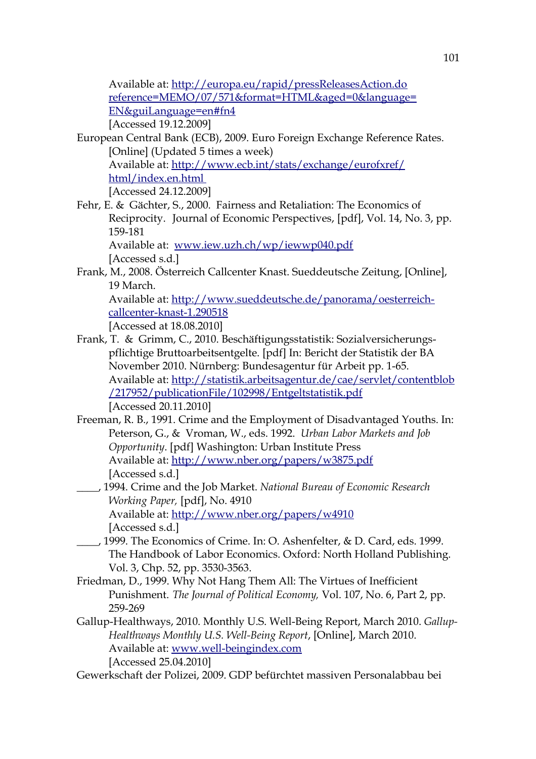Available at: http://europa.eu/rapid/pressReleasesAction.do reference=MEMO/07/571&format=HTML&aged=0&language=EN&guiLanguage=en#fn4
[Accessed 19.12.2009]

European Central Bank (ECB), 2009. Euro Foreign Exchange Reference Rates. [Online] (Updated 5 times a week)
Available at: http://www.ecb.int/stats/exchange/eurofxref/html/index.en.html
[Accessed 24.12.2009]

Fehr, E. & Gächter, S., 2000. Fairness and Retaliation: The Economics of Reciprocity. Journal of Economic Perspectives, [pdf], Vol. 14, No. 3, pp. 159-181
Available at: www.iew.uzh.ch/wp/iewwp040.pdf
[Accessed s.d.]

Frank, M., 2008. Österreich Callcenter Knast. Sueddeutsche Zeitung, [Online], 19 March.
Available at: http://www.sueddeutsche.de/panorama/oesterreich-callcenter-knast-1.290518
[Accessed at 18.08.2010]

Frank, T. & Grimm, C., 2010. Beschäftigungsstatistik: Sozialversicherungs-pflichtige Bruttoarbeitsentgelte. [pdf] In: Bericht der Statistik der BA November 2010. Nürnberg: Bundesagentur für Arbeit pp. 1-65.
Available at: http://statistik.arbeitsagentur.de/cae/servlet/contentblob/217952/publicationFile/102998/Entgeltstatistik.pdf
[Accessed 20.11.2010]

Freeman, R. B., 1991. Crime and the Employment of Disadvantaged Youths. In: Peterson, G., & Vroman, W., eds. 1992. *Urban Labor Markets and Job Opportunity*. [pdf] Washington: Urban Institute Press
Available at: http://www.nber.org/papers/w3875.pdf
[Accessed s.d.]

____, 1994. Crime and the Job Market. *National Bureau of Economic Research Working Paper,* [pdf], No. 4910
Available at: http://www.nber.org/papers/w4910
[Accessed s.d.]

____, 1999. The Economics of Crime. In: O. Ashenfelter, & D. Card, eds. 1999. The Handbook of Labor Economics. Oxford: North Holland Publishing. Vol. 3, Chp. 52, pp. 3530-3563.

Friedman, D., 1999. Why Not Hang Them All: The Virtues of Inefficient Punishment. *The Journal of Political Economy,* Vol. 107, No. 6, Part 2, pp. 259-269

Gallup-Healthways, 2010. Monthly U.S. Well-Being Report, March 2010. *Gallup-Healthways Monthly U.S. Well-Being Report*, [Online], March 2010.
Available at: www.well-beingindex.com
[Accessed 25.04.2010]

Gewerkschaft der Polizei, 2009. GDP befürchtet massiven Personalabbau bei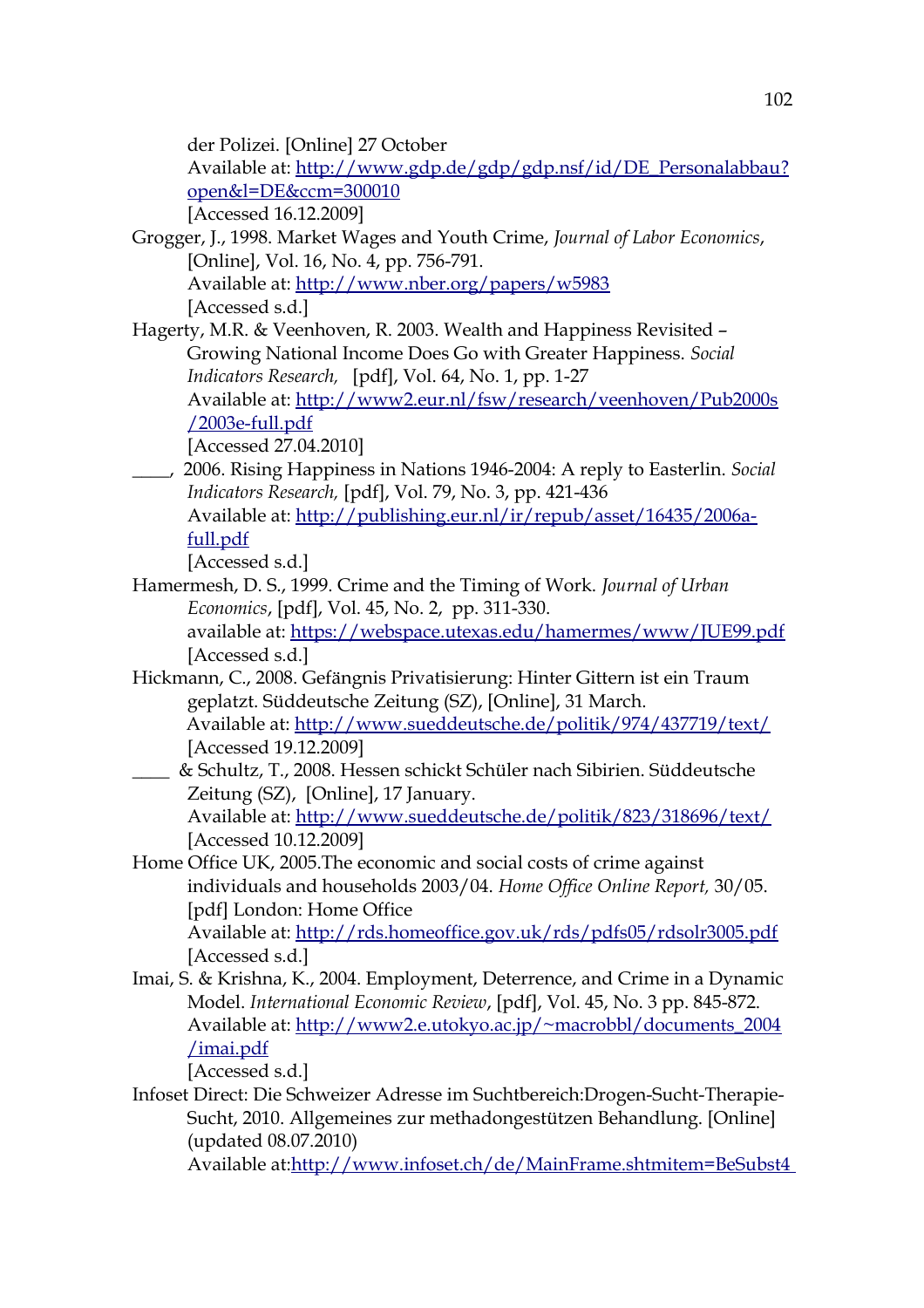der Polizei. [Online] 27 October
Available at: http://www.gdp.de/gdp/gdp.nsf/id/DE_Personalabbau?open&l=DE&ccm=300010
[Accessed 16.12.2009]

Grogger, J., 1998. Market Wages and Youth Crime, *Journal of Labor Economics*, [Online], Vol. 16, No. 4, pp. 756-791.
Available at: http://www.nber.org/papers/w5983
[Accessed s.d.]

Hagerty, M.R. & Veenhoven, R. 2003. Wealth and Happiness Revisited – Growing National Income Does Go with Greater Happiness. *Social Indicators Research,* [pdf], Vol. 64, No. 1, pp. 1-27
Available at: http://www2.eur.nl/fsw/research/veenhoven/Pub2000s/2003e-full.pdf
[Accessed 27.04.2010]

____, 2006. Rising Happiness in Nations 1946-2004: A reply to Easterlin. *Social Indicators Research,* [pdf], Vol. 79, No. 3, pp. 421-436
Available at: http://publishing.eur.nl/ir/repub/asset/16435/2006a-full.pdf
[Accessed s.d.]

Hamermesh, D. S., 1999. Crime and the Timing of Work. *Journal of Urban Economics*, [pdf], Vol. 45, No. 2, pp. 311-330.
available at: https://webspace.utexas.edu/hamermes/www/JUE99.pdf
[Accessed s.d.]

Hickmann, C., 2008. Gefängnis Privatisierung: Hinter Gittern ist ein Traum geplatzt. Süddeutsche Zeitung (SZ), [Online], 31 March.
Available at: http://www.sueddeutsche.de/politik/974/437719/text/
[Accessed 19.12.2009]

____ & Schultz, T., 2008. Hessen schickt Schüler nach Sibirien. Süddeutsche Zeitung (SZ), [Online], 17 January.
Available at: http://www.sueddeutsche.de/politik/823/318696/text/
[Accessed 10.12.2009]

Home Office UK, 2005.The economic and social costs of crime against individuals and households 2003/04. *Home Office Online Report,* 30/05. [pdf] London: Home Office
Available at: http://rds.homeoffice.gov.uk/rds/pdfs05/rdsolr3005.pdf
[Accessed s.d.]

Imai, S. & Krishna, K., 2004. Employment, Deterrence, and Crime in a Dynamic Model. *International Economic Review*, [pdf], Vol. 45, No. 3 pp. 845-872.
Available at: http://www2.e.utokyo.ac.jp/~macrobbl/documents_2004/imai.pdf
[Accessed s.d.]

Infoset Direct: Die Schweizer Adresse im Suchtbereich:Drogen-Sucht-Therapie-Sucht, 2010. Allgemeines zur methadongestützen Behandlung. [Online] (updated 08.07.2010)
Available at:http://www.infoset.ch/de/MainFrame.shtmitem=BeSubst4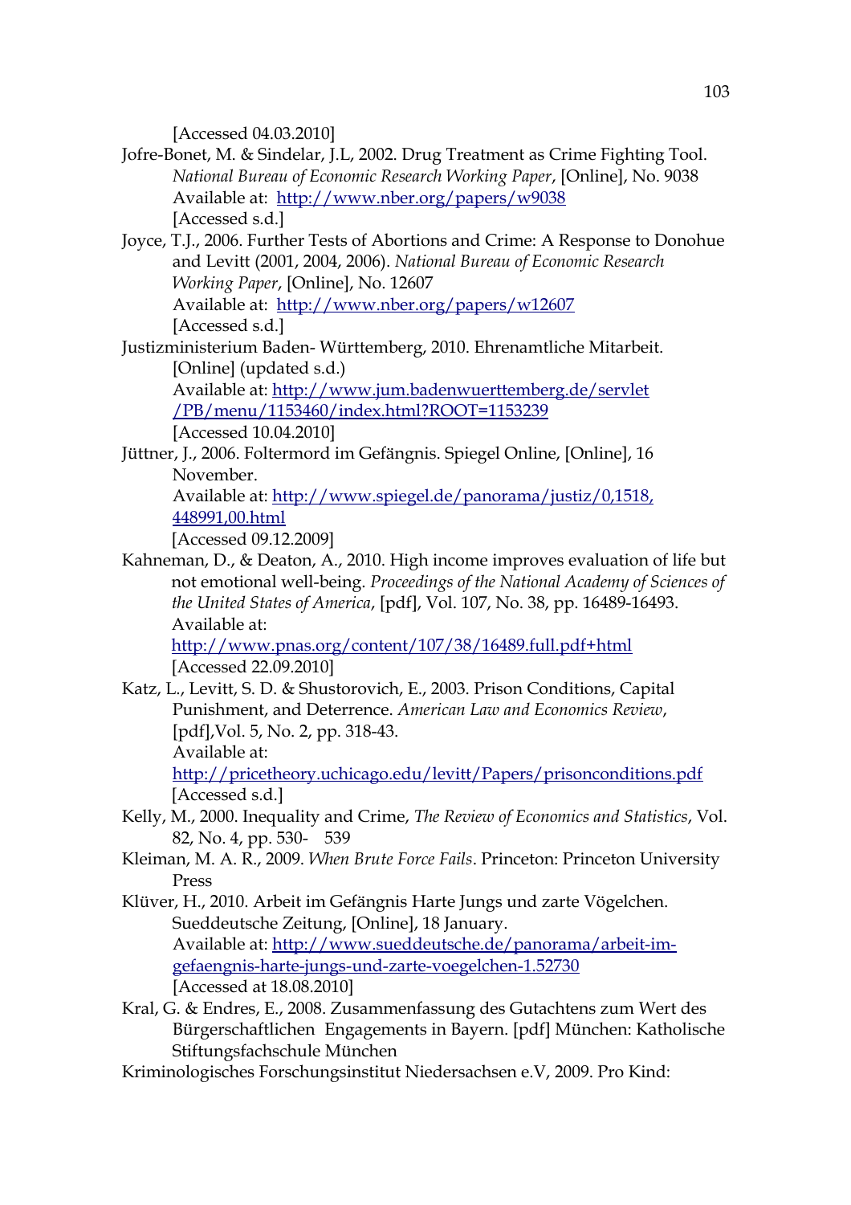[Accessed 04.03.2010]

Jofre-Bonet, M. & Sindelar, J.L, 2002. Drug Treatment as Crime Fighting Tool. *National Bureau of Economic Research Working Paper*, [Online], No. 9038 Available at: http://www.nber.org/papers/w9038 [Accessed s.d.]

Joyce, T.J., 2006. Further Tests of Abortions and Crime: A Response to Donohue and Levitt (2001, 2004, 2006). *National Bureau of Economic Research Working Paper*, [Online], No. 12607 Available at: http://www.nber.org/papers/w12607 [Accessed s.d.]

Justizministerium Baden- Württemberg, 2010. Ehrenamtliche Mitarbeit. [Online] (updated s.d.) Available at: http://www.jum.badenwuerttemberg.de/servlet/PB/menu/1153460/index.html?ROOT=1153239 [Accessed 10.04.2010]

Jüttner, J., 2006. Foltermord im Gefängnis. Spiegel Online, [Online], 16 November. Available at: http://www.spiegel.de/panorama/justiz/0,1518,448991,00.html [Accessed 09.12.2009]

Kahneman, D., & Deaton, A., 2010. High income improves evaluation of life but not emotional well-being. *Proceedings of the National Academy of Sciences of the United States of America*, [pdf], Vol. 107, No. 38, pp. 16489-16493. Available at: http://www.pnas.org/content/107/38/16489.full.pdf+html [Accessed 22.09.2010]

Katz, L., Levitt, S. D. & Shustorovich, E., 2003. Prison Conditions, Capital Punishment, and Deterrence. *American Law and Economics Review*, [pdf],Vol. 5, No. 2, pp. 318-43. Available at: http://pricetheory.uchicago.edu/levitt/Papers/prisonconditions.pdf [Accessed s.d.]

Kelly, M., 2000. Inequality and Crime, *The Review of Economics and Statistics*, Vol. 82, No. 4, pp. 530- 539

Kleiman, M. A. R., 2009. *When Brute Force Fails*. Princeton: Princeton University Press

Klüver, H., 2010. Arbeit im Gefängnis Harte Jungs und zarte Vögelchen. Sueddeutsche Zeitung, [Online], 18 January. Available at: http://www.sueddeutsche.de/panorama/arbeit-im-gefaengnis-harte-jungs-und-zarte-voegelchen-1.52730 [Accessed at 18.08.2010]

Kral, G. & Endres, E., 2008. Zusammenfassung des Gutachtens zum Wert des Bürgerschaftlichen Engagements in Bayern. [pdf] München: Katholische Stiftungsfachschule München

Kriminologisches Forschungsinstitut Niedersachsen e.V, 2009. Pro Kind: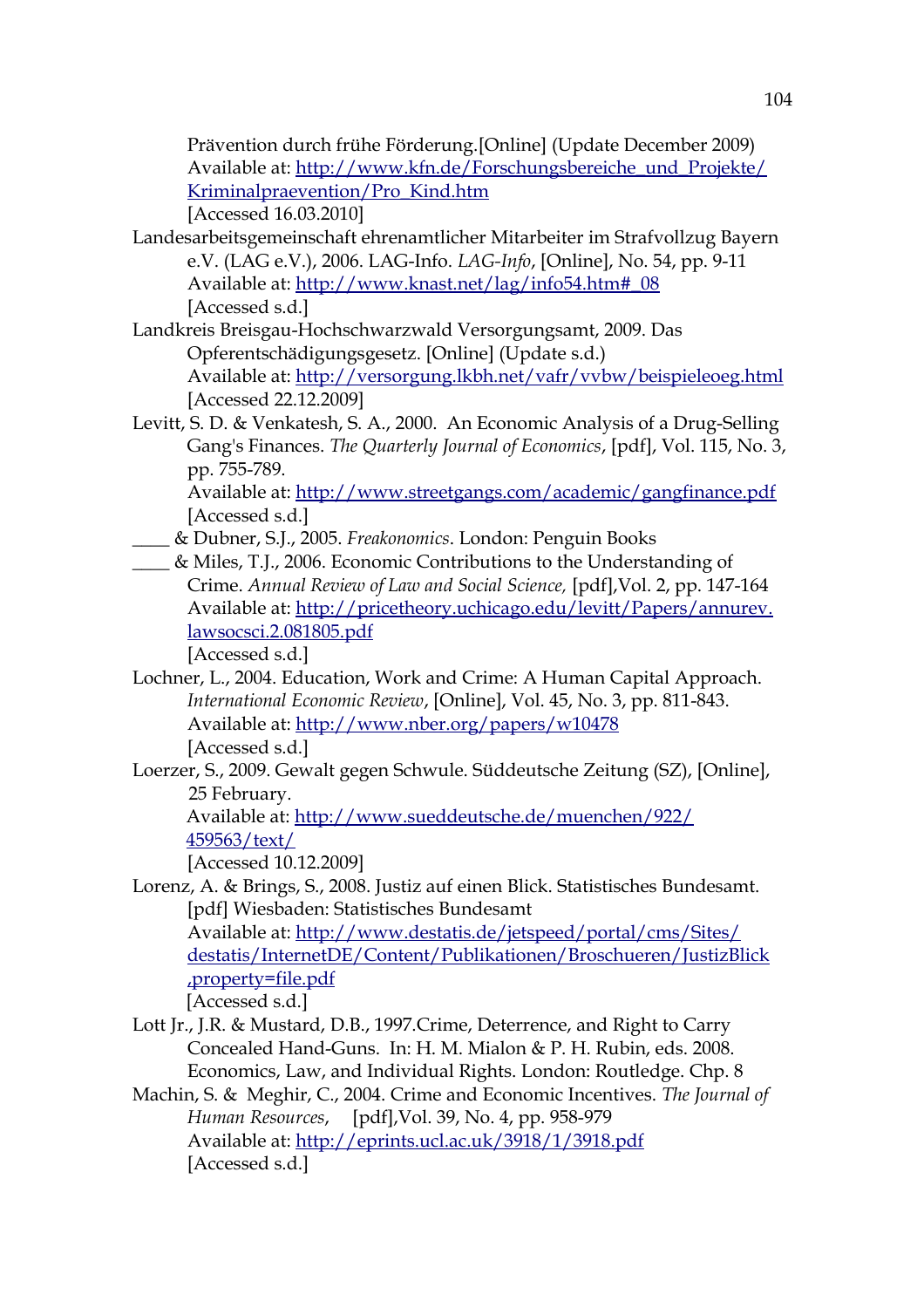Prävention durch frühe Förderung.[Online] (Update December 2009) Available at: http://www.kfn.de/Forschungsbereiche_und_Projekte/Kriminalpraevention/Pro_Kind.htm [Accessed 16.03.2010]

Landesarbeitsgemeinschaft ehrenamtlicher Mitarbeiter im Strafvollzug Bayern e.V. (LAG e.V.), 2006. LAG-Info. *LAG-Info*, [Online], No. 54, pp. 9-11 Available at: http://www.knast.net/lag/info54.htm#_08 [Accessed s.d.]

Landkreis Breisgau-Hochschwarzwald Versorgungsamt, 2009. Das Opferentschädigungsgesetz. [Online] (Update s.d.) Available at: http://versorgung.lkbh.net/vafr/vvbw/beispieleoeg.html [Accessed 22.12.2009]

Levitt, S. D. & Venkatesh, S. A., 2000. An Economic Analysis of a Drug-Selling Gang's Finances. *The Quarterly Journal of Economics*, [pdf], Vol. 115, No. 3, pp. 755-789. Available at: http://www.streetgangs.com/academic/gangfinance.pdf [Accessed s.d.]

____ & Dubner, S.J., 2005. *Freakonomics*. London: Penguin Books

____ & Miles, T.J., 2006. Economic Contributions to the Understanding of Crime. *Annual Review of Law and Social Science,* [pdf],Vol. 2, pp. 147-164 Available at: http://pricetheory.uchicago.edu/levitt/Papers/annurev.lawsocsci.2.081805.pdf [Accessed s.d.]

Lochner, L., 2004. Education, Work and Crime: A Human Capital Approach. *International Economic Review*, [Online], Vol. 45, No. 3, pp. 811-843. Available at: http://www.nber.org/papers/w10478 [Accessed s.d.]

Loerzer, S., 2009. Gewalt gegen Schwule. Süddeutsche Zeitung (SZ), [Online], 25 February. Available at: http://www.sueddeutsche.de/muenchen/922/459563/text/ [Accessed 10.12.2009]

Lorenz, A. & Brings, S., 2008. Justiz auf einen Blick. Statistisches Bundesamt. [pdf] Wiesbaden: Statistisches Bundesamt Available at: http://www.destatis.de/jetspeed/portal/cms/Sites/destatis/InternetDE/Content/Publikationen/Broschueren/JustizBlick,property=file.pdf [Accessed s.d.]

Lott Jr., J.R. & Mustard, D.B., 1997.Crime, Deterrence, and Right to Carry Concealed Hand-Guns. In: H. M. Mialon & P. H. Rubin, eds. 2008. Economics, Law, and Individual Rights. London: Routledge. Chp. 8

Machin, S. & Meghir, C., 2004. Crime and Economic Incentives. *The Journal of Human Resources*, [pdf],Vol. 39, No. 4, pp. 958-979 Available at: http://eprints.ucl.ac.uk/3918/1/3918.pdf [Accessed s.d.]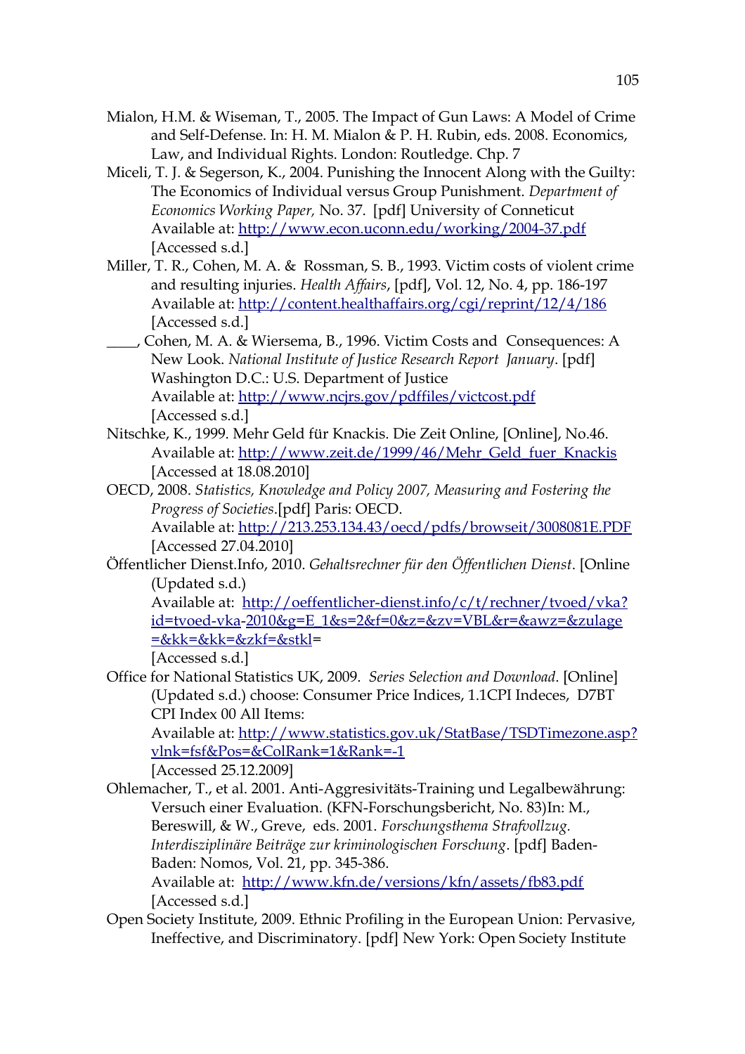Mialon, H.M. & Wiseman, T., 2005. The Impact of Gun Laws: A Model of Crime and Self-Defense. In: H. M. Mialon & P. H. Rubin, eds. 2008. Economics, Law, and Individual Rights. London: Routledge. Chp. 7

Miceli, T. J. & Segerson, K., 2004. Punishing the Innocent Along with the Guilty: The Economics of Individual versus Group Punishment. *Department of Economics Working Paper,* No. 37. [pdf] University of Conneticut Available at: http://www.econ.uconn.edu/working/2004-37.pdf [Accessed s.d.]

Miller, T. R., Cohen, M. A. & Rossman, S. B., 1993. Victim costs of violent crime and resulting injuries. *Health Affairs*, [pdf], Vol. 12, No. 4, pp. 186-197 Available at: http://content.healthaffairs.org/cgi/reprint/12/4/186 [Accessed s.d.]

____, Cohen, M. A. & Wiersema, B., 1996. Victim Costs and Consequences: A New Look. *National Institute of Justice Research Report January*. [pdf] Washington D.C.: U.S. Department of Justice Available at: http://www.ncjrs.gov/pdffiles/victcost.pdf [Accessed s.d.]

Nitschke, K., 1999. Mehr Geld für Knackis. Die Zeit Online, [Online], No.46. Available at: http://www.zeit.de/1999/46/Mehr_Geld_fuer_Knackis [Accessed at 18.08.2010]

OECD, 2008. *Statistics, Knowledge and Policy 2007, Measuring and Fostering the Progress of Societies*.[pdf] Paris: OECD. Available at: http://213.253.134.43/oecd/pdfs/browseit/3008081E.PDF [Accessed 27.04.2010]

Öffentlicher Dienst.Info, 2010. *Gehaltsrechner für den Öffentlichen Dienst*. [Online (Updated s.d.) Available at: http://oeffentlicher-dienst.info/c/t/rechner/tvoed/vka?id=tvoed-vka-2010&g=E_1&s=2&f=0&z=&zv=VBL&r=&awz=&zulage=&kk=&kk=&zkf=&stkl= [Accessed s.d.]

Office for National Statistics UK, 2009. *Series Selection and Download*. [Online] (Updated s.d.) choose: Consumer Price Indices, 1.1CPI Indeces, D7BT CPI Index 00 All Items: Available at: http://www.statistics.gov.uk/StatBase/TSDTimezone.asp?vlnk=fsf&Pos=&ColRank=1&Rank=-1 [Accessed 25.12.2009]

Ohlemacher, T., et al. 2001. Anti-Aggresivitäts-Training und Legalbewährung: Versuch einer Evaluation. (KFN-Forschungsbericht, No. 83)In: M., Bereswill, & W., Greve, eds. 2001. *Forschungsthema Strafvollzug. Interdisziplinäre Beiträge zur kriminologischen Forschung*. [pdf] Baden-Baden: Nomos, Vol. 21, pp. 345-386. Available at: http://www.kfn.de/versions/kfn/assets/fb83.pdf [Accessed s.d.]

Open Society Institute, 2009. Ethnic Profiling in the European Union: Pervasive, Ineffective, and Discriminatory. [pdf] New York: Open Society Institute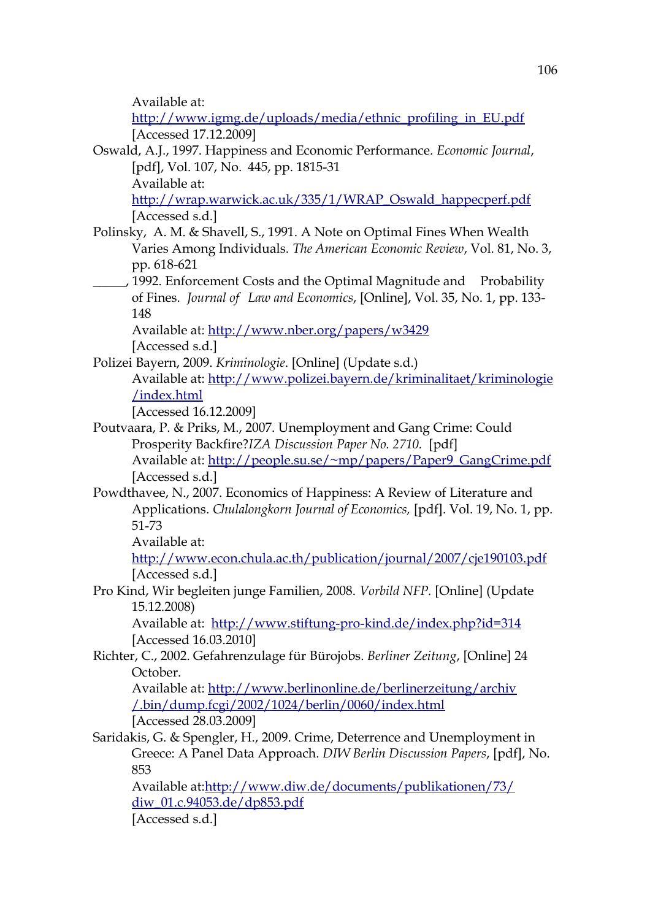Available at:
http://www.igmg.de/uploads/media/ethnic_profiling_in_EU.pdf
[Accessed 17.12.2009]

Oswald, A.J., 1997. Happiness and Economic Performance. *Economic Journal*, [pdf], Vol. 107, No. 445, pp. 1815-31
Available at:
http://wrap.warwick.ac.uk/335/1/WRAP_Oswald_happecperf.pdf
[Accessed s.d.]

Polinsky, A. M. & Shavell, S., 1991. A Note on Optimal Fines When Wealth Varies Among Individuals. *The American Economic Review*, Vol. 81, No. 3, pp. 618-621

_____, 1992. Enforcement Costs and the Optimal Magnitude and Probability of Fines. *Journal of Law and Economics*, [Online], Vol. 35, No. 1, pp. 133-148
Available at: http://www.nber.org/papers/w3429
[Accessed s.d.]

Polizei Bayern, 2009. *Kriminologie*. [Online] (Update s.d.)
Available at: http://www.polizei.bayern.de/kriminalitaet/kriminologie/index.html
[Accessed 16.12.2009]

Poutvaara, P. & Priks, M., 2007. Unemployment and Gang Crime: Could Prosperity Backfire?*IZA Discussion Paper No. 2710.* [pdf]
Available at: http://people.su.se/~mp/papers/Paper9_GangCrime.pdf
[Accessed s.d.]

Powdthavee, N., 2007. Economics of Happiness: A Review of Literature and Applications. *Chulalongkorn Journal of Economics,* [pdf]. Vol. 19, No. 1, pp. 51-73
Available at:
http://www.econ.chula.ac.th/publication/journal/2007/cje190103.pdf
[Accessed s.d.]

Pro Kind, Wir begleiten junge Familien, 2008. *Vorbild NFP.* [Online] (Update 15.12.2008)
Available at: http://www.stiftung-pro-kind.de/index.php?id=314
[Accessed 16.03.2010]

Richter, C., 2002. Gefahrenzulage für Bürojobs. *Berliner Zeitung*, [Online] 24 October.
Available at: http://www.berlinonline.de/berlinerzeitung/archiv/.bin/dump.fcgi/2002/1024/berlin/0060/index.html
[Accessed 28.03.2009]

Saridakis, G. & Spengler, H., 2009. Crime, Deterrence and Unemployment in Greece: A Panel Data Approach. *DIW Berlin Discussion Papers*, [pdf], No. 853
Available at:http://www.diw.de/documents/publikationen/73/diw_01.c.94053.de/dp853.pdf
[Accessed s.d.]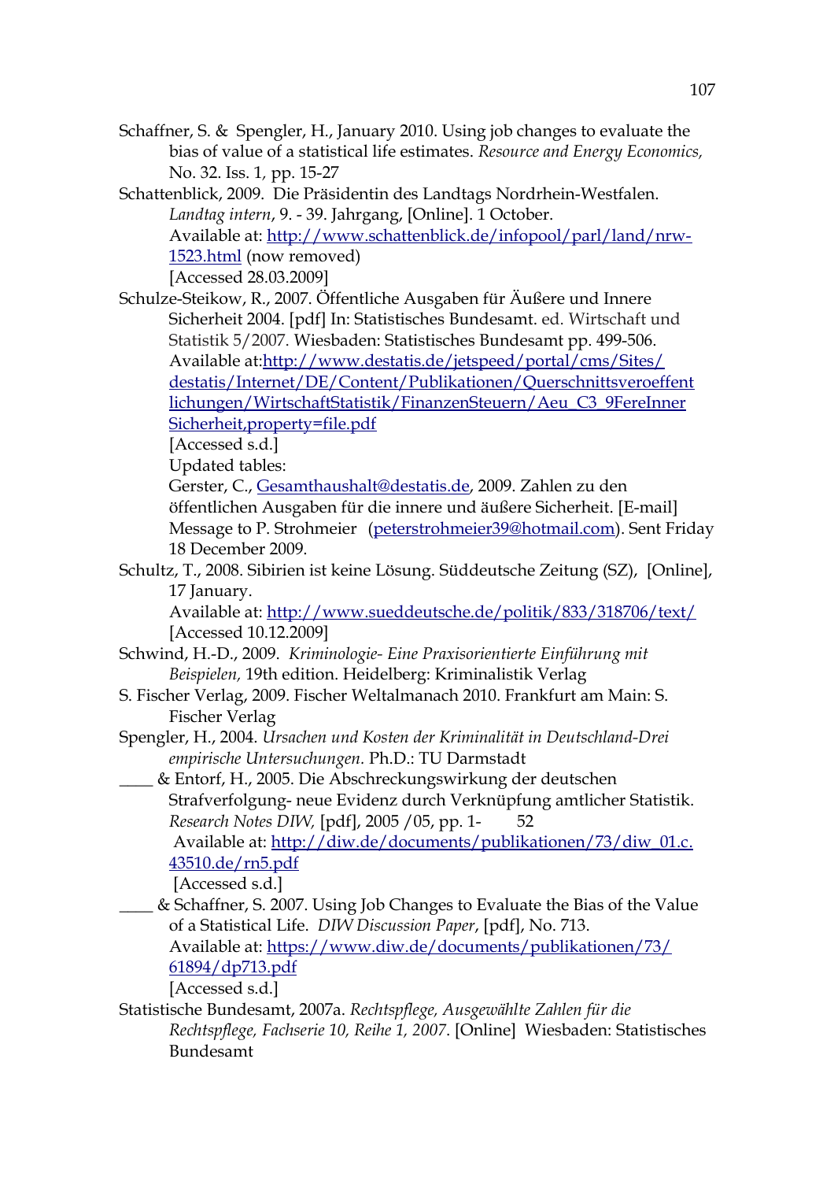Schaffner, S. & Spengler, H., January 2010. Using job changes to evaluate the bias of value of a statistical life estimates. *Resource and Energy Economics,* No. 32. Iss. 1, pp. 15-27

Schattenblick, 2009. Die Präsidentin des Landtags Nordrhein-Westfalen. *Landtag intern*, 9. - 39. Jahrgang, [Online]. 1 October. Available at: http://www.schattenblick.de/infopool/parl/land/nrw-1523.html (now removed) [Accessed 28.03.2009]

Schulze-Steikow, R., 2007. Öffentliche Ausgaben für Äußere und Innere Sicherheit 2004. [pdf] In: Statistisches Bundesamt. ed. Wirtschaft und Statistik 5/2007. Wiesbaden: Statistisches Bundesamt pp. 499-506. Available at:http://www.destatis.de/jetspeed/portal/cms/Sites/destatis/Internet/DE/Content/Publikationen/Querschnittsveroeffentlichungen/WirtschaftStatistik/FinanzenSteuern/Aeu_C3_9FereInnerSicherheit,property=file.pdf [Accessed s.d.]
Updated tables:
Gerster, C., Gesamthaushalt@destatis.de, 2009. Zahlen zu den öffentlichen Ausgaben für die innere und äußere Sicherheit. [E-mail] Message to P. Strohmeier (peterstrohmeier39@hotmail.com). Sent Friday 18 December 2009.

Schultz, T., 2008. Sibirien ist keine Lösung. Süddeutsche Zeitung (SZ), [Online], 17 January. Available at: http://www.sueddeutsche.de/politik/833/318706/text/ [Accessed 10.12.2009]

Schwind, H.-D., 2009. *Kriminologie- Eine Praxisorientierte Einführung mit Beispielen,* 19th edition. Heidelberg: Kriminalistik Verlag

S. Fischer Verlag, 2009. Fischer Weltalmanach 2010. Frankfurt am Main: S. Fischer Verlag

Spengler, H., 2004. *Ursachen und Kosten der Kriminalität in Deutschland-Drei empirische Untersuchungen*. Ph.D.: TU Darmstadt

____ & Entorf, H., 2005. Die Abschreckungswirkung der deutschen Strafverfolgung- neue Evidenz durch Verknüpfung amtlicher Statistik. *Research Notes DIW,* [pdf], 2005 /05, pp. 1- 52 Available at: http://diw.de/documents/publikationen/73/diw_01.c.43510.de/rn5.pdf [Accessed s.d.]

____ & Schaffner, S. 2007. Using Job Changes to Evaluate the Bias of the Value of a Statistical Life. *DIW Discussion Paper*, [pdf], No. 713. Available at: https://www.diw.de/documents/publikationen/73/61894/dp713.pdf [Accessed s.d.]

Statistische Bundesamt, 2007a. *Rechtspflege, Ausgewählte Zahlen für die Rechtspflege, Fachserie 10, Reihe 1, 2007*. [Online] Wiesbaden: Statistisches Bundesamt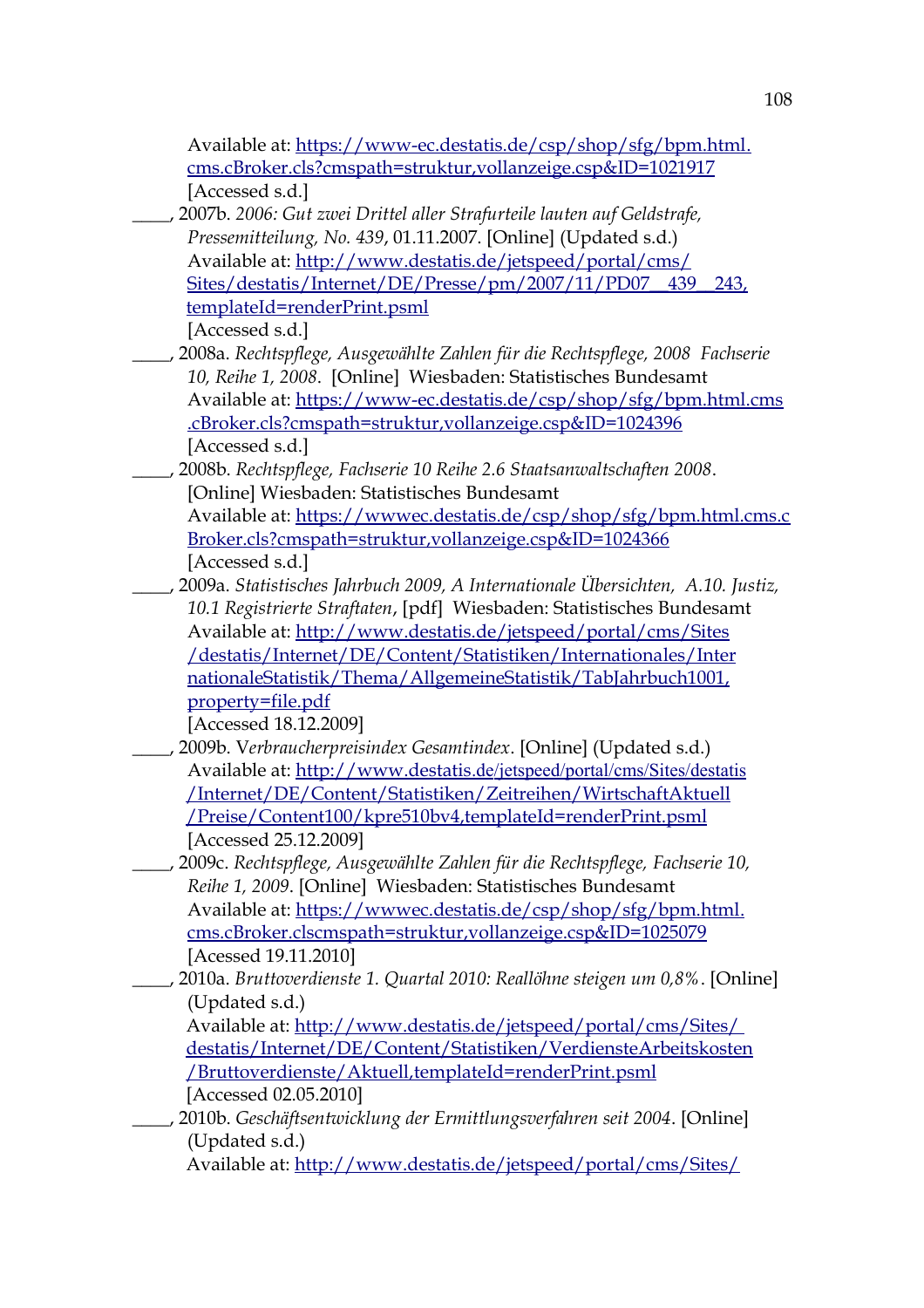Available at: https://www-ec.destatis.de/csp/shop/sfg/bpm.html.cms.cBroker.cls?cmspath=struktur,vollanzeige.csp&ID=1021917
[Accessed s.d.]

____, 2007b. *2006: Gut zwei Drittel aller Strafurteile lauten auf Geldstrafe, Pressemitteilung, No. 439*, 01.11.2007. [Online] (Updated s.d.)
Available at: http://www.destatis.de/jetspeed/portal/cms/Sites/destatis/Internet/DE/Presse/pm/2007/11/PD07__439__243,templateId=renderPrint.psml
[Accessed s.d.]

____, 2008a. *Rechtspflege, Ausgewählte Zahlen für die Rechtspflege, 2008 Fachserie 10, Reihe 1, 2008*. [Online] Wiesbaden: Statistisches Bundesamt
Available at: https://www-ec.destatis.de/csp/shop/sfg/bpm.html.cms.cBroker.cls?cmspath=struktur,vollanzeige.csp&ID=1024396
[Accessed s.d.]

____, 2008b. *Rechtspflege, Fachserie 10 Reihe 2.6 Staatsanwaltschaften 2008*. [Online] Wiesbaden: Statistisches Bundesamt
Available at: https://wwwec.destatis.de/csp/shop/sfg/bpm.html.cms.cBroker.cls?cmspath=struktur,vollanzeige.csp&ID=1024366
[Accessed s.d.]

____, 2009a. *Statistisches Jahrbuch 2009, A Internationale Übersichten, A.10. Justiz, 10.1 Registrierte Straftaten*, [pdf] Wiesbaden: Statistisches Bundesamt
Available at: http://www.destatis.de/jetspeed/portal/cms/Sites/destatis/Internet/DE/Content/Statistiken/Internationales/InternationaleStatistik/Thema/AllgemeineStatistik/TabJahrbuch1001,property=file.pdf
[Accessed 18.12.2009]

____, 2009b. V*erbraucherpreisindex Gesamtindex*. [Online] (Updated s.d.)
Available at: http://www.destatis.de/jetspeed/portal/cms/Sites/destatis/Internet/DE/Content/Statistiken/Zeitreihen/WirtschaftAktuell/Preise/Content100/kpre510bv4,templateId=renderPrint.psml
[Accessed 25.12.2009]

____, 2009c. *Rechtspflege, Ausgewählte Zahlen für die Rechtspflege, Fachserie 10, Reihe 1, 2009*. [Online] Wiesbaden: Statistisches Bundesamt
Available at: https://wwwec.destatis.de/csp/shop/sfg/bpm.html.cms.cBroker.clscmspath=struktur,vollanzeige.csp&ID=1025079
[Acessed 19.11.2010]

____, 2010a. *Bruttoverdienste 1. Quartal 2010: Reallöhne steigen um 0,8%*. [Online] (Updated s.d.)
Available at: http://www.destatis.de/jetspeed/portal/cms/Sites/destatis/Internet/DE/Content/Statistiken/VerdiensteArbeitskosten/Bruttoverdienste/Aktuell,templateId=renderPrint.psml
[Accessed 02.05.2010]

____, 2010b. *Geschäftsentwicklung der Ermittlungsverfahren seit 2004*. [Online] (Updated s.d.)
Available at: http://www.destatis.de/jetspeed/portal/cms/Sites/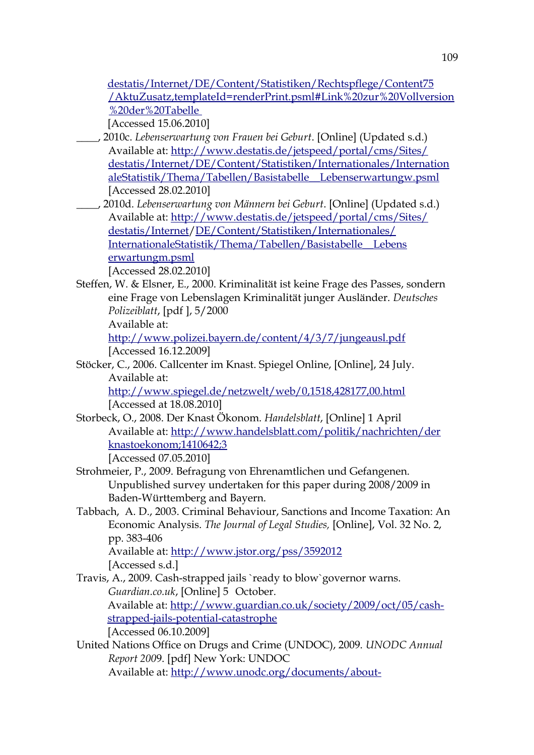destatis/Internet/DE/Content/Statistiken/Rechtspflege/Content75 /AktuZusatz,templateId=renderPrint.psml#Link%20zur%20Vollversion %20der%20Tabelle
[Accessed 15.06.2010]

____, 2010c. *Lebenserwartung von Frauen bei Geburt*. [Online] (Updated s.d.) Available at: http://www.destatis.de/jetspeed/portal/cms/Sites/ destatis/Internet/DE/Content/Statistiken/Internationales/InternationaleStatistik/Thema/Tabellen/Basistabelle__Lebenserwartungw.psml
[Accessed 28.02.2010]

____, 2010d. *Lebenserwartung von Männern bei Geburt*. [Online] (Updated s.d.) Available at: http://www.destatis.de/jetspeed/portal/cms/Sites/ destatis/Internet/DE/Content/Statistiken/Internationales/ InternationaleStatistik/Thema/Tabellen/Basistabelle__Lebens erwartungm.psml
[Accessed 28.02.2010]

Steffen, W. & Elsner, E., 2000. Kriminalität ist keine Frage des Passes, sondern eine Frage von Lebenslagen Kriminalität junger Ausländer. *Deutsches Polizeiblatt*, [pdf ], 5/2000
Available at:
http://www.polizei.bayern.de/content/4/3/7/jungeausl.pdf
[Accessed 16.12.2009]

Stöcker, C., 2006. Callcenter im Knast. Spiegel Online, [Online], 24 July.
Available at:
http://www.spiegel.de/netzwelt/web/0,1518,428177,00.html
[Accessed at 18.08.2010]

Storbeck, O., 2008. Der Knast Ökonom. *Handelsblatt*, [Online] 1 April
Available at: http://www.handelsblatt.com/politik/nachrichten/der knastoekonom;1410642;3
[Accessed 07.05.2010]

Strohmeier, P., 2009. Befragung von Ehrenamtlichen und Gefangenen. Unpublished survey undertaken for this paper during 2008/2009 in Baden-Württemberg and Bayern.

Tabbach, A. D., 2003. Criminal Behaviour, Sanctions and Income Taxation: An Economic Analysis. *The Journal of Legal Studies,* [Online], Vol. 32 No. 2, pp. 383-406
Available at: http://www.jstor.org/pss/3592012
[Accessed s.d.]

Travis, A., 2009. Cash-strapped jails `ready to blow`governor warns. *Guardian.co.uk*, [Online] 5 October.
Available at: http://www.guardian.co.uk/society/2009/oct/05/cash-strapped-jails-potential-catastrophe
[Accessed 06.10.2009]

United Nations Office on Drugs and Crime (UNDOC), 2009. *UNODC Annual Report 2009*. [pdf] New York: UNDOC
Available at: http://www.unodc.org/documents/about-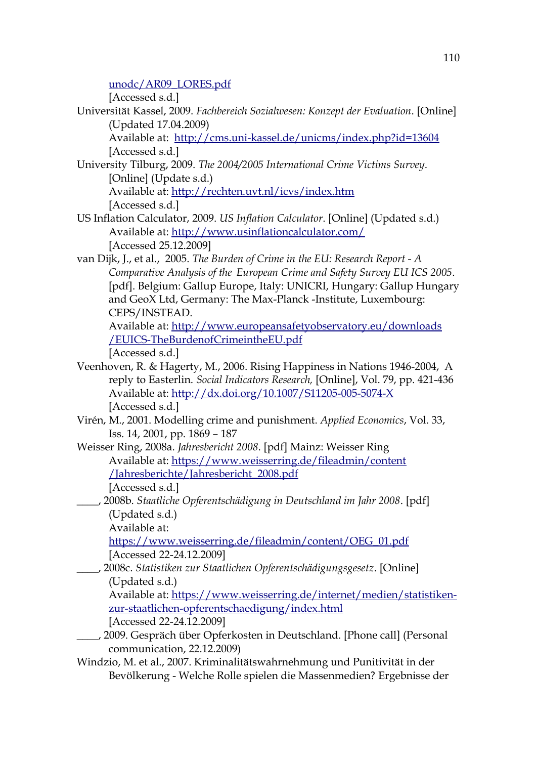unodc/AR09_LORES.pdf
[Accessed s.d.]

Universität Kassel, 2009. *Fachbereich Sozialwesen: Konzept der Evaluation*. [Online] (Updated 17.04.2009)
Available at: http://cms.uni-kassel.de/unicms/index.php?id=13604
[Accessed s.d.]

University Tilburg, 2009. *The 2004/2005 International Crime Victims Survey*. [Online] (Update s.d.)
Available at: http://rechten.uvt.nl/icvs/index.htm
[Accessed s.d.]

US Inflation Calculator, 2009. *US Inflation Calculator*. [Online] (Updated s.d.)
Available at: http://www.usinflationcalculator.com/
[Accessed 25.12.2009]

van Dijk, J., et al., 2005. *The Burden of Crime in the EU: Research Report - A Comparative Analysis of the European Crime and Safety Survey EU ICS 2005*. [pdf]. Belgium: Gallup Europe, Italy: UNICRI, Hungary: Gallup Hungary and GeoX Ltd, Germany: The Max-Planck -Institute, Luxembourg: CEPS/INSTEAD.
Available at: http://www.europeansafetyobservatory.eu/downloads/EUICS-TheBurdenofCrimeintheEU.pdf
[Accessed s.d.]

Veenhoven, R. & Hagerty, M., 2006. Rising Happiness in Nations 1946-2004, A reply to Easterlin. *Social Indicators Research,* [Online], Vol. 79, pp. 421-436
Available at: http://dx.doi.org/10.1007/S11205-005-5074-X
[Accessed s.d.]

Virén, M., 2001. Modelling crime and punishment. *Applied Economics*, Vol. 33, Iss. 14, 2001, pp. 1869 – 187

Weisser Ring, 2008a. *Jahresbericht 2008*. [pdf] Mainz: Weisser Ring
Available at: https://www.weisserring.de/fileadmin/content/Jahresberichte/Jahresbericht_2008.pdf
[Accessed s.d.]

____, 2008b. *Staatliche Opferentschädigung in Deutschland im Jahr 2008*. [pdf] (Updated s.d.)
Available at:
https://www.weisserring.de/fileadmin/content/OEG_01.pdf
[Accessed 22-24.12.2009]

____, 2008c. *Statistiken zur Staatlichen Opferentschädigungsgesetz*. [Online] (Updated s.d.)
Available at: https://www.weisserring.de/internet/medien/statistiken-zur-staatlichen-opferentschaedigung/index.html
[Accessed 22-24.12.2009]

____, 2009. Gespräch über Opferkosten in Deutschland. [Phone call] (Personal communication, 22.12.2009)

Windzio, M. et al., 2007. Kriminalitätswahrnehmung und Punitivität in der Bevölkerung - Welche Rolle spielen die Massenmedien? Ergebnisse der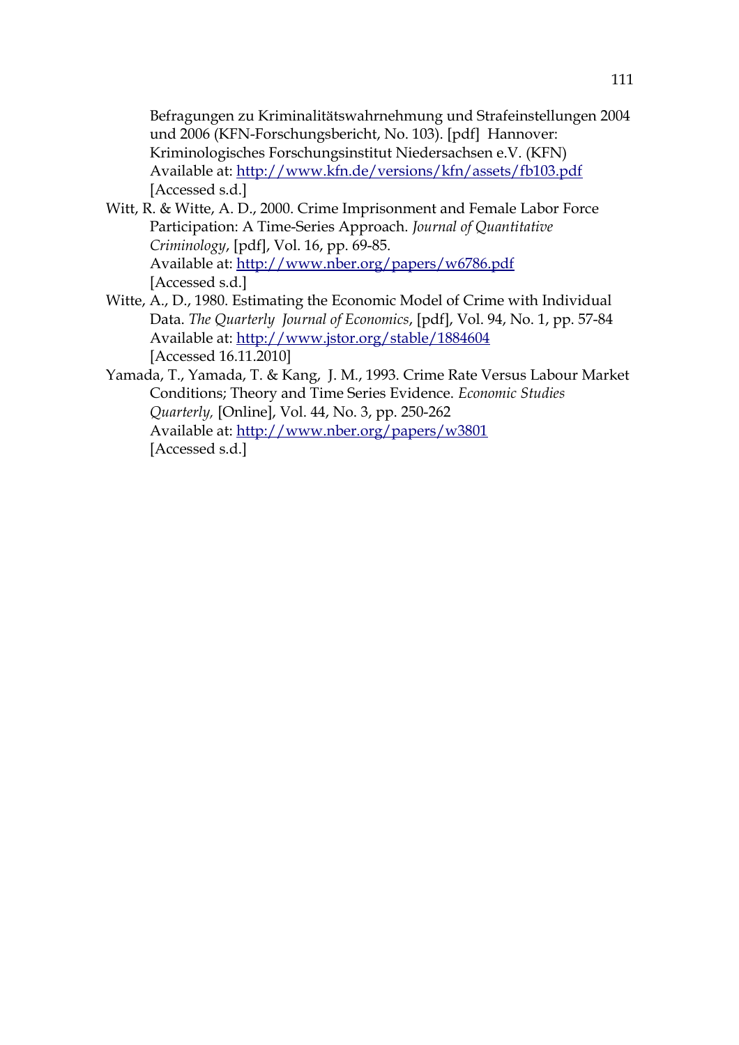Befragungen zu Kriminalitätswahrnehmung und Strafeinstellungen 2004 und 2006 (KFN-Forschungsbericht, No. 103). [pdf] Hannover: Kriminologisches Forschungsinstitut Niedersachsen e.V. (KFN) Available at: http://www.kfn.de/versions/kfn/assets/fb103.pdf [Accessed s.d.]

Witt, R. & Witte, A. D., 2000. Crime Imprisonment and Female Labor Force Participation: A Time-Series Approach. *Journal of Quantitative Criminology*, [pdf], Vol. 16, pp. 69-85. Available at: http://www.nber.org/papers/w6786.pdf [Accessed s.d.]

Witte, A., D., 1980. Estimating the Economic Model of Crime with Individual Data. *The Quarterly Journal of Economics*, [pdf], Vol. 94, No. 1, pp. 57-84 Available at: http://www.jstor.org/stable/1884604 [Accessed 16.11.2010]

Yamada, T., Yamada, T. & Kang, J. M., 1993. Crime Rate Versus Labour Market Conditions; Theory and Time Series Evidence. *Economic Studies Quarterly,* [Online], Vol. 44, No. 3, pp. 250-262 Available at: http://www.nber.org/papers/w3801 [Accessed s.d.]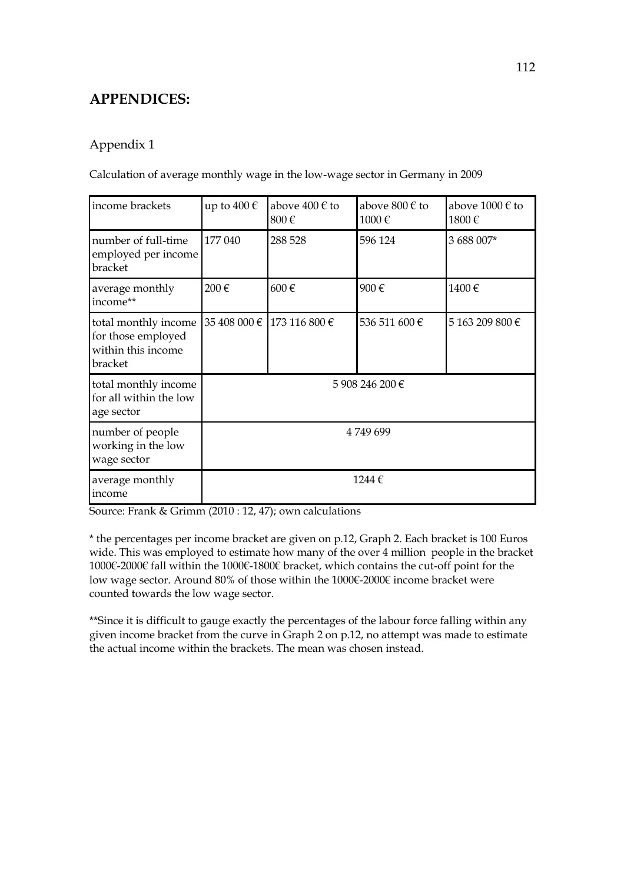# APPENDICES:

## Appendix 1

Calculation of average monthly wage in the low-wage sector in Germany in 2009

| income brackets | up to 400 € | above 400 € to 800 € | above 800 € to 1000 € | above 1000 € to 1800 € |
|---|---|---|---|---|
| number of full-time employed per income bracket | 177 040 | 288 528 | 596 124 | 3 688 007* |
| average monthly income** | 200 € | 600 € | 900 € | 1400 € |
| total monthly income for those employed within this income bracket | 35 408 000 € | 173 116 800 € | 536 511 600 € | 5 163 209 800 € |
| total monthly income for all within the low age sector | 5 908 246 200 € | | | |
| number of people working in the low wage sector | 4 749 699 | | | |
| average monthly income | 1244 € | | | |

Source: Frank & Grimm (2010 : 12, 47); own calculations

* the percentages per income bracket are given on p.12, Graph 2. Each bracket is 100 Euros wide. This was employed to estimate how many of the over 4 million people in the bracket 1000€-2000€ fall within the 1000€-1800€ bracket, which contains the cut-off point for the low wage sector. Around 80% of those within the 1000€-2000€ income bracket were counted towards the low wage sector.

**Since it is difficult to gauge exactly the percentages of the labour force falling within any given income bracket from the curve in Graph 2 on p.12, no attempt was made to estimate the actual income within the brackets. The mean was chosen instead.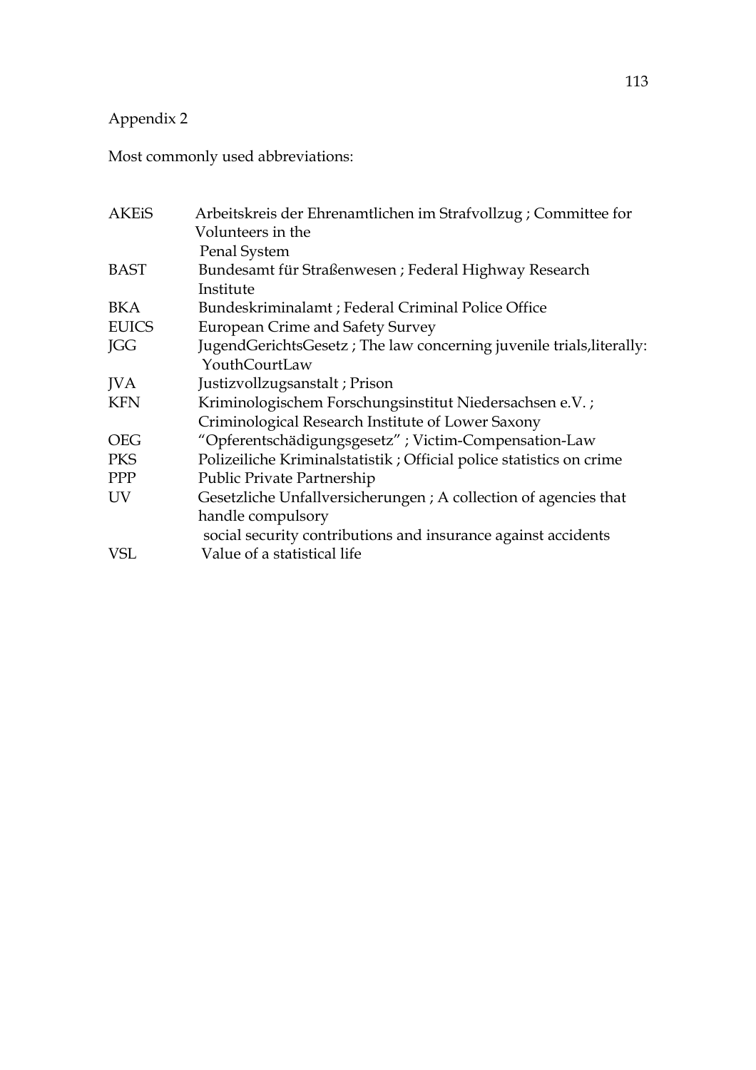Appendix 2

Most commonly used abbreviations:

| | |
|---|---|
| AKEiS | Arbeitskreis der Ehrenamtlichen im Strafvollzug ; Committee for Volunteers in the Penal System |
| BAST | Bundesamt für Straßenwesen ; Federal Highway Research Institute |
| BKA | Bundeskriminalamt ; Federal Criminal Police Office |
| EUICS | European Crime and Safety Survey |
| JGG | JugendGerichtsGesetz ; The law concerning juvenile trials,literally: YouthCourtLaw |
| JVA | Justizvollzugsanstalt ; Prison |
| KFN | Kriminologischem Forschungsinstitut Niedersachsen e.V. ; Criminological Research Institute of Lower Saxony |
| OEG | "Opferentschädigungsgesetz" ; Victim-Compensation-Law |
| PKS | Polizeiliche Kriminalstatistik ; Official police statistics on crime |
| PPP | Public Private Partnership |
| UV | Gesetzliche Unfallversicherungen ; A collection of agencies that handle compulsory social security contributions and insurance against accidents |
| VSL | Value of a statistical life |